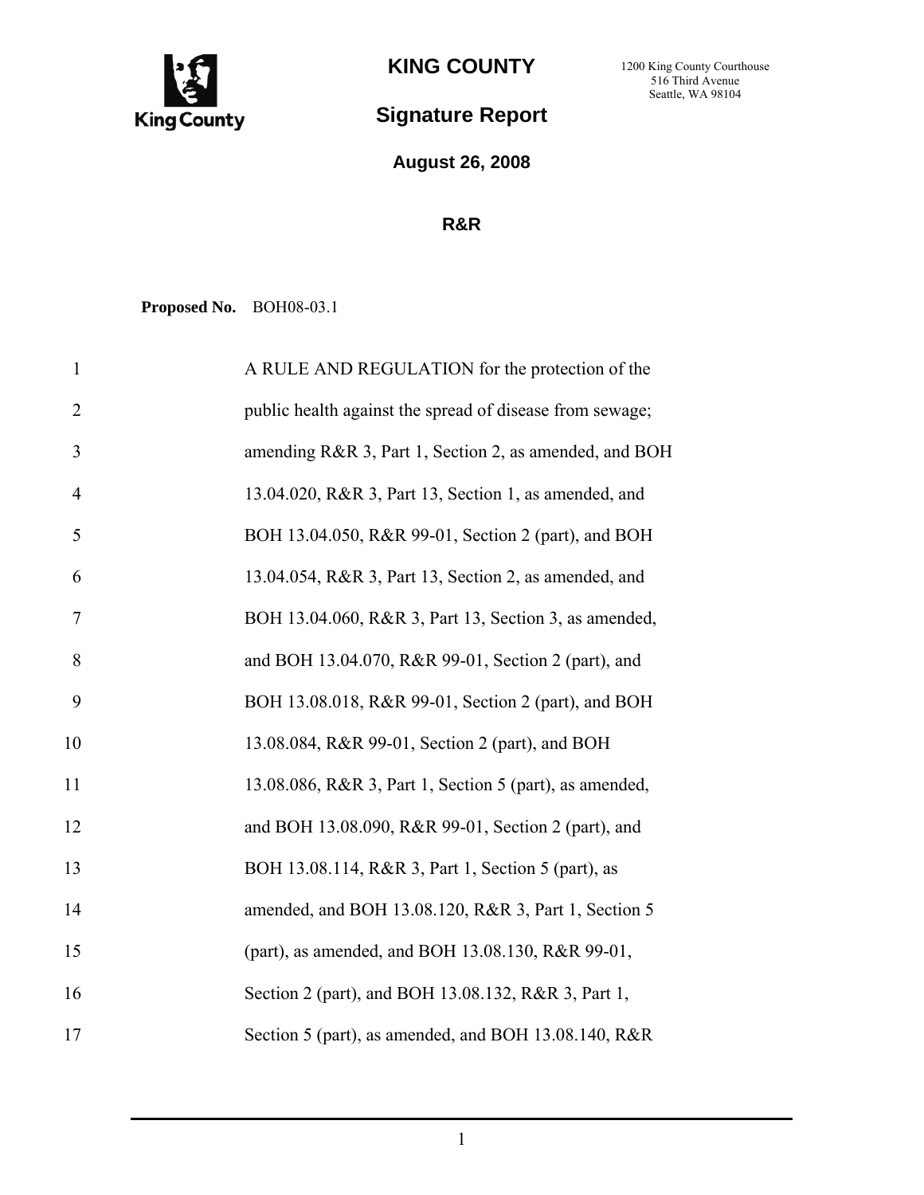# KING COUNTY

1200 King County Courthouse
516 Third Avenue
Seattle, WA 98104

## Signature Report

### August 26, 2008

### R&R

**Proposed No.** BOH08-03.1

1 A RULE AND REGULATION for the protection of the
2 public health against the spread of disease from sewage;
3 amending R&R 3, Part 1, Section 2, as amended, and BOH
4 13.04.020, R&R 3, Part 13, Section 1, as amended, and
5 BOH 13.04.050, R&R 99-01, Section 2 (part), and BOH
6 13.04.054, R&R 3, Part 13, Section 2, as amended, and
7 BOH 13.04.060, R&R 3, Part 13, Section 3, as amended,
8 and BOH 13.04.070, R&R 99-01, Section 2 (part), and
9 BOH 13.08.018, R&R 99-01, Section 2 (part), and BOH
10 13.08.084, R&R 99-01, Section 2 (part), and BOH
11 13.08.086, R&R 3, Part 1, Section 5 (part), as amended,
12 and BOH 13.08.090, R&R 99-01, Section 2 (part), and
13 BOH 13.08.114, R&R 3, Part 1, Section 5 (part), as
14 amended, and BOH 13.08.120, R&R 3, Part 1, Section 5
15 (part), as amended, and BOH 13.08.130, R&R 99-01,
16 Section 2 (part), and BOH 13.08.132, R&R 3, Part 1,
17 Section 5 (part), as amended, and BOH 13.08.140, R&R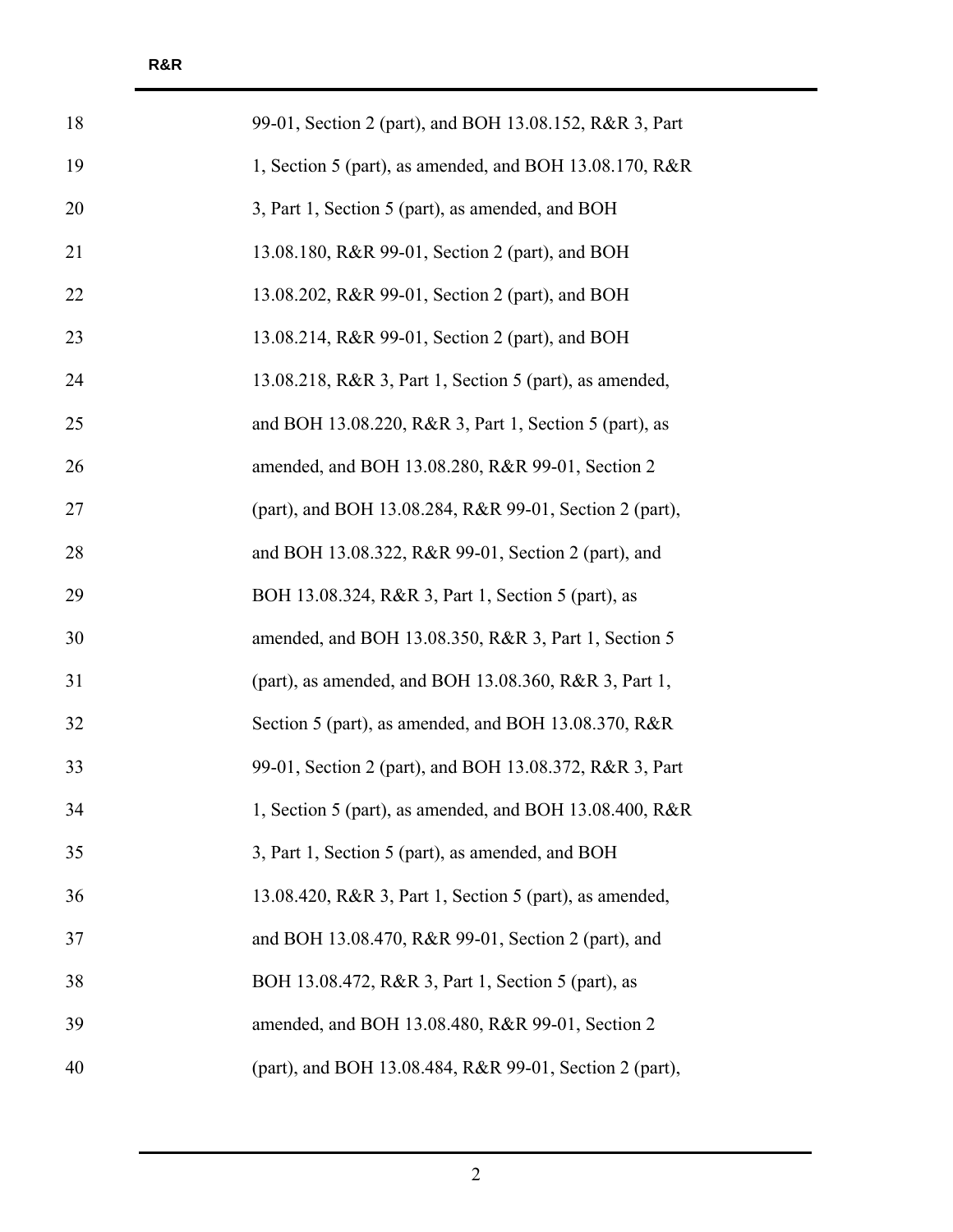18 99-01, Section 2 (part), and BOH 13.08.152, R&R 3, Part

19 1, Section 5 (part), as amended, and BOH 13.08.170, R&R

20 3, Part 1, Section 5 (part), as amended, and BOH

21 13.08.180, R&R 99-01, Section 2 (part), and BOH

22 13.08.202, R&R 99-01, Section 2 (part), and BOH

23 13.08.214, R&R 99-01, Section 2 (part), and BOH

24 13.08.218, R&R 3, Part 1, Section 5 (part), as amended,

25 and BOH 13.08.220, R&R 3, Part 1, Section 5 (part), as

26 amended, and BOH 13.08.280, R&R 99-01, Section 2

27 (part), and BOH 13.08.284, R&R 99-01, Section 2 (part),

28 and BOH 13.08.322, R&R 99-01, Section 2 (part), and

29 BOH 13.08.324, R&R 3, Part 1, Section 5 (part), as

30 amended, and BOH 13.08.350, R&R 3, Part 1, Section 5

31 (part), as amended, and BOH 13.08.360, R&R 3, Part 1,

32 Section 5 (part), as amended, and BOH 13.08.370, R&R

33 99-01, Section 2 (part), and BOH 13.08.372, R&R 3, Part

34 1, Section 5 (part), as amended, and BOH 13.08.400, R&R

35 3, Part 1, Section 5 (part), as amended, and BOH

36 13.08.420, R&R 3, Part 1, Section 5 (part), as amended,

37 and BOH 13.08.470, R&R 99-01, Section 2 (part), and

38 BOH 13.08.472, R&R 3, Part 1, Section 5 (part), as

39 amended, and BOH 13.08.480, R&R 99-01, Section 2

40 (part), and BOH 13.08.484, R&R 99-01, Section 2 (part),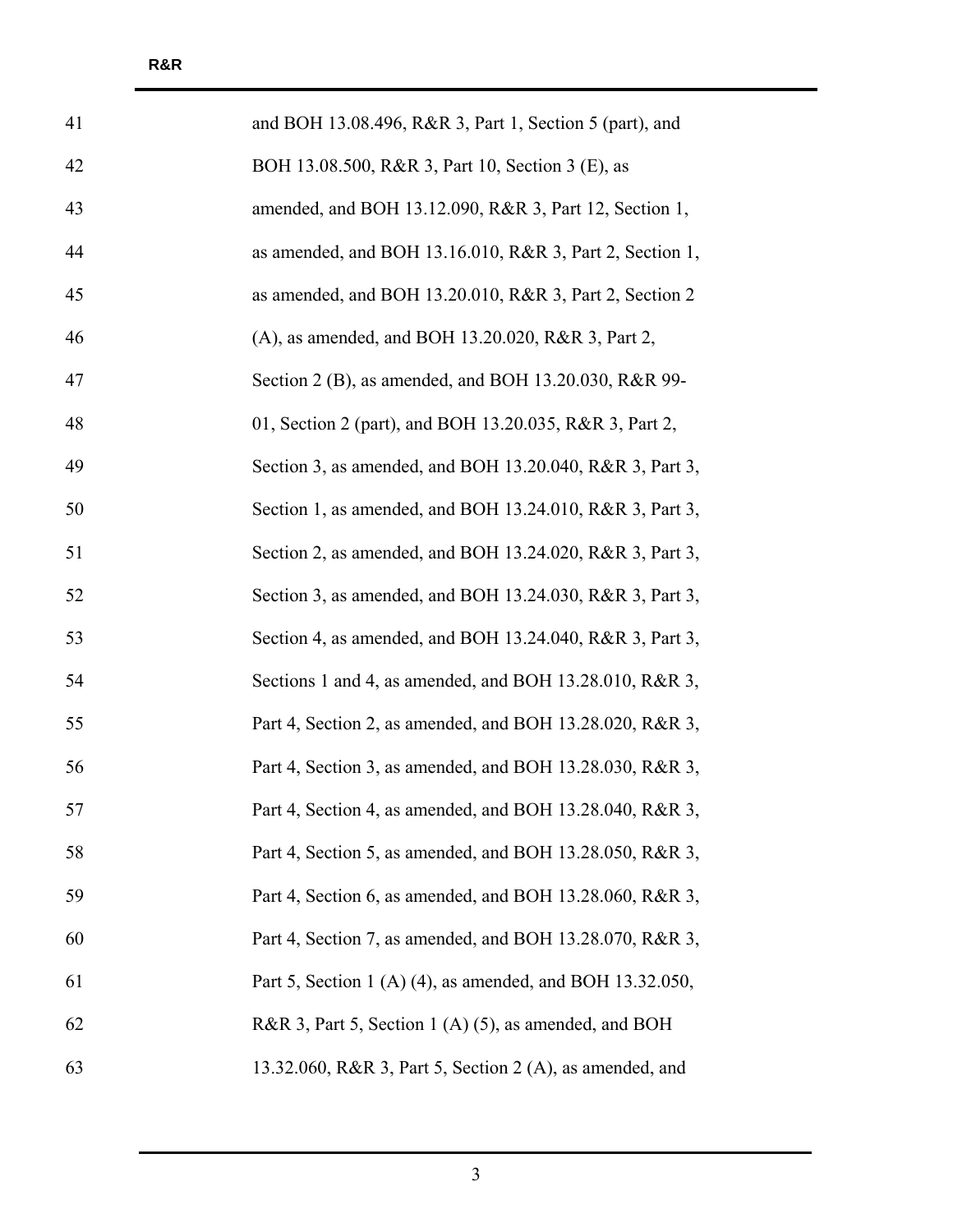41 and BOH 13.08.496, R&R 3, Part 1, Section 5 (part), and

42 BOH 13.08.500, R&R 3, Part 10, Section 3 (E), as

43 amended, and BOH 13.12.090, R&R 3, Part 12, Section 1,

44 as amended, and BOH 13.16.010, R&R 3, Part 2, Section 1,

45 as amended, and BOH 13.20.010, R&R 3, Part 2, Section 2

46 (A), as amended, and BOH 13.20.020, R&R 3, Part 2,

47 Section 2 (B), as amended, and BOH 13.20.030, R&R 99-

48 01, Section 2 (part), and BOH 13.20.035, R&R 3, Part 2,

49 Section 3, as amended, and BOH 13.20.040, R&R 3, Part 3,

50 Section 1, as amended, and BOH 13.24.010, R&R 3, Part 3,

51 Section 2, as amended, and BOH 13.24.020, R&R 3, Part 3,

52 Section 3, as amended, and BOH 13.24.030, R&R 3, Part 3,

53 Section 4, as amended, and BOH 13.24.040, R&R 3, Part 3,

54 Sections 1 and 4, as amended, and BOH 13.28.010, R&R 3,

55 Part 4, Section 2, as amended, and BOH 13.28.020, R&R 3,

56 Part 4, Section 3, as amended, and BOH 13.28.030, R&R 3,

57 Part 4, Section 4, as amended, and BOH 13.28.040, R&R 3,

58 Part 4, Section 5, as amended, and BOH 13.28.050, R&R 3,

59 Part 4, Section 6, as amended, and BOH 13.28.060, R&R 3,

60 Part 4, Section 7, as amended, and BOH 13.28.070, R&R 3,

61 Part 5, Section 1 (A) (4), as amended, and BOH 13.32.050,

62 R&R 3, Part 5, Section 1 (A) (5), as amended, and BOH

63 13.32.060, R&R 3, Part 5, Section 2 (A), as amended, and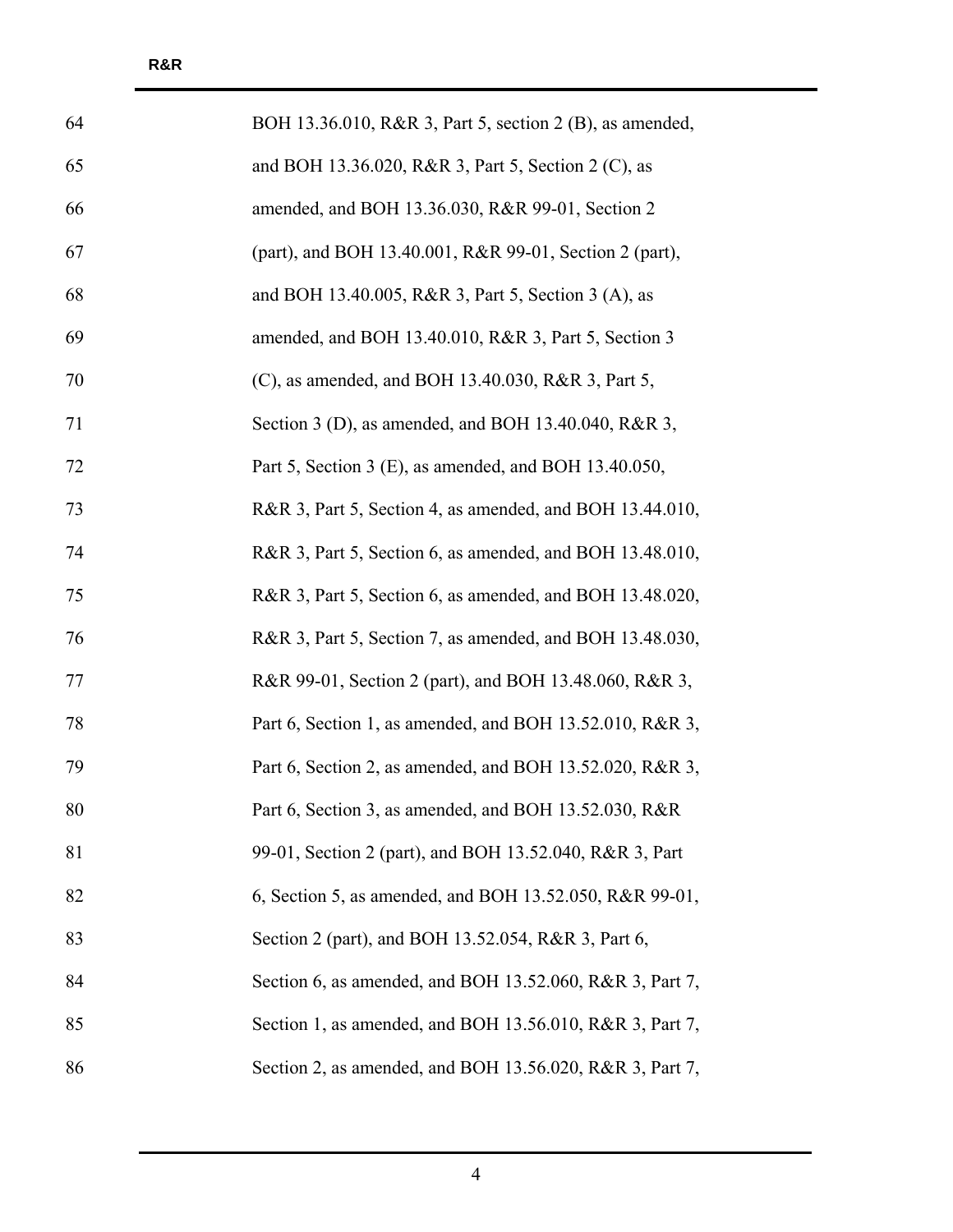64 BOH 13.36.010, R&R 3, Part 5, section 2 (B), as amended,

65 and BOH 13.36.020, R&R 3, Part 5, Section 2 (C), as

66 amended, and BOH 13.36.030, R&R 99-01, Section 2

67 (part), and BOH 13.40.001, R&R 99-01, Section 2 (part),

68 and BOH 13.40.005, R&R 3, Part 5, Section 3 (A), as

69 amended, and BOH 13.40.010, R&R 3, Part 5, Section 3

70 (C), as amended, and BOH 13.40.030, R&R 3, Part 5,

71 Section 3 (D), as amended, and BOH 13.40.040, R&R 3,

72 Part 5, Section 3 (E), as amended, and BOH 13.40.050,

73 R&R 3, Part 5, Section 4, as amended, and BOH 13.44.010,

74 R&R 3, Part 5, Section 6, as amended, and BOH 13.48.010,

75 R&R 3, Part 5, Section 6, as amended, and BOH 13.48.020,

76 R&R 3, Part 5, Section 7, as amended, and BOH 13.48.030,

77 R&R 99-01, Section 2 (part), and BOH 13.48.060, R&R 3,

78 Part 6, Section 1, as amended, and BOH 13.52.010, R&R 3,

79 Part 6, Section 2, as amended, and BOH 13.52.020, R&R 3,

80 Part 6, Section 3, as amended, and BOH 13.52.030, R&R

81 99-01, Section 2 (part), and BOH 13.52.040, R&R 3, Part

82 6, Section 5, as amended, and BOH 13.52.050, R&R 99-01,

83 Section 2 (part), and BOH 13.52.054, R&R 3, Part 6,

84 Section 6, as amended, and BOH 13.52.060, R&R 3, Part 7,

85 Section 1, as amended, and BOH 13.56.010, R&R 3, Part 7,

86 Section 2, as amended, and BOH 13.56.020, R&R 3, Part 7,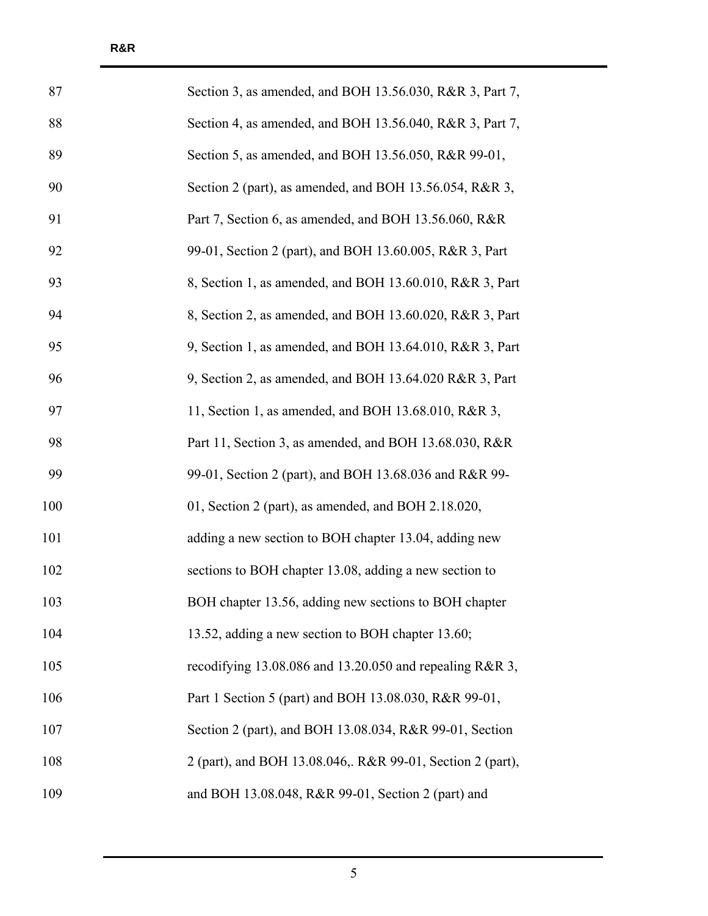Section 3, as amended, and BOH 13.56.030, R&R 3, Part 7, Section 4, as amended, and BOH 13.56.040, R&R 3, Part 7, Section 5, as amended, and BOH 13.56.050, R&R 99-01, Section 2 (part), as amended, and BOH 13.56.054, R&R 3, Part 7, Section 6, as amended, and BOH 13.56.060, R&R 99-01, Section 2 (part), and BOH 13.60.005, R&R 3, Part 8, Section 1, as amended, and BOH 13.60.010, R&R 3, Part 8, Section 2, as amended, and BOH 13.60.020, R&R 3, Part 9, Section 1, as amended, and BOH 13.64.010, R&R 3, Part 9, Section 2, as amended, and BOH 13.64.020 R&R 3, Part 11, Section 1, as amended, and BOH 13.68.010, R&R 3, Part 11, Section 3, as amended, and BOH 13.68.030, R&R 99-01, Section 2 (part), and BOH 13.68.036 and R&R 99-01, Section 2 (part), as amended, and BOH 2.18.020, adding a new section to BOH chapter 13.04, adding new sections to BOH chapter 13.08, adding a new section to BOH chapter 13.56, adding new sections to BOH chapter 13.52, adding a new section to BOH chapter 13.60; recodifying 13.08.086 and 13.20.050 and repealing R&R 3, Part 1 Section 5 (part) and BOH 13.08.030, R&R 99-01, Section 2 (part), and BOH 13.08.034, R&R 99-01, Section 2 (part), and BOH 13.08.046,. R&R 99-01, Section 2 (part), and BOH 13.08.048, R&R 99-01, Section 2 (part) and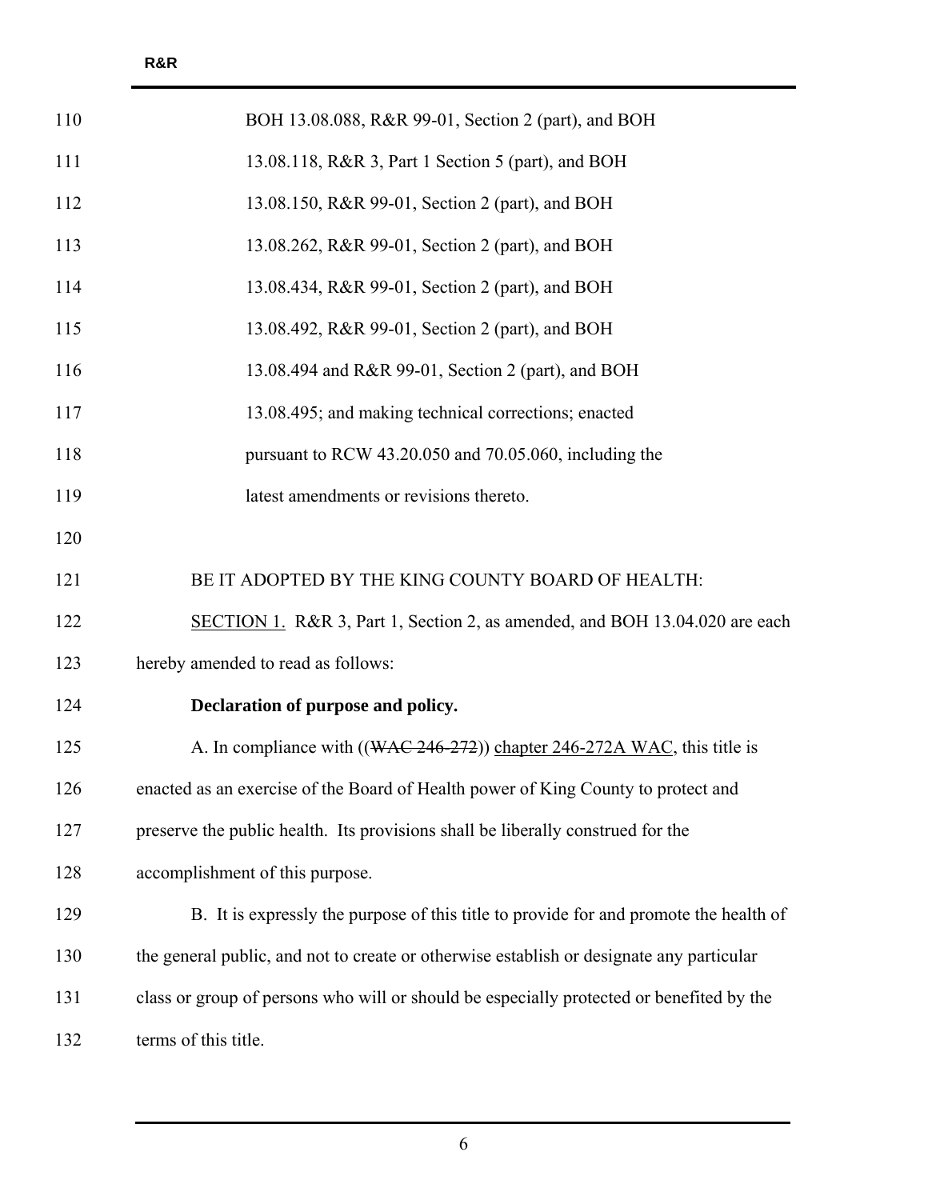BOH 13.08.088, R&R 99-01, Section 2 (part), and BOH 13.08.118, R&R 3, Part 1 Section 5 (part), and BOH 13.08.150, R&R 99-01, Section 2 (part), and BOH 13.08.262, R&R 99-01, Section 2 (part), and BOH 13.08.434, R&R 99-01, Section 2 (part), and BOH 13.08.492, R&R 99-01, Section 2 (part), and BOH 13.08.494 and R&R 99-01, Section 2 (part), and BOH 13.08.495; and making technical corrections; enacted pursuant to RCW 43.20.050 and 70.05.060, including the latest amendments or revisions thereto.

BE IT ADOPTED BY THE KING COUNTY BOARD OF HEALTH:

SECTION 1. R&R 3, Part 1, Section 2, as amended, and BOH 13.04.020 are each hereby amended to read as follows:

**Declaration of purpose and policy.**

A. In compliance with ((~~WAC 246-272~~)) chapter 246-272A WAC, this title is enacted as an exercise of the Board of Health power of King County to protect and preserve the public health. Its provisions shall be liberally construed for the accomplishment of this purpose.

B. It is expressly the purpose of this title to provide for and promote the health of the general public, and not to create or otherwise establish or designate any particular class or group of persons who will or should be especially protected or benefited by the terms of this title.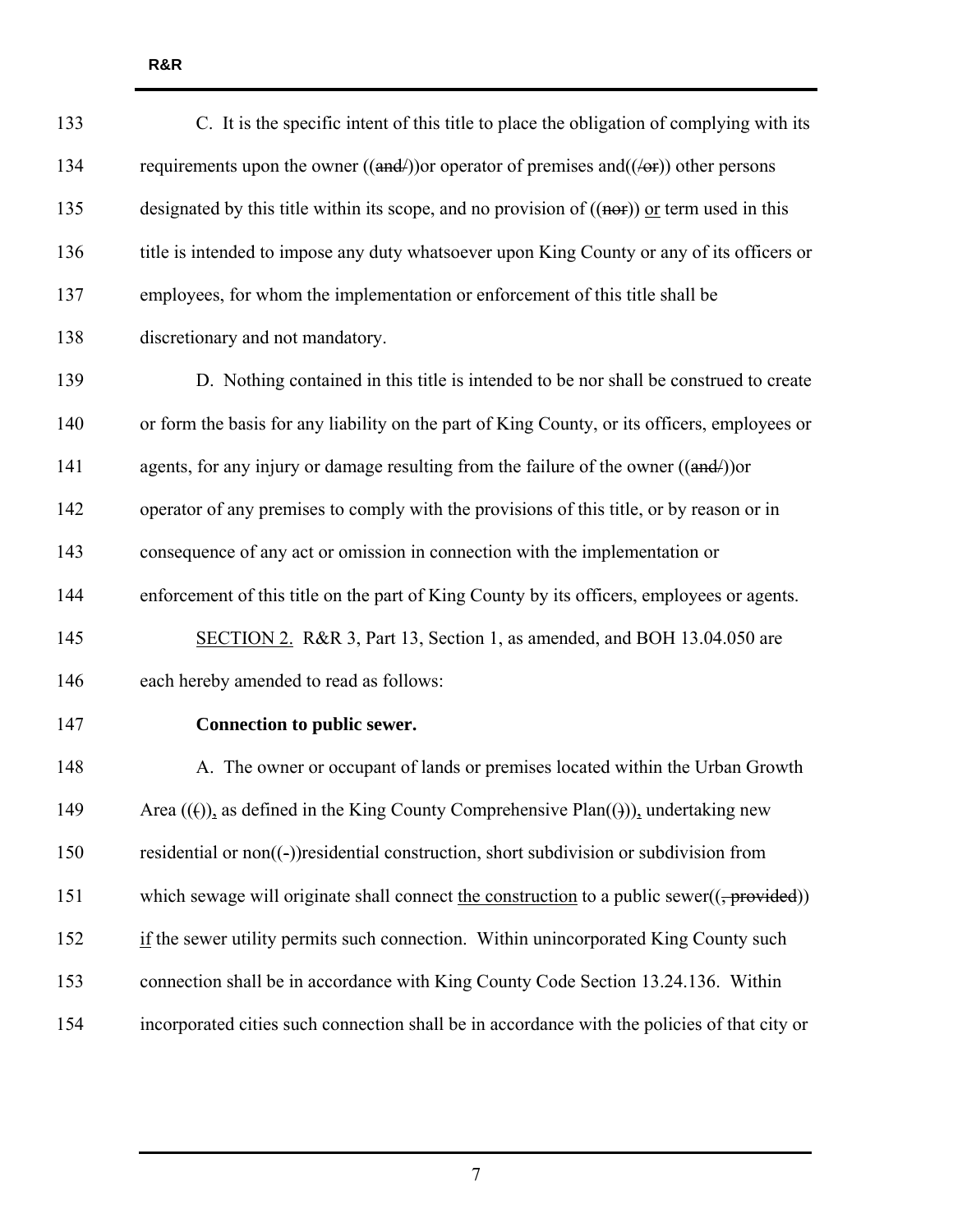133 C. It is the specific intent of this title to place the obligation of complying with its
134 requirements upon the owner ((~~and/~~))or operator of premises and((~~/or~~)) other persons
135 designated by this title within its scope, and no provision of ((~~nor~~)) <u>or</u> term used in this
136 title is intended to impose any duty whatsoever upon King County or any of its officers or
137 employees, for whom the implementation or enforcement of this title shall be
138 discretionary and not mandatory.

139 D. Nothing contained in this title is intended to be nor shall be construed to create
140 or form the basis for any liability on the part of King County, or its officers, employees or
141 agents, for any injury or damage resulting from the failure of the owner ((~~and/~~))or
142 operator of any premises to comply with the provisions of this title, or by reason or in
143 consequence of any act or omission in connection with the implementation or
144 enforcement of this title on the part of King County by its officers, employees or agents.

145 <u>SECTION 2.</u> R&R 3, Part 13, Section 1, as amended, and BOH 13.04.050 are
146 each hereby amended to read as follows:

147 **Connection to public sewer.**

148 A. The owner or occupant of lands or premises located within the Urban Growth
149 Area ((~~(~~))<u>,</u> as defined in the King County Comprehensive Plan((~~)~~))<u>,</u> undertaking new
150 residential or non((-))residential construction, short subdivision or subdivision from
151 which sewage will originate shall connect <u>the construction</u> to a public sewer((~~, provided~~))
152 <u>if</u> the sewer utility permits such connection. Within unincorporated King County such
153 connection shall be in accordance with King County Code Section 13.24.136. Within
154 incorporated cities such connection shall be in accordance with the policies of that city or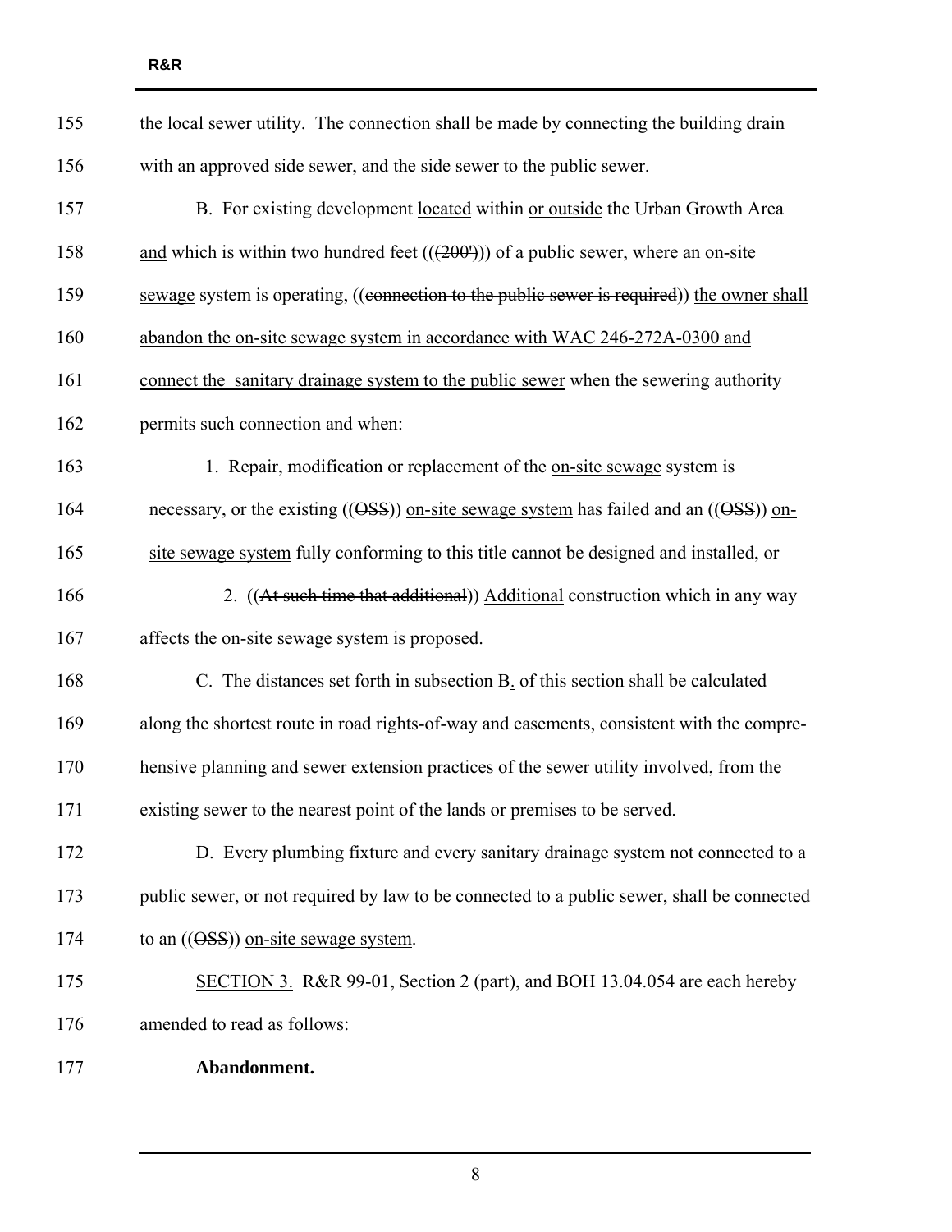the local sewer utility. The connection shall be made by connecting the building drain with an approved side sewer, and the side sewer to the public sewer.

B. For existing development located within or outside the Urban Growth Area and which is within two hundred feet ((~~(200')~~)) of a public sewer, where an on-site sewage system is operating, ((~~connection to the public sewer is required~~)) the owner shall abandon the on-site sewage system in accordance with WAC 246-272A-0300 and connect the sanitary drainage system to the public sewer when the sewering authority permits such connection and when:

1. Repair, modification or replacement of the on-site sewage system is necessary, or the existing ((~~OSS~~)) on-site sewage system has failed and an ((~~OSS~~)) on-site sewage system fully conforming to this title cannot be designed and installed, or

2. ((~~At such time that additional~~)) Additional construction which in any way affects the on-site sewage system is proposed.

C. The distances set forth in subsection B. of this section shall be calculated along the shortest route in road rights-of-way and easements, consistent with the comprehensive planning and sewer extension practices of the sewer utility involved, from the existing sewer to the nearest point of the lands or premises to be served.

D. Every plumbing fixture and every sanitary drainage system not connected to a public sewer, or not required by law to be connected to a public sewer, shall be connected to an ((~~OSS~~)) on-site sewage system.

SECTION 3. R&R 99-01, Section 2 (part), and BOH 13.04.054 are each hereby amended to read as follows:

**Abandonment.**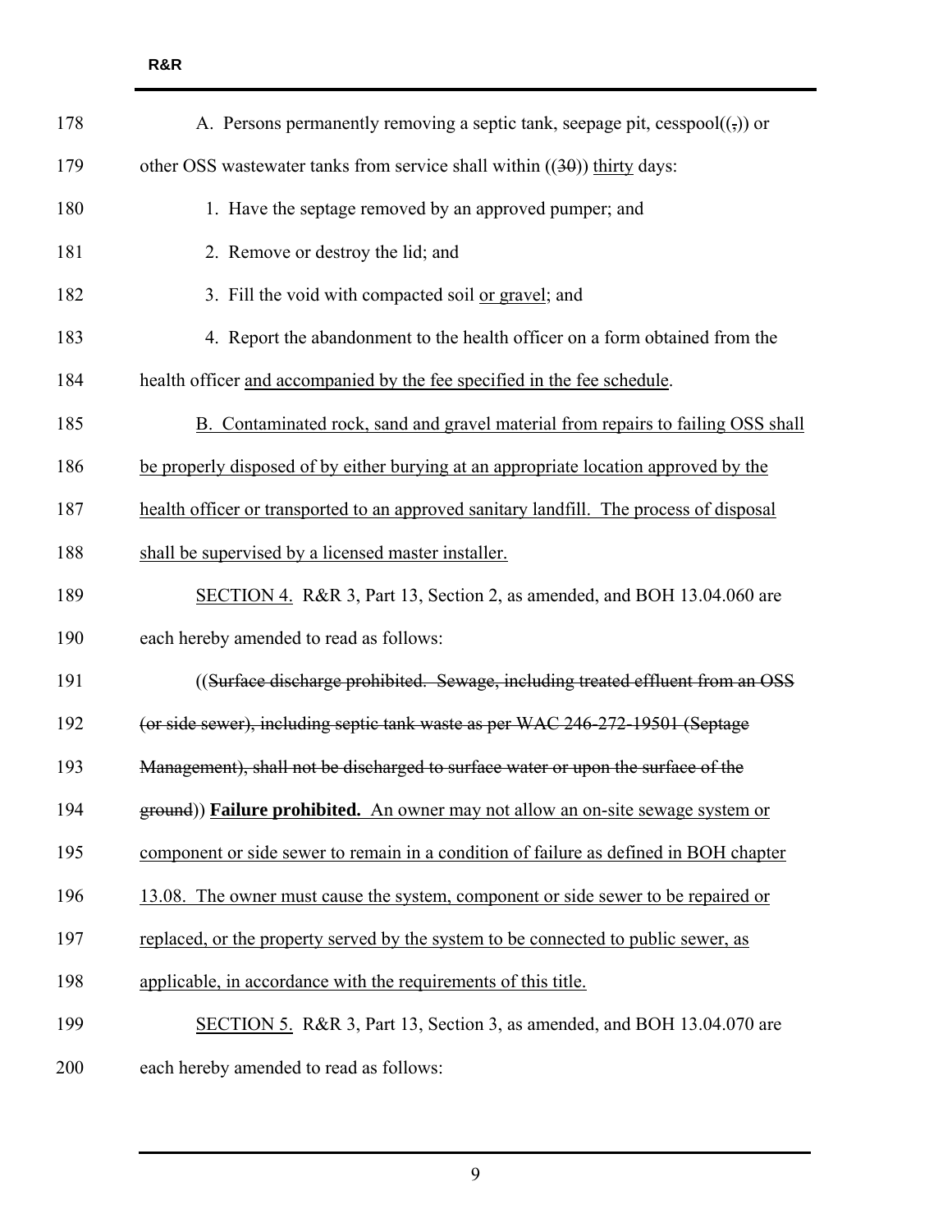178 A. Persons permanently removing a septic tank, seepage pit, cesspool((~~,~~)) or

179 other OSS wastewater tanks from service shall within ((~~30~~)) <u>thirty</u> days:

180 1. Have the septage removed by an approved pumper; and

181 2. Remove or destroy the lid; and

182 3. Fill the void with compacted soil <u>or gravel</u>; and

183 4. Report the abandonment to the health officer on a form obtained from the

184 health officer <u>and accompanied by the fee specified in the fee schedule</u>.

185 <u>B. Contaminated rock, sand and gravel material from repairs to failing OSS shall</u>

186 <u>be properly disposed of by either burying at an appropriate location approved by the</u>

187 <u>health officer or transported to an approved sanitary landfill. The process of disposal</u>

188 <u>shall be supervised by a licensed master installer.</u>

189 <u>SECTION 4.</u> R&R 3, Part 13, Section 2, as amended, and BOH 13.04.060 are

190 each hereby amended to read as follows:

191 ((~~Surface discharge prohibited. Sewage, including treated effluent from an OSS~~

192 ~~(or side sewer), including septic tank waste as per WAC 246-272-19501 (Septage~~

193 ~~Management), shall not be discharged to surface water or upon the surface of the~~

194 ~~ground~~)) <u>**Failure prohibited.** An owner may not allow an on-site sewage system or</u>

195 <u>component or side sewer to remain in a condition of failure as defined in BOH chapter</u>

196 <u>13.08. The owner must cause the system, component or side sewer to be repaired or</u>

197 <u>replaced, or the property served by the system to be connected to public sewer, as</u>

198 <u>applicable, in accordance with the requirements of this title.</u>

199 <u>SECTION 5.</u> R&R 3, Part 13, Section 3, as amended, and BOH 13.04.070 are

200 each hereby amended to read as follows: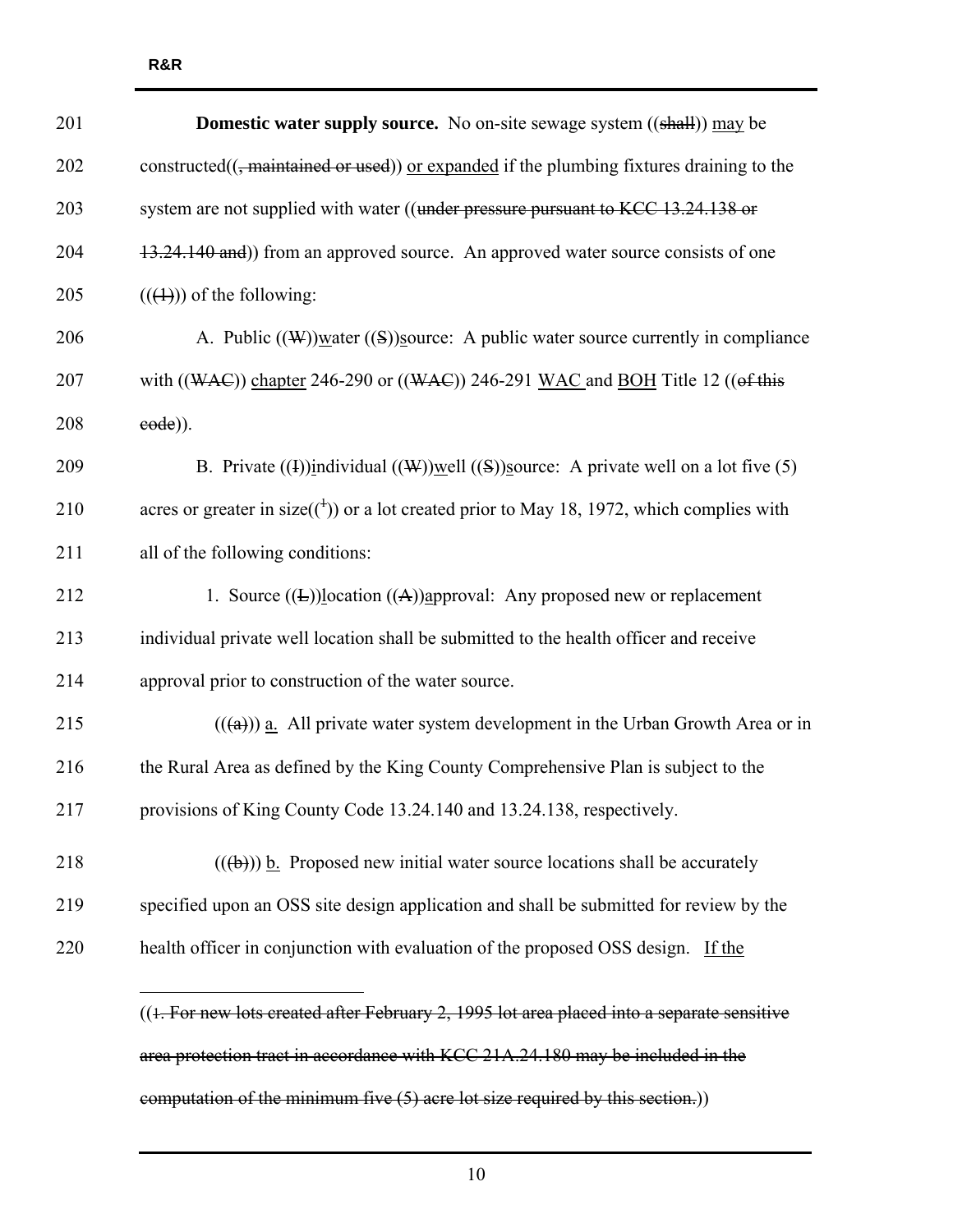**Domestic water supply source.** No on-site sewage system ((~~shall~~)) may be constructed((~~, maintained or used~~)) or expanded if the plumbing fixtures draining to the system are not supplied with water ((~~under pressure pursuant to KCC 13.24.138 or 13.24.140 and~~)) from an approved source. An approved water source consists of one ((~~(1)~~)) of the following:

A. Public ((~~W~~))water ((~~S~~))source: A public water source currently in compliance with ((~~WAC~~)) chapter 246-290 or ((~~WAC~~)) 246-291 WAC and BOH Title 12 ((~~of this code~~)).

B. Private ((~~I~~))individual ((~~W~~))well ((~~S~~))source: A private well on a lot five (5) acres or greater in size(([1])) or a lot created prior to May 18, 1972, which complies with all of the following conditions:

1. Source ((~~L~~))location ((~~A~~))approval: Any proposed new or replacement individual private well location shall be submitted to the health officer and receive approval prior to construction of the water source.

((~~(a)~~)) a. All private water system development in the Urban Growth Area or in the Rural Area as defined by the King County Comprehensive Plan is subject to the provisions of King County Code 13.24.140 and 13.24.138, respectively.

((~~(b)~~)) b. Proposed new initial water source locations shall be accurately specified upon an OSS site design application and shall be submitted for review by the health officer in conjunction with evaluation of the proposed OSS design. If the

---

((~~1. For new lots created after February 2, 1995 lot area placed into a separate sensitive area protection tract in accordance with KCC 21A.24.180 may be included in the computation of the minimum five (5) acre lot size required by this section.~~))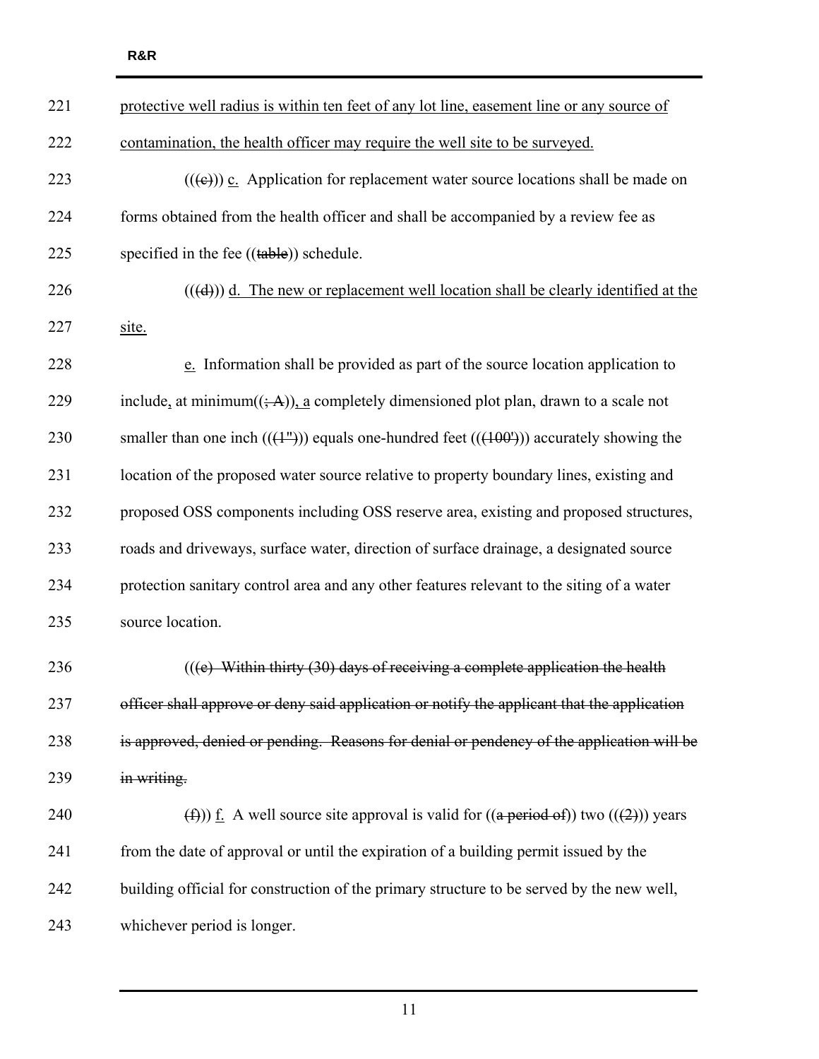221 protective well radius is within ten feet of any lot line, easement line or any source of
222 contamination, the health officer may require the well site to be surveyed.

223 (((c))) c. Application for replacement water source locations shall be made on
224 forms obtained from the health officer and shall be accompanied by a review fee as
225 specified in the fee ((table)) schedule.

226 (((d))) d. The new or replacement well location shall be clearly identified at the
227 site.

228 e. Information shall be provided as part of the source location application to
229 include, at minimum((; A)), a completely dimensioned plot plan, drawn to a scale not
230 smaller than one inch (((1"))) equals one-hundred feet (((100'))) accurately showing the
231 location of the proposed water source relative to property boundary lines, existing and
232 proposed OSS components including OSS reserve area, existing and proposed structures,
233 roads and driveways, surface water, direction of surface drainage, a designated source
234 protection sanitary control area and any other features relevant to the siting of a water
235 source location.

236 (((e) Within thirty (30) days of receiving a complete application the health
237 officer shall approve or deny said application or notify the applicant that the application
238 is approved, denied or pending. Reasons for denial or pendency of the application will be
239 in writing.

240 (f))) f. A well source site approval is valid for ((a period of)) two (((2))) years
241 from the date of approval or until the expiration of a building permit issued by the
242 building official for construction of the primary structure to be served by the new well,
243 whichever period is longer.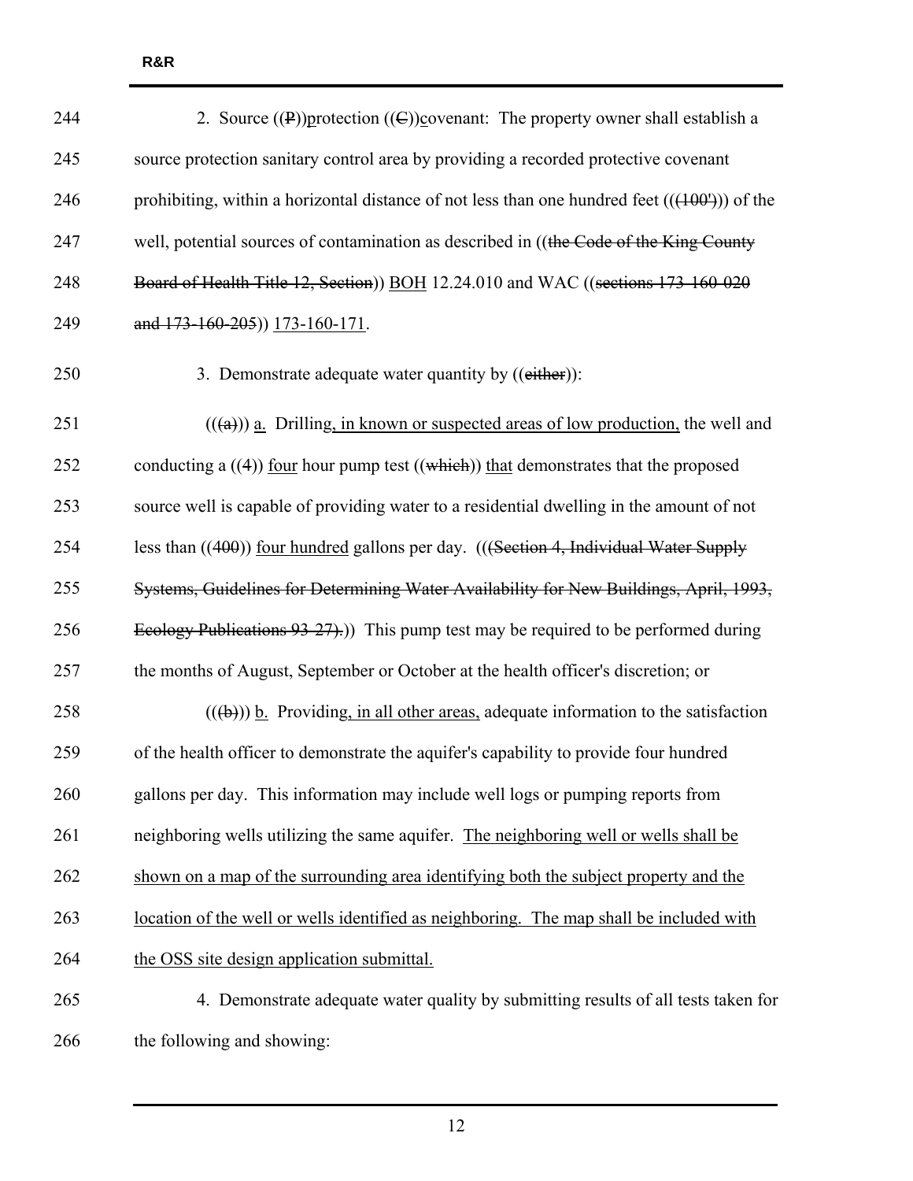244 2. Source ((P))protection ((C))covenant: The property owner shall establish a

245 source protection sanitary control area by providing a recorded protective covenant

246 prohibiting, within a horizontal distance of not less than one hundred feet (((100'))) of the

247 well, potential sources of contamination as described in ((the Code of the King County

248 Board of Health Title 12, Section)) BOH 12.24.010 and WAC ((sections 173-160-020

249 and 173-160-205)) 173-160-171.

250 3. Demonstrate adequate water quantity by ((either)):

251 (((a))) a. Drilling, in known or suspected areas of low production, the well and

252 conducting a ((4)) four hour pump test ((which)) that demonstrates that the proposed

253 source well is capable of providing water to a residential dwelling in the amount of not

254 less than ((400)) four hundred gallons per day. (((Section 4, Individual Water Supply

255 Systems, Guidelines for Determining Water Availability for New Buildings, April, 1993,

256 Ecology Publications 93-27).)) This pump test may be required to be performed during

257 the months of August, September or October at the health officer's discretion; or

258 (((b))) b. Providing, in all other areas, adequate information to the satisfaction

259 of the health officer to demonstrate the aquifer's capability to provide four hundred

260 gallons per day. This information may include well logs or pumping reports from

261 neighboring wells utilizing the same aquifer. The neighboring well or wells shall be

262 shown on a map of the surrounding area identifying both the subject property and the

263 location of the well or wells identified as neighboring. The map shall be included with

264 the OSS site design application submittal.

265 4. Demonstrate adequate water quality by submitting results of all tests taken for

266 the following and showing: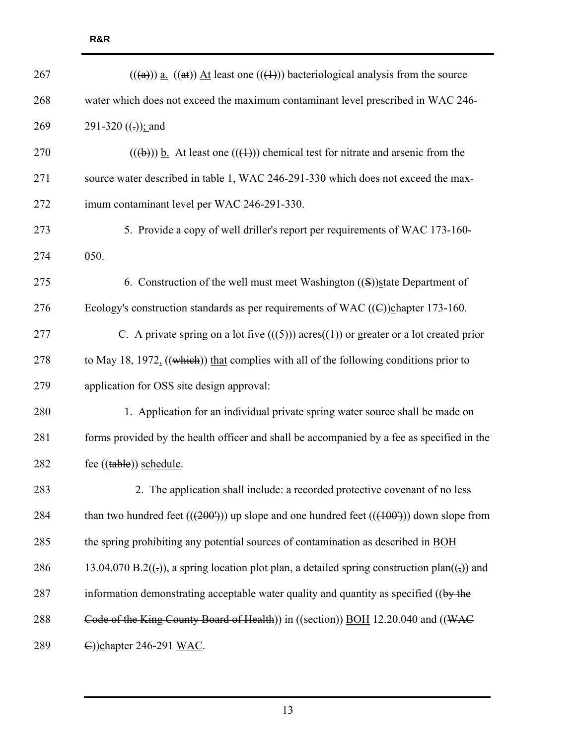267 ((~~(a)~~)) <u>a.</u> ((~~at~~)) <u>At</u> least one ((~~(1)~~)) bacteriological analysis from the source

268 water which does not exceed the maximum contaminant level prescribed in WAC 246-

269 291-320 ((~~.~~))<u>; and</u>

270 ((~~(b)~~)) <u>b.</u> At least one ((~~(1)~~)) chemical test for nitrate and arsenic from the

271 source water described in table 1, WAC 246-291-330 which does not exceed the max-

272 imum contaminant level per WAC 246-291-330.

273 5. Provide a copy of well driller's report per requirements of WAC 173-160-

274 050.

275 6. Construction of the well must meet Washington ((~~S~~))<u>s</u>tate Department of

276 Ecology's construction standards as per requirements of WAC ((~~C~~))<u>c</u>hapter 173-160.

277 C. A private spring on a lot five ((~~(5)~~)) acres((~~+~~)) or greater or a lot created prior

278 to May 18, 1972<u>,</u> ((~~which~~)) <u>that</u> complies with all of the following conditions prior to

279 application for OSS site design approval:

280 1. Application for an individual private spring water source shall be made on

281 forms provided by the health officer and shall be accompanied by a fee as specified in the

282 fee ((~~table~~)) <u>schedule</u>.

283 2. The application shall include: a recorded protective covenant of no less

284 than two hundred feet ((~~(200')~~)) up slope and one hundred feet ((~~(100')~~)) down slope from

285 the spring prohibiting any potential sources of contamination as described in <u>BOH</u>

286 13.04.070 B.2((~~.~~)), a spring location plot plan, a detailed spring construction plan((~~,~~)) and

287 information demonstrating acceptable water quality and quantity as specified ((~~by the~~

288 ~~Code of the King County Board of Health~~)) in ((section)) <u>BOH</u> 12.20.040 and ((~~WAC~~

289 ~~C~~))<u>c</u>hapter 246-291 <u>WAC</u>.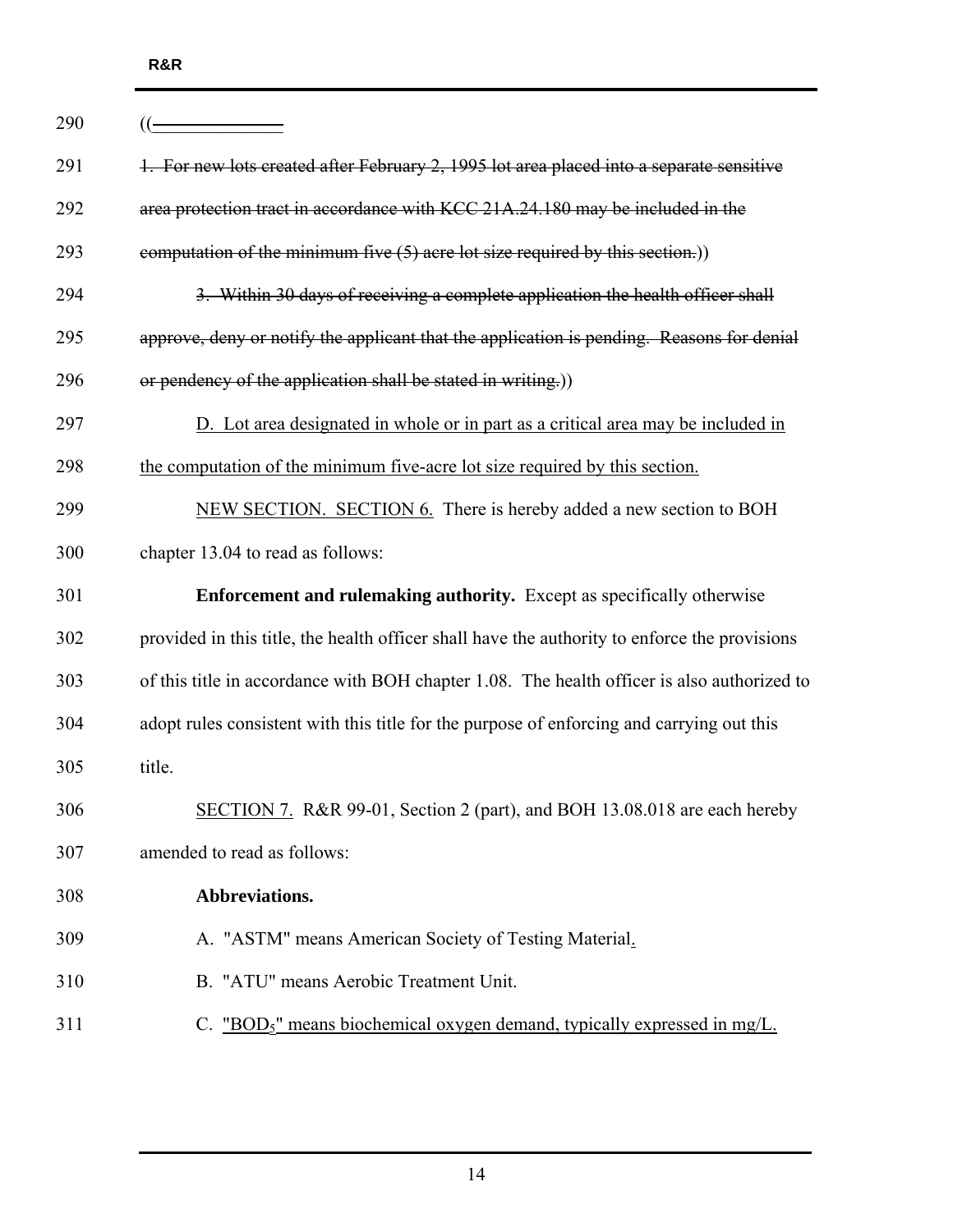((~~______________~~

~~1. For new lots created after February 2, 1995 lot area placed into a separate sensitive area protection tract in accordance with KCC 21A.24.180 may be included in the computation of the minimum five (5) acre lot size required by this section.~~))

~~3. Within 30 days of receiving a complete application the health officer shall approve, deny or notify the applicant that the application is pending. Reasons for denial or pendency of the application shall be stated in writing.~~))

D. Lot area designated in whole or in part as a critical area may be included in the computation of the minimum five-acre lot size required by this section.

NEW SECTION. SECTION 6. There is hereby added a new section to BOH chapter 13.04 to read as follows:

**Enforcement and rulemaking authority.** Except as specifically otherwise provided in this title, the health officer shall have the authority to enforce the provisions of this title in accordance with BOH chapter 1.08. The health officer is also authorized to adopt rules consistent with this title for the purpose of enforcing and carrying out this title.

SECTION 7. R&R 99-01, Section 2 (part), and BOH 13.08.018 are each hereby amended to read as follows:

**Abbreviations.**

A. "ASTM" means American Society of Testing Material.

B. "ATU" means Aerobic Treatment Unit.

C. "$BOD_5$" means biochemical oxygen demand, typically expressed in mg/L.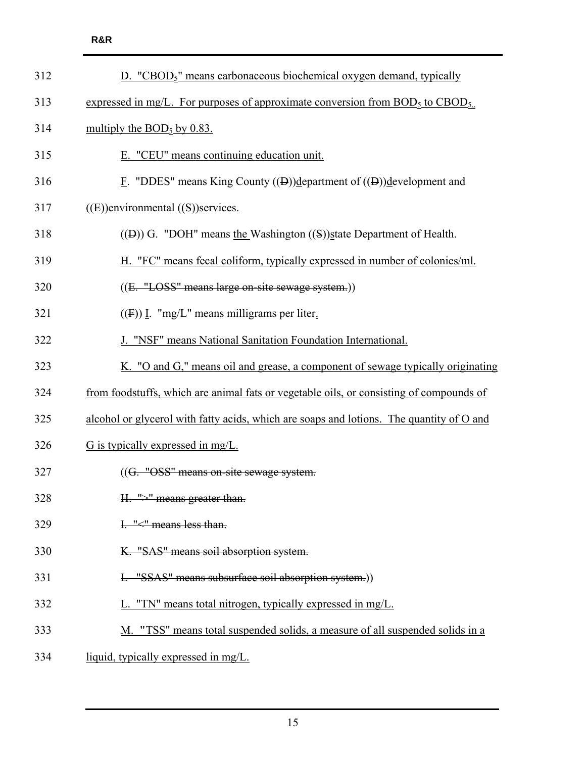D. "$CBOD_5$" means carbonaceous biochemical oxygen demand, typically expressed in mg/L. For purposes of approximate conversion from $BOD_5$ to $CBOD_5$,, multiply the $BOD_5$ by 0.83.

E. "CEU" means continuing education unit.

F. "DDES" means King County ((D))department of ((D))development and ((E))environmental ((S))services.

((D)) G. "DOH" means the Washington ((S))state Department of Health.

H. "FC" means fecal coliform, typically expressed in number of colonies/ml.

((E. "LOSS" means large on-site sewage system.))

((F)) I. "mg/L" means milligrams per liter.

J. "NSF" means National Sanitation Foundation International.

K. "O and G," means oil and grease, a component of sewage typically originating from foodstuffs, which are animal fats or vegetable oils, or consisting of compounds of alcohol or glycerol with fatty acids, which are soaps and lotions. The quantity of O and G is typically expressed in mg/L.

((G. "OSS" means on-site sewage system.

H. ">" means greater than.

I. "<" means less than.

K. "SAS" means soil absorption system.

L. "SSAS" means subsurface soil absorption system.))

L. "TN" means total nitrogen, typically expressed in mg/L.

M. "TSS" means total suspended solids, a measure of all suspended solids in a liquid, typically expressed in mg/L.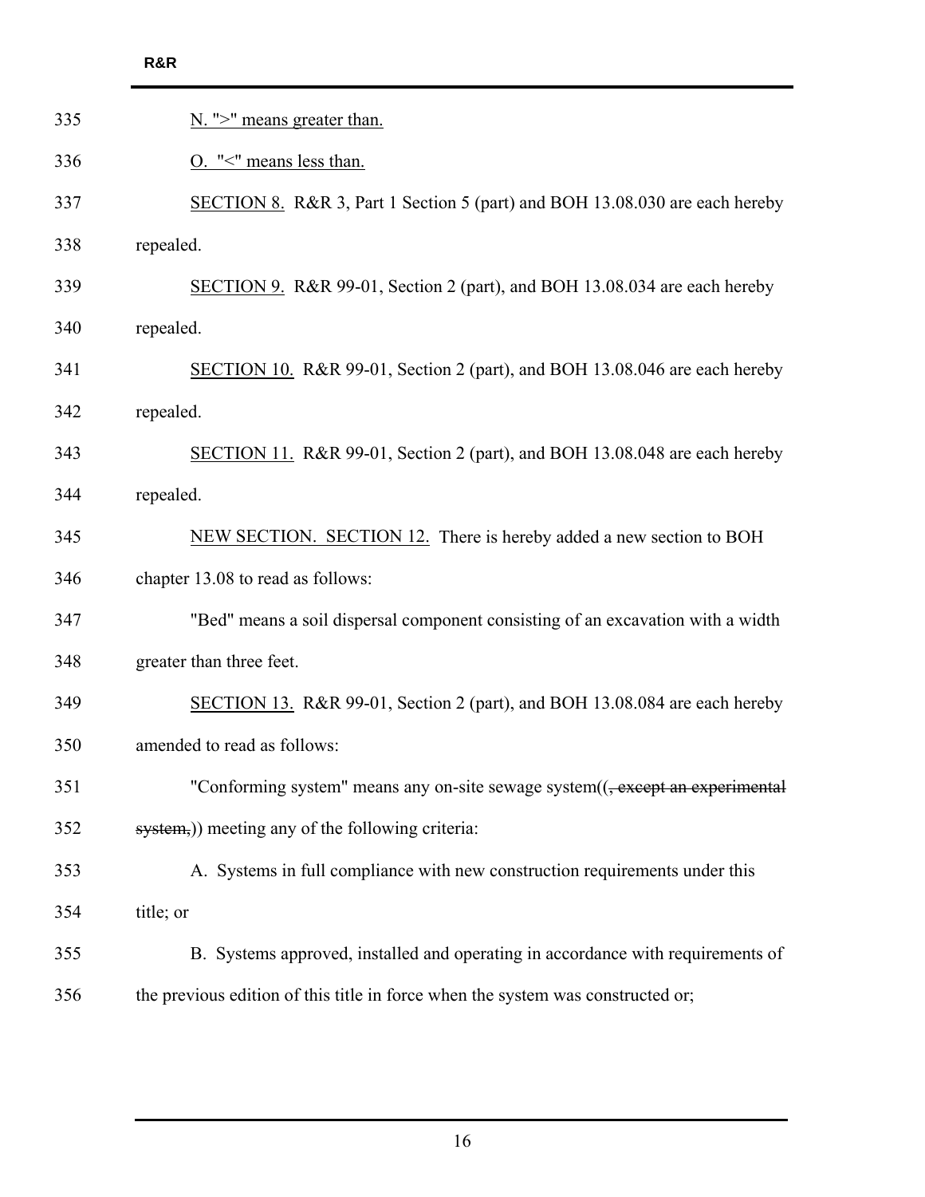N. ">" means greater than.

O. "<" means less than.

SECTION 8. R&R 3, Part 1 Section 5 (part) and BOH 13.08.030 are each hereby repealed.

SECTION 9. R&R 99-01, Section 2 (part), and BOH 13.08.034 are each hereby repealed.

SECTION 10. R&R 99-01, Section 2 (part), and BOH 13.08.046 are each hereby repealed.

SECTION 11. R&R 99-01, Section 2 (part), and BOH 13.08.048 are each hereby repealed.

NEW SECTION. SECTION 12. There is hereby added a new section to BOH chapter 13.08 to read as follows:

"Bed" means a soil dispersal component consisting of an excavation with a width greater than three feet.

SECTION 13. R&R 99-01, Section 2 (part), and BOH 13.08.084 are each hereby amended to read as follows:

"Conforming system" means any on-site sewage system((~~, except an experimental system,~~)) meeting any of the following criteria:

A. Systems in full compliance with new construction requirements under this title; or

B. Systems approved, installed and operating in accordance with requirements of the previous edition of this title in force when the system was constructed or;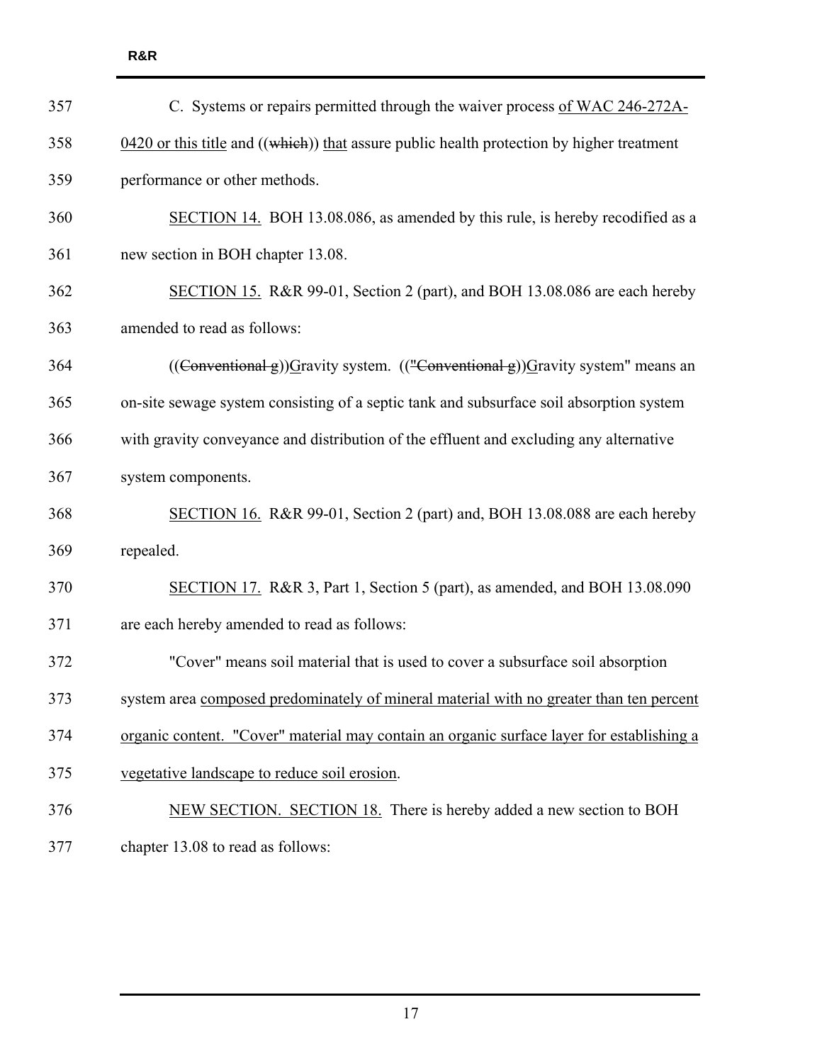C. Systems or repairs permitted through the waiver process <u>of WAC 246-272A-0420 or this title</u> and ((~~which~~)) <u>that</u> assure public health protection by higher treatment performance or other methods.

<u>SECTION 14.</u> BOH 13.08.086, as amended by this rule, is hereby recodified as a new section in BOH chapter 13.08.

<u>SECTION 15.</u> R&R 99-01, Section 2 (part), and BOH 13.08.086 are each hereby amended to read as follows:

((~~Conventional g~~))<u>G</u>ravity system. ((~~"Conventional g~~))<u>G</u>ravity system" means an on-site sewage system consisting of a septic tank and subsurface soil absorption system with gravity conveyance and distribution of the effluent and excluding any alternative system components.

<u>SECTION 16.</u> R&R 99-01, Section 2 (part) and, BOH 13.08.088 are each hereby repealed.

<u>SECTION 17.</u> R&R 3, Part 1, Section 5 (part), as amended, and BOH 13.08.090 are each hereby amended to read as follows:

"Cover" means soil material that is used to cover a subsurface soil absorption system area <u>composed predominately of mineral material with no greater than ten percent organic content. "Cover" material may contain an organic surface layer for establishing a vegetative landscape to reduce soil erosion</u>.

<u>NEW SECTION. SECTION 18.</u> There is hereby added a new section to BOH chapter 13.08 to read as follows: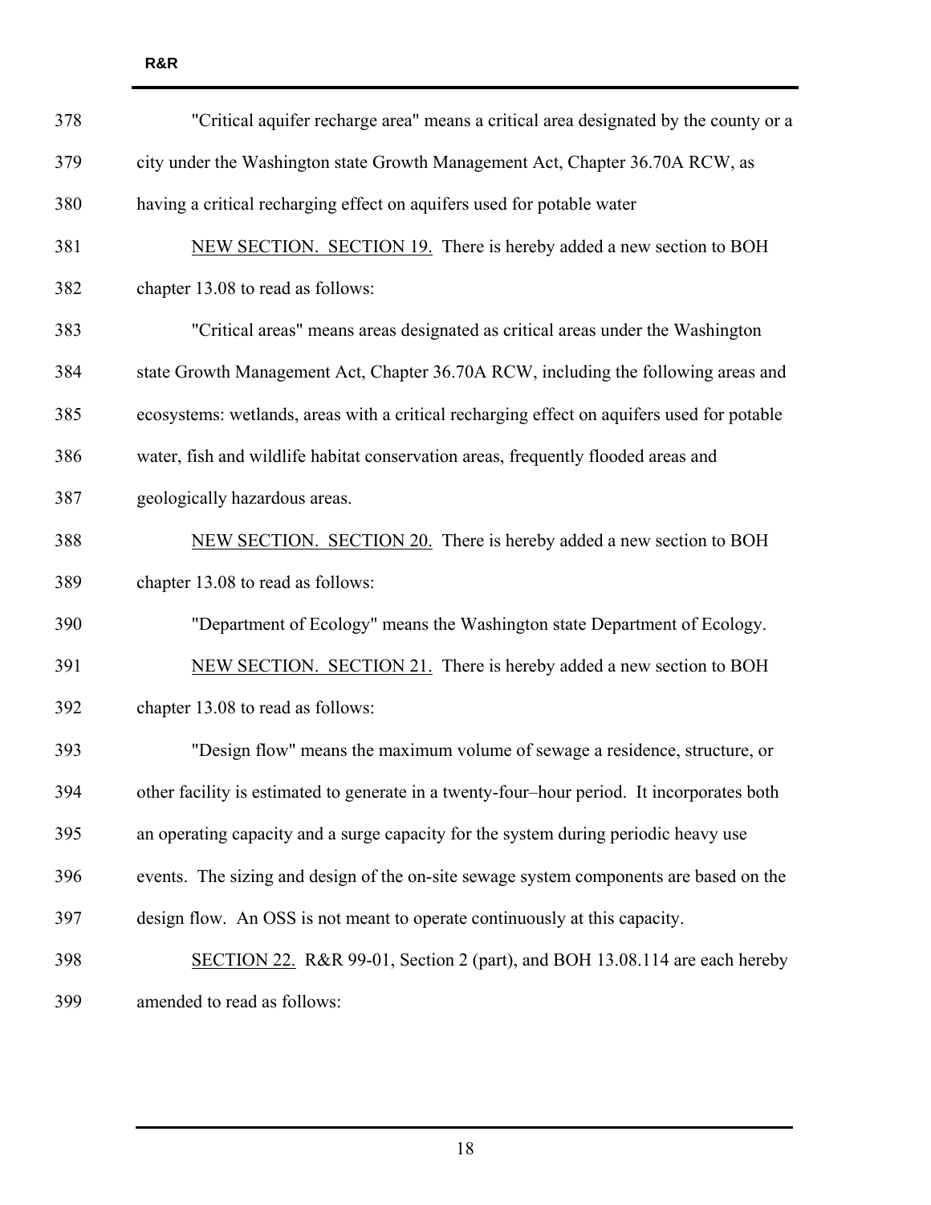"Critical aquifer recharge area" means a critical area designated by the county or a city under the Washington state Growth Management Act, Chapter 36.70A RCW, as having a critical recharging effect on aquifers used for potable water

<u>NEW SECTION. SECTION 19.</u> There is hereby added a new section to BOH chapter 13.08 to read as follows:

"Critical areas" means areas designated as critical areas under the Washington state Growth Management Act, Chapter 36.70A RCW, including the following areas and ecosystems: wetlands, areas with a critical recharging effect on aquifers used for potable water, fish and wildlife habitat conservation areas, frequently flooded areas and geologically hazardous areas.

<u>NEW SECTION. SECTION 20.</u> There is hereby added a new section to BOH chapter 13.08 to read as follows:

"Department of Ecology" means the Washington state Department of Ecology.

<u>NEW SECTION. SECTION 21.</u> There is hereby added a new section to BOH chapter 13.08 to read as follows:

"Design flow" means the maximum volume of sewage a residence, structure, or other facility is estimated to generate in a twenty-four–hour period. It incorporates both an operating capacity and a surge capacity for the system during periodic heavy use events. The sizing and design of the on-site sewage system components are based on the design flow. An OSS is not meant to operate continuously at this capacity.

<u>SECTION 22.</u> R&R 99-01, Section 2 (part), and BOH 13.08.114 are each hereby amended to read as follows: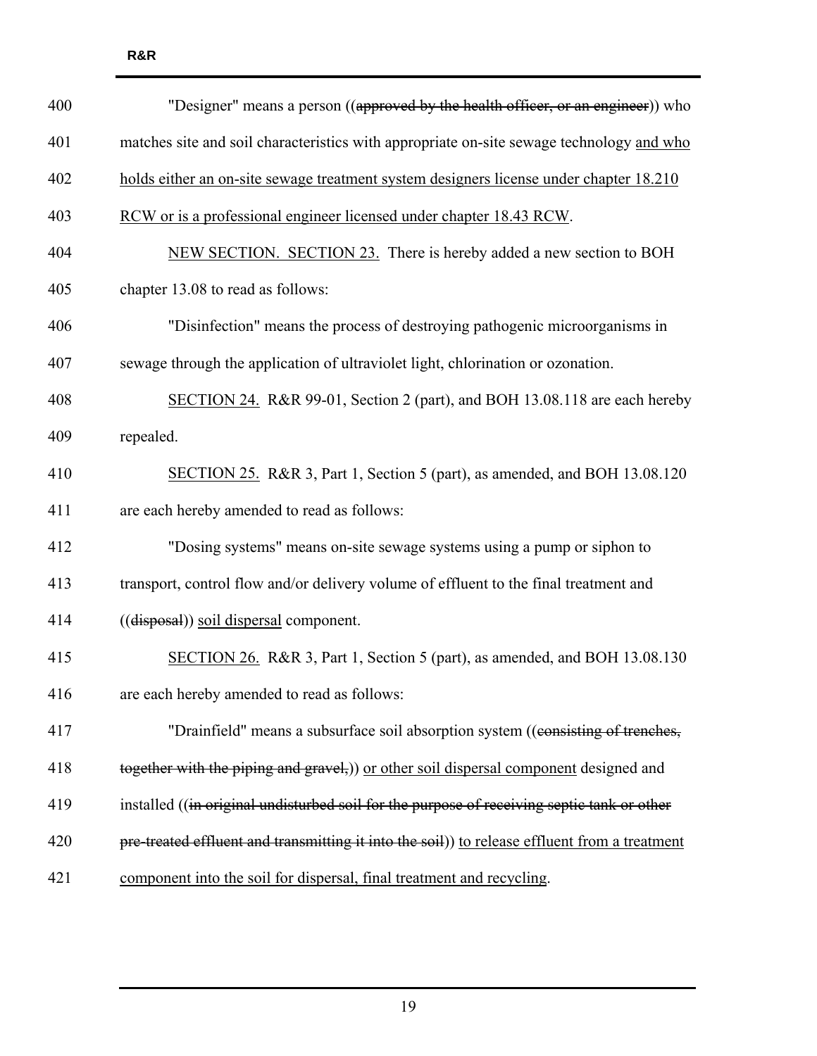"Designer" means a person ((~~approved by the health officer, or an engineer~~)) who matches site and soil characteristics with appropriate on-site sewage technology <u>and who holds either an on-site sewage treatment system designers license under chapter 18.210 RCW or is a professional engineer licensed under chapter 18.43 RCW</u>.

<u>NEW SECTION. SECTION 23.</u> There is hereby added a new section to BOH chapter 13.08 to read as follows:

"Disinfection" means the process of destroying pathogenic microorganisms in sewage through the application of ultraviolet light, chlorination or ozonation.

<u>SECTION 24.</u> R&R 99-01, Section 2 (part), and BOH 13.08.118 are each hereby repealed.

<u>SECTION 25.</u> R&R 3, Part 1, Section 5 (part), as amended, and BOH 13.08.120 are each hereby amended to read as follows:

"Dosing systems" means on-site sewage systems using a pump or siphon to transport, control flow and/or delivery volume of effluent to the final treatment and ((~~disposal~~)) <u>soil dispersal</u> component.

<u>SECTION 26.</u> R&R 3, Part 1, Section 5 (part), as amended, and BOH 13.08.130 are each hereby amended to read as follows:

"Drainfield" means a subsurface soil absorption system ((~~consisting of trenches, together with the piping and gravel,~~)) <u>or other soil dispersal component</u> designed and installed ((~~in original undisturbed soil for the purpose of receiving septic tank or other pre-treated effluent and transmitting it into the soil~~)) <u>to release effluent from a treatment component into the soil for dispersal, final treatment and recycling</u>.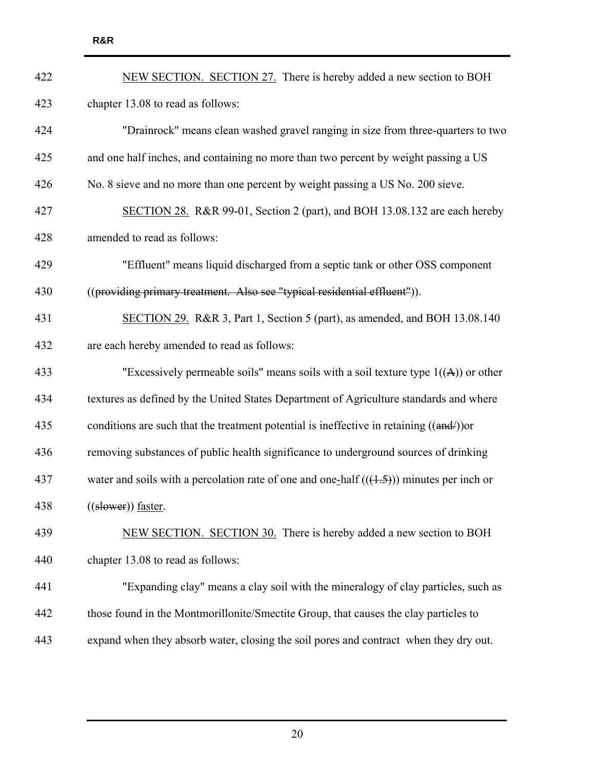422 NEW SECTION. SECTION 27. There is hereby added a new section to BOH

423 chapter 13.08 to read as follows:

424 "Drainrock" means clean washed gravel ranging in size from three-quarters to two

425 and one half inches, and containing no more than two percent by weight passing a US

426 No. 8 sieve and no more than one percent by weight passing a US No. 200 sieve.

427 SECTION 28. R&R 99-01, Section 2 (part), and BOH 13.08.132 are each hereby

428 amended to read as follows:

429 "Effluent" means liquid discharged from a septic tank or other OSS component

430 ((~~providing primary treatment. Also see "typical residential effluent"~~)).

431 SECTION 29. R&R 3, Part 1, Section 5 (part), as amended, and BOH 13.08.140

432 are each hereby amended to read as follows:

433 "Excessively permeable soils" means soils with a soil texture type 1((~~A~~)) or other

434 textures as defined by the United States Department of Agriculture standards and where

435 conditions are such that the treatment potential is ineffective in retaining ((~~and/~~))or

436 removing substances of public health significance to underground sources of drinking

437 water and soils with a percolation rate of one and one-half ((~~(1.5)~~)) minutes per inch or

438 ((~~slower~~)) faster.

439 NEW SECTION. SECTION 30. There is hereby added a new section to BOH

440 chapter 13.08 to read as follows:

441 "Expanding clay" means a clay soil with the mineralogy of clay particles, such as

442 those found in the Montmorillonite/Smectite Group, that causes the clay particles to

443 expand when they absorb water, closing the soil pores and contract when they dry out.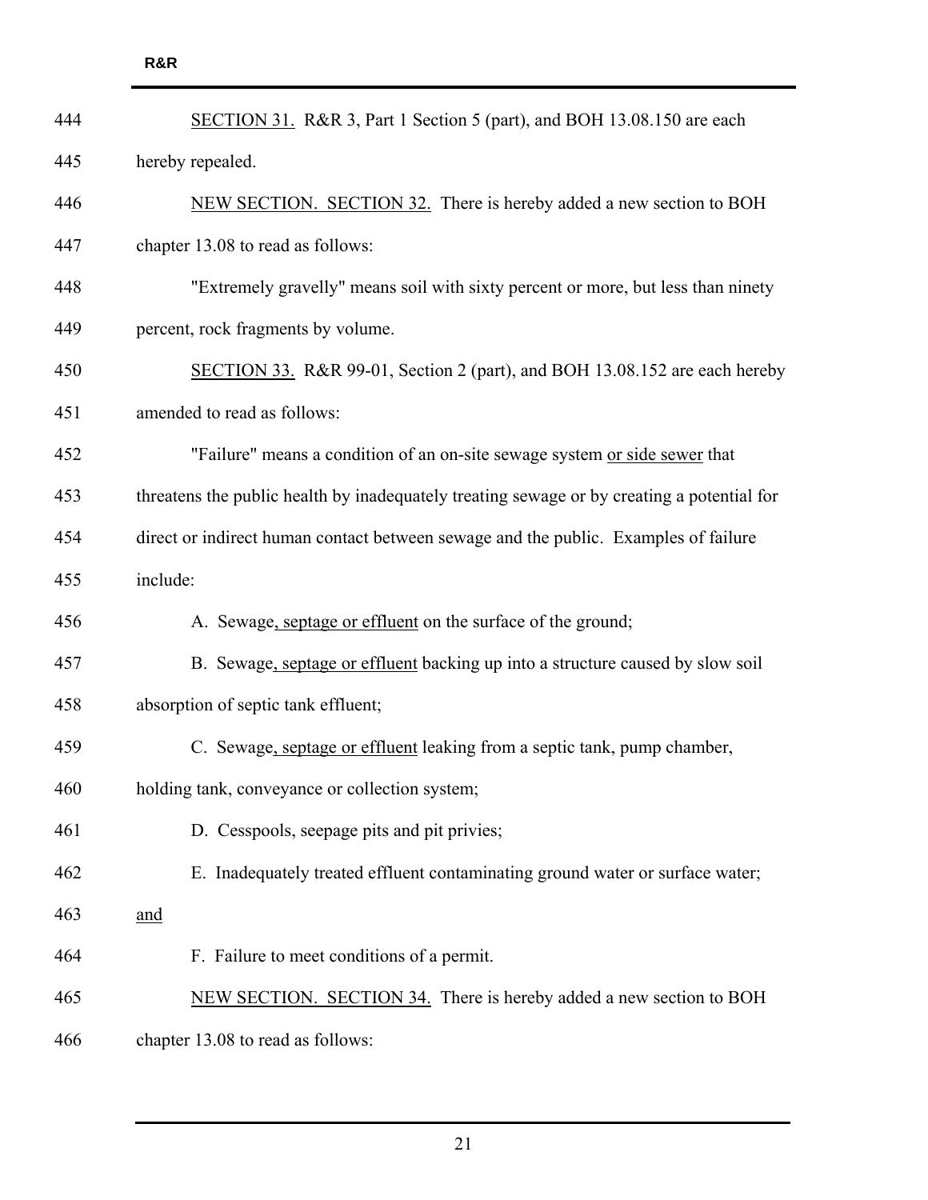SECTION 31. R&R 3, Part 1 Section 5 (part), and BOH 13.08.150 are each hereby repealed.

NEW SECTION. SECTION 32. There is hereby added a new section to BOH chapter 13.08 to read as follows:

"Extremely gravelly" means soil with sixty percent or more, but less than ninety percent, rock fragments by volume.

SECTION 33. R&R 99-01, Section 2 (part), and BOH 13.08.152 are each hereby amended to read as follows:

"Failure" means a condition of an on-site sewage system or side sewer that threatens the public health by inadequately treating sewage or by creating a potential for direct or indirect human contact between sewage and the public. Examples of failure include:

A. Sewage, septage or effluent on the surface of the ground;

B. Sewage, septage or effluent backing up into a structure caused by slow soil absorption of septic tank effluent;

C. Sewage, septage or effluent leaking from a septic tank, pump chamber, holding tank, conveyance or collection system;

D. Cesspools, seepage pits and pit privies;

E. Inadequately treated effluent contaminating ground water or surface water; and

F. Failure to meet conditions of a permit.

NEW SECTION. SECTION 34. There is hereby added a new section to BOH chapter 13.08 to read as follows: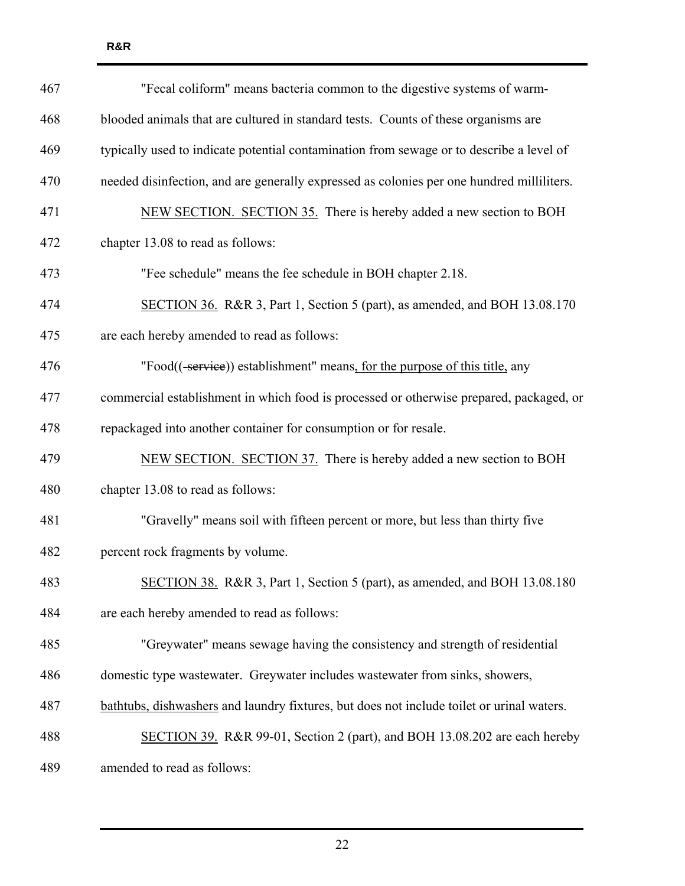"Fecal coliform" means bacteria common to the digestive systems of warm-blooded animals that are cultured in standard tests. Counts of these organisms are typically used to indicate potential contamination from sewage or to describe a level of needed disinfection, and are generally expressed as colonies per one hundred milliliters.

<u>NEW SECTION. SECTION 35.</u> There is hereby added a new section to BOH chapter 13.08 to read as follows:

"Fee schedule" means the fee schedule in BOH chapter 2.18.

<u>SECTION 36.</u> R&R 3, Part 1, Section 5 (part), as amended, and BOH 13.08.170 are each hereby amended to read as follows:

"Food((~~-service~~)) establishment" means<u>, for the purpose of this title,</u> any commercial establishment in which food is processed or otherwise prepared, packaged, or repackaged into another container for consumption or for resale.

<u>NEW SECTION. SECTION 37.</u> There is hereby added a new section to BOH chapter 13.08 to read as follows:

"Gravelly" means soil with fifteen percent or more, but less than thirty five percent rock fragments by volume.

<u>SECTION 38.</u> R&R 3, Part 1, Section 5 (part), as amended, and BOH 13.08.180 are each hereby amended to read as follows:

"Greywater" means sewage having the consistency and strength of residential domestic type wastewater. Greywater includes wastewater from sinks, showers, <u>bathtubs, dishwashers</u> and laundry fixtures, but does not include toilet or urinal waters.

<u>SECTION 39.</u> R&R 99-01, Section 2 (part), and BOH 13.08.202 are each hereby amended to read as follows: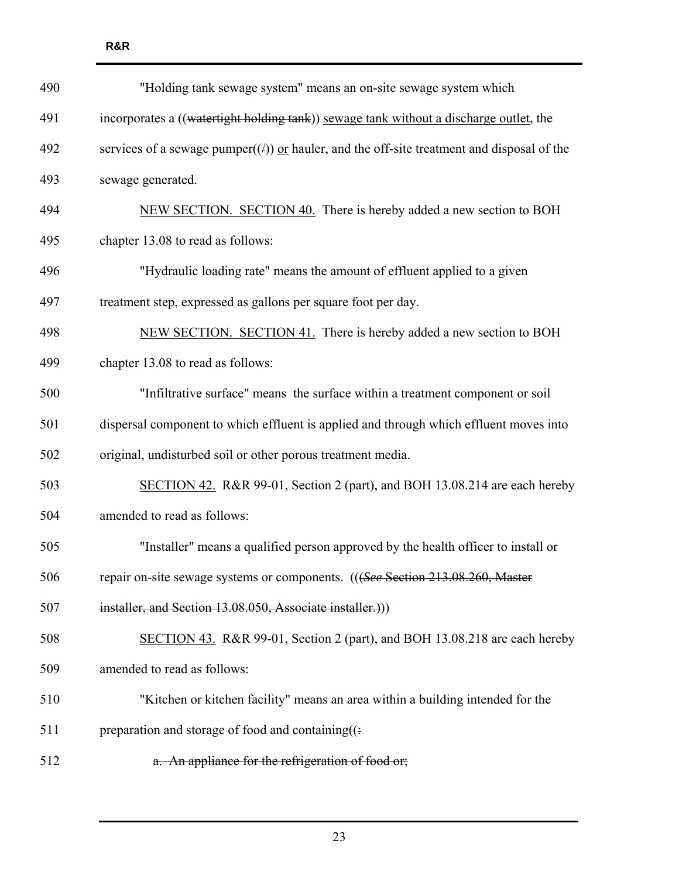"Holding tank sewage system" means an on-site sewage system which incorporates a ((~~watertight holding tank~~)) <u>sewage tank without a discharge outlet</u>, the services of a sewage pumper((~~/~~)) <u>or</u> hauler, and the off-site treatment and disposal of the sewage generated.

<u>NEW SECTION. SECTION 40.</u> There is hereby added a new section to BOH chapter 13.08 to read as follows:

"Hydraulic loading rate" means the amount of effluent applied to a given treatment step, expressed as gallons per square foot per day.

<u>NEW SECTION. SECTION 41.</u> There is hereby added a new section to BOH chapter 13.08 to read as follows:

"Infiltrative surface" means the surface within a treatment component or soil dispersal component to which effluent is applied and through which effluent moves into original, undisturbed soil or other porous treatment media.

<u>SECTION 42.</u> R&R 99-01, Section 2 (part), and BOH 13.08.214 are each hereby amended to read as follows:

"Installer" means a qualified person approved by the health officer to install or repair on-site sewage systems or components. (((~~*See* Section 213.08.260, Master installer, and Section 13.08.050, Associate installer.~~)))

<u>SECTION 43.</u> R&R 99-01, Section 2 (part), and BOH 13.08.218 are each hereby amended to read as follows:

"Kitchen or kitchen facility" means an area within a building intended for the preparation and storage of food and containing((~~:~~

~~a. An appliance for the refrigeration of food or;~~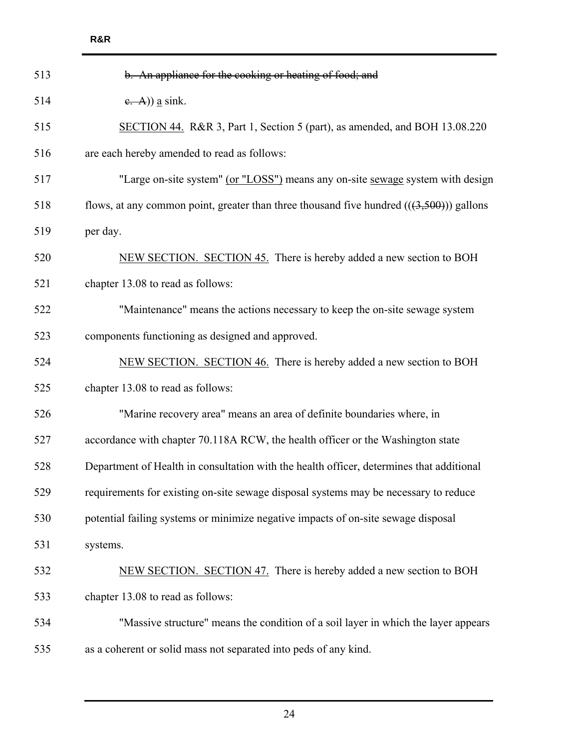~~b. An appliance for the cooking or heating of food; and~~

~~c. A~~)) <u>a</u> sink.

<u>SECTION 44.</u> R&R 3, Part 1, Section 5 (part), as amended, and BOH 13.08.220 are each hereby amended to read as follows:

"Large on-site system" <u>(or "LOSS")</u> means any on-site <u>sewage</u> system with design flows, at any common point, greater than three thousand five hundred ((~~(3,500)~~)) gallons per day.

<u>NEW SECTION. SECTION 45.</u> There is hereby added a new section to BOH chapter 13.08 to read as follows:

"Maintenance" means the actions necessary to keep the on-site sewage system components functioning as designed and approved.

<u>NEW SECTION. SECTION 46.</u> There is hereby added a new section to BOH chapter 13.08 to read as follows:

"Marine recovery area" means an area of definite boundaries where, in accordance with chapter 70.118A RCW, the health officer or the Washington state Department of Health in consultation with the health officer, determines that additional requirements for existing on-site sewage disposal systems may be necessary to reduce potential failing systems or minimize negative impacts of on-site sewage disposal systems.

<u>NEW SECTION. SECTION 47.</u> There is hereby added a new section to BOH chapter 13.08 to read as follows:

"Massive structure" means the condition of a soil layer in which the layer appears as a coherent or solid mass not separated into peds of any kind.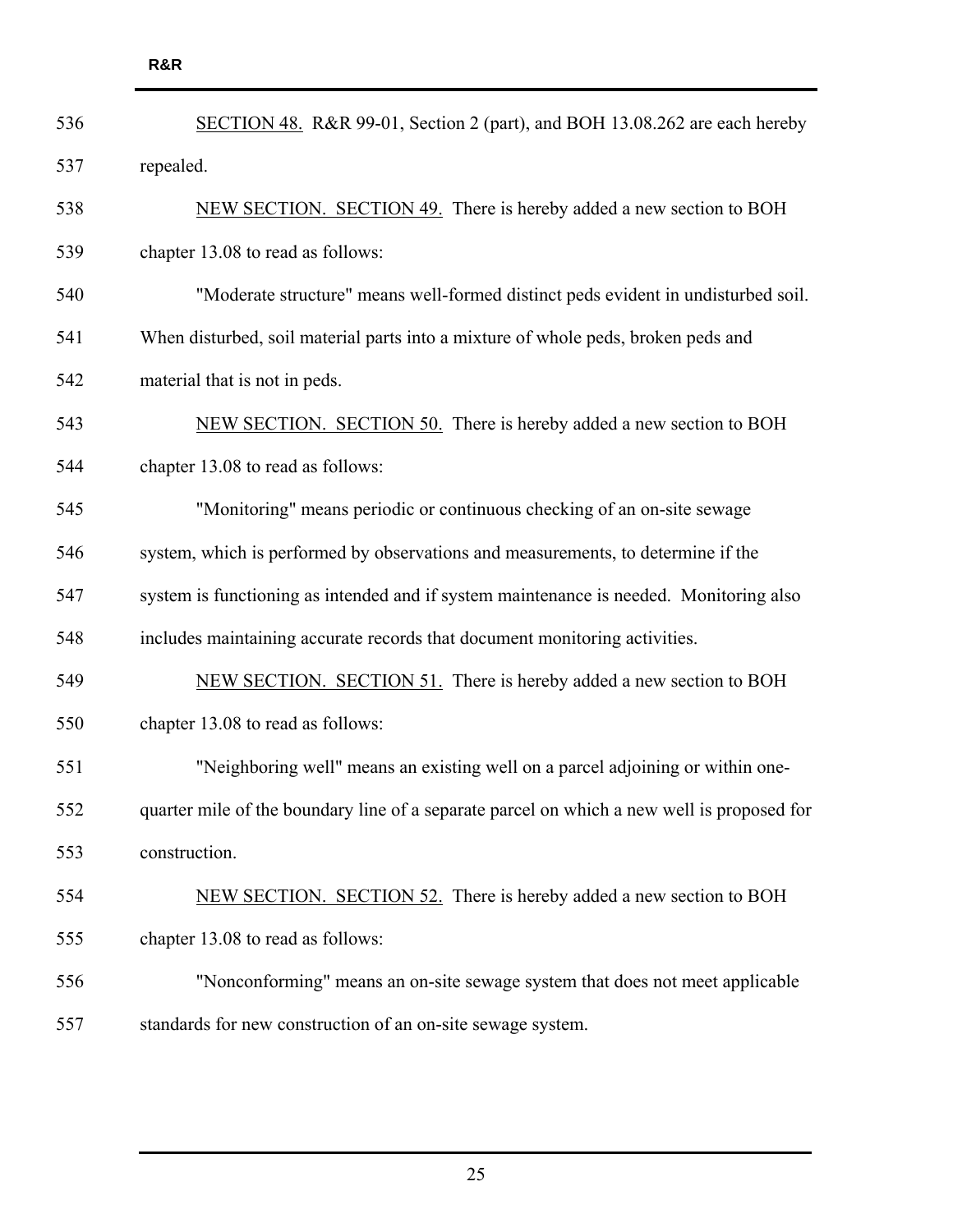SECTION 48. R&R 99-01, Section 2 (part), and BOH 13.08.262 are each hereby repealed.

NEW SECTION. SECTION 49. There is hereby added a new section to BOH chapter 13.08 to read as follows:

"Moderate structure" means well-formed distinct peds evident in undisturbed soil. When disturbed, soil material parts into a mixture of whole peds, broken peds and material that is not in peds.

NEW SECTION. SECTION 50. There is hereby added a new section to BOH chapter 13.08 to read as follows:

"Monitoring" means periodic or continuous checking of an on-site sewage system, which is performed by observations and measurements, to determine if the system is functioning as intended and if system maintenance is needed. Monitoring also includes maintaining accurate records that document monitoring activities.

NEW SECTION. SECTION 51. There is hereby added a new section to BOH chapter 13.08 to read as follows:

"Neighboring well" means an existing well on a parcel adjoining or within one-quarter mile of the boundary line of a separate parcel on which a new well is proposed for construction.

NEW SECTION. SECTION 52. There is hereby added a new section to BOH chapter 13.08 to read as follows:

"Nonconforming" means an on-site sewage system that does not meet applicable standards for new construction of an on-site sewage system.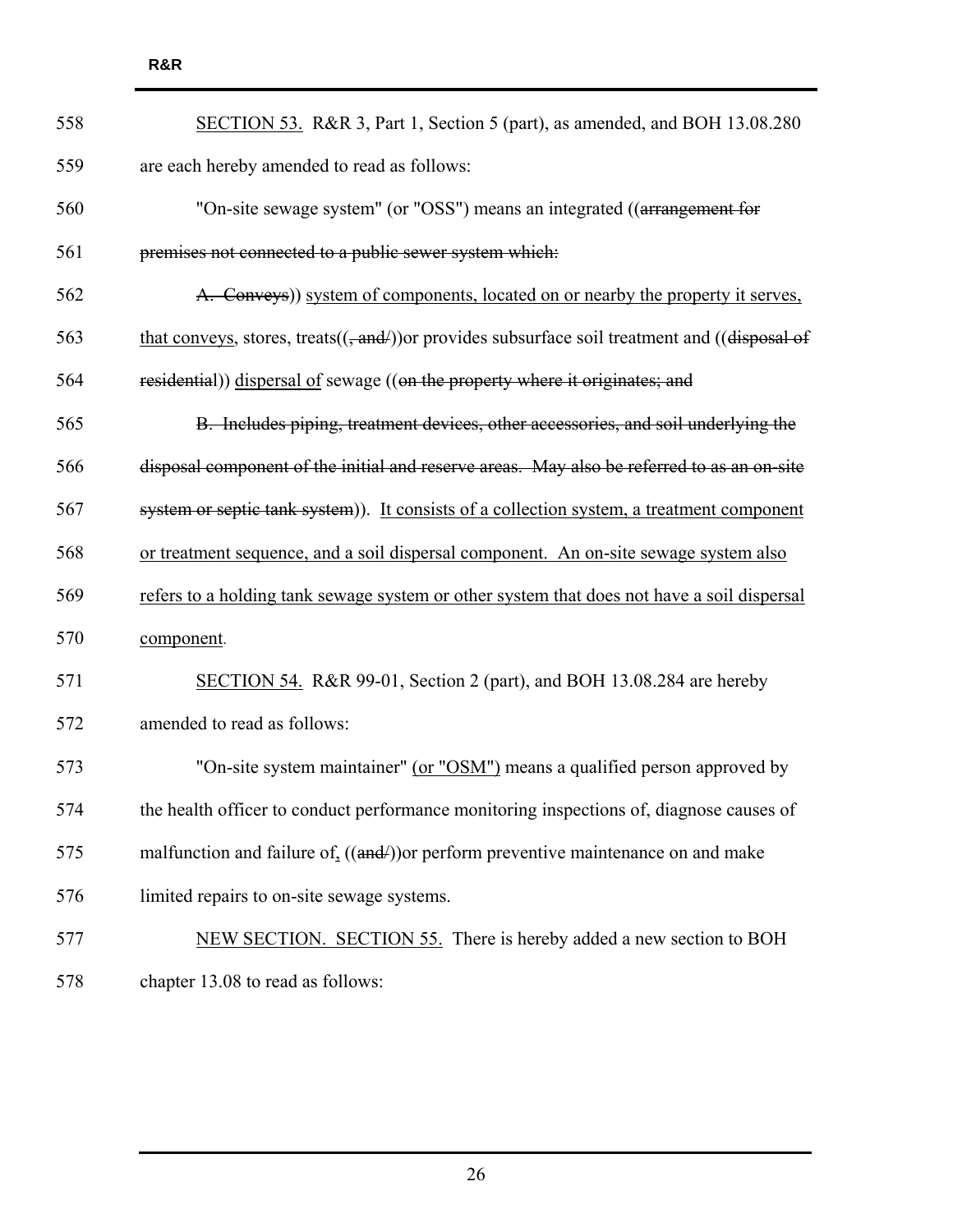SECTION 53. R&R 3, Part 1, Section 5 (part), as amended, and BOH 13.08.280 are each hereby amended to read as follows:

"On-site sewage system" (or "OSS") means an integrated ((~~arrangement for premises not connected to a public sewer system which:~~

~~A. Conveys~~)) system of components, located on or nearby the property it serves, that conveys, stores, treats((~~, and/~~))or provides subsurface soil treatment and ((~~disposal of residential~~)) dispersal of sewage ((~~on the property where it originates; and~~

~~B. Includes piping, treatment devices, other accessories, and soil underlying the disposal component of the initial and reserve areas. May also be referred to as an on-site system or septic tank system~~)). It consists of a collection system, a treatment component or treatment sequence, and a soil dispersal component. An on-site sewage system also refers to a holding tank sewage system or other system that does not have a soil dispersal component.

SECTION 54. R&R 99-01, Section 2 (part), and BOH 13.08.284 are hereby amended to read as follows:

"On-site system maintainer" (or "OSM") means a qualified person approved by the health officer to conduct performance monitoring inspections of, diagnose causes of malfunction and failure of, ((~~and/~~))or perform preventive maintenance on and make limited repairs to on-site sewage systems.

NEW SECTION. SECTION 55. There is hereby added a new section to BOH chapter 13.08 to read as follows: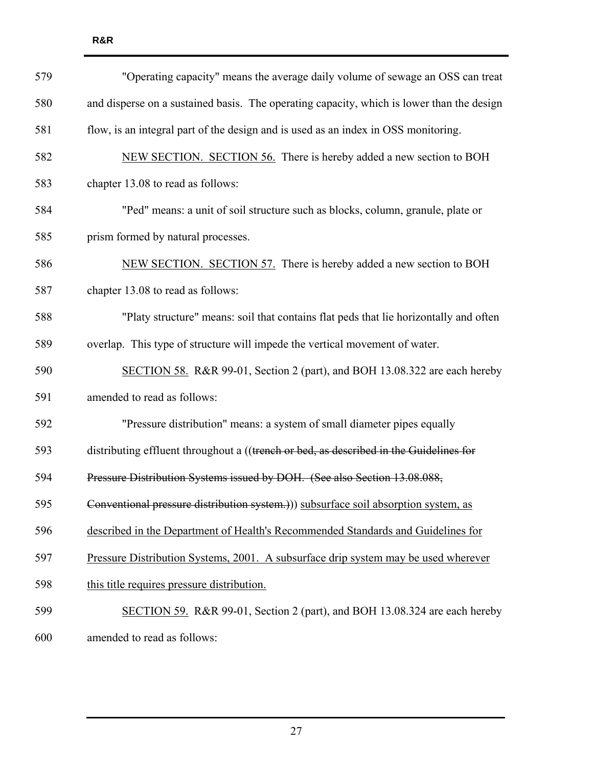"Operating capacity" means the average daily volume of sewage an OSS can treat and disperse on a sustained basis. The operating capacity, which is lower than the design flow, is an integral part of the design and is used as an index in OSS monitoring.

<u>NEW SECTION. SECTION 56.</u> There is hereby added a new section to BOH chapter 13.08 to read as follows:

"Ped" means: a unit of soil structure such as blocks, column, granule, plate or prism formed by natural processes.

<u>NEW SECTION. SECTION 57.</u> There is hereby added a new section to BOH chapter 13.08 to read as follows:

"Platy structure" means: soil that contains flat peds that lie horizontally and often overlap. This type of structure will impede the vertical movement of water.

<u>SECTION 58.</u> R&R 99-01, Section 2 (part), and BOH 13.08.322 are each hereby amended to read as follows:

"Pressure distribution" means: a system of small diameter pipes equally distributing effluent throughout a ((~~trench or bed, as described in the Guidelines for Pressure Distribution Systems issued by DOH. (See also Section 13.08.088, Conventional pressure distribution system.)~~)) <u>subsurface soil absorption system, as described in the Department of Health's Recommended Standards and Guidelines for Pressure Distribution Systems, 2001. A subsurface drip system may be used wherever this title requires pressure distribution.</u>

<u>SECTION 59.</u> R&R 99-01, Section 2 (part), and BOH 13.08.324 are each hereby amended to read as follows: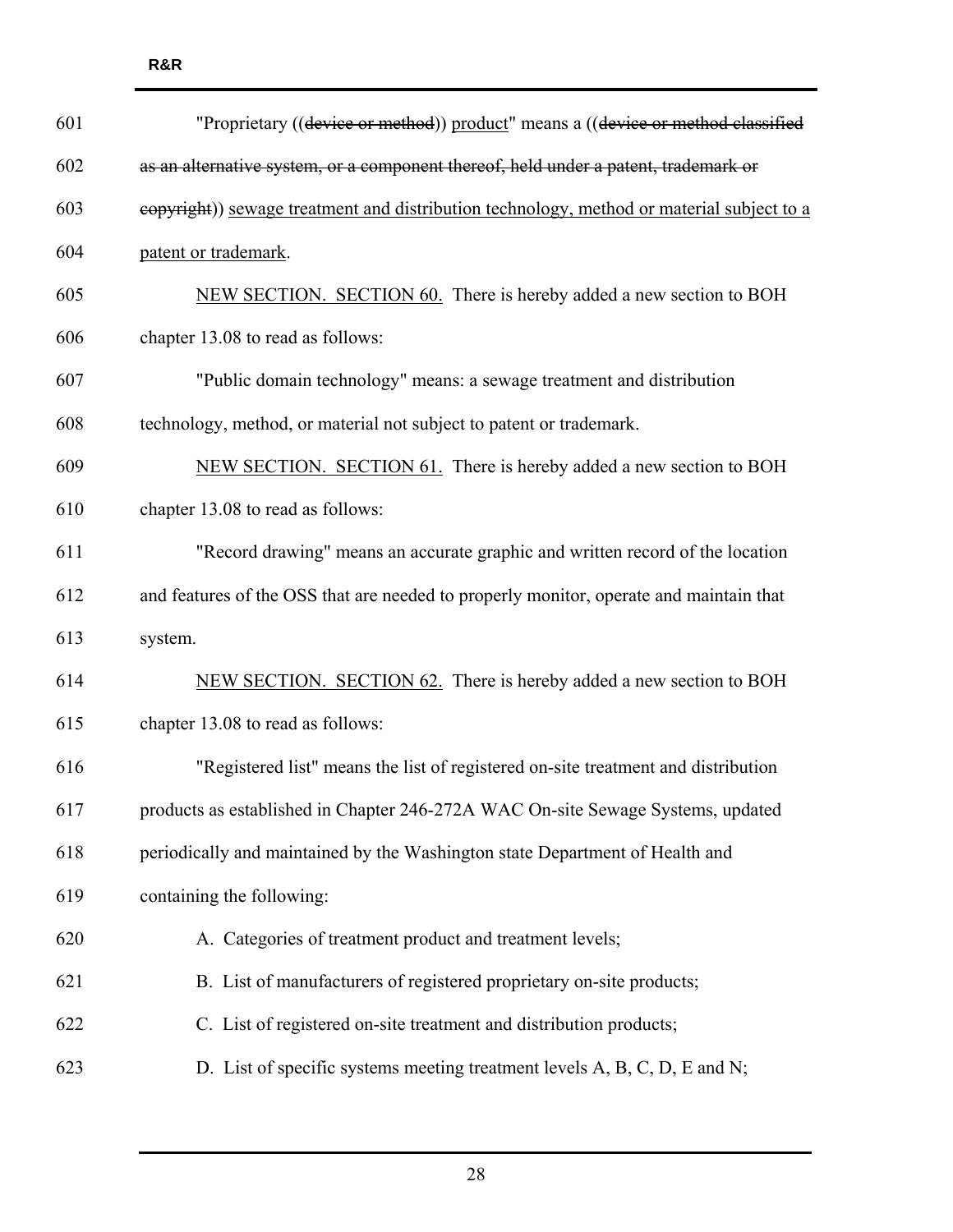"Proprietary ((~~device or method~~)) <u>product</u>" means a ((~~device or method classified as an alternative system, or a component thereof, held under a patent, trademark or copyright~~)) <u>sewage treatment and distribution technology, method or material subject to a patent or trademark</u>.

<u>NEW SECTION. SECTION 60.</u> There is hereby added a new section to BOH chapter 13.08 to read as follows:

"Public domain technology" means: a sewage treatment and distribution technology, method, or material not subject to patent or trademark.

<u>NEW SECTION. SECTION 61.</u> There is hereby added a new section to BOH chapter 13.08 to read as follows:

"Record drawing" means an accurate graphic and written record of the location and features of the OSS that are needed to properly monitor, operate and maintain that system.

<u>NEW SECTION. SECTION 62.</u> There is hereby added a new section to BOH chapter 13.08 to read as follows:

"Registered list" means the list of registered on-site treatment and distribution products as established in Chapter 246-272A WAC On-site Sewage Systems, updated periodically and maintained by the Washington state Department of Health and containing the following:

A. Categories of treatment product and treatment levels;

B. List of manufacturers of registered proprietary on-site products;

C. List of registered on-site treatment and distribution products;

D. List of specific systems meeting treatment levels A, B, C, D, E and N;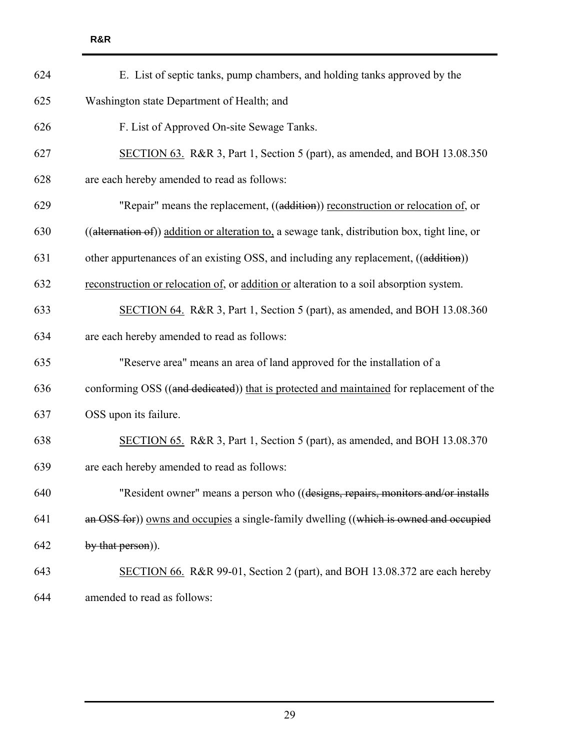624 E. List of septic tanks, pump chambers, and holding tanks approved by the

625 Washington state Department of Health; and

626 F. List of Approved On-site Sewage Tanks.

627 <u>SECTION 63.</u> R&R 3, Part 1, Section 5 (part), as amended, and BOH 13.08.350

628 are each hereby amended to read as follows:

629 "Repair" means the replacement, ((~~addition~~)) <u>reconstruction or relocation of</u>, or

630 ((~~alternation of~~)) <u>addition or alteration to,</u> a sewage tank, distribution box, tight line, or

631 other appurtenances of an existing OSS, and including any replacement, ((~~addition~~))

632 <u>reconstruction or relocation of</u>, or <u>addition or</u> alteration to a soil absorption system.

633 <u>SECTION 64.</u> R&R 3, Part 1, Section 5 (part), as amended, and BOH 13.08.360

634 are each hereby amended to read as follows:

635 "Reserve area" means an area of land approved for the installation of a

636 conforming OSS ((~~and dedicated~~)) <u>that is protected and maintained</u> for replacement of the

637 OSS upon its failure.

638 <u>SECTION 65.</u> R&R 3, Part 1, Section 5 (part), as amended, and BOH 13.08.370

639 are each hereby amended to read as follows:

640 "Resident owner" means a person who ((~~designs, repairs, monitors and/or installs~~

641 ~~an OSS for~~)) <u>owns and occupies</u> a single-family dwelling ((~~which is owned and occupied~~

642 ~~by that person~~)).

643 <u>SECTION 66.</u> R&R 99-01, Section 2 (part), and BOH 13.08.372 are each hereby

644 amended to read as follows: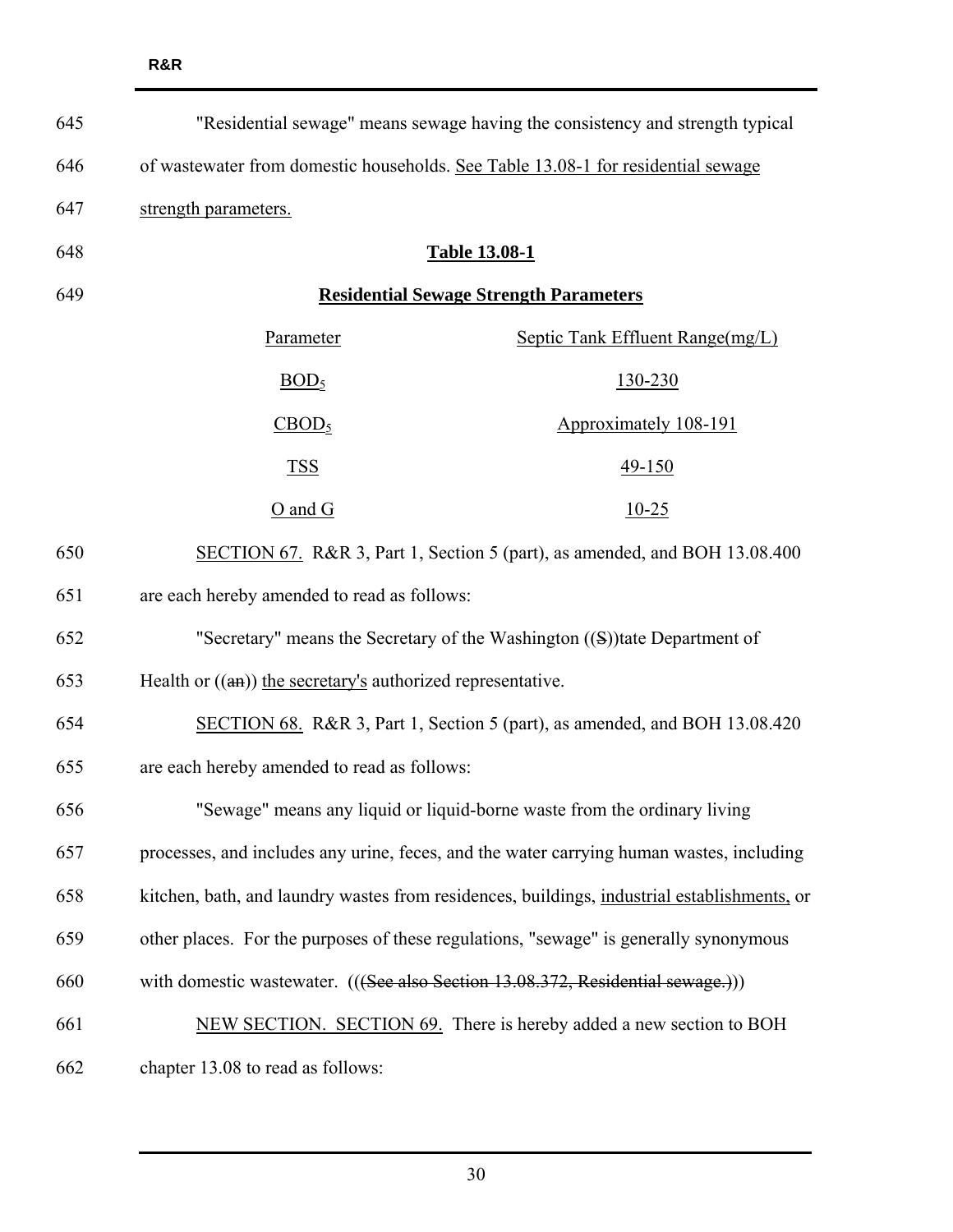"Residential sewage" means sewage having the consistency and strength typical of wastewater from domestic households. <u>See Table 13.08-1 for residential sewage strength parameters.</u>

**<u>Table 13.08-1</u>**

**<u>Residential Sewage Strength Parameters</u>**

| <u>Parameter</u> | <u>Septic Tank Effluent Range(mg/L)</u> |
|---|---|
| <u>$BOD_5$</u> | <u>130-230</u> |
| <u>$CBOD_5$</u> | <u>Approximately 108-191</u> |
| <u>TSS</u> | <u>49-150</u> |
| <u>O and G</u> | <u>10-25</u> |

<u>SECTION 67.</u> R&R 3, Part 1, Section 5 (part), as amended, and BOH 13.08.400 are each hereby amended to read as follows:

"Secretary" means the Secretary of the Washington ((~~S~~))tate Department of Health or ((~~an~~)) <u>the secretary's</u> authorized representative.

<u>SECTION 68.</u> R&R 3, Part 1, Section 5 (part), as amended, and BOH 13.08.420 are each hereby amended to read as follows:

"Sewage" means any liquid or liquid-borne waste from the ordinary living processes, and includes any urine, feces, and the water carrying human wastes, including kitchen, bath, and laundry wastes from residences, buildings, <u>industrial establishments,</u> or other places. For the purposes of these regulations, "sewage" is generally synonymous with domestic wastewater. ((~~(See also Section 13.08.372, Residential sewage.)~~))

<u>NEW SECTION. SECTION 69.</u> There is hereby added a new section to BOH chapter 13.08 to read as follows: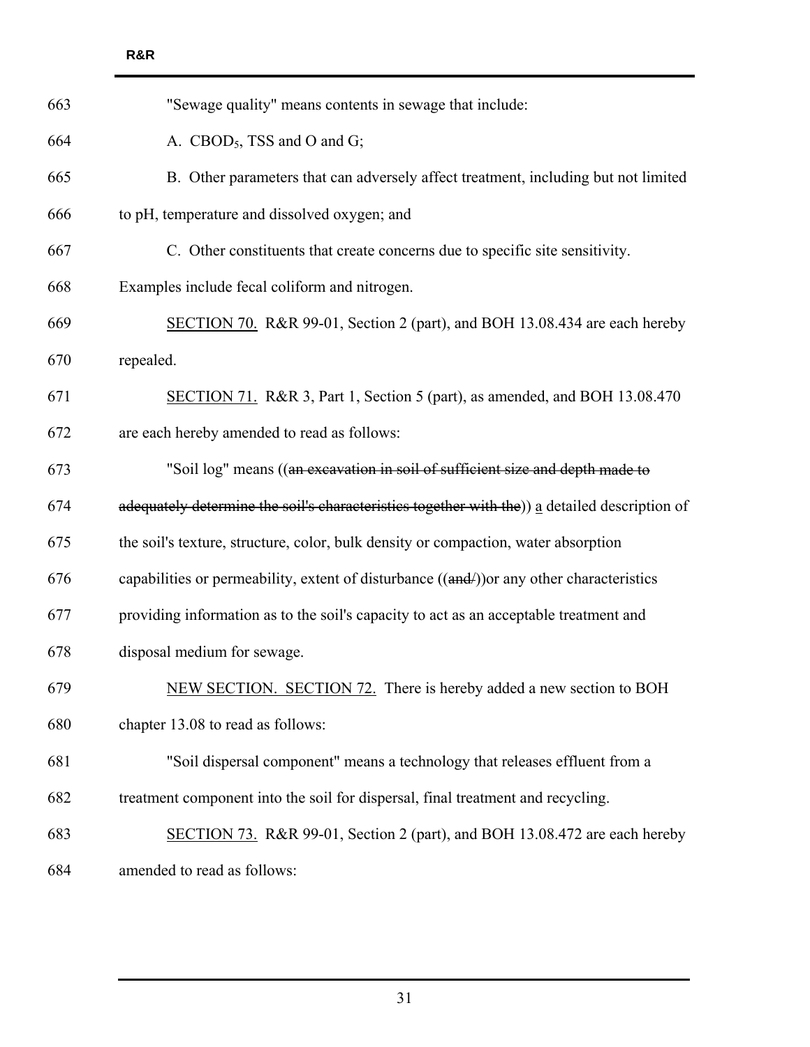"Sewage quality" means contents in sewage that include:

A. $CBOD_5$, TSS and O and G;

B. Other parameters that can adversely affect treatment, including but not limited to pH, temperature and dissolved oxygen; and

C. Other constituents that create concerns due to specific site sensitivity. Examples include fecal coliform and nitrogen.

SECTION 70. R&R 99-01, Section 2 (part), and BOH 13.08.434 are each hereby repealed.

SECTION 71. R&R 3, Part 1, Section 5 (part), as amended, and BOH 13.08.470 are each hereby amended to read as follows:

"Soil log" means ((~~an excavation in soil of sufficient size and depth made to adequately determine the soil's characteristics together with the~~)) a detailed description of the soil's texture, structure, color, bulk density or compaction, water absorption capabilities or permeability, extent of disturbance ((~~and/~~))or any other characteristics providing information as to the soil's capacity to act as an acceptable treatment and disposal medium for sewage.

NEW SECTION. SECTION 72. There is hereby added a new section to BOH chapter 13.08 to read as follows:

"Soil dispersal component" means a technology that releases effluent from a treatment component into the soil for dispersal, final treatment and recycling.

SECTION 73. R&R 99-01, Section 2 (part), and BOH 13.08.472 are each hereby amended to read as follows: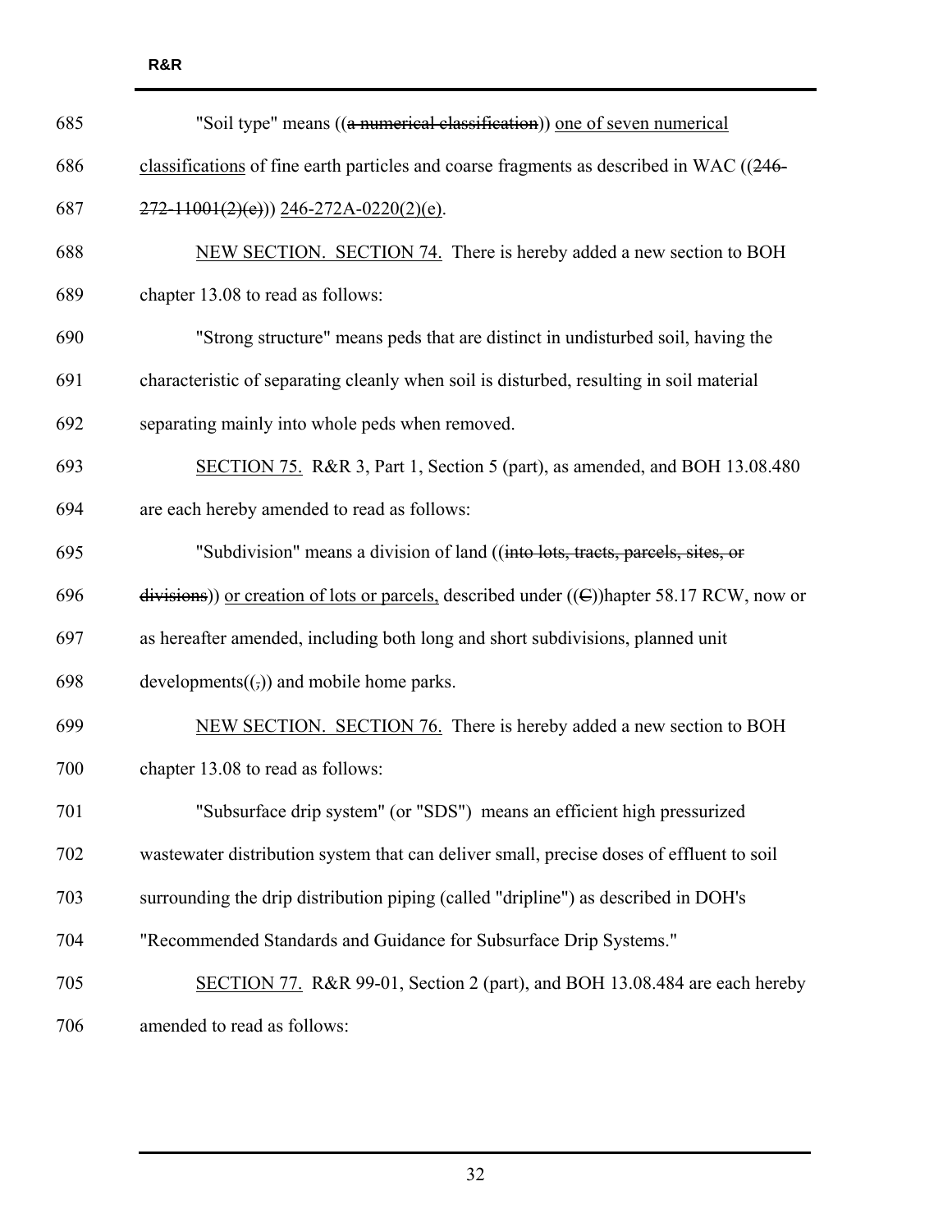"Soil type" means ((~~a numerical classification~~)) <u>one of seven numerical classifications</u> of fine earth particles and coarse fragments as described in WAC ((~~246-272-11001(2)(e)~~)) <u>246-272A-0220(2)(e)</u>.

<u>NEW SECTION. SECTION 74.</u> There is hereby added a new section to BOH chapter 13.08 to read as follows:

"Strong structure" means peds that are distinct in undisturbed soil, having the characteristic of separating cleanly when soil is disturbed, resulting in soil material separating mainly into whole peds when removed.

<u>SECTION 75.</u> R&R 3, Part 1, Section 5 (part), as amended, and BOH 13.08.480 are each hereby amended to read as follows:

"Subdivision" means a division of land ((~~into lots, tracts, parcels, sites, or divisions~~)) <u>or creation of lots or parcels,</u> described under ((~~C~~))hapter 58.17 RCW, now or as hereafter amended, including both long and short subdivisions, planned unit developments((~~,~~)) and mobile home parks.

<u>NEW SECTION. SECTION 76.</u> There is hereby added a new section to BOH chapter 13.08 to read as follows:

"Subsurface drip system" (or "SDS") means an efficient high pressurized wastewater distribution system that can deliver small, precise doses of effluent to soil surrounding the drip distribution piping (called "dripline") as described in DOH's "Recommended Standards and Guidance for Subsurface Drip Systems."

<u>SECTION 77.</u> R&R 99-01, Section 2 (part), and BOH 13.08.484 are each hereby amended to read as follows: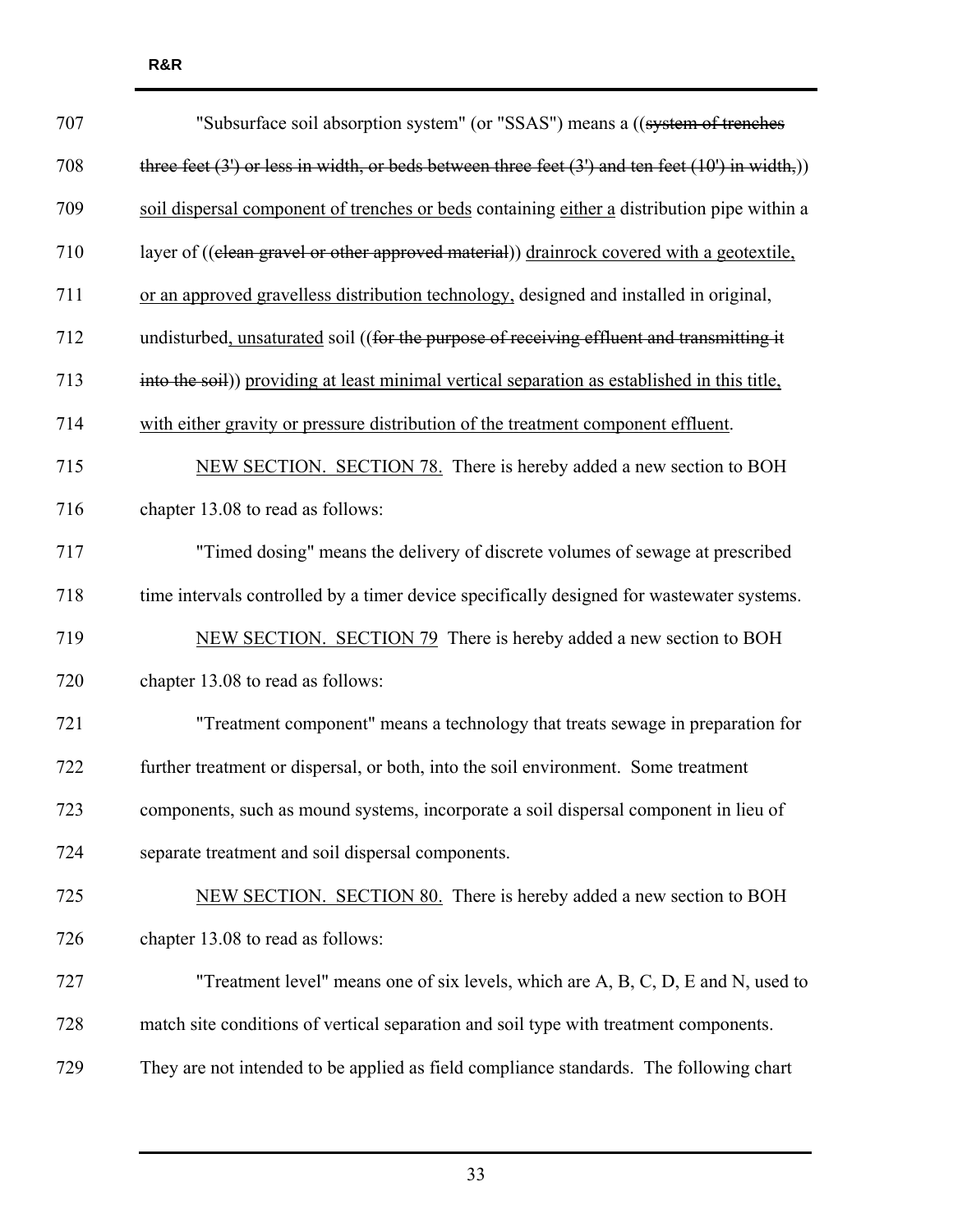"Subsurface soil absorption system" (or "SSAS") means a ((~~system of trenches three feet (3') or less in width, or beds between three feet (3') and ten feet (10') in width,~~)) <u>soil dispersal component of trenches or beds</u> containing <u>either a</u> distribution pipe within a layer of ((~~clean gravel or other approved material~~)) <u>drainrock covered with a geotextile, or an approved gravelless distribution technology,</u> designed and installed in original, undisturbed<u>, unsaturated</u> soil ((~~for the purpose of receiving effluent and transmitting it into the soil~~)) <u>providing at least minimal vertical separation as established in this title, with either gravity or pressure distribution of the treatment component effluent</u>.

<u>NEW SECTION. SECTION 78.</u> There is hereby added a new section to BOH chapter 13.08 to read as follows:

"Timed dosing" means the delivery of discrete volumes of sewage at prescribed time intervals controlled by a timer device specifically designed for wastewater systems.

<u>NEW SECTION. SECTION 79</u> There is hereby added a new section to BOH chapter 13.08 to read as follows:

"Treatment component" means a technology that treats sewage in preparation for further treatment or dispersal, or both, into the soil environment. Some treatment components, such as mound systems, incorporate a soil dispersal component in lieu of separate treatment and soil dispersal components.

<u>NEW SECTION. SECTION 80.</u> There is hereby added a new section to BOH chapter 13.08 to read as follows:

"Treatment level" means one of six levels, which are A, B, C, D, E and N, used to match site conditions of vertical separation and soil type with treatment components. They are not intended to be applied as field compliance standards. The following chart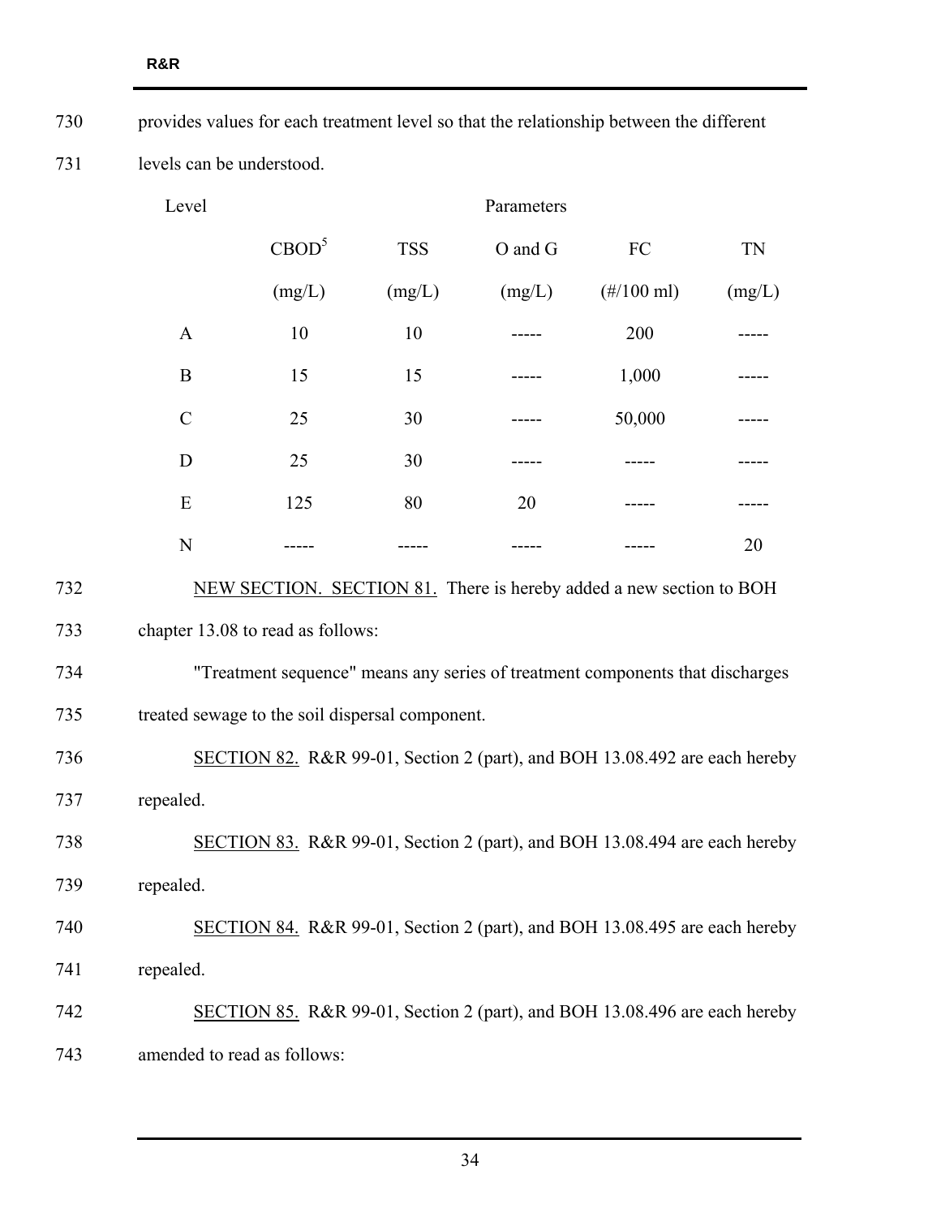provides values for each treatment level so that the relationship between the different levels can be understood.

| Level | Parameters | | | | |
|---|---|---|---|---|---|
| | $CBOD^5$ | TSS | O and G | FC | TN |
| | (mg/L) | (mg/L) | (mg/L) | (#/100 ml) | (mg/L) |
| A | 10 | 10 | ----- | 200 | ----- |
| B | 15 | 15 | ----- | 1,000 | ----- |
| C | 25 | 30 | ----- | 50,000 | ----- |
| D | 25 | 30 | ----- | ----- | ----- |
| E | 125 | 80 | 20 | ----- | ----- |
| N | ----- | ----- | ----- | ----- | 20 |

NEW SECTION. SECTION 81. There is hereby added a new section to BOH chapter 13.08 to read as follows:

"Treatment sequence" means any series of treatment components that discharges treated sewage to the soil dispersal component.

SECTION 82. R&R 99-01, Section 2 (part), and BOH 13.08.492 are each hereby repealed.

SECTION 83. R&R 99-01, Section 2 (part), and BOH 13.08.494 are each hereby repealed.

SECTION 84. R&R 99-01, Section 2 (part), and BOH 13.08.495 are each hereby repealed.

SECTION 85. R&R 99-01, Section 2 (part), and BOH 13.08.496 are each hereby amended to read as follows: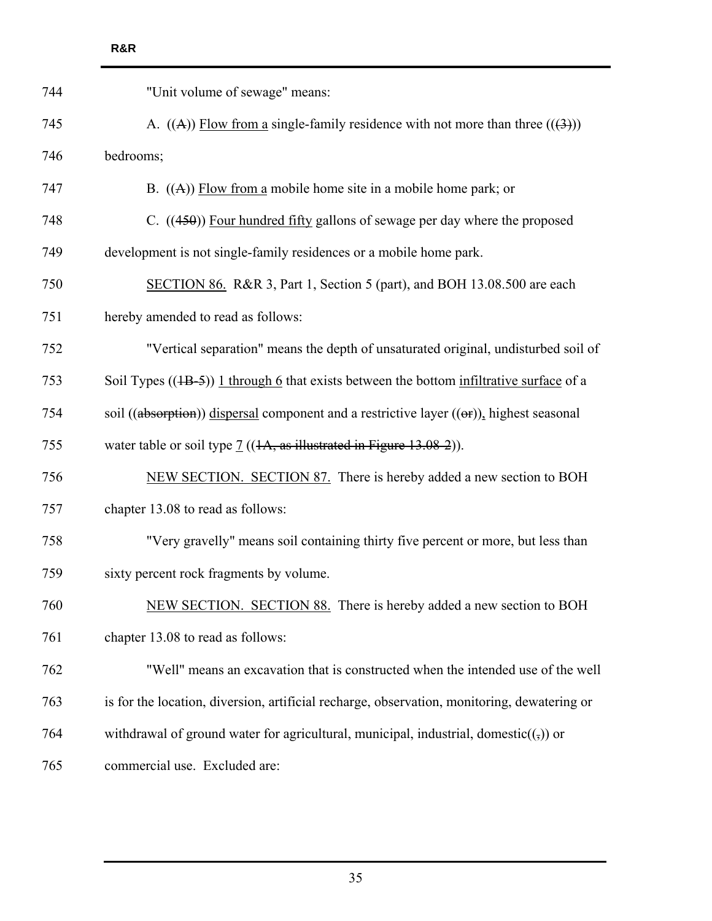"Unit volume of sewage" means:

A. ((~~A~~)) <u>Flow from a</u> single-family residence with not more than three ((~~(3)~~)) bedrooms;

B. ((~~A~~)) <u>Flow from a</u> mobile home site in a mobile home park; or

C. ((~~450~~)) <u>Four hundred fifty</u> gallons of sewage per day where the proposed development is not single-family residences or a mobile home park.

<u>SECTION 86.</u> R&R 3, Part 1, Section 5 (part), and BOH 13.08.500 are each hereby amended to read as follows:

"Vertical separation" means the depth of unsaturated original, undisturbed soil of Soil Types ((~~1B-5~~)) <u>1 through 6</u> that exists between the bottom <u>infiltrative surface</u> of a soil ((~~absorption~~)) <u>dispersal</u> component and a restrictive layer ((~~or~~))<u>,</u> highest seasonal water table or soil type <u>7</u> ((~~1A, as illustrated in Figure 13.08-2~~)).

<u>NEW SECTION. SECTION 87.</u> There is hereby added a new section to BOH chapter 13.08 to read as follows:

"Very gravelly" means soil containing thirty five percent or more, but less than sixty percent rock fragments by volume.

<u>NEW SECTION. SECTION 88.</u> There is hereby added a new section to BOH chapter 13.08 to read as follows:

"Well" means an excavation that is constructed when the intended use of the well is for the location, diversion, artificial recharge, observation, monitoring, dewatering or withdrawal of ground water for agricultural, municipal, industrial, domestic((~~,~~)) or commercial use. Excluded are: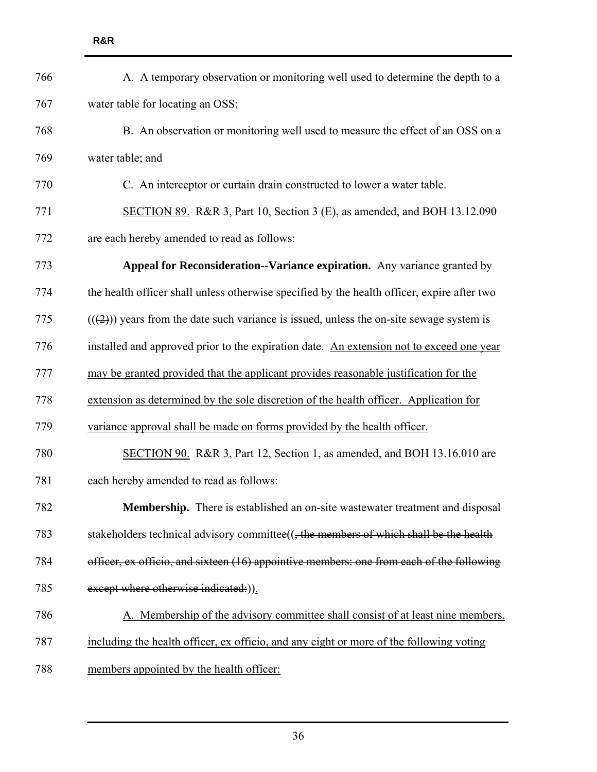766 A. A temporary observation or monitoring well used to determine the depth to a

767 water table for locating an OSS;

768 B. An observation or monitoring well used to measure the effect of an OSS on a

769 water table; and

770 C. An interceptor or curtain drain constructed to lower a water table.

771 <u>SECTION 89.</u> R&R 3, Part 10, Section 3 (E), as amended, and BOH 13.12.090

772 are each hereby amended to read as follows:

773 **Appeal for Reconsideration--Variance expiration.** Any variance granted by

774 the health officer shall unless otherwise specified by the health officer, expire after two

775 ((~~(2)~~)) years from the date such variance is issued, unless the on-site sewage system is

776 installed and approved prior to the expiration date. <u>An extension not to exceed one year</u>

777 <u>may be granted provided that the applicant provides reasonable justification for the</u>

778 <u>extension as determined by the sole discretion of the health officer. Application for</u>

779 <u>variance approval shall be made on forms provided by the health officer.</u>

780 <u>SECTION 90.</u> R&R 3, Part 12, Section 1, as amended, and BOH 13.16.010 are

781 each hereby amended to read as follows:

782 **Membership.** There is established an on-site wastewater treatment and disposal

783 stakeholders technical advisory committee((~~, the members of which shall be the health~~

784 ~~officer, ex officio, and sixteen (16) appointive members: one from each of the following~~

785 ~~except where otherwise indicated:~~))<u>.</u>

786 <u>A. Membership of the advisory committee shall consist of at least nine members,</u>

787 <u>including the health officer, ex officio, and any eight or more of the following voting</u>

788 <u>members appointed by the health officer:</u>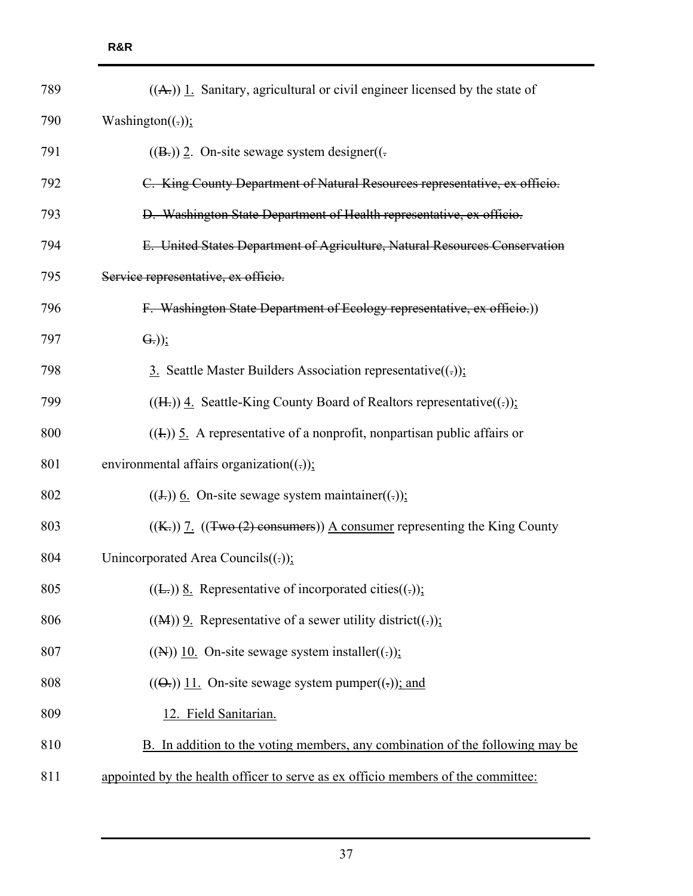789 ((A.)) 1. Sanitary, agricultural or civil engineer licensed by the state of

790 Washington((.));

791 ((B.)) 2. On-site sewage system designer((.

792 ~~C. King County Department of Natural Resources representative, ex officio.~~

793 ~~D. Washington State Department of Health representative, ex officio.~~

794 ~~E. United States Department of Agriculture, Natural Resources Conservation~~

795 ~~Service representative, ex officio.~~

796 ~~F. Washington State Department of Ecology representative, ex officio.~~))

797 ~~G.~~));

798 3. Seattle Master Builders Association representative((.));

799 ((H.)) 4. Seattle-King County Board of Realtors representative((.));

800 ((I.)) 5. A representative of a nonprofit, nonpartisan public affairs or

801 environmental affairs organization((.));

802 ((J.)) 6. On-site sewage system maintainer((.));

803 ((K.)) 7. ((~~Two (2) consumers~~)) A consumer representing the King County

804 Unincorporated Area Councils((.));

805 ((L.)) 8. Representative of incorporated cities((.));

806 ((M)) 9. Representative of a sewer utility district((.));

807 ((N)) 10. On-site sewage system installer((.));

808 ((O.)) 11. On-site sewage system pumper((.)); and

809 12. Field Sanitarian.

810 B. In addition to the voting members, any combination of the following may be

811 appointed by the health officer to serve as ex officio members of the committee: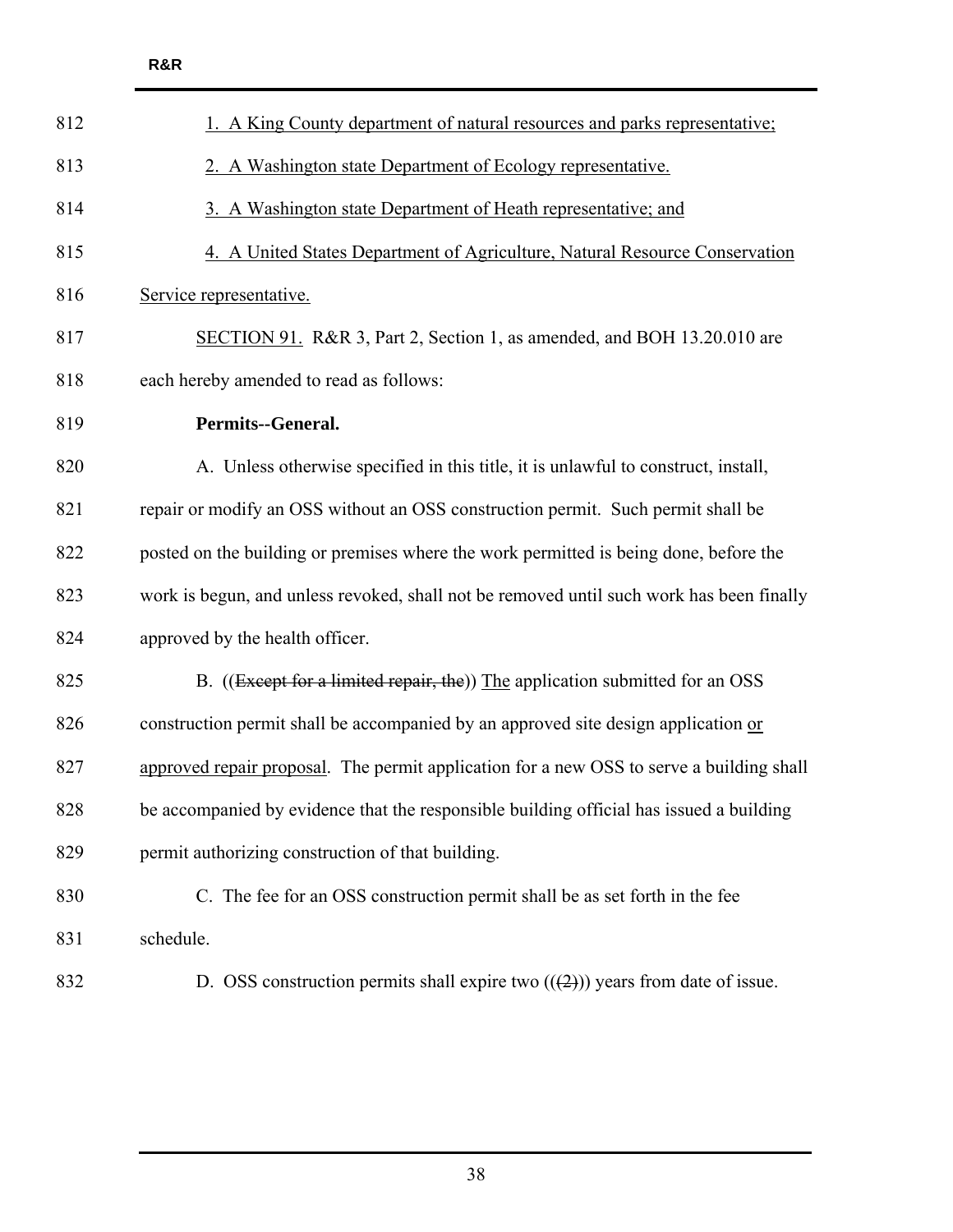1. A King County department of natural resources and parks representative;

2. A Washington state Department of Ecology representative.

3. A Washington state Department of Heath representative; and

4. A United States Department of Agriculture, Natural Resource Conservation Service representative.

SECTION 91. R&R 3, Part 2, Section 1, as amended, and BOH 13.20.010 are each hereby amended to read as follows:

**Permits--General.**

A. Unless otherwise specified in this title, it is unlawful to construct, install, repair or modify an OSS without an OSS construction permit. Such permit shall be posted on the building or premises where the work permitted is being done, before the work is begun, and unless revoked, shall not be removed until such work has been finally approved by the health officer.

B. ((~~Except for a limited repair, the~~)) The application submitted for an OSS construction permit shall be accompanied by an approved site design application or approved repair proposal. The permit application for a new OSS to serve a building shall be accompanied by evidence that the responsible building official has issued a building permit authorizing construction of that building.

C. The fee for an OSS construction permit shall be as set forth in the fee schedule.

D. OSS construction permits shall expire two ((~~(2)~~)) years from date of issue.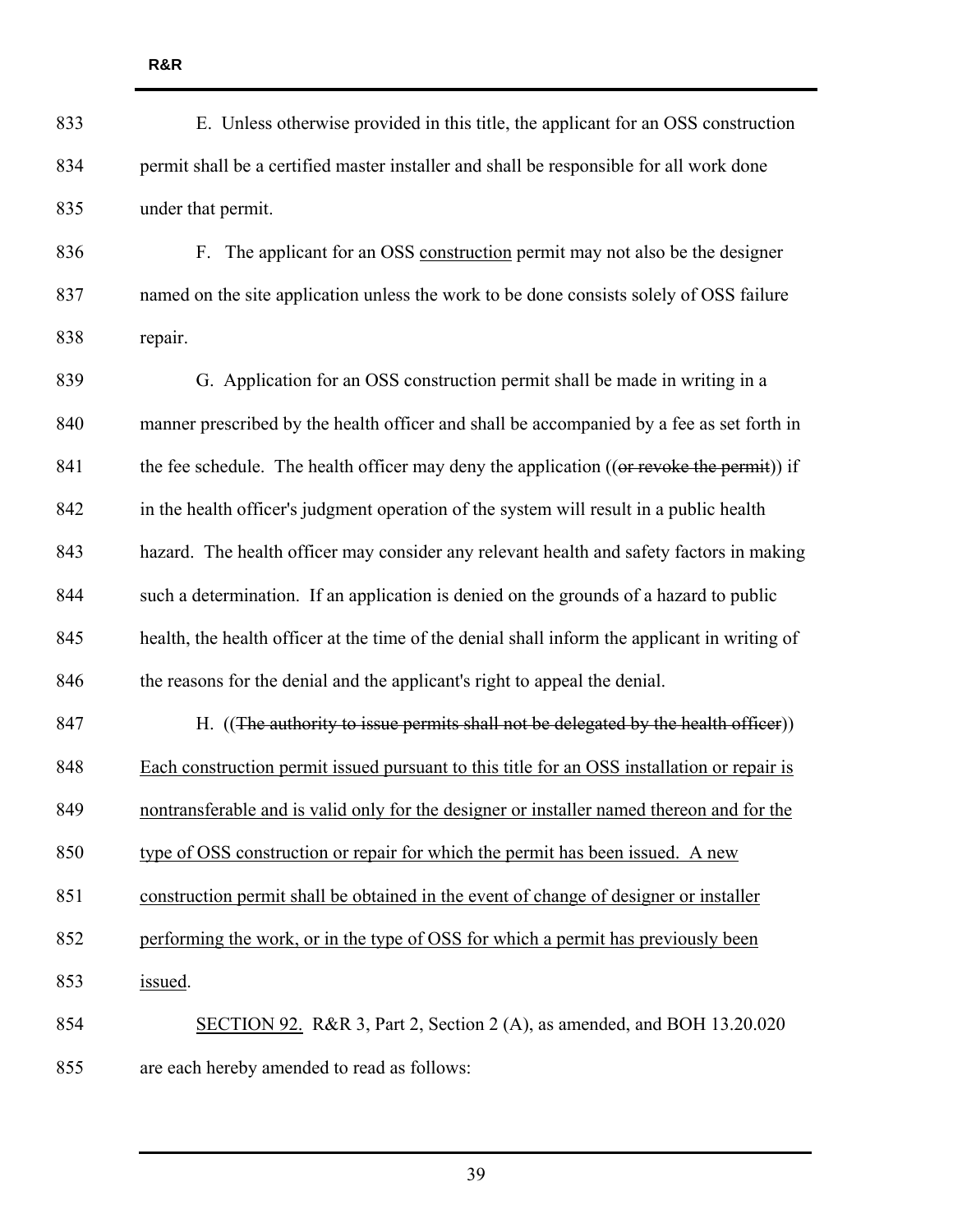E. Unless otherwise provided in this title, the applicant for an OSS construction permit shall be a certified master installer and shall be responsible for all work done under that permit.

F. The applicant for an OSS <u>construction</u> permit may not also be the designer named on the site application unless the work to be done consists solely of OSS failure repair.

G. Application for an OSS construction permit shall be made in writing in a manner prescribed by the health officer and shall be accompanied by a fee as set forth in the fee schedule. The health officer may deny the application ((~~or revoke the permit~~)) if in the health officer's judgment operation of the system will result in a public health hazard. The health officer may consider any relevant health and safety factors in making such a determination. If an application is denied on the grounds of a hazard to public health, the health officer at the time of the denial shall inform the applicant in writing of the reasons for the denial and the applicant's right to appeal the denial.

H. ((~~The authority to issue permits shall not be delegated by the health officer~~)) <u>Each construction permit issued pursuant to this title for an OSS installation or repair is nontransferable and is valid only for the designer or installer named thereon and for the type of OSS construction or repair for which the permit has been issued. A new construction permit shall be obtained in the event of change of designer or installer performing the work, or in the type of OSS for which a permit has previously been issued</u>.

<u>SECTION 92.</u> R&R 3, Part 2, Section 2 (A), as amended, and BOH 13.20.020 are each hereby amended to read as follows: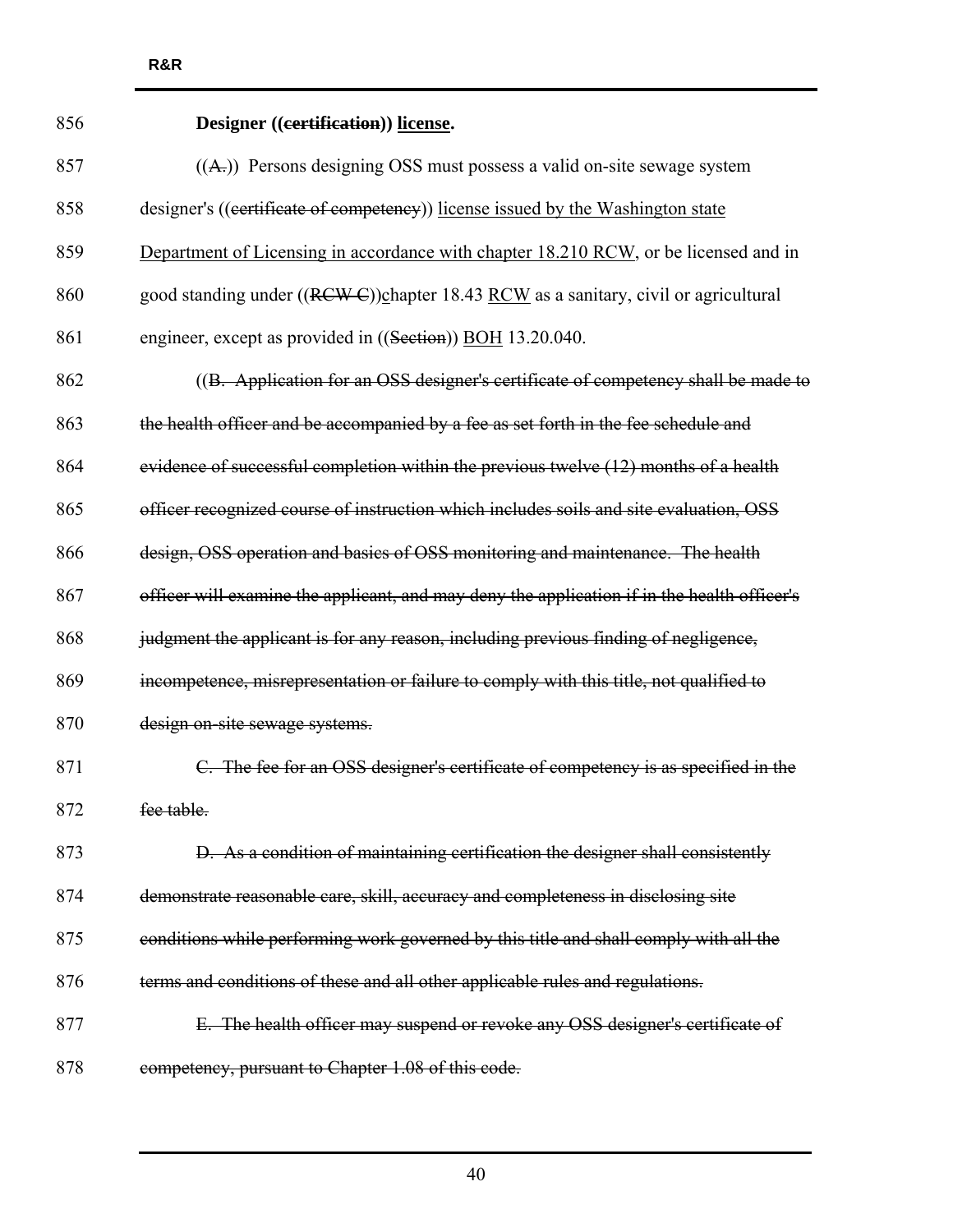856 **Designer ((~~certification~~)) <u>license</u>.**

857 ((~~A.~~)) Persons designing OSS must possess a valid on-site sewage system

858 designer's ((~~certificate of competency~~)) <u>license issued by the Washington state</u>

859 <u>Department of Licensing in accordance with chapter 18.210 RCW</u>, or be licensed and in

860 good standing under ((~~RCW C~~))<u>c</u>hapter 18.43 <u>RCW</u> as a sanitary, civil or agricultural

861 engineer, except as provided in ((~~Section~~)) <u>BOH</u> 13.20.040.

862 ((~~B. Application for an OSS designer's certificate of competency shall be made to~~

863 ~~the health officer and be accompanied by a fee as set forth in the fee schedule and~~

864 ~~evidence of successful completion within the previous twelve (12) months of a health~~

865 ~~officer recognized course of instruction which includes soils and site evaluation, OSS~~

866 ~~design, OSS operation and basics of OSS monitoring and maintenance. The health~~

867 ~~officer will examine the applicant, and may deny the application if in the health officer's~~

868 ~~judgment the applicant is for any reason, including previous finding of negligence,~~

869 ~~incompetence, misrepresentation or failure to comply with this title, not qualified to~~

870 ~~design on-site sewage systems.~~

871 ~~C. The fee for an OSS designer's certificate of competency is as specified in the~~

872 ~~fee table.~~

873 ~~D. As a condition of maintaining certification the designer shall consistently~~

874 ~~demonstrate reasonable care, skill, accuracy and completeness in disclosing site~~

875 ~~conditions while performing work governed by this title and shall comply with all the~~

876 ~~terms and conditions of these and all other applicable rules and regulations.~~

877 ~~E. The health officer may suspend or revoke any OSS designer's certificate of~~

878 ~~competency, pursuant to Chapter 1.08 of this code.~~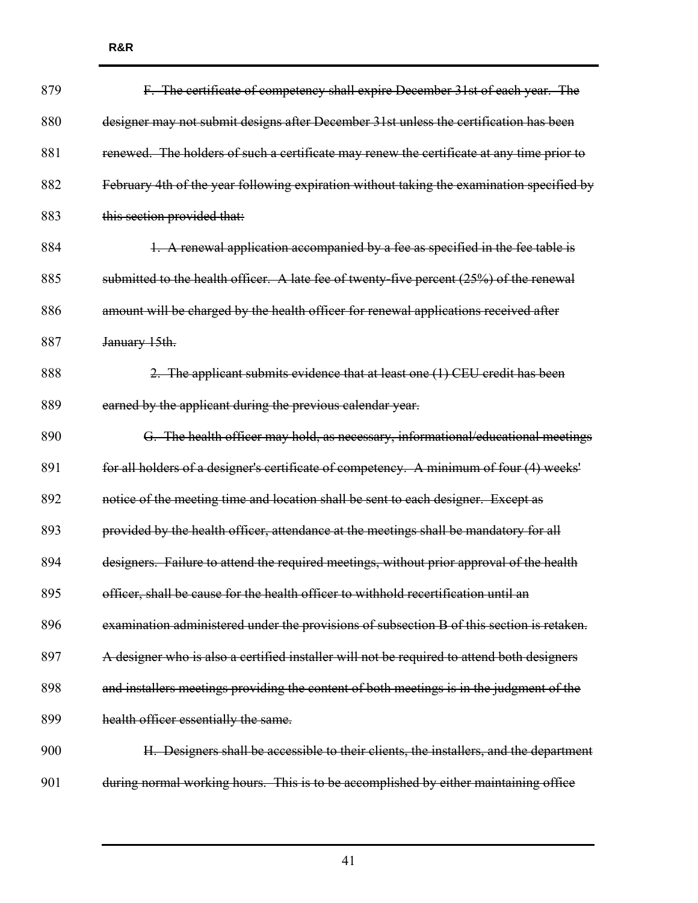~~F. The certificate of competency shall expire December 31st of each year. The designer may not submit designs after December 31st unless the certification has been renewed. The holders of such a certificate may renew the certificate at any time prior to February 4th of the year following expiration without taking the examination specified by this section provided that:~~

~~1. A renewal application accompanied by a fee as specified in the fee table is submitted to the health officer. A late fee of twenty-five percent (25%) of the renewal amount will be charged by the health officer for renewal applications received after January 15th.~~

~~2. The applicant submits evidence that at least one (1) CEU credit has been earned by the applicant during the previous calendar year.~~

~~G. The health officer may hold, as necessary, informational/educational meetings for all holders of a designer's certificate of competency. A minimum of four (4) weeks' notice of the meeting time and location shall be sent to each designer. Except as provided by the health officer, attendance at the meetings shall be mandatory for all designers. Failure to attend the required meetings, without prior approval of the health officer, shall be cause for the health officer to withhold recertification until an examination administered under the provisions of subsection B of this section is retaken. A designer who is also a certified installer will not be required to attend both designers and installers meetings providing the content of both meetings is in the judgment of the health officer essentially the same.~~

~~H. Designers shall be accessible to their clients, the installers, and the department during normal working hours. This is to be accomplished by either maintaining office~~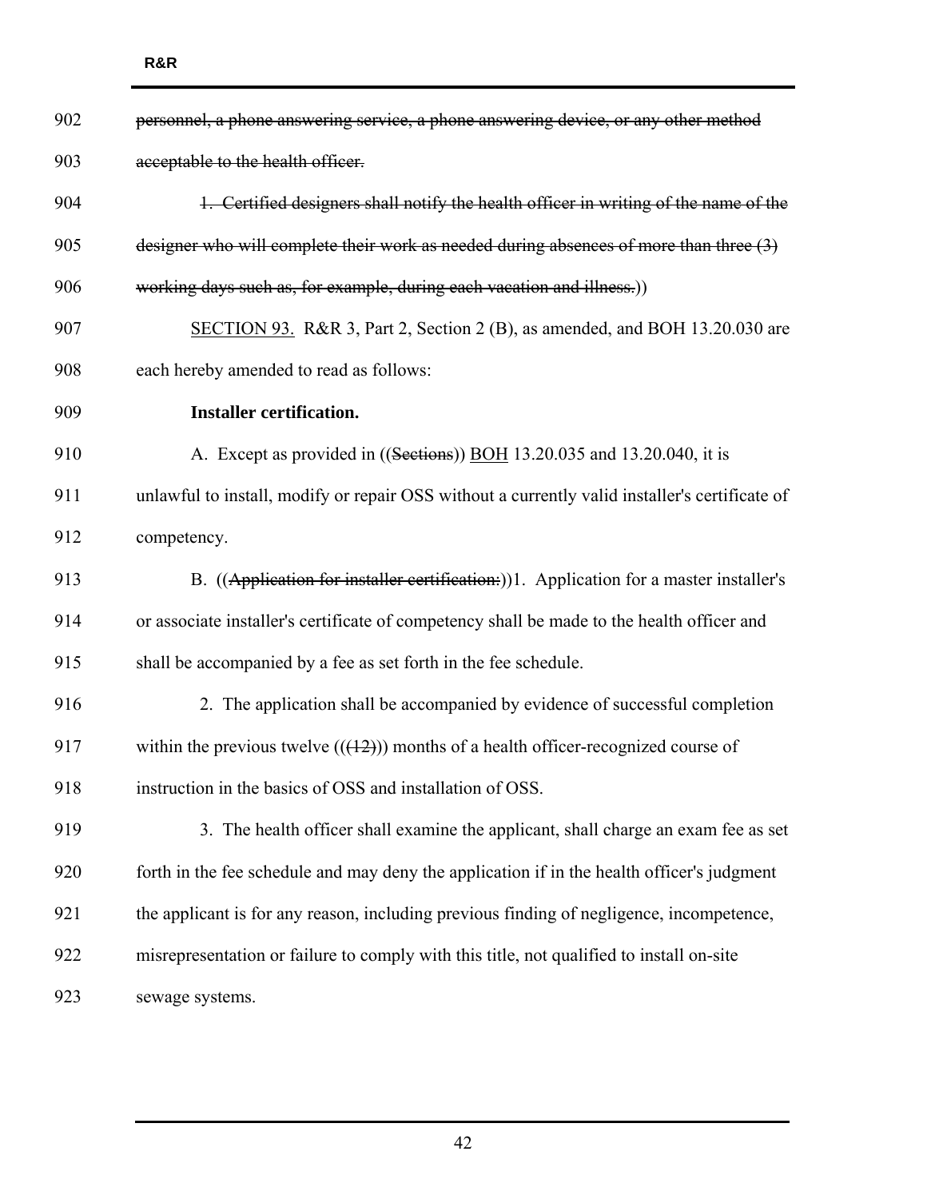~~personnel, a phone answering service, a phone answering device, or any other method acceptable to the health officer.~~

~~1. Certified designers shall notify the health officer in writing of the name of the designer who will complete their work as needed during absences of more than three (3) working days such as, for example, during each vacation and illness.~~))

<u>SECTION 93.</u> R&R 3, Part 2, Section 2 (B), as amended, and BOH 13.20.030 are each hereby amended to read as follows:

**Installer certification.**

A. Except as provided in ((~~Sections~~)) <u>BOH</u> 13.20.035 and 13.20.040, it is unlawful to install, modify or repair OSS without a currently valid installer's certificate of competency.

B. ((~~Application for installer certification:~~))1. Application for a master installer's or associate installer's certificate of competency shall be made to the health officer and shall be accompanied by a fee as set forth in the fee schedule.

2. The application shall be accompanied by evidence of successful completion within the previous twelve ((~~(12)~~)) months of a health officer-recognized course of instruction in the basics of OSS and installation of OSS.

3. The health officer shall examine the applicant, shall charge an exam fee as set forth in the fee schedule and may deny the application if in the health officer's judgment the applicant is for any reason, including previous finding of negligence, incompetence, misrepresentation or failure to comply with this title, not qualified to install on-site sewage systems.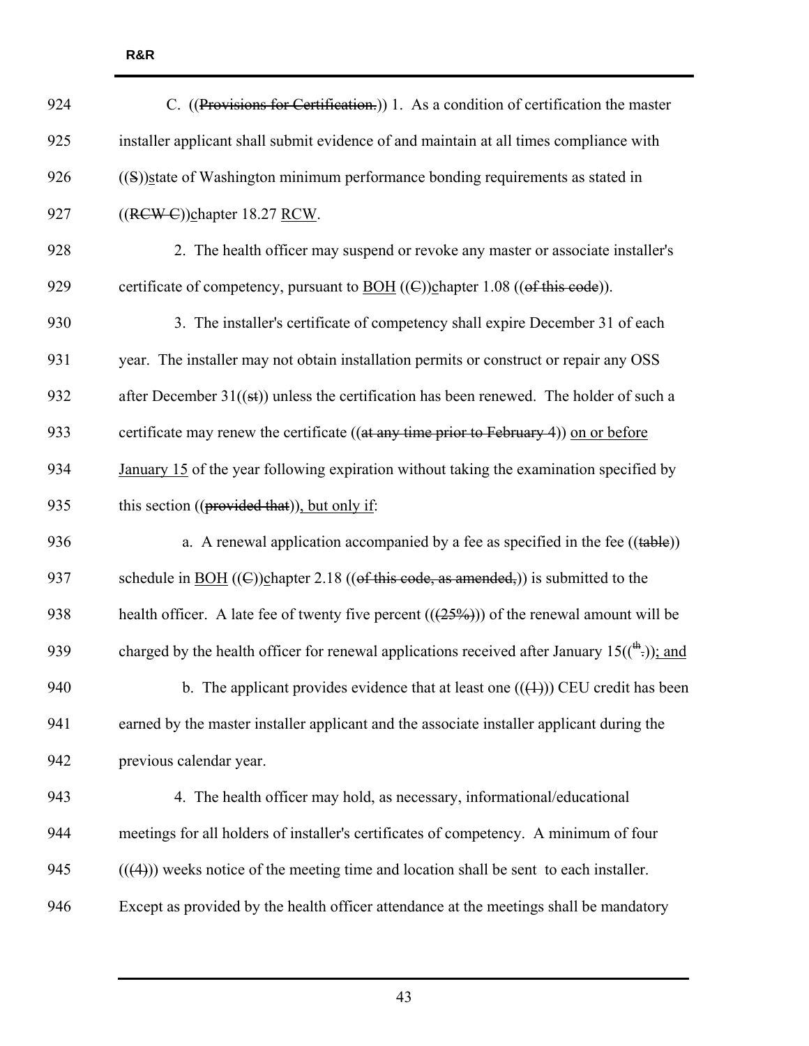C. ((~~Provisions for Certification.~~)) 1. As a condition of certification the master installer applicant shall submit evidence of and maintain at all times compliance with ((~~S~~))state of Washington minimum performance bonding requirements as stated in ((~~RCW C~~))chapter 18.27 RCW.

2. The health officer may suspend or revoke any master or associate installer's certificate of competency, pursuant to BOH ((~~C~~))chapter 1.08 ((~~of this code~~)).

3. The installer's certificate of competency shall expire December 31 of each year. The installer may not obtain installation permits or construct or repair any OSS after December 31((~~st~~)) unless the certification has been renewed. The holder of such a certificate may renew the certificate ((~~at any time prior to February 4~~)) on or before January 15 of the year following expiration without taking the examination specified by this section ((~~provided that~~)), but only if:

a. A renewal application accompanied by a fee as specified in the fee ((~~table~~)) schedule in BOH ((~~C~~))chapter 2.18 ((~~of this code, as amended,~~)) is submitted to the health officer. A late fee of twenty five percent ((~~(25%)~~)) of the renewal amount will be charged by the health officer for renewal applications received after January 15((~~th.~~)); and

b. The applicant provides evidence that at least one ((~~(1)~~)) CEU credit has been earned by the master installer applicant and the associate installer applicant during the previous calendar year.

4. The health officer may hold, as necessary, informational/educational meetings for all holders of installer's certificates of competency. A minimum of four ((~~(4)~~)) weeks notice of the meeting time and location shall be sent to each installer. Except as provided by the health officer attendance at the meetings shall be mandatory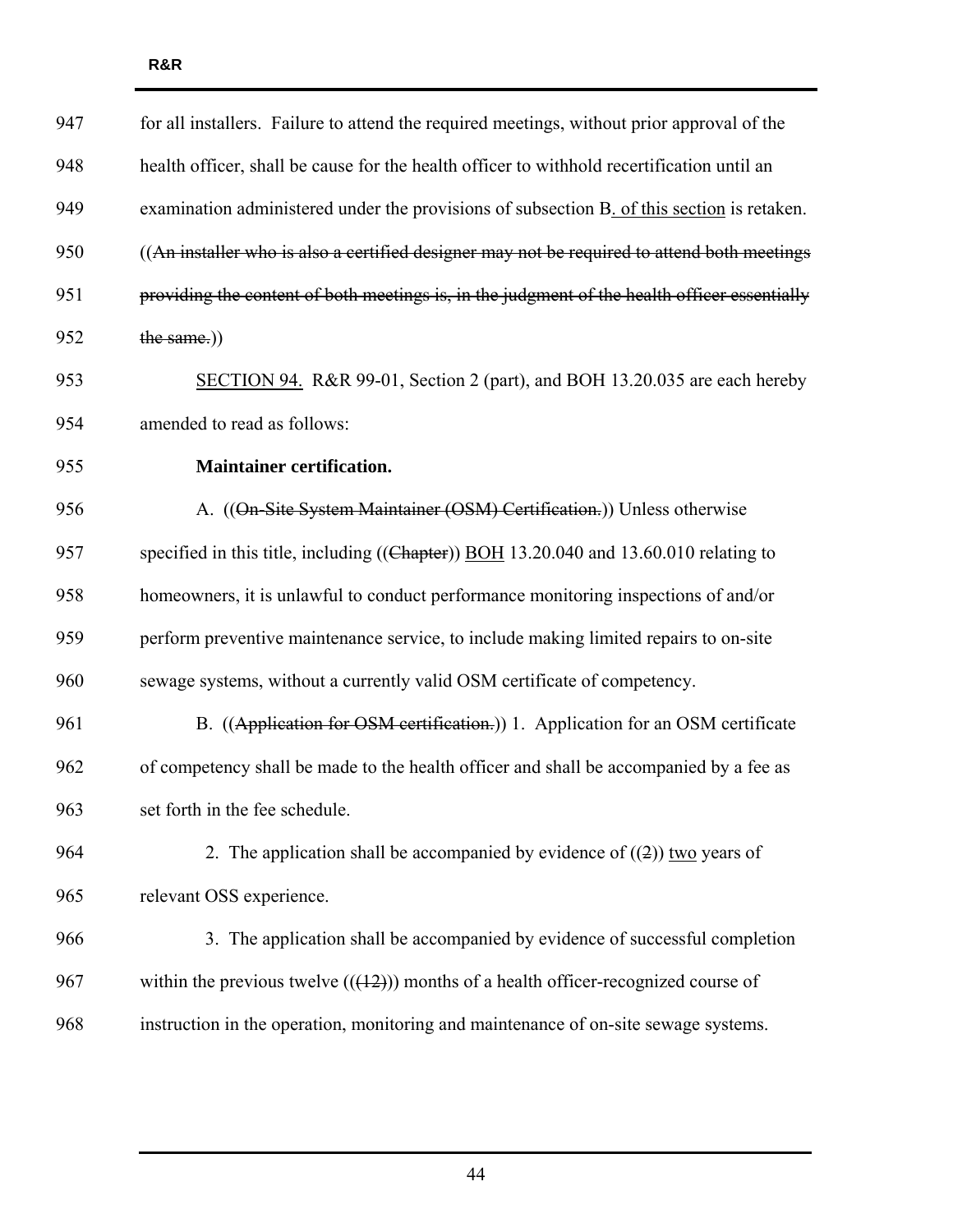for all installers. Failure to attend the required meetings, without prior approval of the health officer, shall be cause for the health officer to withhold recertification until an examination administered under the provisions of subsection B<u>. of this section</u> is retaken. ((~~An installer who is also a certified designer may not be required to attend both meetings providing the content of both meetings is, in the judgment of the health officer essentially the same.~~))

<u>SECTION 94.</u> R&R 99-01, Section 2 (part), and BOH 13.20.035 are each hereby amended to read as follows:

**Maintainer certification.**

A. ((~~On-Site System Maintainer (OSM) Certification.~~)) Unless otherwise specified in this title, including ((~~Chapter~~)) <u>BOH</u> 13.20.040 and 13.60.010 relating to homeowners, it is unlawful to conduct performance monitoring inspections of and/or perform preventive maintenance service, to include making limited repairs to on-site sewage systems, without a currently valid OSM certificate of competency.

B. ((~~Application for OSM certification.~~)) 1. Application for an OSM certificate of competency shall be made to the health officer and shall be accompanied by a fee as set forth in the fee schedule.

2. The application shall be accompanied by evidence of ((~~2~~)) <u>two</u> years of relevant OSS experience.

3. The application shall be accompanied by evidence of successful completion within the previous twelve ((~~(12)~~)) months of a health officer-recognized course of instruction in the operation, monitoring and maintenance of on-site sewage systems.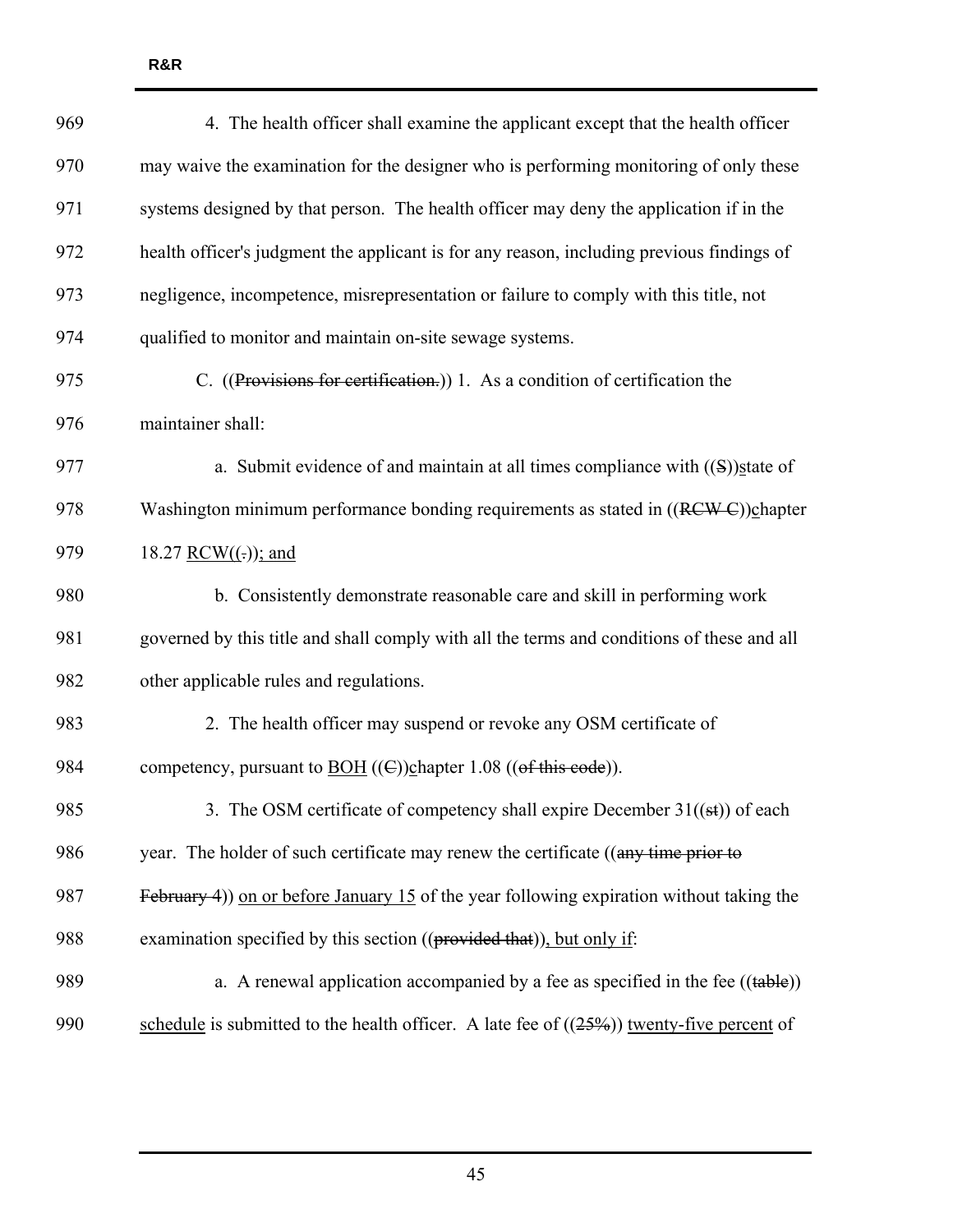969 4. The health officer shall examine the applicant except that the health officer

970 may waive the examination for the designer who is performing monitoring of only these

971 systems designed by that person. The health officer may deny the application if in the

972 health officer's judgment the applicant is for any reason, including previous findings of

973 negligence, incompetence, misrepresentation or failure to comply with this title, not

974 qualified to monitor and maintain on-site sewage systems.

975 C. ((~~Provisions for certification.~~)) 1. As a condition of certification the

976 maintainer shall:

977 a. Submit evidence of and maintain at all times compliance with ((~~S~~))<u>s</u>tate of

978 Washington minimum performance bonding requirements as stated in ((~~RCW C~~))<u>c</u>hapter

979 18.27 <u>RCW</u>((~~.~~))<u>; and</u>

980 b. Consistently demonstrate reasonable care and skill in performing work

981 governed by this title and shall comply with all the terms and conditions of these and all

982 other applicable rules and regulations.

983 2. The health officer may suspend or revoke any OSM certificate of

984 competency, pursuant to <u>BOH</u> ((~~C~~))<u>c</u>hapter 1.08 ((~~of this code~~)).

985 3. The OSM certificate of competency shall expire December 31((~~st~~)) of each

986 year. The holder of such certificate may renew the certificate ((~~any time prior to~~

987 ~~February 4~~)) <u>on or before January 15</u> of the year following expiration without taking the

988 examination specified by this section ((~~provided that~~))<u>, but only if</u>:

989 a. A renewal application accompanied by a fee as specified in the fee ((~~table~~))

990 <u>schedule</u> is submitted to the health officer. A late fee of ((~~25%~~)) <u>twenty-five percent</u> of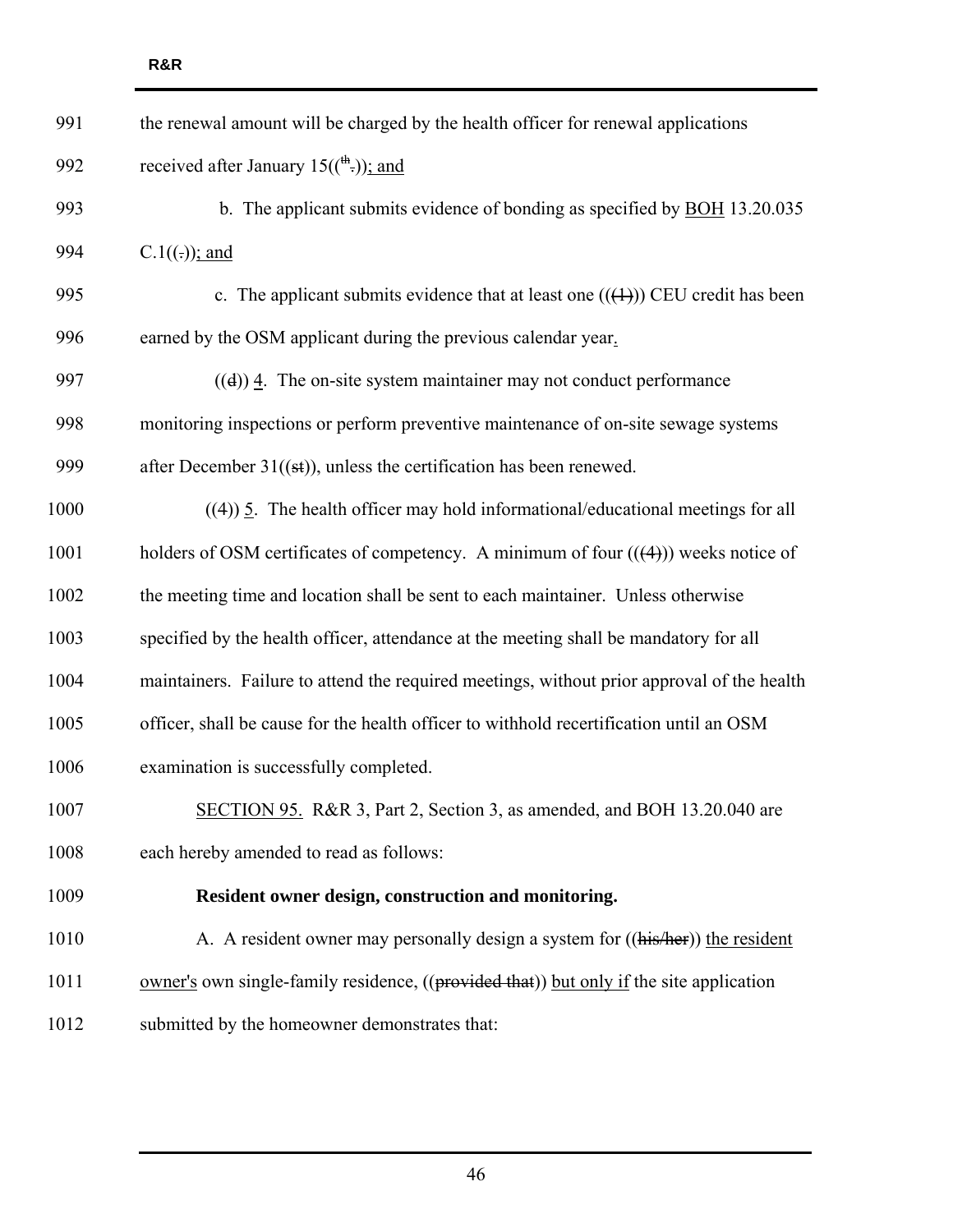991 the renewal amount will be charged by the health officer for renewal applications

992 received after January 15((th.)); and

993 b. The applicant submits evidence of bonding as specified by BOH 13.20.035

994 C.1((.)); and

995 c. The applicant submits evidence that at least one (((1))) CEU credit has been

996 earned by the OSM applicant during the previous calendar year.

997 ((d)) 4. The on-site system maintainer may not conduct performance

998 monitoring inspections or perform preventive maintenance of on-site sewage systems

999 after December 31((st)), unless the certification has been renewed.

1000 ((4)) 5. The health officer may hold informational/educational meetings for all

1001 holders of OSM certificates of competency. A minimum of four (((4))) weeks notice of

1002 the meeting time and location shall be sent to each maintainer. Unless otherwise

1003 specified by the health officer, attendance at the meeting shall be mandatory for all

1004 maintainers. Failure to attend the required meetings, without prior approval of the health

1005 officer, shall be cause for the health officer to withhold recertification until an OSM

1006 examination is successfully completed.

1007 SECTION 95. R&R 3, Part 2, Section 3, as amended, and BOH 13.20.040 are

1008 each hereby amended to read as follows:

1009 **Resident owner design, construction and monitoring.**

1010 A. A resident owner may personally design a system for ((his/her)) the resident

1011 owner's own single-family residence, ((provided that)) but only if the site application

1012 submitted by the homeowner demonstrates that: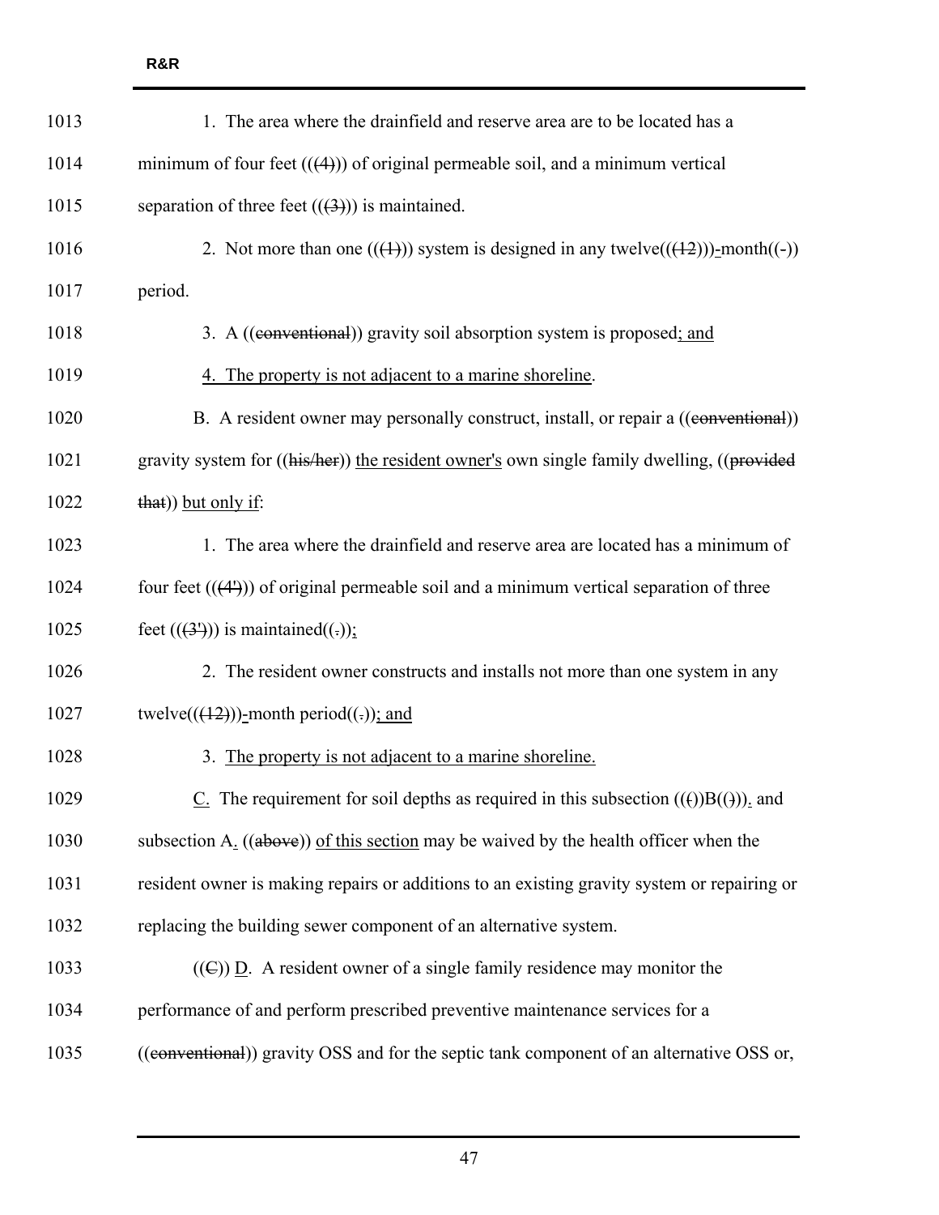1013 1. The area where the drainfield and reserve area are to be located has a

1014 minimum of four feet (((4))) of original permeable soil, and a minimum vertical

1015 separation of three feet (((3))) is maintained.

1016 2. Not more than one (((1))) system is designed in any twelve(((12)))-month((-))

1017 period.

1018 3. A ((conventional)) gravity soil absorption system is proposed; and

1019 4. The property is not adjacent to a marine shoreline.

1020 B. A resident owner may personally construct, install, or repair a ((conventional))

1021 gravity system for ((his/her)) the resident owner's own single family dwelling, ((provided

1022 that)) but only if:

1023 1. The area where the drainfield and reserve area are located has a minimum of

1024 four feet (((4'))) of original permeable soil and a minimum vertical separation of three

1025 feet (((3'))) is maintained((.));

1026 2. The resident owner constructs and installs not more than one system in any

1027 twelve(((12)))-month period((.)); and

1028 3. The property is not adjacent to a marine shoreline.

1029 C. The requirement for soil depths as required in this subsection ((())B(())). and

1030 subsection A. ((above)) of this section may be waived by the health officer when the

1031 resident owner is making repairs or additions to an existing gravity system or repairing or

1032 replacing the building sewer component of an alternative system.

1033 ((C)) D. A resident owner of a single family residence may monitor the

1034 performance of and perform prescribed preventive maintenance services for a

1035 ((conventional)) gravity OSS and for the septic tank component of an alternative OSS or,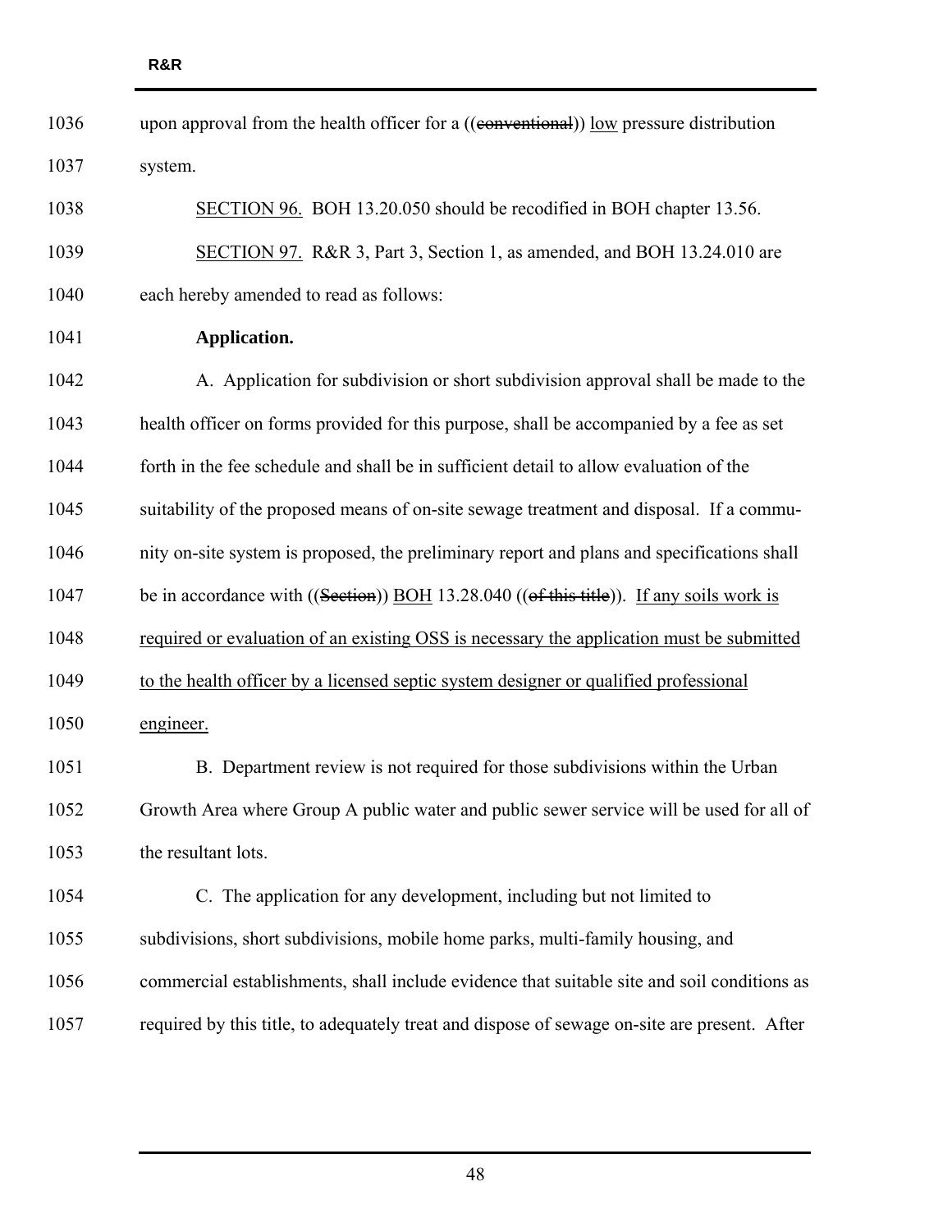1036 upon approval from the health officer for a ((~~conventional~~)) <u>low</u> pressure distribution

1037 system.

1038 <u>SECTION 96.</u> BOH 13.20.050 should be recodified in BOH chapter 13.56.

1039 <u>SECTION 97.</u> R&R 3, Part 3, Section 1, as amended, and BOH 13.24.010 are

1040 each hereby amended to read as follows:

1041 **Application.**

1042 A. Application for subdivision or short subdivision approval shall be made to the

1043 health officer on forms provided for this purpose, shall be accompanied by a fee as set

1044 forth in the fee schedule and shall be in sufficient detail to allow evaluation of the

1045 suitability of the proposed means of on-site sewage treatment and disposal. If a commu-

1046 nity on-site system is proposed, the preliminary report and plans and specifications shall

1047 be in accordance with ((~~Section~~)) <u>BOH</u> 13.28.040 ((~~of this title~~)). <u>If any soils work is</u>

1048 <u>required or evaluation of an existing OSS is necessary the application must be submitted</u>

1049 <u>to the health officer by a licensed septic system designer or qualified professional</u>

1050 <u>engineer.</u>

1051 B. Department review is not required for those subdivisions within the Urban

1052 Growth Area where Group A public water and public sewer service will be used for all of

1053 the resultant lots.

1054 C. The application for any development, including but not limited to

1055 subdivisions, short subdivisions, mobile home parks, multi-family housing, and

1056 commercial establishments, shall include evidence that suitable site and soil conditions as

1057 required by this title, to adequately treat and dispose of sewage on-site are present. After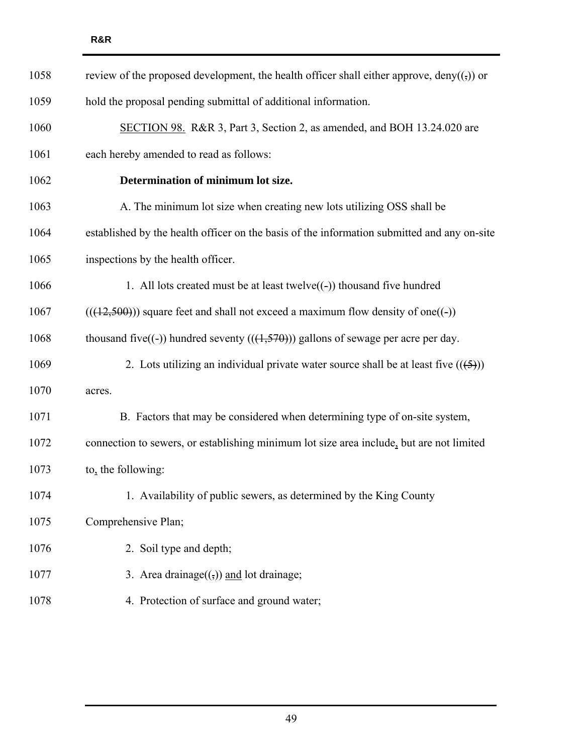review of the proposed development, the health officer shall either approve, deny((,)) or hold the proposal pending submittal of additional information.

SECTION 98. R&R 3, Part 3, Section 2, as amended, and BOH 13.24.020 are each hereby amended to read as follows:

**Determination of minimum lot size.**

A. The minimum lot size when creating new lots utilizing OSS shall be established by the health officer on the basis of the information submitted and any on-site inspections by the health officer.

1. All lots created must be at least twelve((-)) thousand five hundred (((12,500))) square feet and shall not exceed a maximum flow density of one((-)) thousand five((-)) hundred seventy (((1,570))) gallons of sewage per acre per day.

2. Lots utilizing an individual private water source shall be at least five (((5))) acres.

B. Factors that may be considered when determining type of on-site system, connection to sewers, or establishing minimum lot size area include, but are not limited to, the following:

1. Availability of public sewers, as determined by the King County Comprehensive Plan;

2. Soil type and depth;

3. Area drainage((,)) and lot drainage;

4. Protection of surface and ground water;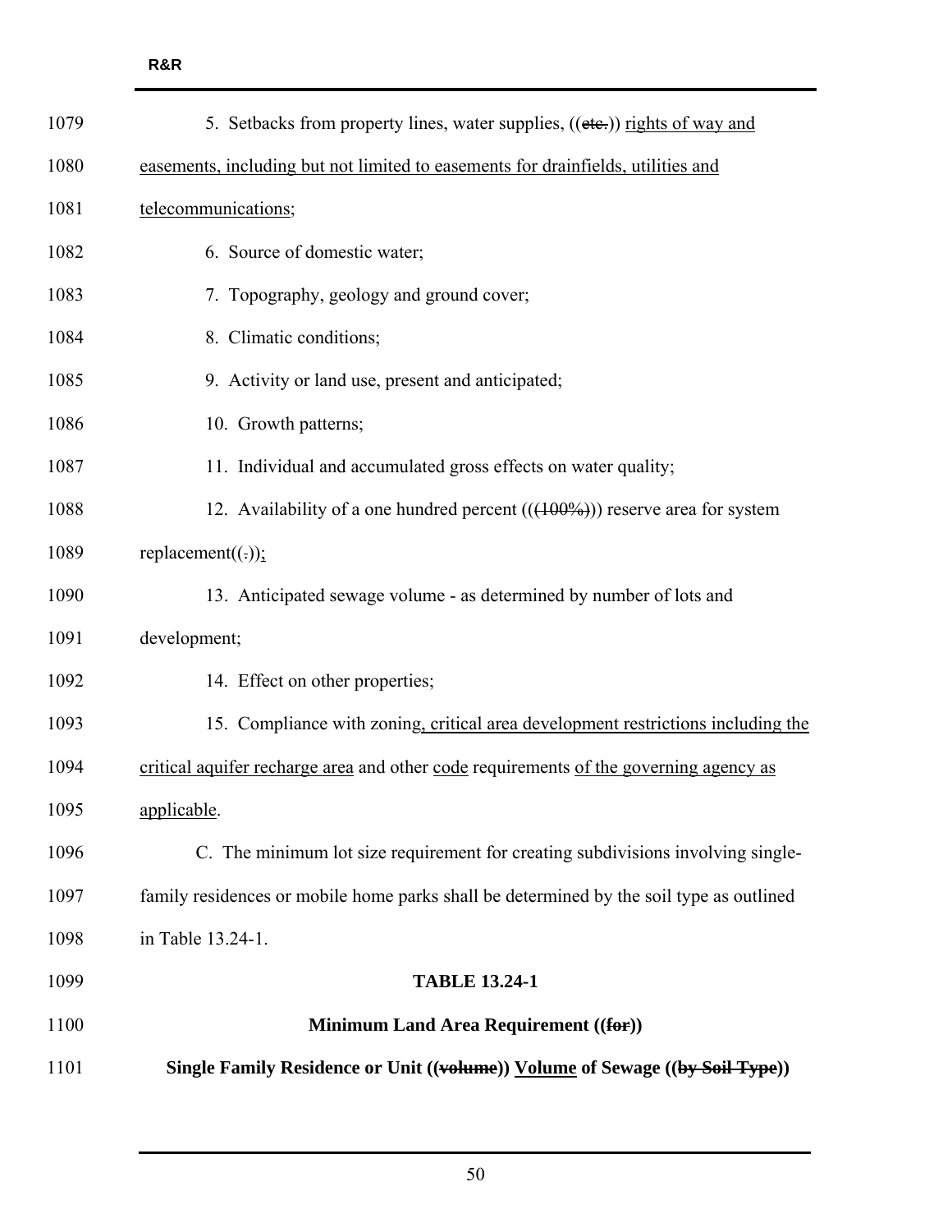5. Setbacks from property lines, water supplies, ((~~etc.~~)) <u>rights of way and easements, including but not limited to easements for drainfields, utilities and telecommunications</u>;

6. Source of domestic water;

7. Topography, geology and ground cover;

8. Climatic conditions;

9. Activity or land use, present and anticipated;

10. Growth patterns;

11. Individual and accumulated gross effects on water quality;

12. Availability of a one hundred percent ((~~(100%)~~)) reserve area for system replacement((~~.~~))<u>;</u>

13. Anticipated sewage volume - as determined by number of lots and development;

14. Effect on other properties;

15. Compliance with zoning<u>, critical area development restrictions including the critical aquifer recharge area</u> and other <u>code</u> requirements <u>of the governing agency as applicable</u>.

C. The minimum lot size requirement for creating subdivisions involving single-family residences or mobile home parks shall be determined by the soil type as outlined in Table 13.24-1.

**TABLE 13.24-1**

**Minimum Land Area Requirement ((~~for~~))**

**Single Family Residence or Unit ((~~volume~~)) <u>Volume</u> of Sewage ((~~by Soil Type~~))**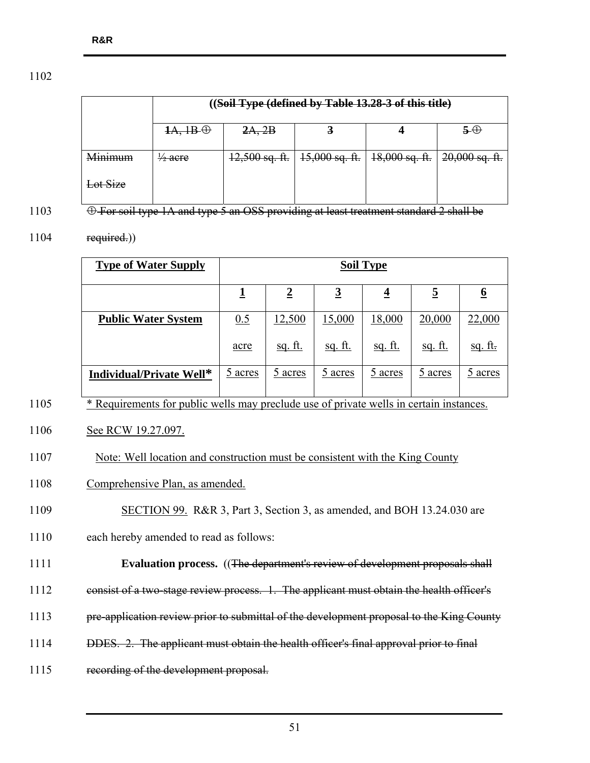1102

| | ~~((Soil Type (defined by Table 13.28-3 of this title)~~ | | | | |
|---|---|---|---|---|---|
| | ~~1A, 1B ⊕~~ | ~~2A, 2B~~ | ~~3~~ | ~~4~~ | ~~5 ⊕~~ |
| ~~Minimum Lot Size~~ | ~~½ acre~~ | ~~12,500 sq. ft.~~ | ~~15,000 sq. ft.~~ | ~~18,000 sq. ft.~~ | ~~20,000 sq. ft.~~ |

1103 ~~⊕ For soil type 1A and type 5 an OSS providing at least treatment standard 2 shall be~~

1104 ~~required.~~))

| Type of Water Supply | Soil Type | | | | | |
|---|---|---|---|---|---|---|
| | 1 | 2 | 3 | 4 | 5 | 6 |
| Public Water System | 0.5 acre | 12,500 sq. ft. | 15,000 sq. ft. | 18,000 sq. ft. | 20,000 sq. ft. | 22,000 sq. ft~~.~~ |
| Individual/Private Well* | 5 acres | 5 acres | 5 acres | 5 acres | 5 acres | 5 acres |

1105 * Requirements for public wells may preclude use of private wells in certain instances.

1106 See RCW 19.27.097.

1107 Note: Well location and construction must be consistent with the King County

1108 Comprehensive Plan, as amended.

1109 SECTION 99. R&R 3, Part 3, Section 3, as amended, and BOH 13.24.030 are

1110 each hereby amended to read as follows:

1111 **Evaluation process.** ((~~The department's review of development proposals shall~~

1112 ~~consist of a two-stage review process. 1. The applicant must obtain the health officer's~~

1113 ~~pre-application review prior to submittal of the development proposal to the King County~~

1114 ~~DDES. 2. The applicant must obtain the health officer's final approval prior to final~~

1115 ~~recording of the development proposal.~~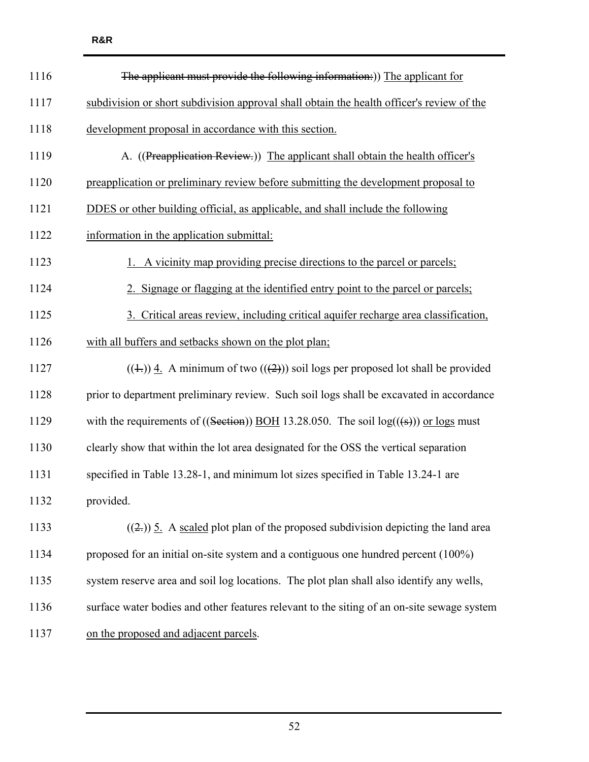The applicant must provide the following information:)) The applicant for subdivision or short subdivision approval shall obtain the health officer's review of the development proposal in accordance with this section.

A. ((Preapplication Review.)) The applicant shall obtain the health officer's preapplication or preliminary review before submitting the development proposal to DDES or other building official, as applicable, and shall include the following information in the application submittal:

1. A vicinity map providing precise directions to the parcel or parcels;

2. Signage or flagging at the identified entry point to the parcel or parcels;

3. Critical areas review, including critical aquifer recharge area classification, with all buffers and setbacks shown on the plot plan;

((1.)) 4. A minimum of two (((2))) soil logs per proposed lot shall be provided prior to department preliminary review. Such soil logs shall be excavated in accordance with the requirements of ((Section)) BOH 13.28.050. The soil log(((s))) or logs must clearly show that within the lot area designated for the OSS the vertical separation specified in Table 13.28-1, and minimum lot sizes specified in Table 13.24-1 are provided.

((2.)) 5. A scaled plot plan of the proposed subdivision depicting the land area proposed for an initial on-site system and a contiguous one hundred percent (100%) system reserve area and soil log locations. The plot plan shall also identify any wells, surface water bodies and other features relevant to the siting of an on-site sewage system on the proposed and adjacent parcels.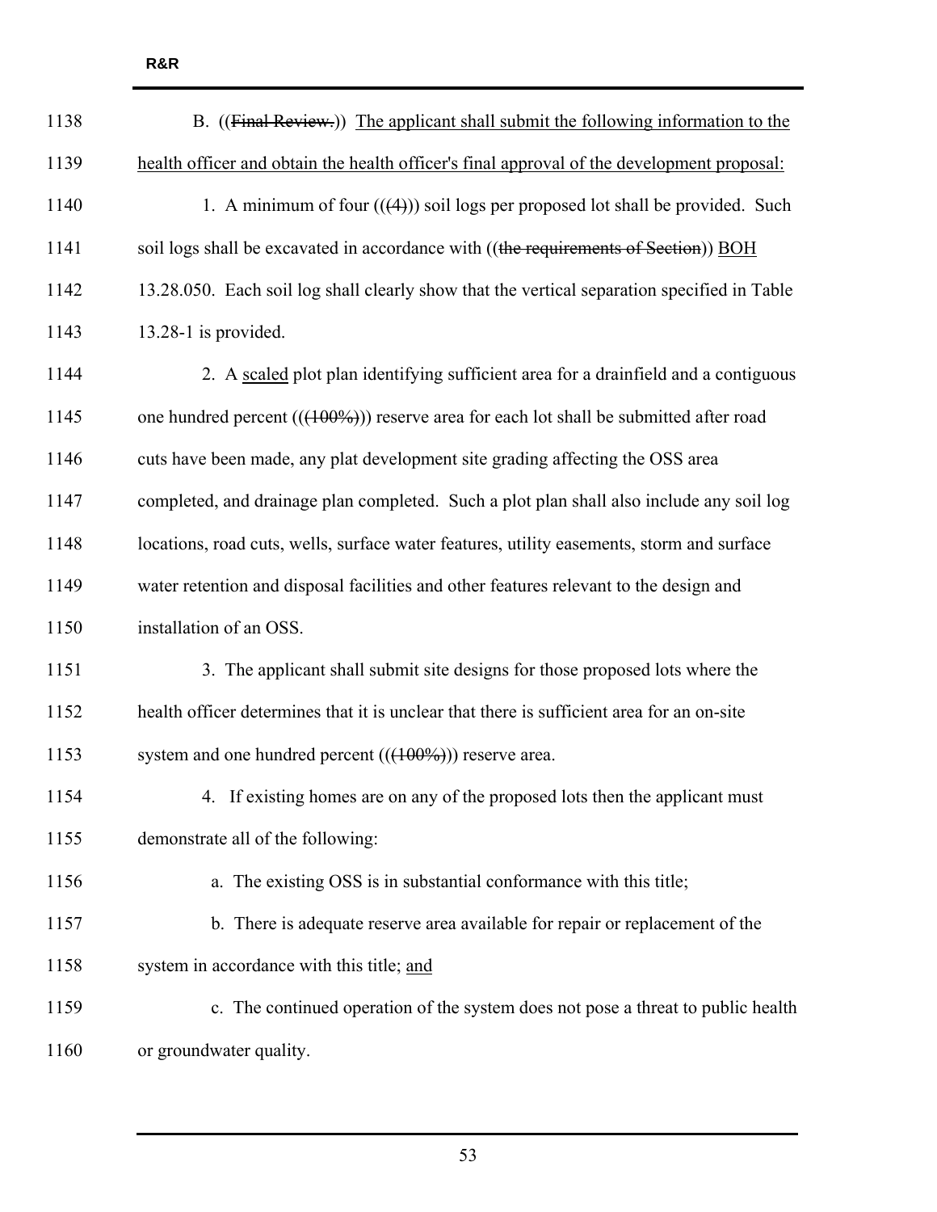B. ((~~Final Review.~~)) <u>The applicant shall submit the following information to the health officer and obtain the health officer's final approval of the development proposal:</u>

1. A minimum of four ((~~(4)~~)) soil logs per proposed lot shall be provided. Such soil logs shall be excavated in accordance with ((~~the requirements of Section~~)) <u>BOH</u> 13.28.050. Each soil log shall clearly show that the vertical separation specified in Table 13.28-1 is provided.

2. A <u>scaled</u> plot plan identifying sufficient area for a drainfield and a contiguous one hundred percent ((~~(100%)~~)) reserve area for each lot shall be submitted after road cuts have been made, any plat development site grading affecting the OSS area completed, and drainage plan completed. Such a plot plan shall also include any soil log locations, road cuts, wells, surface water features, utility easements, storm and surface water retention and disposal facilities and other features relevant to the design and installation of an OSS.

3. The applicant shall submit site designs for those proposed lots where the health officer determines that it is unclear that there is sufficient area for an on-site system and one hundred percent ((~~(100%)~~)) reserve area.

4. If existing homes are on any of the proposed lots then the applicant must demonstrate all of the following:

a. The existing OSS is in substantial conformance with this title;

b. There is adequate reserve area available for repair or replacement of the system in accordance with this title; <u>and</u>

c. The continued operation of the system does not pose a threat to public health or groundwater quality.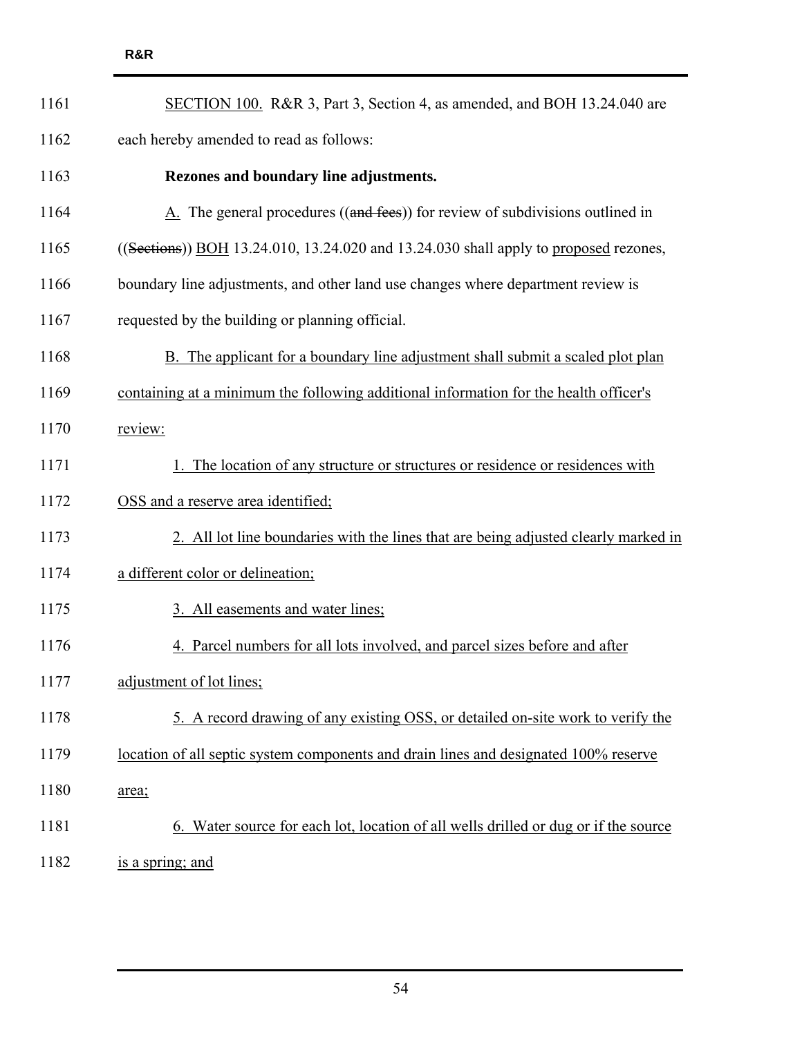SECTION 100. R&R 3, Part 3, Section 4, as amended, and BOH 13.24.040 are each hereby amended to read as follows:

**Rezones and boundary line adjustments.**

A. The general procedures ((~~and fees~~)) for review of subdivisions outlined in ((~~Sections~~)) BOH 13.24.010, 13.24.020 and 13.24.030 shall apply to proposed rezones, boundary line adjustments, and other land use changes where department review is requested by the building or planning official.

B. The applicant for a boundary line adjustment shall submit a scaled plot plan containing at a minimum the following additional information for the health officer's review:

1. The location of any structure or structures or residence or residences with OSS and a reserve area identified;

2. All lot line boundaries with the lines that are being adjusted clearly marked in a different color or delineation;

3. All easements and water lines;

4. Parcel numbers for all lots involved, and parcel sizes before and after adjustment of lot lines;

5. A record drawing of any existing OSS, or detailed on-site work to verify the location of all septic system components and drain lines and designated 100% reserve area;

6. Water source for each lot, location of all wells drilled or dug or if the source is a spring; and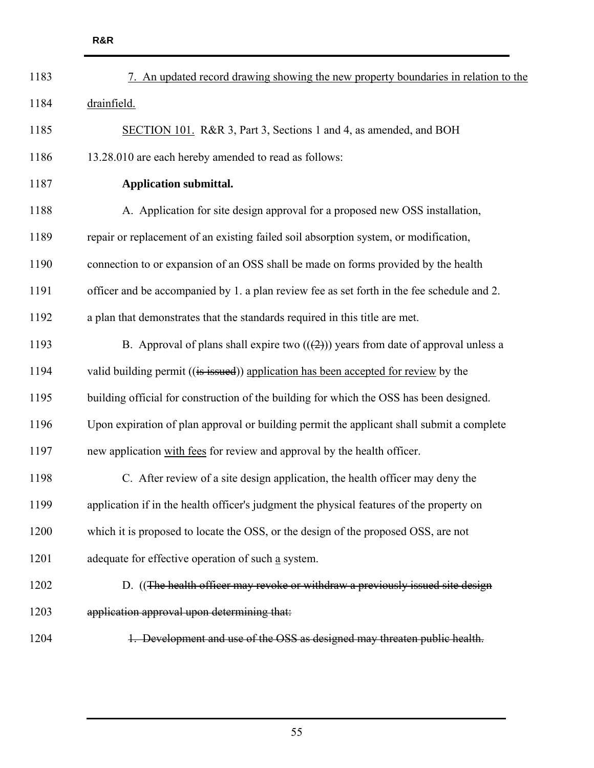7. An updated record drawing showing the new property boundaries in relation to the drainfield.

SECTION 101. R&R 3, Part 3, Sections 1 and 4, as amended, and BOH 13.28.010 are each hereby amended to read as follows:

**Application submittal.**

A. Application for site design approval for a proposed new OSS installation, repair or replacement of an existing failed soil absorption system, or modification, connection to or expansion of an OSS shall be made on forms provided by the health officer and be accompanied by 1. a plan review fee as set forth in the fee schedule and 2. a plan that demonstrates that the standards required in this title are met.

B. Approval of plans shall expire two ((~~(2)~~)) years from date of approval unless a valid building permit ((~~is issued~~)) application has been accepted for review by the building official for construction of the building for which the OSS has been designed. Upon expiration of plan approval or building permit the applicant shall submit a complete new application with fees for review and approval by the health officer.

C. After review of a site design application, the health officer may deny the application if in the health officer's judgment the physical features of the property on which it is proposed to locate the OSS, or the design of the proposed OSS, are not adequate for effective operation of such a system.

D. ((~~The health officer may revoke or withdraw a previously issued site design application approval upon determining that:~~

~~1. Development and use of the OSS as designed may threaten public health.~~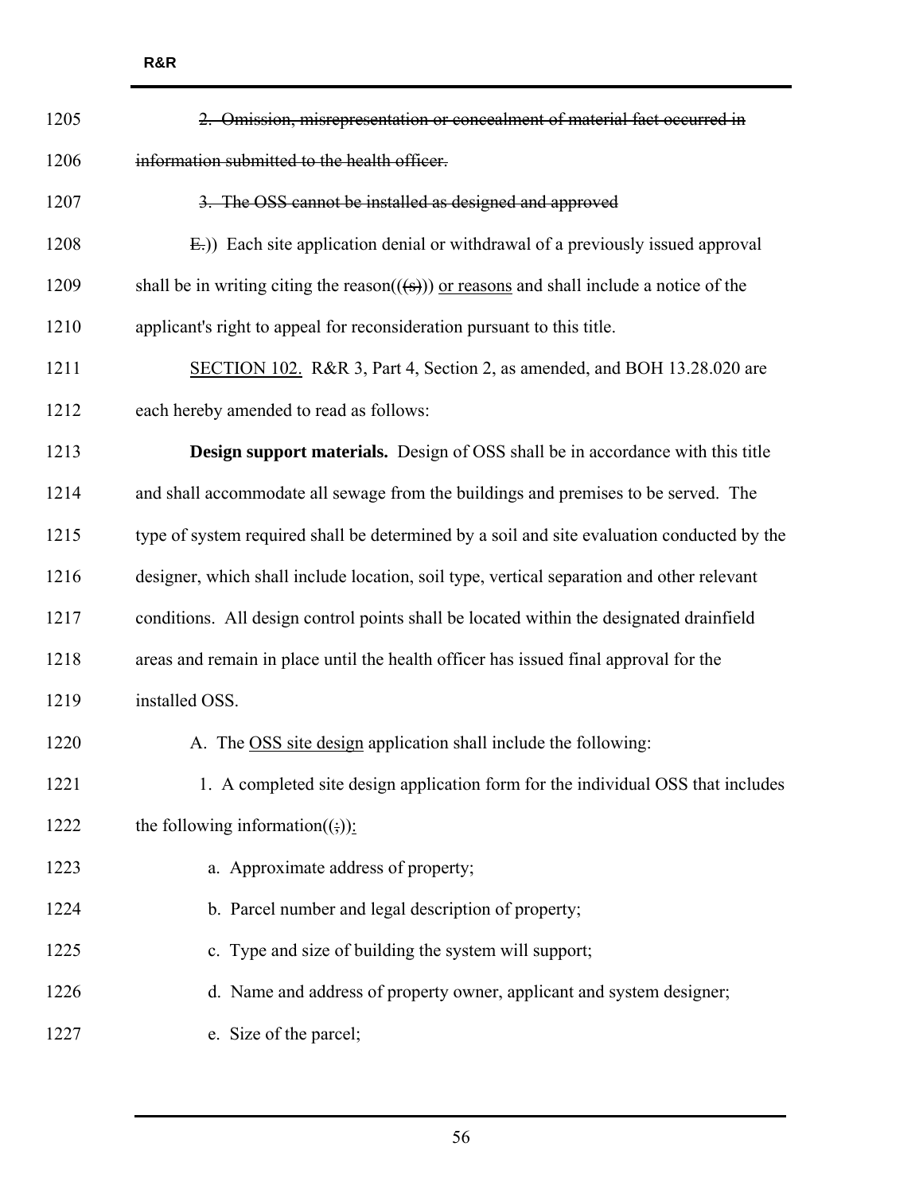~~2. Omission, misrepresentation or concealment of material fact occurred in information submitted to the health officer.~~

~~3. The OSS cannot be installed as designed and approved~~

~~E.~~)) Each site application denial or withdrawal of a previously issued approval shall be in writing citing the reason((~~(s)~~)) <u>or reasons</u> and shall include a notice of the applicant's right to appeal for reconsideration pursuant to this title.

<u>SECTION 102.</u> R&R 3, Part 4, Section 2, as amended, and BOH 13.28.020 are each hereby amended to read as follows:

**Design support materials.** Design of OSS shall be in accordance with this title and shall accommodate all sewage from the buildings and premises to be served. The type of system required shall be determined by a soil and site evaluation conducted by the designer, which shall include location, soil type, vertical separation and other relevant conditions. All design control points shall be located within the designated drainfield areas and remain in place until the health officer has issued final approval for the installed OSS.

A. The <u>OSS site design</u> application shall include the following:

1. A completed site design application form for the individual OSS that includes the following information((~~;~~))<u>:</u>

a. Approximate address of property;

b. Parcel number and legal description of property;

c. Type and size of building the system will support;

d. Name and address of property owner, applicant and system designer;

e. Size of the parcel;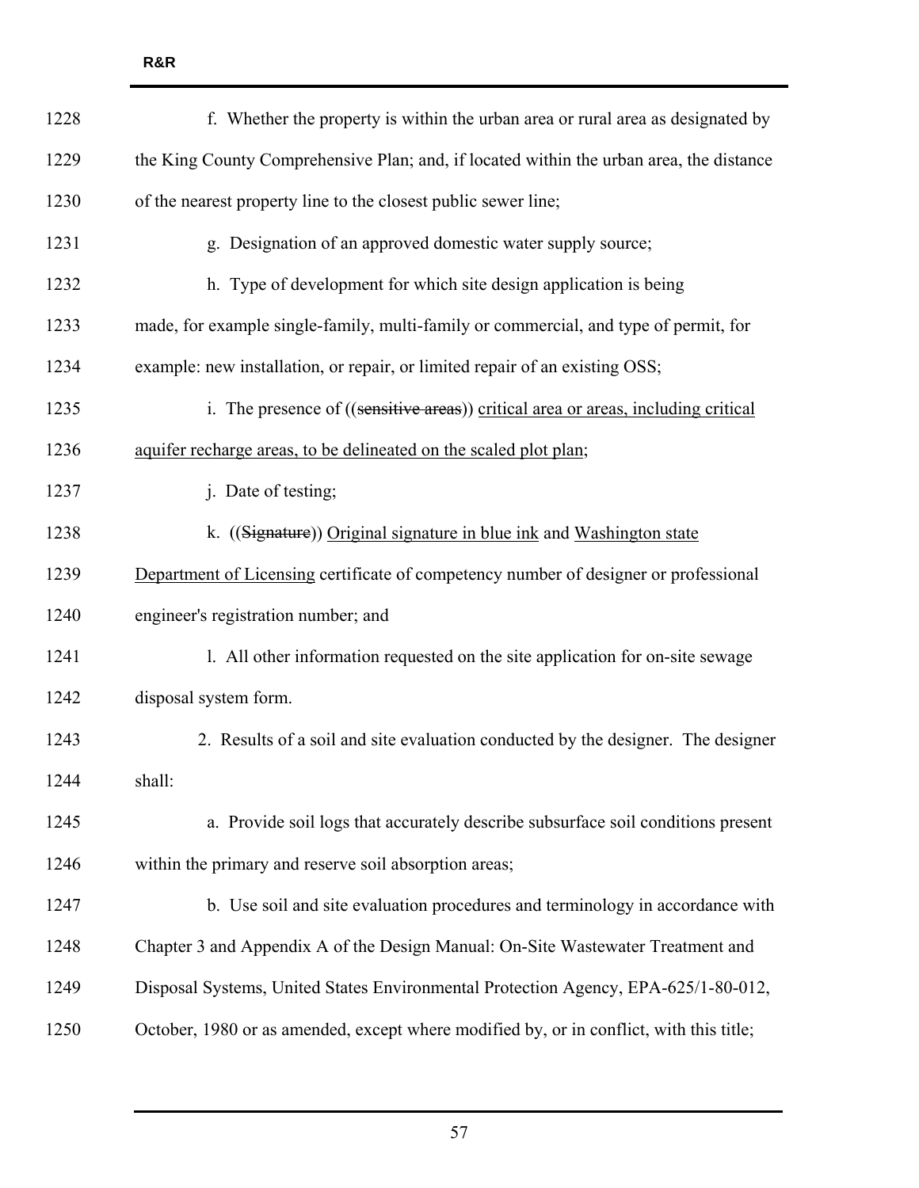f. Whether the property is within the urban area or rural area as designated by the King County Comprehensive Plan; and, if located within the urban area, the distance of the nearest property line to the closest public sewer line;

g. Designation of an approved domestic water supply source;

h. Type of development for which site design application is being made, for example single-family, multi-family or commercial, and type of permit, for example: new installation, or repair, or limited repair of an existing OSS;

i. The presence of ((~~sensitive areas~~)) <u>critical area or areas, including critical aquifer recharge areas, to be delineated on the scaled plot plan</u>;

j. Date of testing;

k. ((~~Signature~~)) <u>Original signature in blue ink</u> and <u>Washington state Department of Licensing</u> certificate of competency number of designer or professional engineer's registration number; and

l. All other information requested on the site application for on-site sewage disposal system form.

2. Results of a soil and site evaluation conducted by the designer. The designer shall:

a. Provide soil logs that accurately describe subsurface soil conditions present within the primary and reserve soil absorption areas;

b. Use soil and site evaluation procedures and terminology in accordance with Chapter 3 and Appendix A of the Design Manual: On-Site Wastewater Treatment and Disposal Systems, United States Environmental Protection Agency, EPA-625/1-80-012, October, 1980 or as amended, except where modified by, or in conflict, with this title;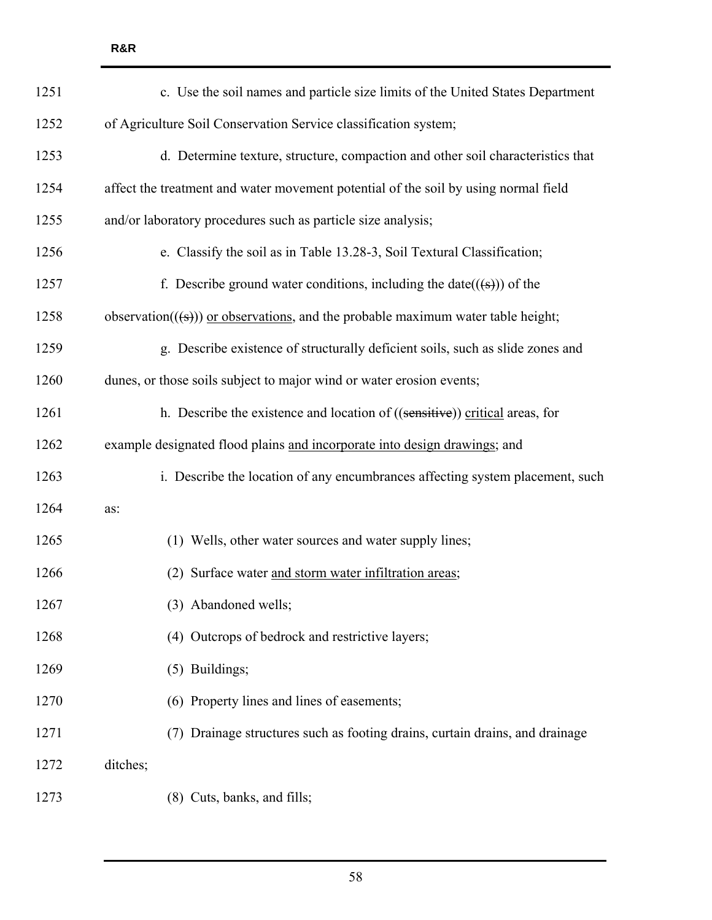c. Use the soil names and particle size limits of the United States Department of Agriculture Soil Conservation Service classification system;

d. Determine texture, structure, compaction and other soil characteristics that affect the treatment and water movement potential of the soil by using normal field and/or laboratory procedures such as particle size analysis;

e. Classify the soil as in Table 13.28-3, Soil Textural Classification;

f. Describe ground water conditions, including the date(((s))) of the observation(((s))) or observations, and the probable maximum water table height;

g. Describe existence of structurally deficient soils, such as slide zones and dunes, or those soils subject to major wind or water erosion events;

h. Describe the existence and location of ((sensitive)) critical areas, for example designated flood plains and incorporate into design drawings; and

i. Describe the location of any encumbrances affecting system placement, such as:

(1) Wells, other water sources and water supply lines;

(2) Surface water and storm water infiltration areas;

(3) Abandoned wells;

(4) Outcrops of bedrock and restrictive layers;

(5) Buildings;

(6) Property lines and lines of easements;

(7) Drainage structures such as footing drains, curtain drains, and drainage ditches;

(8) Cuts, banks, and fills;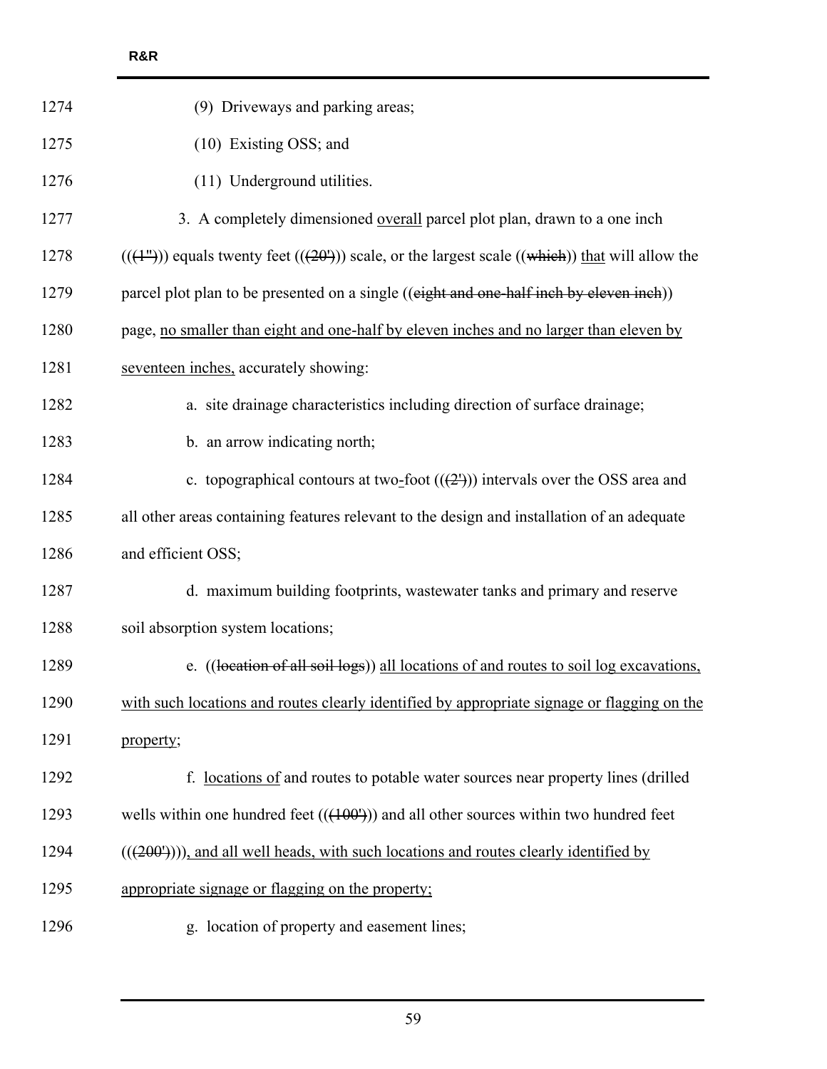1274 (9) Driveways and parking areas;

1275 (10) Existing OSS; and

1276 (11) Underground utilities.

1277 3. A completely dimensioned <u>overall</u> parcel plot plan, drawn to a one inch

1278 ((~~(1")~~)) equals twenty feet ((~~(20')~~)) scale, or the largest scale ((~~which~~)) <u>that</u> will allow the

1279 parcel plot plan to be presented on a single ((~~eight and one-half inch by eleven inch~~))

1280 page, <u>no smaller than eight and one-half by eleven inches and no larger than eleven by</u>

1281 <u>seventeen inches,</u> accurately showing:

1282 a. site drainage characteristics including direction of surface drainage;

1283 b. an arrow indicating north;

1284 c. topographical contours at two<u>-</u>foot ((~~(2')~~)) intervals over the OSS area and

1285 all other areas containing features relevant to the design and installation of an adequate

1286 and efficient OSS;

1287 d. maximum building footprints, wastewater tanks and primary and reserve

1288 soil absorption system locations;

1289 e. ((~~location of all soil logs~~)) <u>all locations of and routes to soil log excavations,</u>

1290 <u>with such locations and routes clearly identified by appropriate signage or flagging on the</u>

1291 <u>property</u>;

1292 f. <u>locations of</u> and routes to potable water sources near property lines (drilled

1293 wells within one hundred feet ((~~(100')~~)) and all other sources within two hundred feet

1294 ((~~(200')~~))<u>), and all well heads, with such locations and routes clearly identified by</u>

1295 <u>appropriate signage or flagging on the property;</u>

1296 g. location of property and easement lines;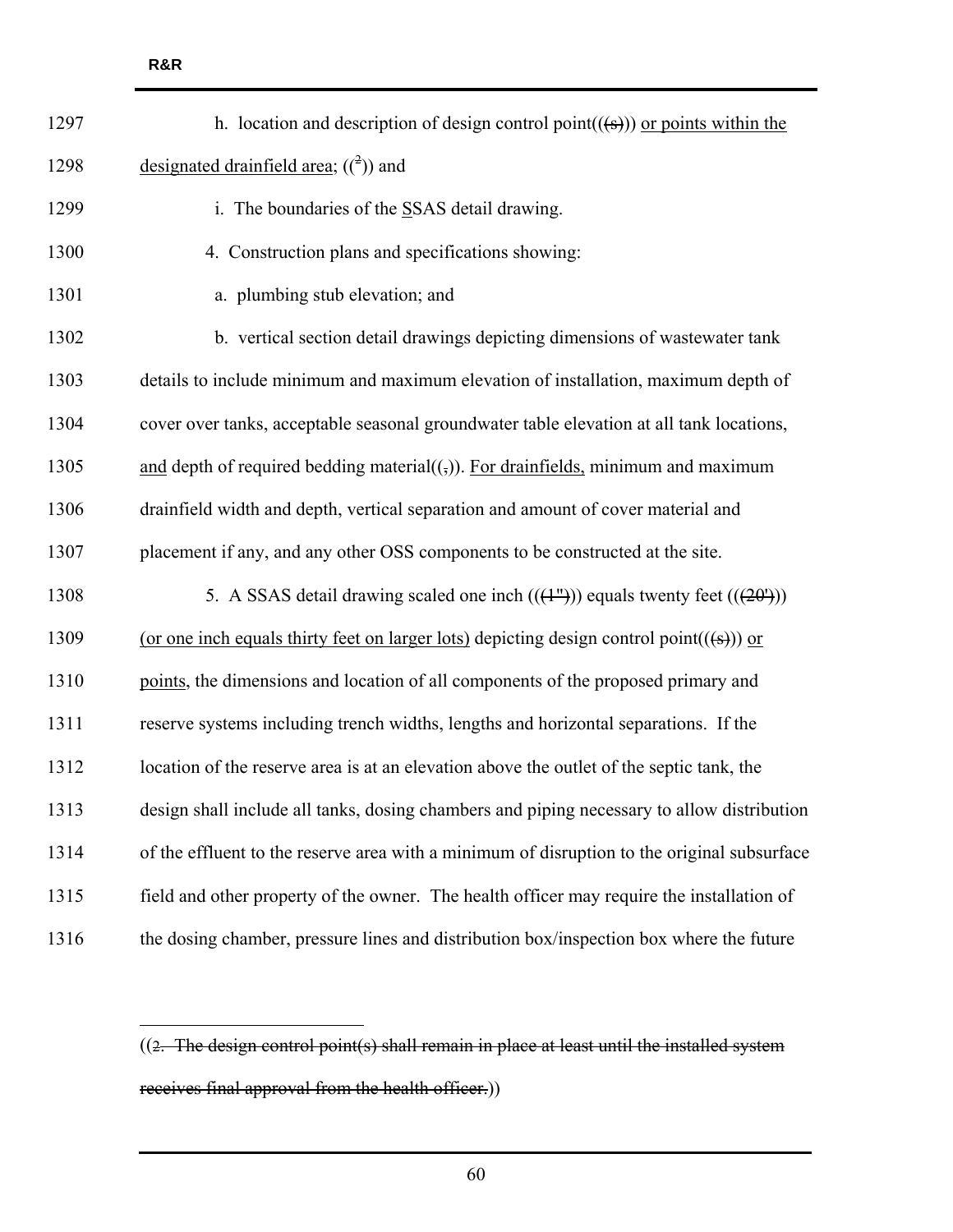h. location and description of design control point((~~(s)~~)) <u>or points within the designated drainfield area</u>; ((~~[2]~~)) and

i. The boundaries of the <u>S</u>SAS detail drawing.

4. Construction plans and specifications showing:

a. plumbing stub elevation; and

b. vertical section detail drawings depicting dimensions of wastewater tank details to include minimum and maximum elevation of installation, maximum depth of cover over tanks, acceptable seasonal groundwater table elevation at all tank locations, <u>and</u> depth of required bedding material((~~,~~)). <u>For drainfields,</u> minimum and maximum drainfield width and depth, vertical separation and amount of cover material and placement if any, and any other OSS components to be constructed at the site.

5. A SSAS detail drawing scaled one inch ((~~(1")~~)) equals twenty feet ((~~(20')~~)) <u>(or one inch equals thirty feet on larger lots)</u> depicting design control point((~~(s)~~)) <u>or points</u>, the dimensions and location of all components of the proposed primary and reserve systems including trench widths, lengths and horizontal separations. If the location of the reserve area is at an elevation above the outlet of the septic tank, the design shall include all tanks, dosing chambers and piping necessary to allow distribution of the effluent to the reserve area with a minimum of disruption to the original subsurface field and other property of the owner. The health officer may require the installation of the dosing chamber, pressure lines and distribution box/inspection box where the future

---

((~~2. The design control point(s) shall remain in place at least until the installed system receives final approval from the health officer.~~))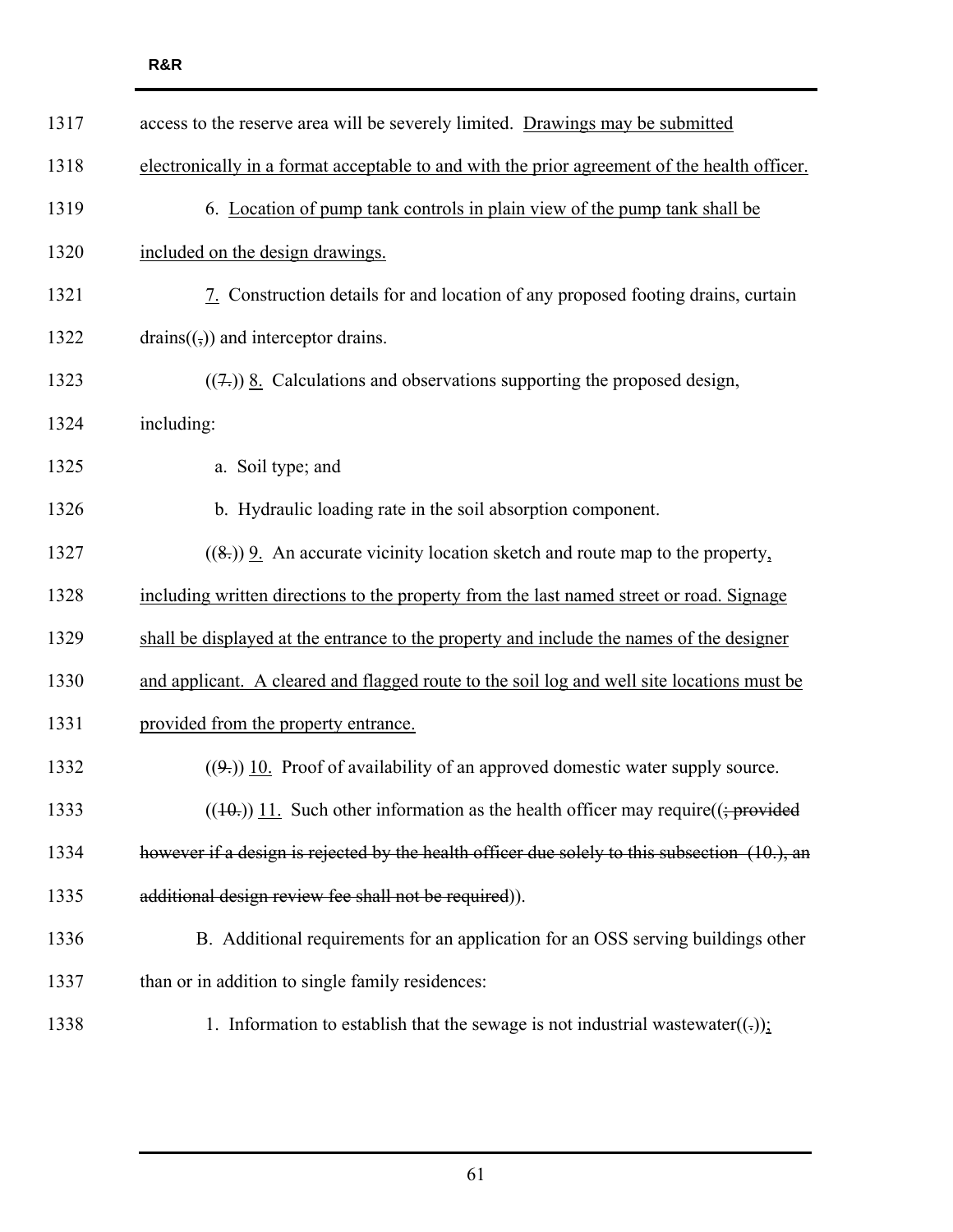access to the reserve area will be severely limited. <u>Drawings may be submitted electronically in a format acceptable to and with the prior agreement of the health officer.</u>

6. <u>Location of pump tank controls in plain view of the pump tank shall be included on the design drawings.</u>

<u>7.</u> Construction details for and location of any proposed footing drains, curtain drains((~~,~~)) and interceptor drains.

((~~7.~~)) <u>8.</u> Calculations and observations supporting the proposed design, including:

a. Soil type; and

b. Hydraulic loading rate in the soil absorption component.

((~~8.~~)) <u>9.</u> An accurate vicinity location sketch and route map to the property<u>, including written directions to the property from the last named street or road. Signage shall be displayed at the entrance to the property and include the names of the designer and applicant. A cleared and flagged route to the soil log and well site locations must be provided from the property entrance.</u>

((~~9.~~)) <u>10.</u> Proof of availability of an approved domestic water supply source.

((~~10.~~)) <u>11.</u> Such other information as the health officer may require((~~; provided however if a design is rejected by the health officer due solely to this subsection (10.), an additional design review fee shall not be required~~)).

B. Additional requirements for an application for an OSS serving buildings other than or in addition to single family residences:

1. Information to establish that the sewage is not industrial wastewater((~~.~~))<u>;</u>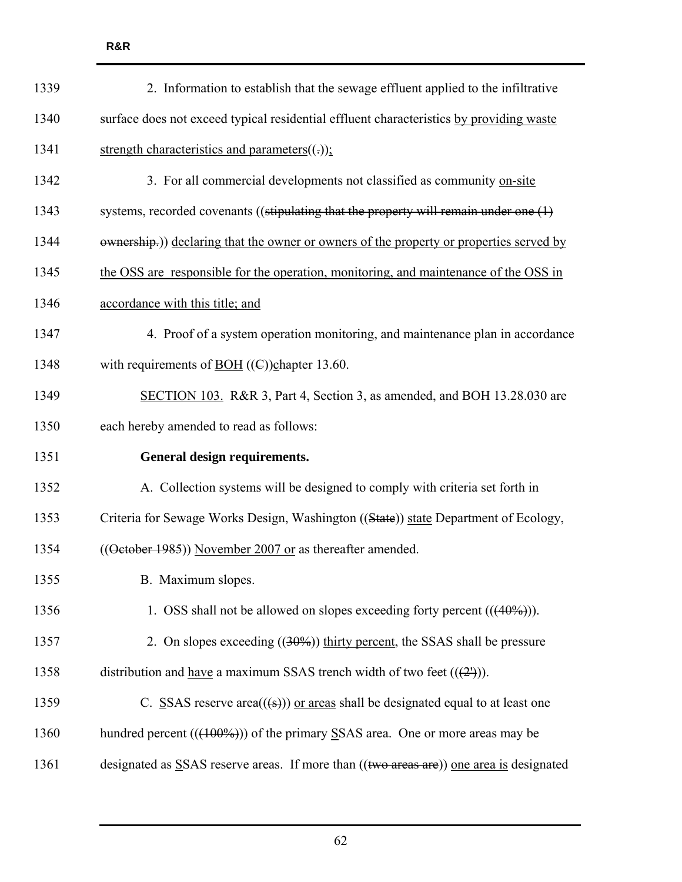2. Information to establish that the sewage effluent applied to the infiltrative surface does not exceed typical residential effluent characteristics <u>by providing waste strength characteristics and parameters</u>((~~.~~))<u>;</u>

3. For all commercial developments not classified as community <u>on-site</u> systems, recorded covenants ((~~stipulating that the property will remain under one (1) ownership.~~)) <u>declaring that the owner or owners of the property or properties served by the OSS are responsible for the operation, monitoring, and maintenance of the OSS in accordance with this title; and</u>

4. Proof of a system operation monitoring, and maintenance plan in accordance with requirements of <u>BOH</u> ((~~C~~))<u>c</u>hapter 13.60.

<u>SECTION 103.</u> R&R 3, Part 4, Section 3, as amended, and BOH 13.28.030 are each hereby amended to read as follows:

**General design requirements.**

A. Collection systems will be designed to comply with criteria set forth in Criteria for Sewage Works Design, Washington ((~~State~~)) <u>state</u> Department of Ecology, ((~~October 1985~~)) <u>November 2007 or</u> as thereafter amended.

B. Maximum slopes.

1. OSS shall not be allowed on slopes exceeding forty percent ((~~(40%)~~)).

2. On slopes exceeding ((~~30%~~)) <u>thirty percent</u>, the SSAS shall be pressure distribution and <u>have</u> a maximum SSAS trench width of two feet ((~~(2')~~)).

C. <u>S</u>SAS reserve area((~~(s)~~)) <u>or areas</u> shall be designated equal to at least one hundred percent ((~~(100%)~~)) of the primary <u>S</u>SAS area. One or more areas may be designated as <u>S</u>SAS reserve areas. If more than ((~~two areas are~~)) <u>one area is</u> designated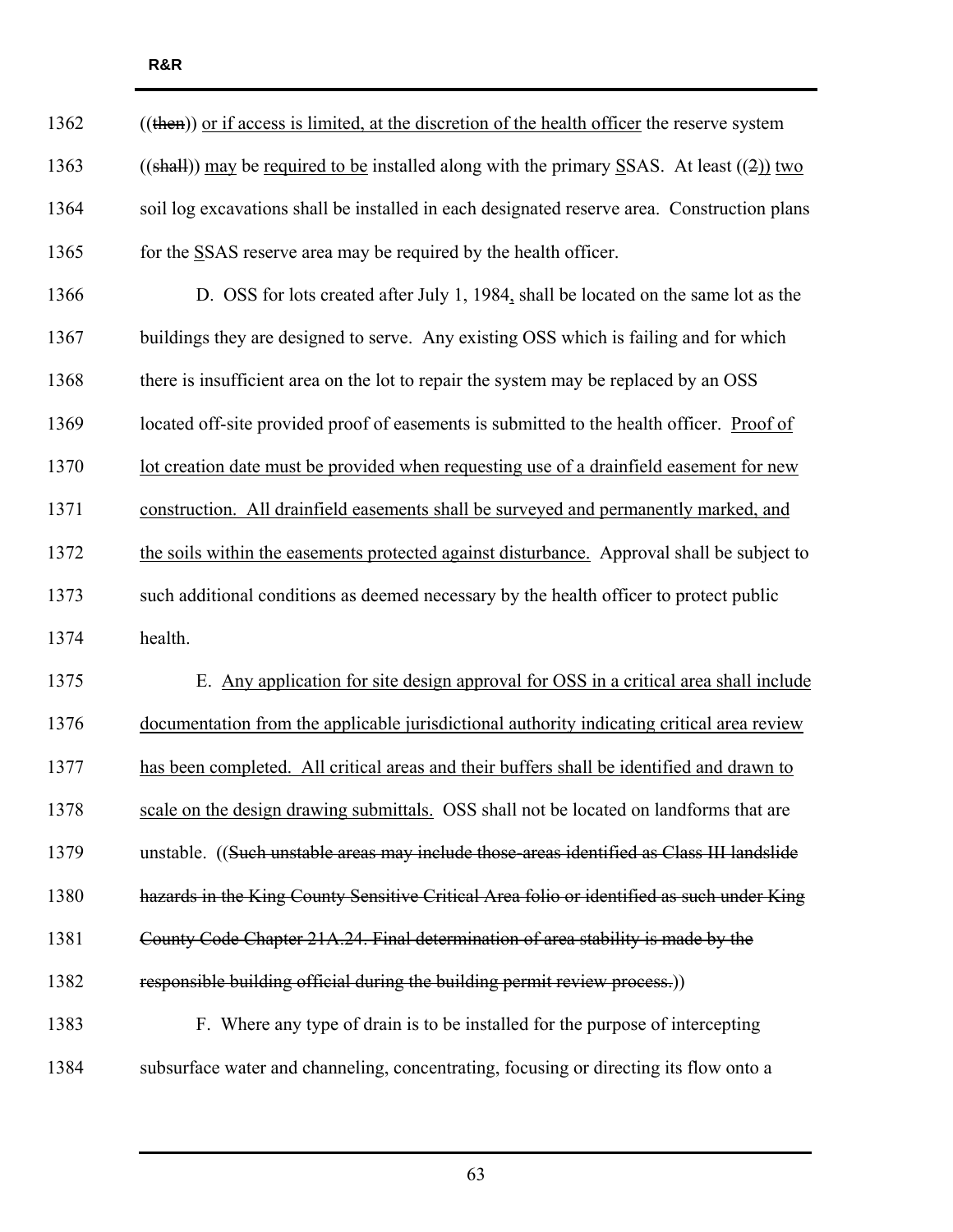1362 ((~~then~~)) <u>or if access is limited, at the discretion of the health officer</u> the reserve system

1363 ((~~shall~~)) <u>may</u> be <u>required to be</u> installed along with the primary <u>S</u>SAS. At least ((~~2~~)) <u>two</u>

1364 soil log excavations shall be installed in each designated reserve area. Construction plans

1365 for the <u>S</u>SAS reserve area may be required by the health officer.

1366 D. OSS for lots created after July 1, 1984<u>,</u> shall be located on the same lot as the

1367 buildings they are designed to serve. Any existing OSS which is failing and for which

1368 there is insufficient area on the lot to repair the system may be replaced by an OSS

1369 located off-site provided proof of easements is submitted to the health officer. <u>Proof of</u>

1370 <u>lot creation date must be provided when requesting use of a drainfield easement for new</u>

1371 <u>construction. All drainfield easements shall be surveyed and permanently marked, and</u>

1372 <u>the soils within the easements protected against disturbance.</u> Approval shall be subject to

1373 such additional conditions as deemed necessary by the health officer to protect public

1374 health.

1375 E. <u>Any application for site design approval for OSS in a critical area shall include</u>

1376 <u>documentation from the applicable jurisdictional authority indicating critical area review</u>

1377 <u>has been completed. All critical areas and their buffers shall be identified and drawn to</u>

1378 <u>scale on the design drawing submittals.</u> OSS shall not be located on landforms that are

1379 unstable. ((~~Such unstable areas may include those-areas identified as Class III landslide~~

1380 ~~hazards in the King County Sensitive Critical Area folio or identified as such under King~~

1381 ~~County Code Chapter 21A.24. Final determination of area stability is made by the~~

1382 ~~responsible building official during the building permit review process.~~))

1383 F. Where any type of drain is to be installed for the purpose of intercepting

1384 subsurface water and channeling, concentrating, focusing or directing its flow onto a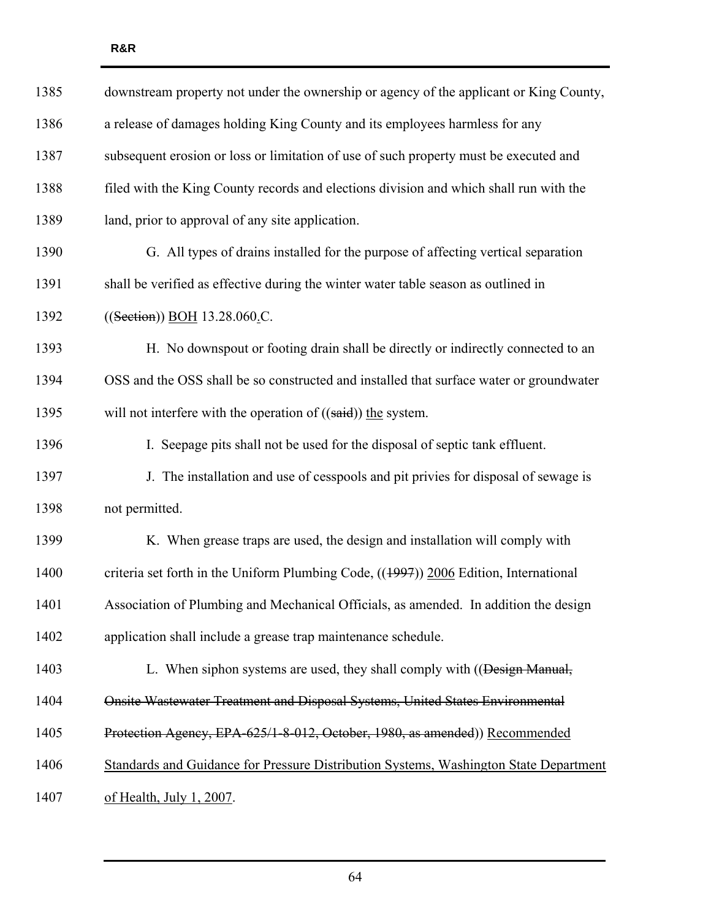downstream property not under the ownership or agency of the applicant or King County, a release of damages holding King County and its employees harmless for any subsequent erosion or loss or limitation of use of such property must be executed and filed with the King County records and elections division and which shall run with the land, prior to approval of any site application.

G. All types of drains installed for the purpose of affecting vertical separation shall be verified as effective during the winter water table season as outlined in ((~~Section~~)) <u>BOH</u> 13.28.060<u>.</u>C.

H. No downspout or footing drain shall be directly or indirectly connected to an OSS and the OSS shall be so constructed and installed that surface water or groundwater will not interfere with the operation of ((~~said~~)) <u>the</u> system.

I. Seepage pits shall not be used for the disposal of septic tank effluent.

J. The installation and use of cesspools and pit privies for disposal of sewage is not permitted.

K. When grease traps are used, the design and installation will comply with criteria set forth in the Uniform Plumbing Code, ((~~1997~~)) <u>2006</u> Edition, International Association of Plumbing and Mechanical Officials, as amended. In addition the design application shall include a grease trap maintenance schedule.

L. When siphon systems are used, they shall comply with ((~~Design Manual, Onsite Wastewater Treatment and Disposal Systems, United States Environmental Protection Agency, EPA-625/1-8-012, October, 1980, as amended~~)) <u>Recommended Standards and Guidance for Pressure Distribution Systems, Washington State Department of Health, July 1, 2007</u>.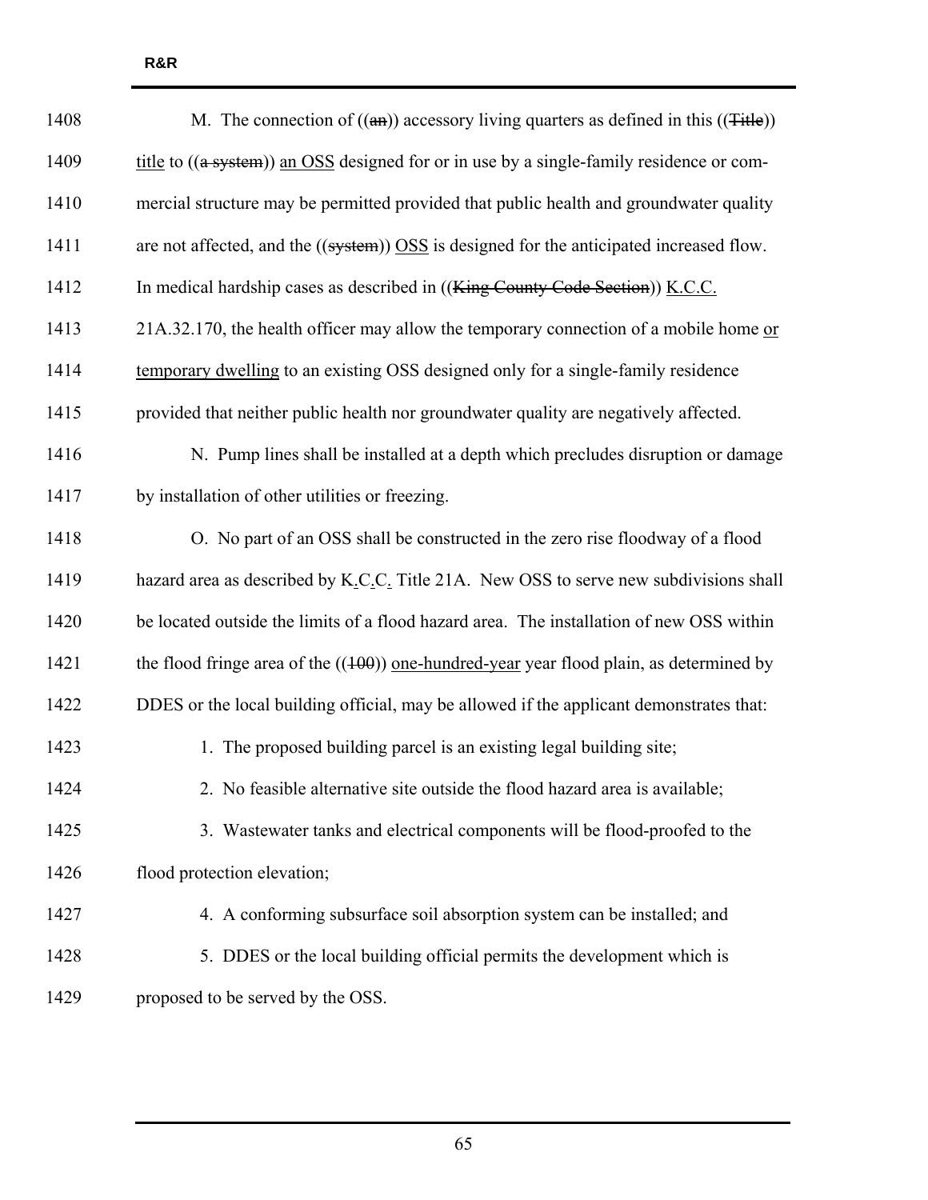1408 M. The connection of ((an)) accessory living quarters as defined in this ((Title))

1409 title to ((a system)) an OSS designed for or in use by a single-family residence or com-

1410 mercial structure may be permitted provided that public health and groundwater quality

1411 are not affected, and the ((system)) OSS is designed for the anticipated increased flow.

1412 In medical hardship cases as described in ((King County Code Section)) K.C.C.

1413 21A.32.170, the health officer may allow the temporary connection of a mobile home or

1414 temporary dwelling to an existing OSS designed only for a single-family residence

1415 provided that neither public health nor groundwater quality are negatively affected.

1416 N. Pump lines shall be installed at a depth which precludes disruption or damage

1417 by installation of other utilities or freezing.

1418 O. No part of an OSS shall be constructed in the zero rise floodway of a flood

1419 hazard area as described by K.C.C. Title 21A. New OSS to serve new subdivisions shall

1420 be located outside the limits of a flood hazard area. The installation of new OSS within

1421 the flood fringe area of the ((100)) one-hundred-year year flood plain, as determined by

1422 DDES or the local building official, may be allowed if the applicant demonstrates that:

1423 1. The proposed building parcel is an existing legal building site;

1424 2. No feasible alternative site outside the flood hazard area is available;

1425 3. Wastewater tanks and electrical components will be flood-proofed to the

1426 flood protection elevation;

1427 4. A conforming subsurface soil absorption system can be installed; and

1428 5. DDES or the local building official permits the development which is

1429 proposed to be served by the OSS.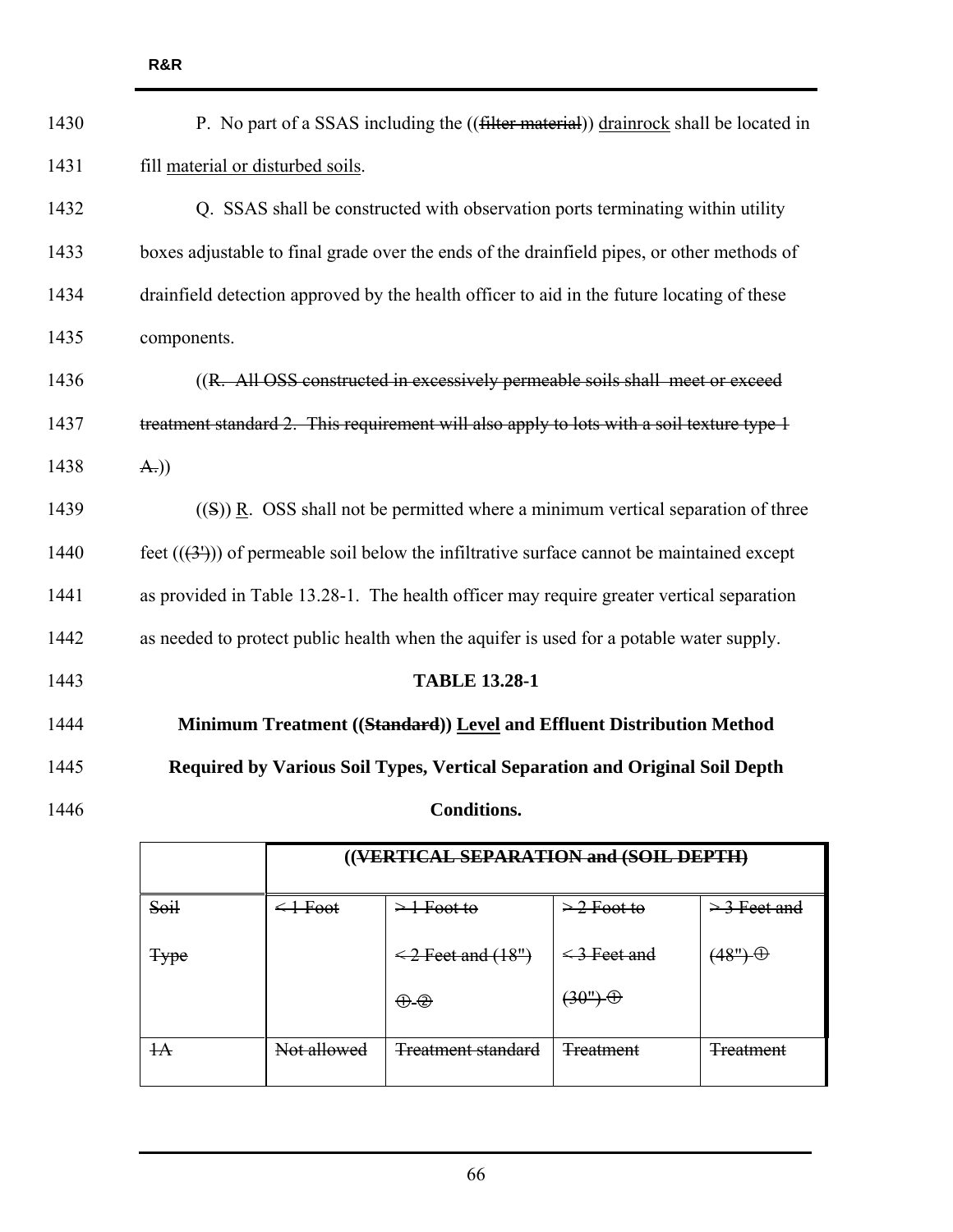1430 P. No part of a SSAS including the ((~~filter material~~)) <u>drainrock</u> shall be located in

1431 fill <u>material or disturbed soils</u>.

1432 Q. SSAS shall be constructed with observation ports terminating within utility

1433 boxes adjustable to final grade over the ends of the drainfield pipes, or other methods of

1434 drainfield detection approved by the health officer to aid in the future locating of these

1435 components.

1436 ((~~R. All OSS constructed in excessively permeable soils shall meet or exceed~~

1437 ~~treatment standard 2. This requirement will also apply to lots with a soil texture type 1~~

1438 ~~A.~~))

1439 ((~~S~~)) <u>R</u>. OSS shall not be permitted where a minimum vertical separation of three

1440 feet ((~~(3')~~)) of permeable soil below the infiltrative surface cannot be maintained except

1441 as provided in Table 13.28-1. The health officer may require greater vertical separation

1442 as needed to protect public health when the aquifer is used for a potable water supply.

1443 **TABLE 13.28-1**

1444 **Minimum Treatment ((~~Standard~~)) <u>Level</u> and Effluent Distribution Method**

1445 **Required by Various Soil Types, Vertical Separation and Original Soil Depth**

1446 **Conditions.**

| | **((~~VERTICAL SEPARATION and (SOIL DEPTH)~~** | | | |
|---|---|---|---|---|
| ~~Soil Type~~ | ~~< 1 Foot~~ | ~~> 1 Foot to < 2 Feet and (18") ① ②~~ | ~~> 2 Foot to < 3 Feet and (30") ①~~ | ~~> 3 Feet and (48") ①~~ |
| ~~1A~~ | ~~Not allowed~~ | ~~Treatment standard~~ | ~~Treatment~~ | ~~Treatment~~ |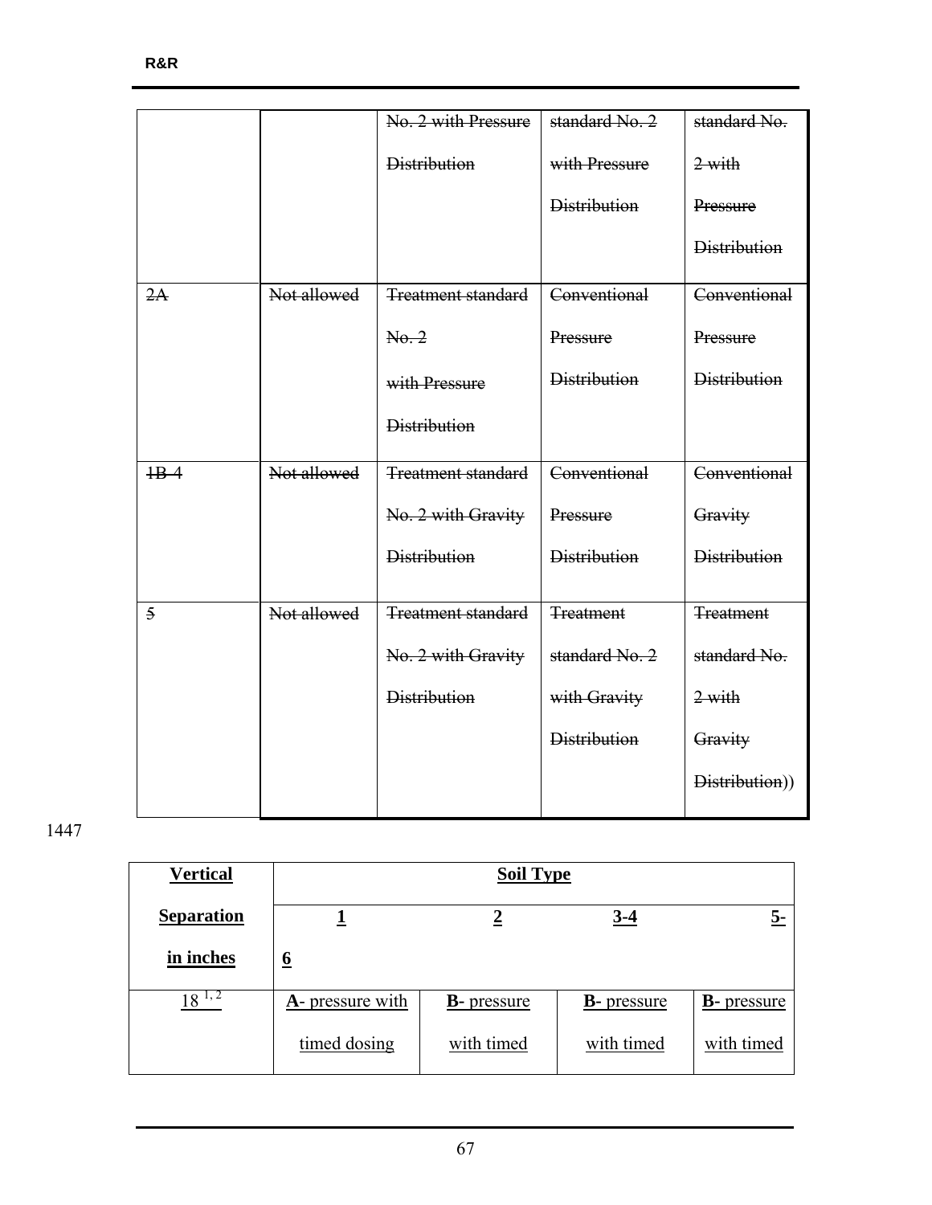| | | ~~No. 2 with Pressure Distribution~~ | ~~standard No. 2 with Pressure Distribution~~ | ~~standard No. 2 with Pressure Distribution~~ |
|---|---|---|---|---|
| ~~2A~~ | ~~Not allowed~~ | ~~Treatment standard No. 2 with Pressure Distribution~~ | ~~Conventional Pressure Distribution~~ | ~~Conventional Pressure Distribution~~ |
| ~~1B-4~~ | ~~Not allowed~~ | ~~Treatment standard No. 2 with Gravity Distribution~~ | ~~Conventional Pressure Distribution~~ | ~~Conventional Gravity Distribution~~ |
| ~~5~~ | ~~Not allowed~~ | ~~Treatment standard No. 2 with Gravity Distribution~~ | ~~Treatment standard No. 2 with Gravity Distribution~~ | ~~Treatment standard No. 2 with Gravity Distribution~~)) |

1447

| **Vertical Separation in inches** | **Soil Type** | | | |
|---|---|---|---|---|
| | **1** | **2** | **3-4** | **5-6** |
| 18 [1, 2] | **A**- pressure with timed dosing | **B**- pressure with timed | **B**- pressure with timed | **B**- pressure with timed |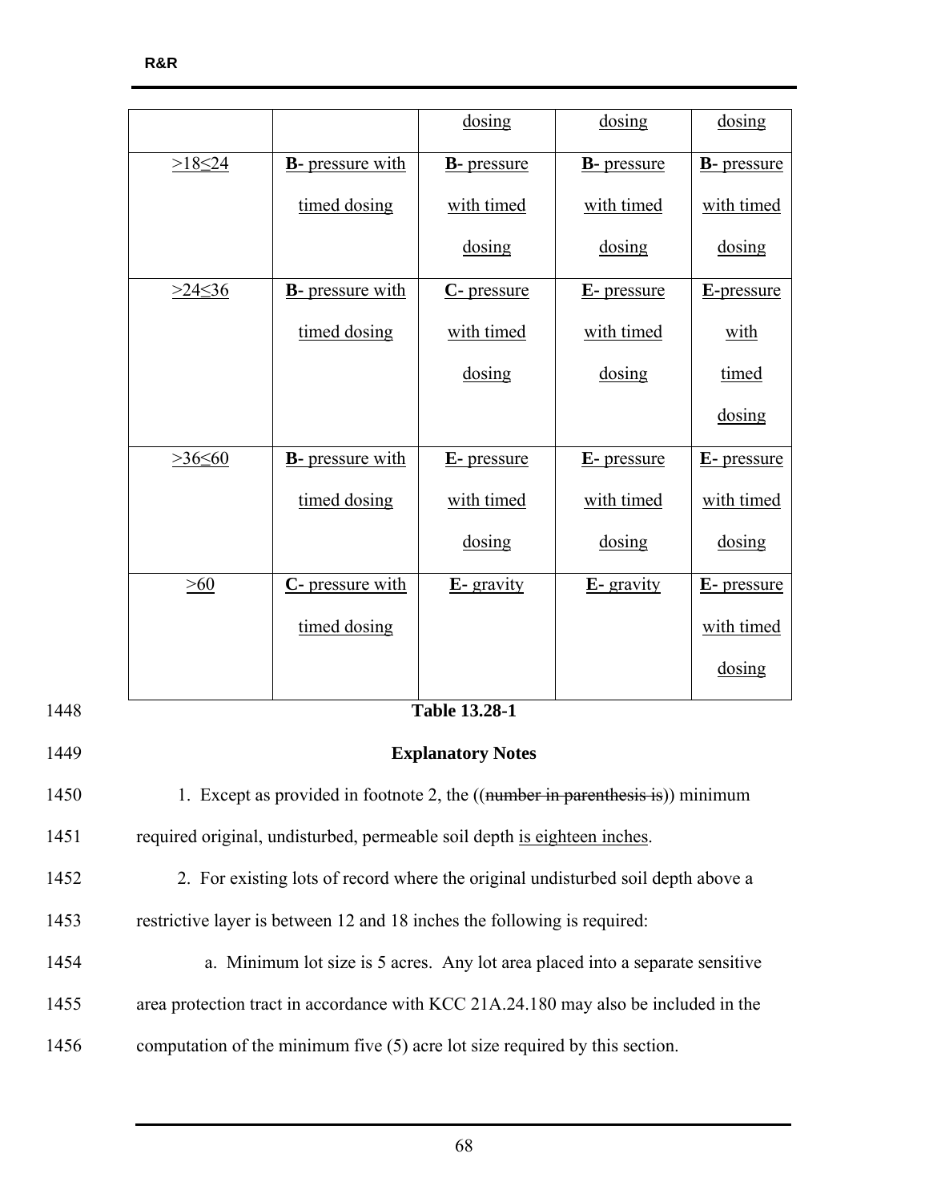| | | dosing | dosing | dosing |
|---|---|---|---|---|
| >18≤24 | **B-** pressure with timed dosing | **B-** pressure with timed dosing | **B-** pressure with timed dosing | **B-** pressure with timed dosing |
| >24≤36 | **B-** pressure with timed dosing | **C-** pressure with timed dosing | **E-** pressure with timed dosing | **E-**pressure with timed dosing |
| >36≤60 | **B-** pressure with timed dosing | **E-** pressure with timed dosing | **E-** pressure with timed dosing | **E-** pressure with timed dosing |
| >60 | **C-** pressure with timed dosing | **E-** gravity | **E-** gravity | **E-** pressure with timed dosing |

1448 **Table 13.28-1**

1449 **Explanatory Notes**

1450 1. Except as provided in footnote 2, the ((~~number in parenthesis is~~)) minimum

1451 required original, undisturbed, permeable soil depth is eighteen inches.

1452 2. For existing lots of record where the original undisturbed soil depth above a

1453 restrictive layer is between 12 and 18 inches the following is required:

1454 a. Minimum lot size is 5 acres. Any lot area placed into a separate sensitive

1455 area protection tract in accordance with KCC 21A.24.180 may also be included in the

1456 computation of the minimum five (5) acre lot size required by this section.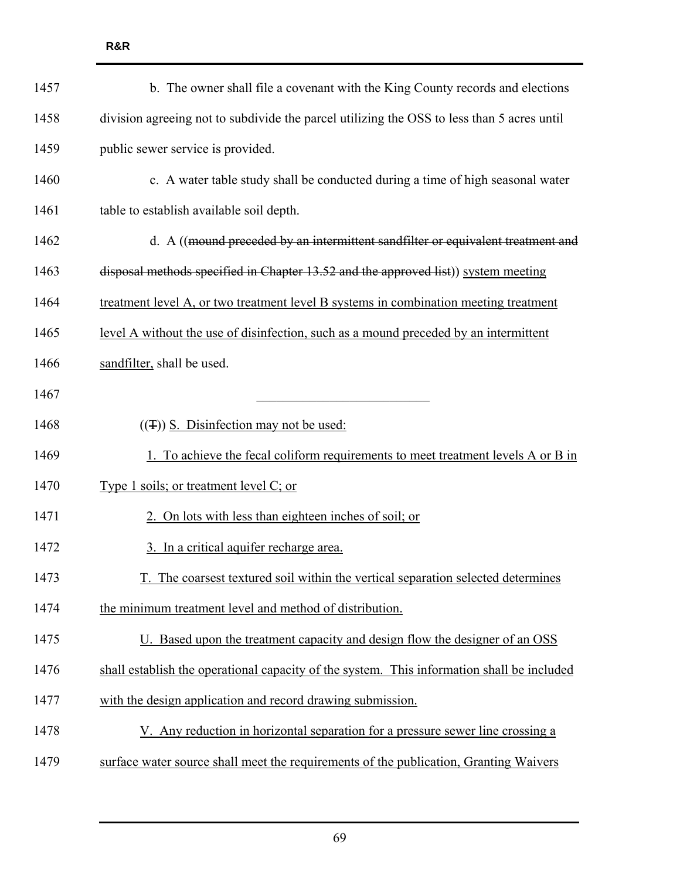b. The owner shall file a covenant with the King County records and elections division agreeing not to subdivide the parcel utilizing the OSS to less than 5 acres until public sewer service is provided.

c. A water table study shall be conducted during a time of high seasonal water table to establish available soil depth.

d. A ((~~mound preceded by an intermittent sandfilter or equivalent treatment and disposal methods specified in Chapter 13.52 and the approved list~~)) system meeting treatment level A, or two treatment level B systems in combination meeting treatment level A without the use of disinfection, such as a mound preceded by an intermittent sandfilter, shall be used.

---

((~~T~~)) S. Disinfection may not be used:

1. To achieve the fecal coliform requirements to meet treatment levels A or B in Type 1 soils; or treatment level C; or

2. On lots with less than eighteen inches of soil; or

3. In a critical aquifer recharge area.

T. The coarsest textured soil within the vertical separation selected determines the minimum treatment level and method of distribution.

U. Based upon the treatment capacity and design flow the designer of an OSS shall establish the operational capacity of the system. This information shall be included with the design application and record drawing submission.

V. Any reduction in horizontal separation for a pressure sewer line crossing a surface water source shall meet the requirements of the publication, Granting Waivers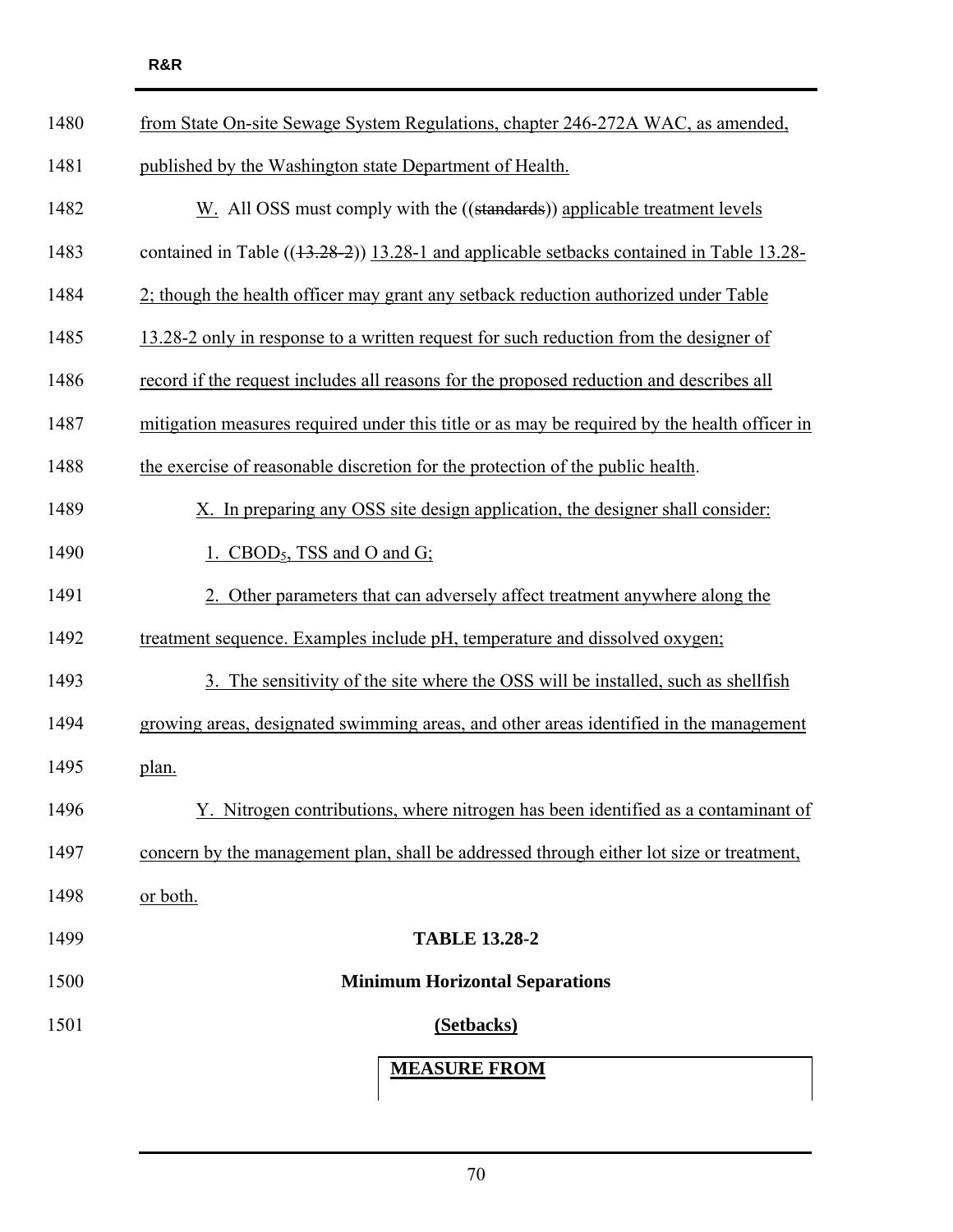from State On-site Sewage System Regulations, chapter 246-272A WAC, as amended, published by the Washington state Department of Health.

W. All OSS must comply with the ((~~standards~~)) applicable treatment levels contained in Table ((~~13.28-2~~)) 13.28-1 and applicable setbacks contained in Table 13.28-2; though the health officer may grant any setback reduction authorized under Table 13.28-2 only in response to a written request for such reduction from the designer of record if the request includes all reasons for the proposed reduction and describes all mitigation measures required under this title or as may be required by the health officer in the exercise of reasonable discretion for the protection of the public health.

X. In preparing any OSS site design application, the designer shall consider:

1. $CBOD_5$, TSS and O and G;

2. Other parameters that can adversely affect treatment anywhere along the treatment sequence. Examples include pH, temperature and dissolved oxygen;

3. The sensitivity of the site where the OSS will be installed, such as shellfish growing areas, designated swimming areas, and other areas identified in the management plan.

Y. Nitrogen contributions, where nitrogen has been identified as a contaminant of concern by the management plan, shall be addressed through either lot size or treatment, or both.

**TABLE 13.28-2**

**Minimum Horizontal Separations**

**(Setbacks)**

| | **MEASURE FROM** |
|---|---|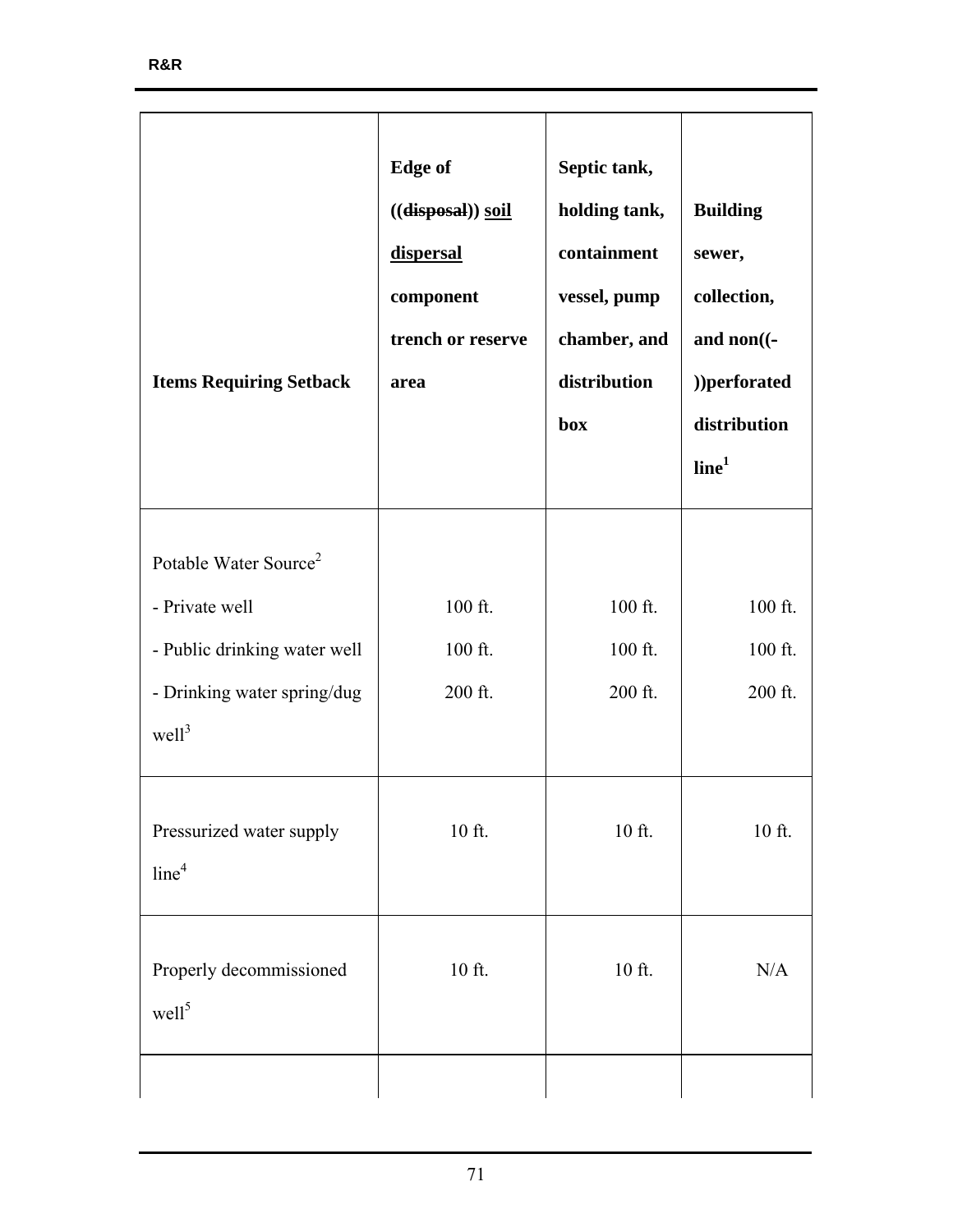| Items Requiring Setback | Edge of ((~~disposal~~)) <u>soil dispersal</u> component trench or reserve area | Septic tank, holding tank, containment vessel, pump chamber, and distribution box | Building sewer, collection, and non((-))perforated distribution line[1] |
|---|---|---|---|
| Potable Water Source[2]<br>- Private well<br>- Public drinking water well<br>- Drinking water spring/dug well[3] | <br>100 ft.<br>100 ft.<br>200 ft. | <br>100 ft.<br>100 ft.<br>200 ft. | <br>100 ft.<br>100 ft.<br>200 ft. |
| Pressurized water supply line[4] | 10 ft. | 10 ft. | 10 ft. |
| Properly decommissioned well[5] | 10 ft. | 10 ft. | N/A |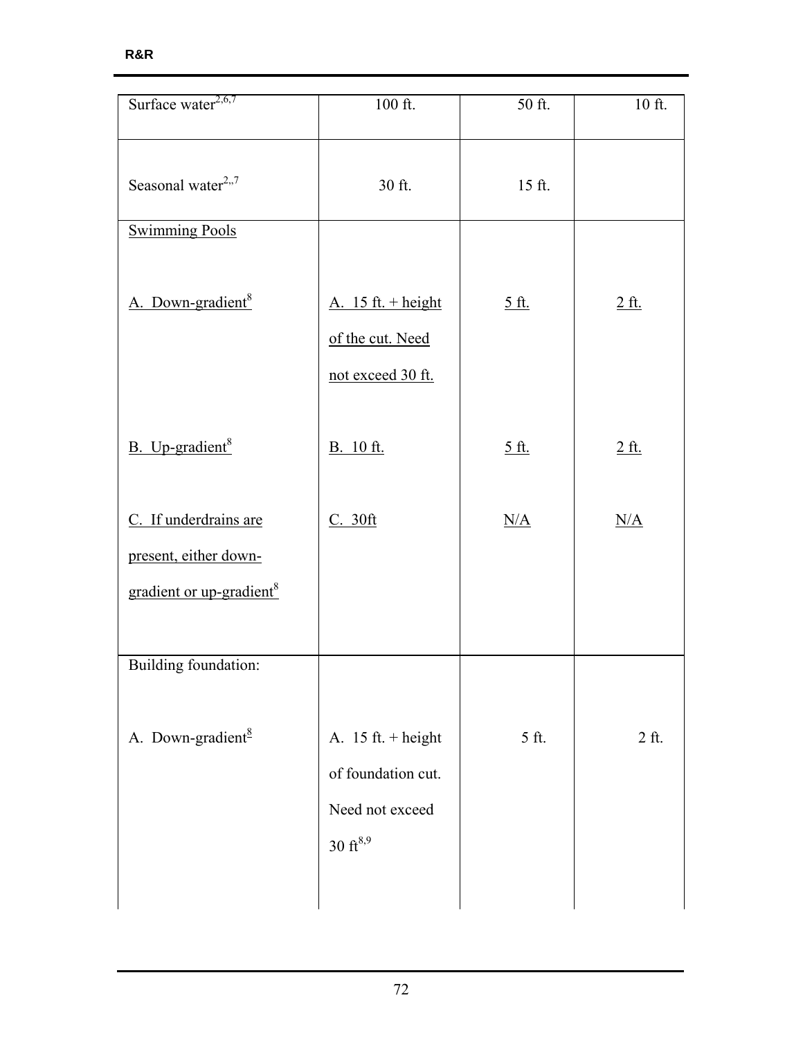| | | | |
|---|---|---|---|
| Surface water[2,6,7] | 100 ft. | 50 ft. | 10 ft. |
| Seasonal water[2,,7] | 30 ft. | 15 ft. | |
| Swimming Pools<br><br>A. Down-gradient[8]<br><br>B. Up-gradient[8]<br><br>C. If underdrains are present, either down-gradient or up-gradient[8] | <br><br>A. 15 ft. + height of the cut. Need not exceed 30 ft.<br><br>B. 10 ft.<br><br>C. 30ft | <br><br>5 ft.<br><br>5 ft.<br><br>N/A | <br><br>2 ft.<br><br>2 ft.<br><br>N/A |
| Building foundation:<br><br>A. Down-gradient[8] | <br><br>A. 15 ft. + height of foundation cut. Need not exceed 30 ft[8,9] | <br><br>5 ft. | <br><br>2 ft. |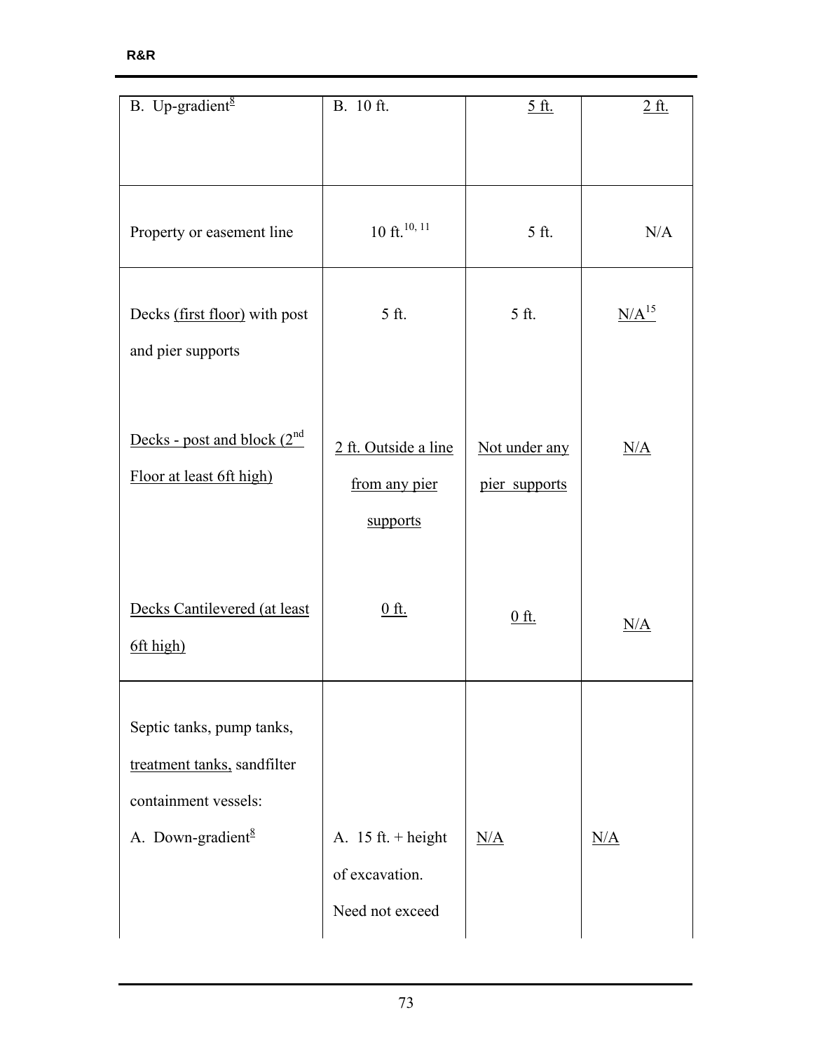| | | | |
|---|---|---|---|
| B. Up-gradient[8] | B. 10 ft. | 5 ft. | 2 ft. |
| Property or easement line | 10 ft.[10, 11] | 5 ft. | N/A |
| Decks (first floor) with post and pier supports<br><br>Decks - post and block (2nd Floor at least 6ft high)<br><br>Decks Cantilevered (at least 6ft high) | 5 ft.<br><br>2 ft. Outside a line from any pier supports<br><br>0 ft. | 5 ft.<br><br>Not under any pier supports<br><br>0 ft. | N/A[15]<br><br>N/A<br><br>N/A |
| Septic tanks, pump tanks, treatment tanks, sandfilter containment vessels:<br>A. Down-gradient[8] | A. 15 ft. + height of excavation. Need not exceed | N/A | N/A |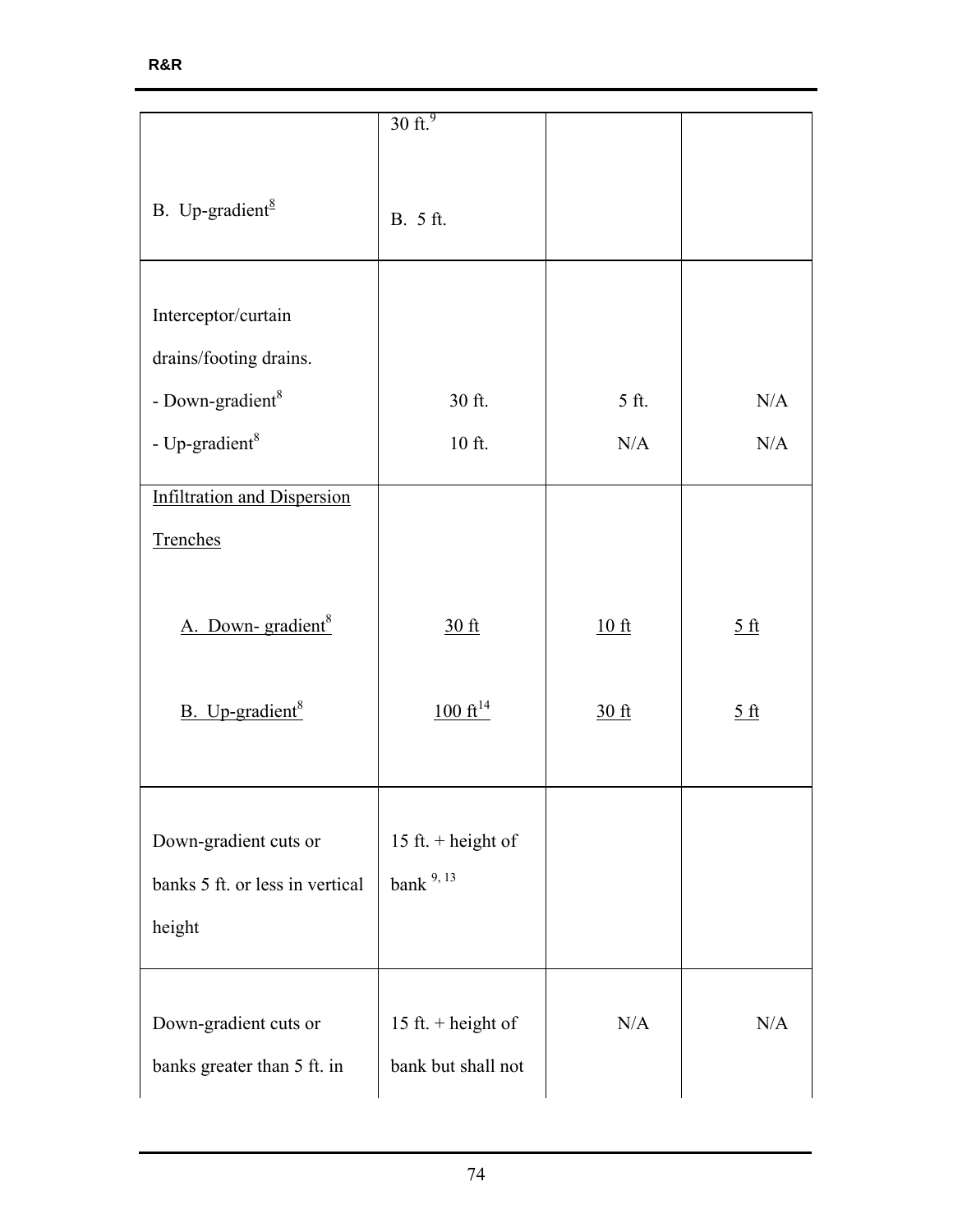| | | | |
|---|---|---|---|
| B. Up-gradient[8] | 30 ft.[9]<br><br>B. 5 ft. | | |
| Interceptor/curtain drains/footing drains.<br>- Down-gradient[8]<br>- Up-gradient[8] | <br><br>30 ft.<br>10 ft. | <br><br>5 ft.<br>N/A | <br><br>N/A<br>N/A |
| Infiltration and Dispersion Trenches<br><br>A. Down- gradient[8]<br><br>B. Up-gradient[8] | <br><br>30 ft<br><br>100 ft[14] | <br><br>10 ft<br><br>30 ft | <br><br>5 ft<br><br>5 ft |
| Down-gradient cuts or banks 5 ft. or less in vertical height | 15 ft. + height of bank [9, 13] | | |
| Down-gradient cuts or banks greater than 5 ft. in | 15 ft. + height of bank but shall not | N/A | N/A |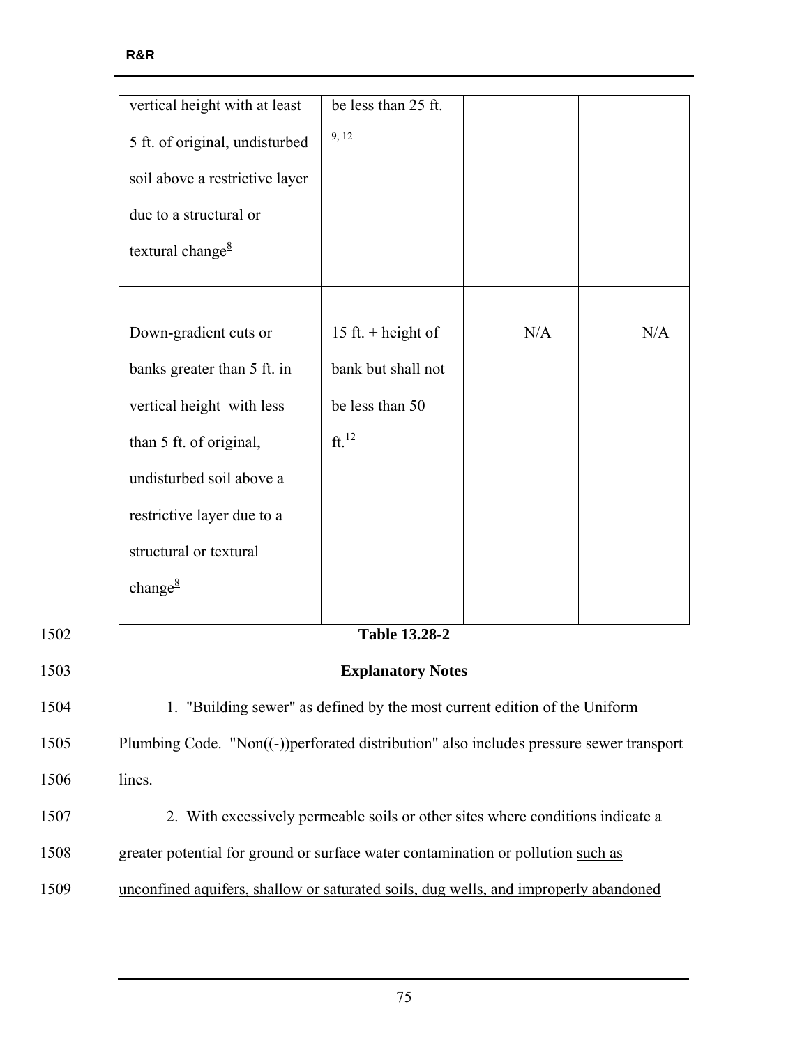| | | | |
|---|---|---|---|
| vertical height with at least 5 ft. of original, undisturbed soil above a restrictive layer due to a structural or textural change[8] | be less than 25 ft. [9, 12] | | |
| Down-gradient cuts or banks greater than 5 ft. in vertical height with less than 5 ft. of original, undisturbed soil above a restrictive layer due to a structural or textural change[8] | 15 ft. + height of bank but shall not be less than 50 ft.[12] | N/A | N/A |

1502 **Table 13.28-2**

1503 **Explanatory Notes**

1504 1. "Building sewer" as defined by the most current edition of the Uniform
1505 Plumbing Code. "Non((-))perforated distribution" also includes pressure sewer transport
1506 lines.

1507 2. With excessively permeable soils or other sites where conditions indicate a
1508 greater potential for ground or surface water contamination or pollution <u>such as</u>
1509 <u>unconfined aquifers, shallow or saturated soils, dug wells, and improperly abandoned</u>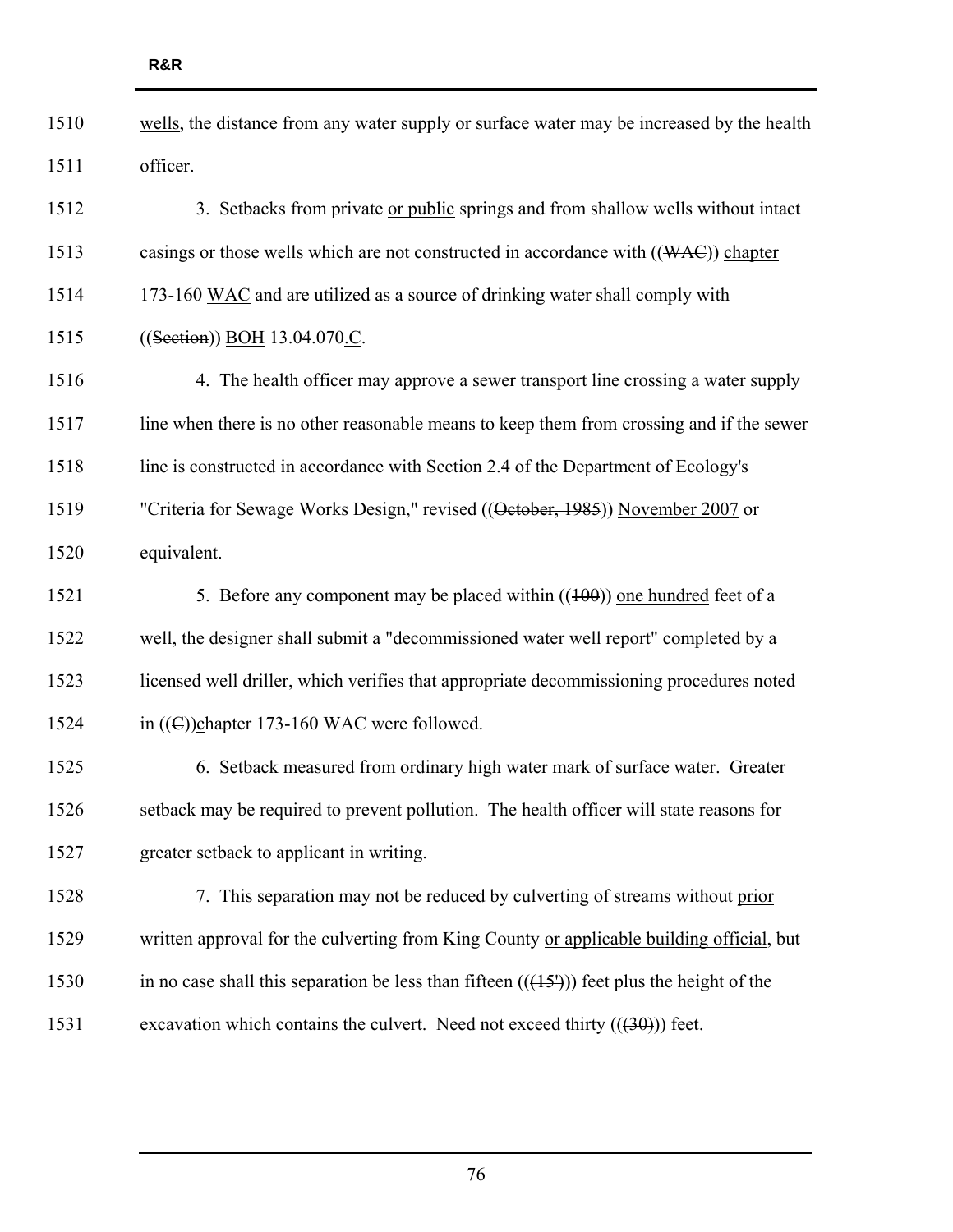wells, the distance from any water supply or surface water may be increased by the health officer.

3. Setbacks from private or public springs and from shallow wells without intact casings or those wells which are not constructed in accordance with ((WAC)) chapter 173-160 WAC and are utilized as a source of drinking water shall comply with ((Section)) BOH 13.04.070.C.

4. The health officer may approve a sewer transport line crossing a water supply line when there is no other reasonable means to keep them from crossing and if the sewer line is constructed in accordance with Section 2.4 of the Department of Ecology's "Criteria for Sewage Works Design," revised ((October, 1985)) November 2007 or equivalent.

5. Before any component may be placed within ((100)) one hundred feet of a well, the designer shall submit a "decommissioned water well report" completed by a licensed well driller, which verifies that appropriate decommissioning procedures noted in ((C))chapter 173-160 WAC were followed.

6. Setback measured from ordinary high water mark of surface water. Greater setback may be required to prevent pollution. The health officer will state reasons for greater setback to applicant in writing.

7. This separation may not be reduced by culverting of streams without prior written approval for the culverting from King County or applicable building official, but in no case shall this separation be less than fifteen (((15'))) feet plus the height of the excavation which contains the culvert. Need not exceed thirty (((30))) feet.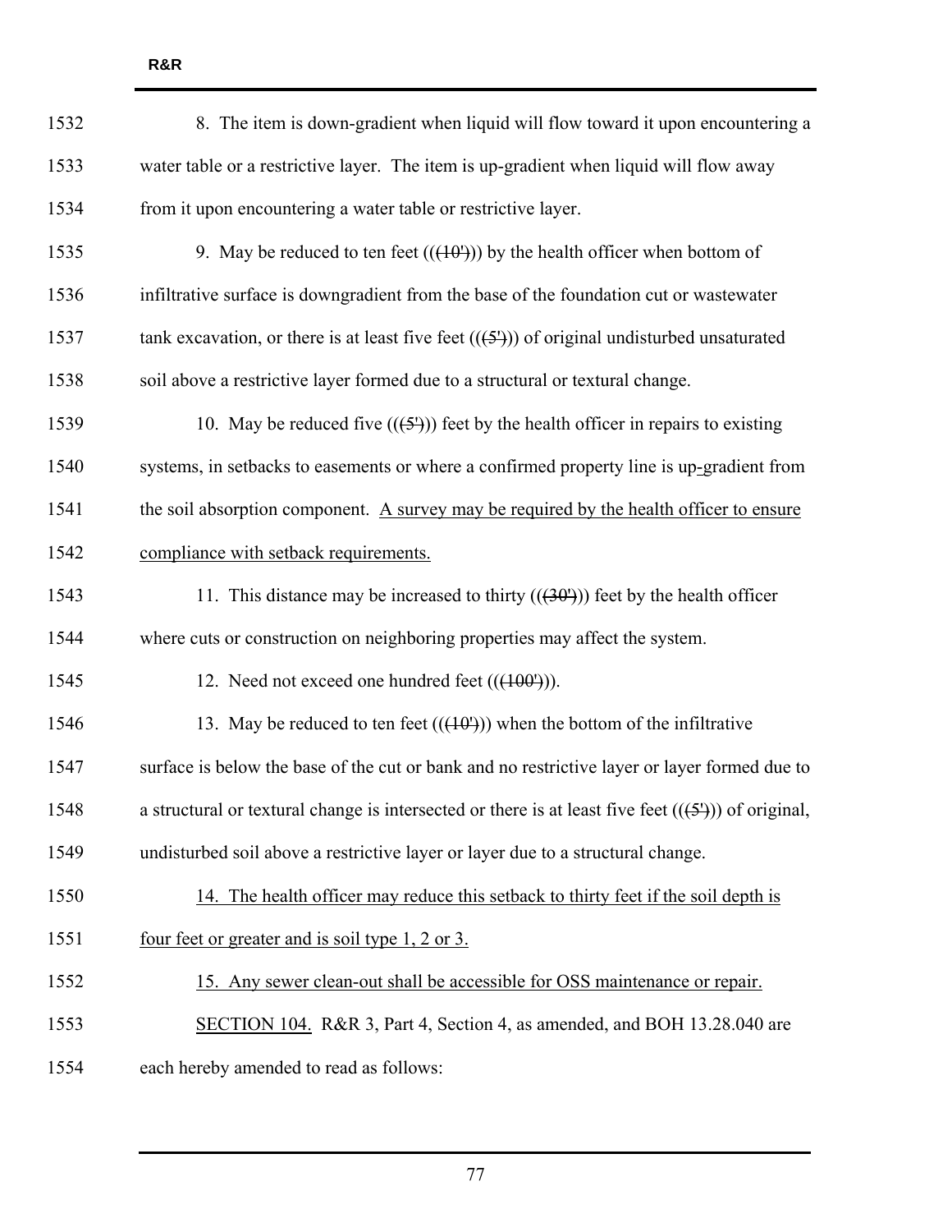8. The item is down-gradient when liquid will flow toward it upon encountering a water table or a restrictive layer. The item is up-gradient when liquid will flow away from it upon encountering a water table or restrictive layer.

9. May be reduced to ten feet ((~~(10')~~)) by the health officer when bottom of infiltrative surface is downgradient from the base of the foundation cut or wastewater tank excavation, or there is at least five feet ((~~(5')~~)) of original undisturbed unsaturated soil above a restrictive layer formed due to a structural or textural change.

10. May be reduced five ((~~(5')~~)) feet by the health officer in repairs to existing systems, in setbacks to easements or where a confirmed property line is up-gradient from the soil absorption component. <u>A survey may be required by the health officer to ensure compliance with setback requirements.</u>

11. This distance may be increased to thirty ((~~(30')~~)) feet by the health officer where cuts or construction on neighboring properties may affect the system.

12. Need not exceed one hundred feet ((~~(100')~~)).

13. May be reduced to ten feet ((~~(10')~~)) when the bottom of the infiltrative surface is below the base of the cut or bank and no restrictive layer or layer formed due to a structural or textural change is intersected or there is at least five feet ((~~(5')~~)) of original, undisturbed soil above a restrictive layer or layer due to a structural change.

<u>14. The health officer may reduce this setback to thirty feet if the soil depth is four feet or greater and is soil type 1, 2 or 3.</u>

<u>15. Any sewer clean-out shall be accessible for OSS maintenance or repair.</u>

<u>SECTION 104.</u> R&R 3, Part 4, Section 4, as amended, and BOH 13.28.040 are each hereby amended to read as follows: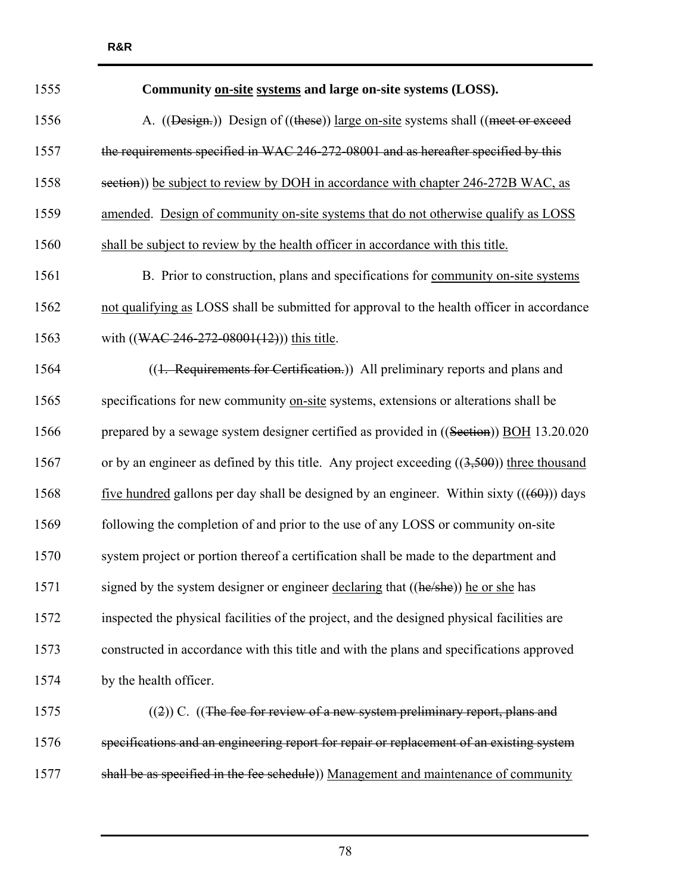**Community on-site systems and large on-site systems (LOSS).**

A. ((Design.)) Design of ((these)) large on-site systems shall ((meet or exceed the requirements specified in WAC 246-272-08001 and as hereafter specified by this section)) be subject to review by DOH in accordance with chapter 246-272B WAC, as amended. Design of community on-site systems that do not otherwise qualify as LOSS shall be subject to review by the health officer in accordance with this title.

B. Prior to construction, plans and specifications for community on-site systems not qualifying as LOSS shall be submitted for approval to the health officer in accordance with ((WAC 246-272-08001(12))) this title.

((1. Requirements for Certification.)) All preliminary reports and plans and specifications for new community on-site systems, extensions or alterations shall be prepared by a sewage system designer certified as provided in ((Section)) BOH 13.20.020 or by an engineer as defined by this title. Any project exceeding ((3,500)) three thousand five hundred gallons per day shall be designed by an engineer. Within sixty (((60))) days following the completion of and prior to the use of any LOSS or community on-site system project or portion thereof a certification shall be made to the department and signed by the system designer or engineer declaring that ((he/she)) he or she has inspected the physical facilities of the project, and the designed physical facilities are constructed in accordance with this title and with the plans and specifications approved by the health officer.

((2)) C. ((The fee for review of a new system preliminary report, plans and specifications and an engineering report for repair or replacement of an existing system shall be as specified in the fee schedule)) Management and maintenance of community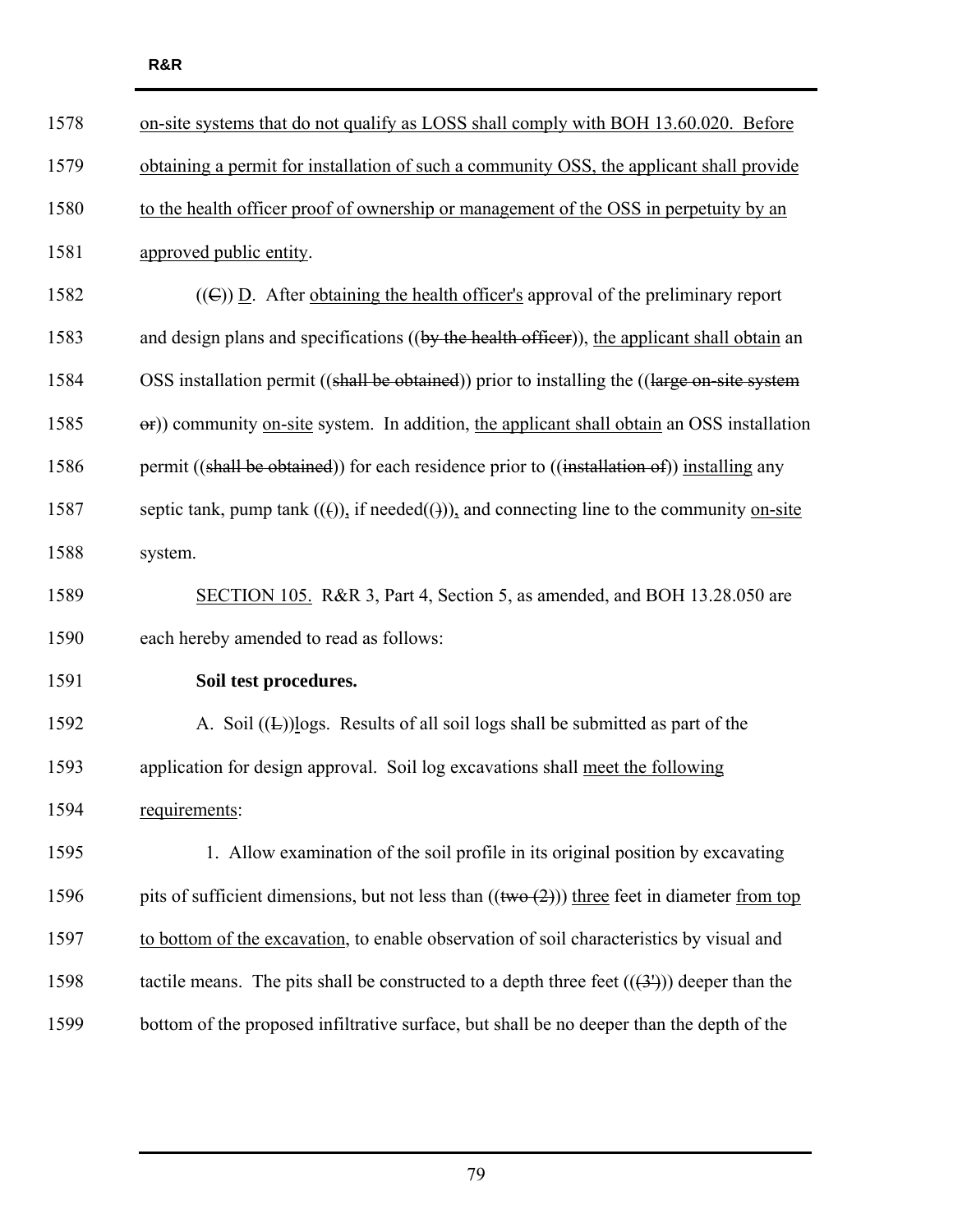on-site systems that do not qualify as LOSS shall comply with BOH 13.60.020. Before obtaining a permit for installation of such a community OSS, the applicant shall provide to the health officer proof of ownership or management of the OSS in perpetuity by an approved public entity.

((C)) D. After obtaining the health officer's approval of the preliminary report and design plans and specifications ((by the health officer)), the applicant shall obtain an OSS installation permit ((shall be obtained)) prior to installing the ((large on-site system or)) community on-site system. In addition, the applicant shall obtain an OSS installation permit ((shall be obtained)) for each residence prior to ((installation of)) installing any septic tank, pump tank (((),), if needed(())), and connecting line to the community on-site system.

SECTION 105. R&R 3, Part 4, Section 5, as amended, and BOH 13.28.050 are each hereby amended to read as follows:

**Soil test procedures.**

A. Soil ((L))logs. Results of all soil logs shall be submitted as part of the application for design approval. Soil log excavations shall meet the following requirements:

1. Allow examination of the soil profile in its original position by excavating pits of sufficient dimensions, but not less than ((two (2))) three feet in diameter from top to bottom of the excavation, to enable observation of soil characteristics by visual and tactile means. The pits shall be constructed to a depth three feet (((3'))) deeper than the bottom of the proposed infiltrative surface, but shall be no deeper than the depth of the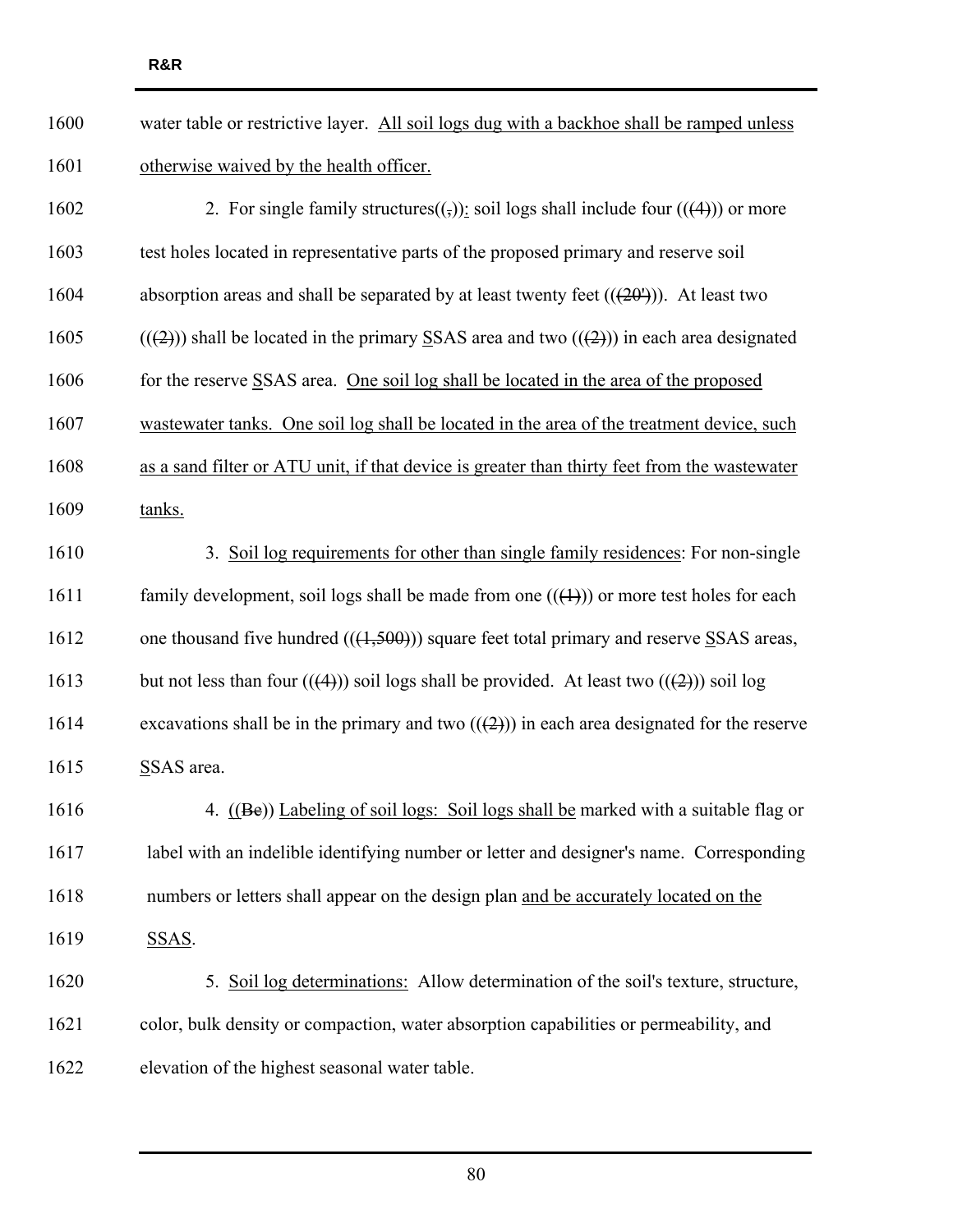water table or restrictive layer. <u>All soil logs dug with a backhoe shall be ramped unless otherwise waived by the health officer.</u>

2. For single family structures((~~,~~))<u>:</u> soil logs shall include four ((~~(4)~~)) or more test holes located in representative parts of the proposed primary and reserve soil absorption areas and shall be separated by at least twenty feet ((~~(20')~~)). At least two ((~~(2)~~)) shall be located in the primary <u>S</u>SAS area and two ((~~(2)~~)) in each area designated for the reserve <u>S</u>SAS area. <u>One soil log shall be located in the area of the proposed wastewater tanks. One soil log shall be located in the area of the treatment device, such as a sand filter or ATU unit, if that device is greater than thirty feet from the wastewater tanks.</u>

3. <u>Soil log requirements for other than single family residences</u>: For non-single family development, soil logs shall be made from one ((~~(1)~~)) or more test holes for each one thousand five hundred ((~~(1,500)~~)) square feet total primary and reserve <u>S</u>SAS areas, but not less than four ((~~(4)~~)) soil logs shall be provided. At least two ((~~(2)~~)) soil log excavations shall be in the primary and two ((~~(2)~~)) in each area designated for the reserve <u>S</u>SAS area.

4. ((~~Be~~)) <u>Labeling of soil logs: Soil logs shall be</u> marked with a suitable flag or label with an indelible identifying number or letter and designer's name. Corresponding numbers or letters shall appear on the design plan <u>and be accurately located on the SSAS</u>.

5. <u>Soil log determinations:</u> Allow determination of the soil's texture, structure, color, bulk density or compaction, water absorption capabilities or permeability, and elevation of the highest seasonal water table.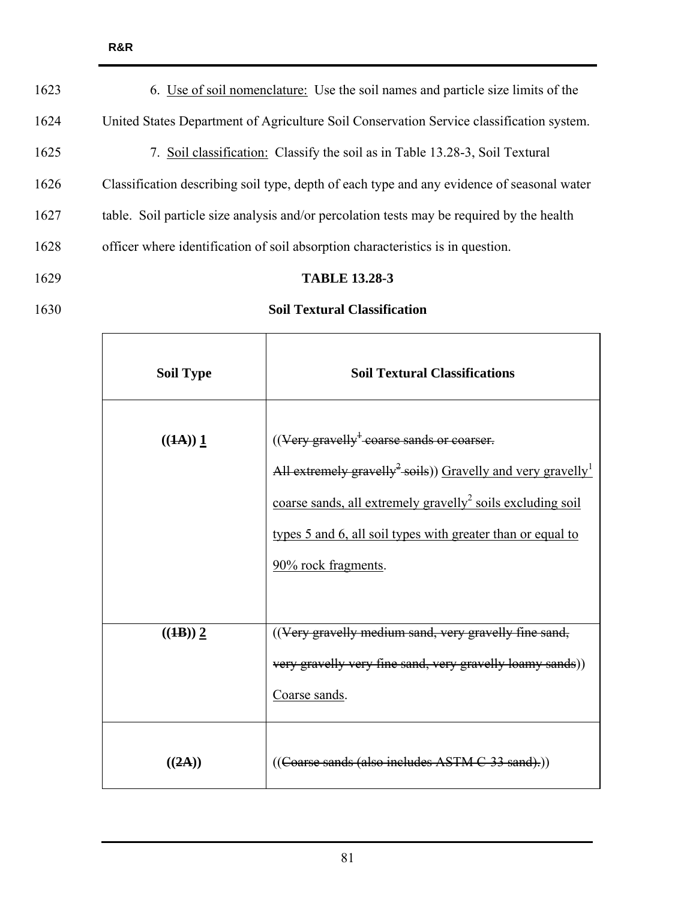6. Use of soil nomenclature: Use the soil names and particle size limits of the United States Department of Agriculture Soil Conservation Service classification system.

7. Soil classification: Classify the soil as in Table 13.28-3, Soil Textural Classification describing soil type, depth of each type and any evidence of seasonal water table. Soil particle size analysis and/or percolation tests may be required by the health officer where identification of soil absorption characteristics is in question.

**TABLE 13.28-3**

**Soil Textural Classification**

| Soil Type | Soil Textural Classifications |
|---|---|
| **((~~1A~~)) 1** | ((~~Very gravelly[1] coarse sands or coarser. All extremely gravelly[2] soils~~)) Gravelly and very gravelly[1] coarse sands, all extremely gravelly[2] soils excluding soil types 5 and 6, all soil types with greater than or equal to 90% rock fragments. |
| **((~~1B~~)) 2** | ((~~Very gravelly medium sand, very gravelly fine sand, very gravelly very fine sand, very gravelly loamy sands~~)) Coarse sands. |
| **((~~2A~~))** | ((~~Coarse sands (also includes ASTM C-33 sand).~~)) |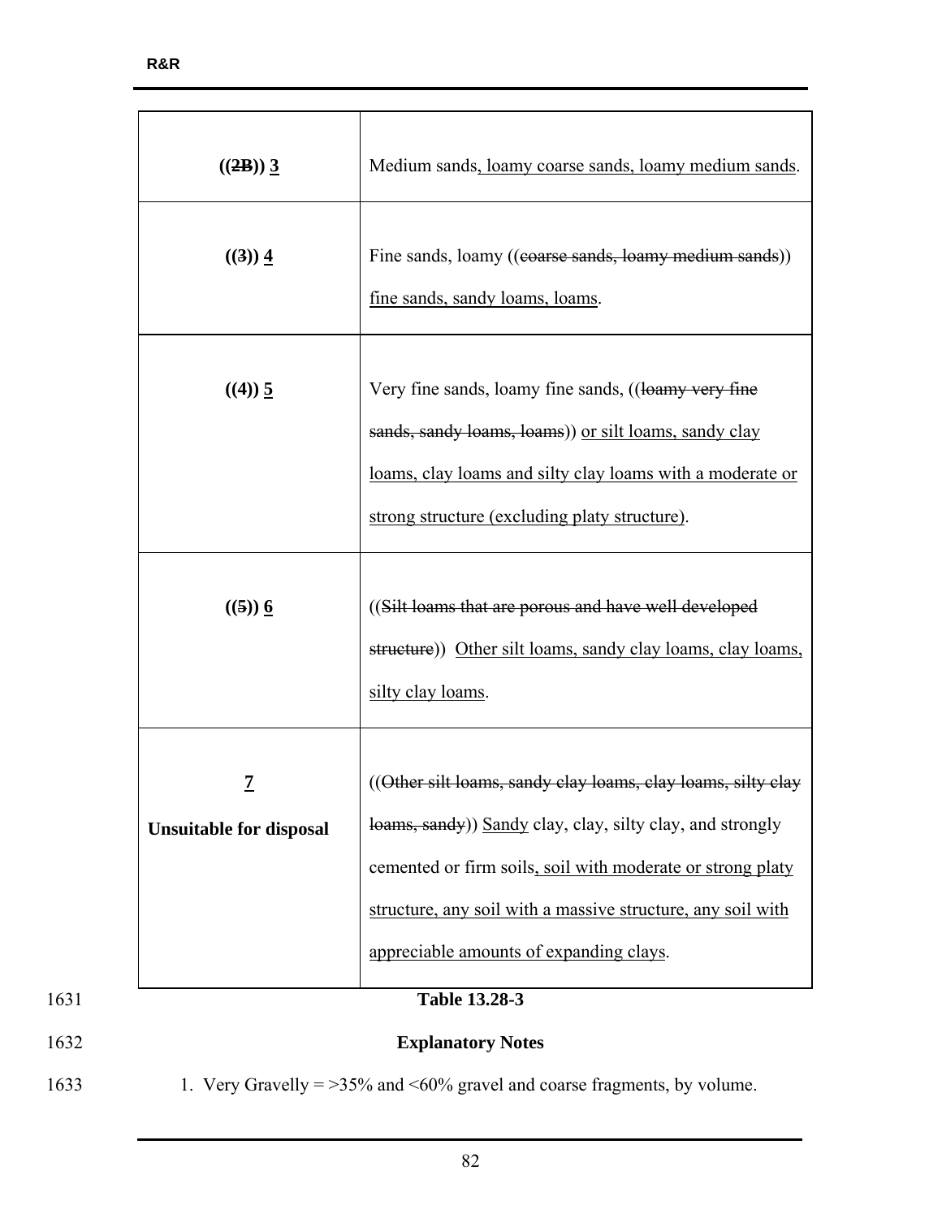| | |
|---|---|
| **((~~2B~~)) <u>3</u>** | Medium sands<u>, loamy coarse sands, loamy medium sands</u>. |
| **((~~3~~)) <u>4</u>** | Fine sands, loamy ((~~coarse sands, loamy medium sands~~)) <u>fine sands, sandy loams, loams</u>. |
| **((4)) <u>5</u>** | Very fine sands, loamy fine sands, ((~~loamy very fine sands, sandy loams, loams~~)) <u>or silt loams, sandy clay loams, clay loams and silty clay loams with a moderate or strong structure (excluding platy structure)</u>. |
| **((~~5~~)) <u>6</u>** | ((~~Silt loams that are porous and have well developed structure~~)) <u>Other silt loams, sandy clay loams, clay loams, silty clay loams</u>. |
| **<u>7</u> Unsuitable for disposal** | ((~~Other silt loams, sandy clay loams, clay loams, silty clay loams, sandy~~)) <u>Sandy</u> clay, clay, silty clay, and strongly cemented or firm soils<u>, soil with moderate or strong platy structure, any soil with a massive structure, any soil with appreciable amounts of expanding clays</u>. |

1631 **Table 13.28-3**

1632 **Explanatory Notes**

1633 1. Very Gravelly = >35% and <60% gravel and coarse fragments, by volume.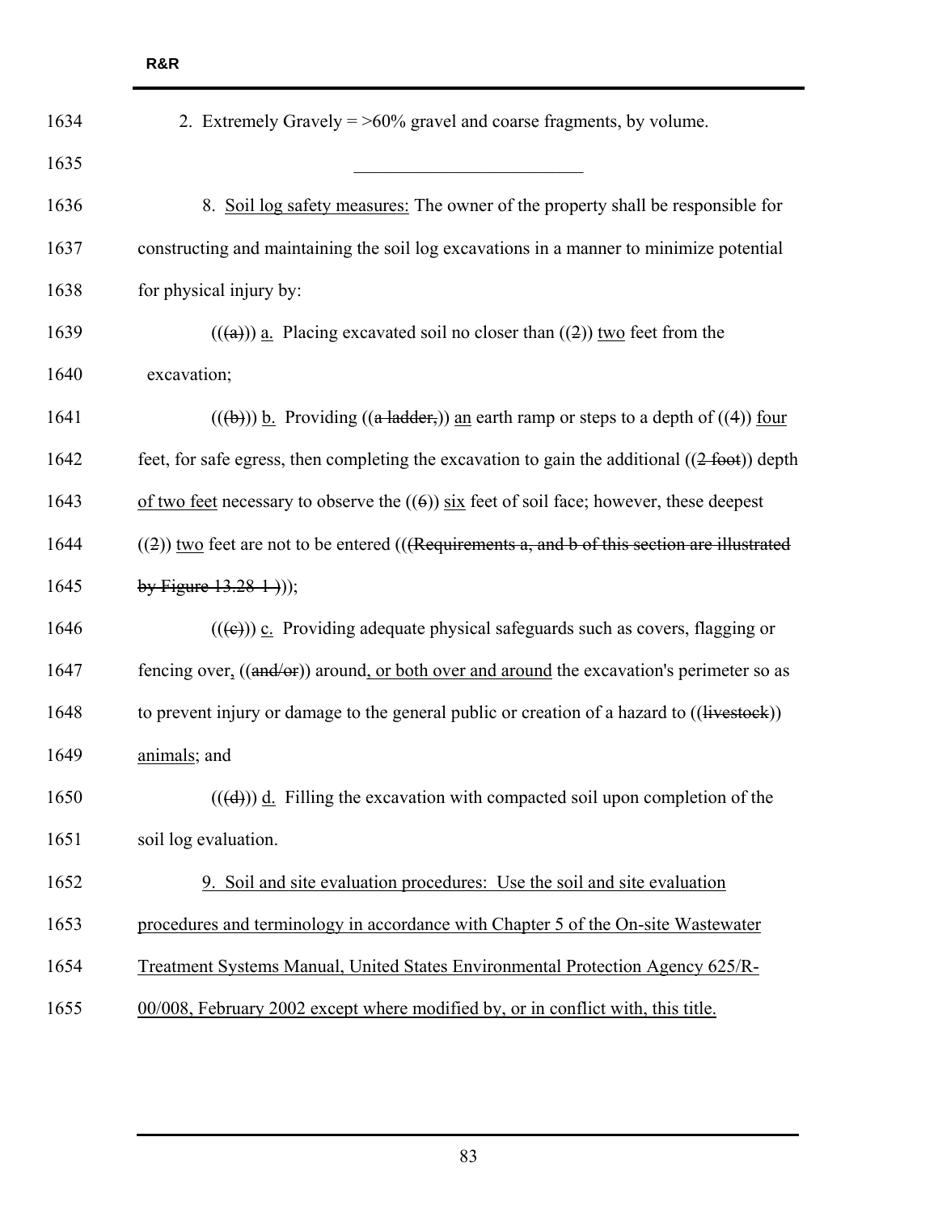2. Extremely Gravely = >60% gravel and coarse fragments, by volume.

\_\_\_\_\_\_\_\_\_\_\_\_\_\_\_\_\_\_\_\_\_\_\_\_\_\_

8. <u>Soil log safety measures:</u> The owner of the property shall be responsible for constructing and maintaining the soil log excavations in a manner to minimize potential for physical injury by:

((~~(a)~~)) <u>a.</u> Placing excavated soil no closer than ((~~2~~)) <u>two</u> feet from the excavation;

((~~(b)~~)) <u>b.</u> Providing ((~~a ladder,~~)) <u>an</u> earth ramp or steps to a depth of ((~~4~~)) <u>four</u> feet, for safe egress, then completing the excavation to gain the additional ((~~2 foot~~)) depth <u>of two feet</u> necessary to observe the ((~~6~~)) <u>six</u> feet of soil face; however, these deepest ((~~2~~)) <u>two</u> feet are not to be entered ((~~(Requirements a, and b of this section are illustrated by Figure 13.28-1.)~~));

((~~(c)~~)) <u>c.</u> Providing adequate physical safeguards such as covers, flagging or fencing over<u>,</u> ((~~and/or~~)) around<u>, or both over and around</u> the excavation's perimeter so as to prevent injury or damage to the general public or creation of a hazard to ((~~livestock~~)) <u>animals</u>; and

((~~(d)~~)) <u>d.</u> Filling the excavation with compacted soil upon completion of the soil log evaluation.

<u>9. Soil and site evaluation procedures: Use the soil and site evaluation procedures and terminology in accordance with Chapter 5 of the On-site Wastewater Treatment Systems Manual, United States Environmental Protection Agency 625/R-00/008, February 2002 except where modified by, or in conflict with, this title.</u>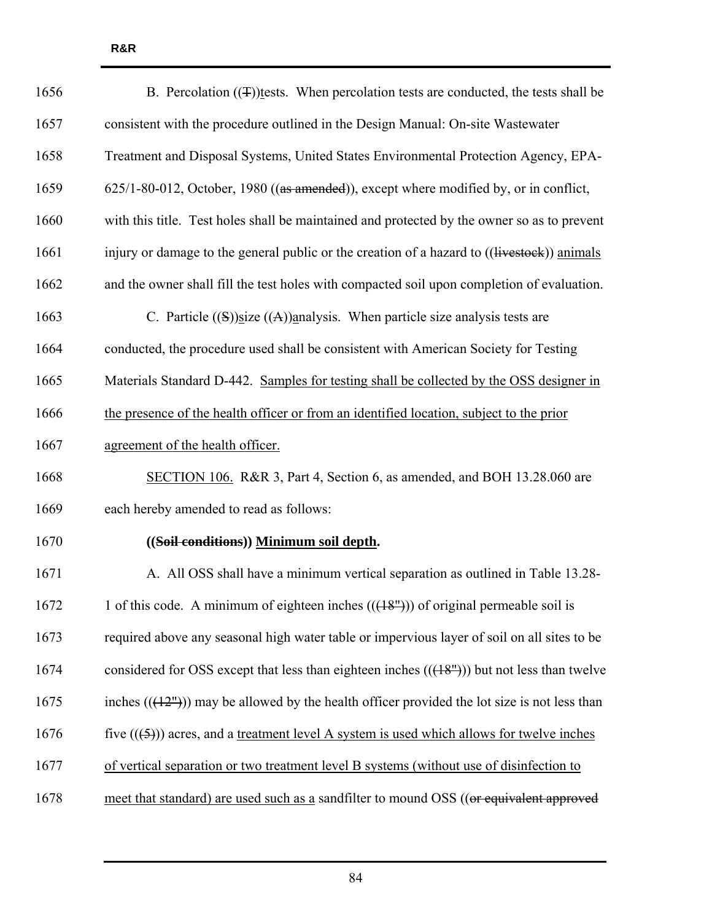B. Percolation ((T))tests. When percolation tests are conducted, the tests shall be consistent with the procedure outlined in the Design Manual: On-site Wastewater Treatment and Disposal Systems, United States Environmental Protection Agency, EPA-625/1-80-012, October, 1980 ((~~as amended~~)), except where modified by, or in conflict, with this title. Test holes shall be maintained and protected by the owner so as to prevent injury or damage to the general public or the creation of a hazard to ((~~livestock~~)) animals and the owner shall fill the test holes with compacted soil upon completion of evaluation.

C. Particle ((S))size ((A))analysis. When particle size analysis tests are conducted, the procedure used shall be consistent with American Society for Testing Materials Standard D-442. Samples for testing shall be collected by the OSS designer in the presence of the health officer or from an identified location, subject to the prior agreement of the health officer.

SECTION 106. R&R 3, Part 4, Section 6, as amended, and BOH 13.28.060 are each hereby amended to read as follows:

**((~~Soil conditions~~)) Minimum soil depth.**

A. All OSS shall have a minimum vertical separation as outlined in Table 13.28-1 of this code. A minimum of eighteen inches ((~~(18")~~)) of original permeable soil is required above any seasonal high water table or impervious layer of soil on all sites to be considered for OSS except that less than eighteen inches ((~~(18")~~)) but not less than twelve inches ((~~(12")~~)) may be allowed by the health officer provided the lot size is not less than five ((~~(5)~~)) acres, and a treatment level A system is used which allows for twelve inches of vertical separation or two treatment level B systems (without use of disinfection to meet that standard) are used such as a sandfilter to mound OSS ((~~or equivalent approved~~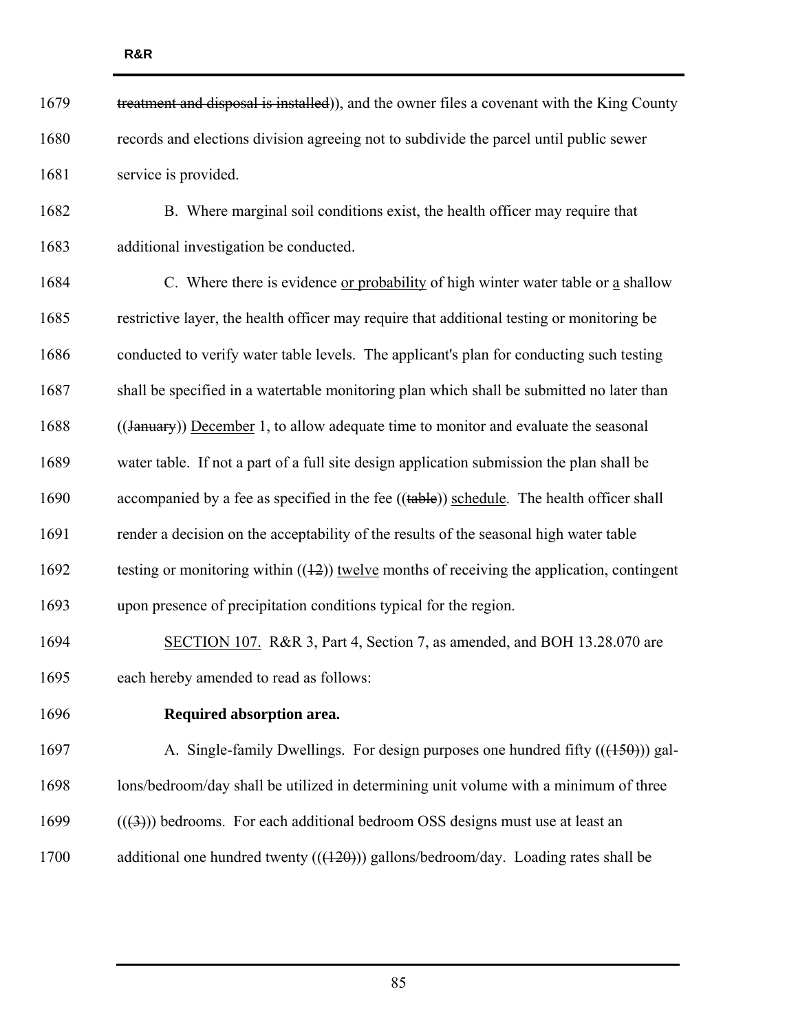treatment and disposal is installed)), and the owner files a covenant with the King County records and elections division agreeing not to subdivide the parcel until public sewer service is provided.

B. Where marginal soil conditions exist, the health officer may require that additional investigation be conducted.

C. Where there is evidence or probability of high winter water table or a shallow restrictive layer, the health officer may require that additional testing or monitoring be conducted to verify water table levels. The applicant's plan for conducting such testing shall be specified in a watertable monitoring plan which shall be submitted no later than ((January)) December 1, to allow adequate time to monitor and evaluate the seasonal water table. If not a part of a full site design application submission the plan shall be accompanied by a fee as specified in the fee ((table)) schedule. The health officer shall render a decision on the acceptability of the results of the seasonal high water table testing or monitoring within ((12)) twelve months of receiving the application, contingent upon presence of precipitation conditions typical for the region.

SECTION 107. R&R 3, Part 4, Section 7, as amended, and BOH 13.28.070 are each hereby amended to read as follows:

**Required absorption area.**

A. Single-family Dwellings. For design purposes one hundred fifty (((150))) gallons/bedroom/day shall be utilized in determining unit volume with a minimum of three (((3))) bedrooms. For each additional bedroom OSS designs must use at least an additional one hundred twenty (((120))) gallons/bedroom/day. Loading rates shall be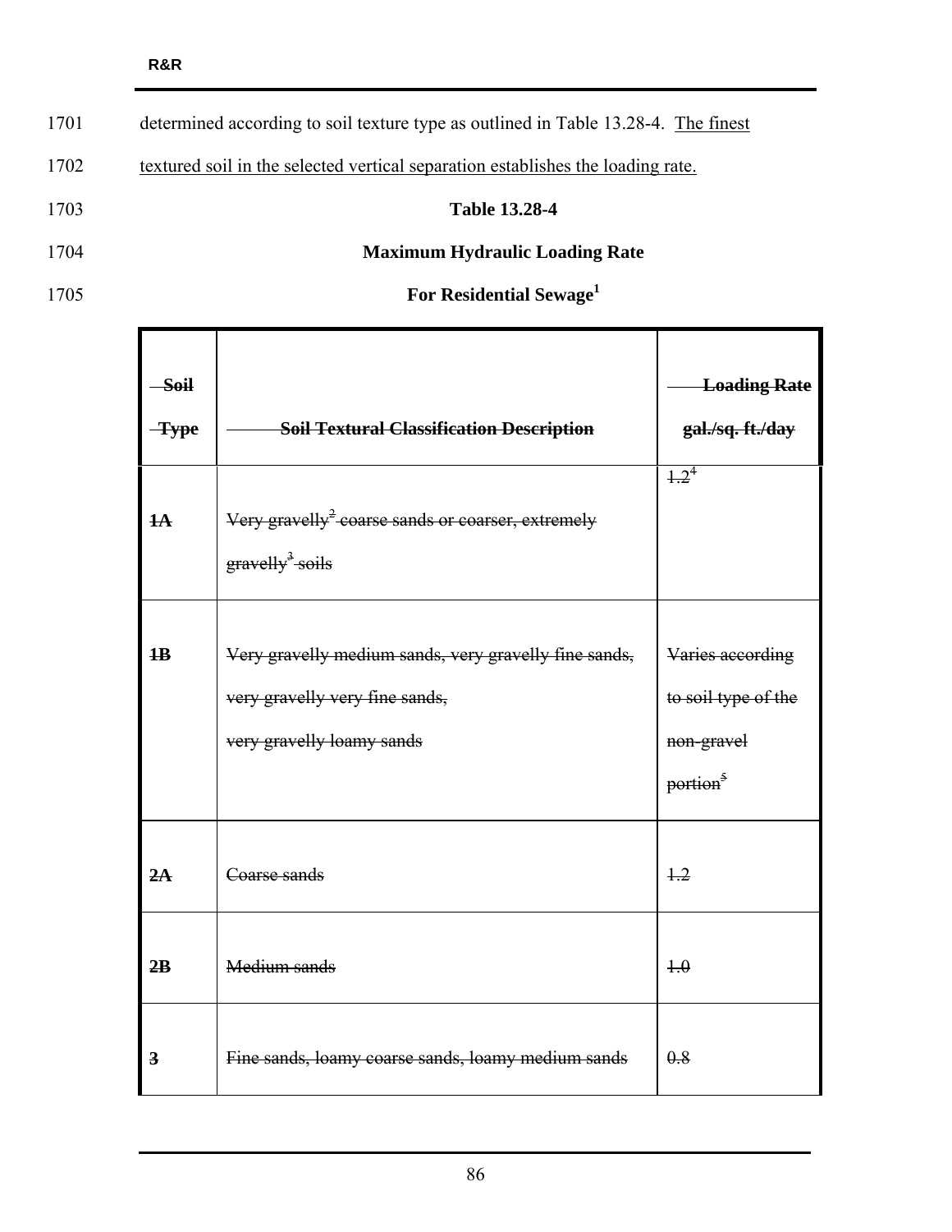determined according to soil texture type as outlined in Table 13.28-4. <u>The finest textured soil in the selected vertical separation establishes the loading rate.</u>

**Table 13.28-4**

**Maximum Hydraulic Loading Rate**

**For Residential Sewage[1]**

| ~~Soil Type~~ | ~~Soil Textural Classification Description~~ | ~~Loading Rate gal./sq. ft./day~~ |
|---|---|---|
| ~~1A~~ | ~~Very gravelly[2] coarse sands or coarser, extremely gravelly[3] soils~~ | ~~1.2[4]~~ |
| ~~1B~~ | ~~Very gravelly medium sands, very gravelly fine sands, very gravelly very fine sands, very gravelly loamy sands~~ | ~~Varies according to soil type of the non-gravel portion[5]~~ |
| ~~2A~~ | ~~Coarse sands~~ | ~~1.2~~ |
| ~~2B~~ | ~~Medium sands~~ | ~~1.0~~ |
| ~~3~~ | ~~Fine sands, loamy coarse sands, loamy medium sands~~ | ~~0.8~~ |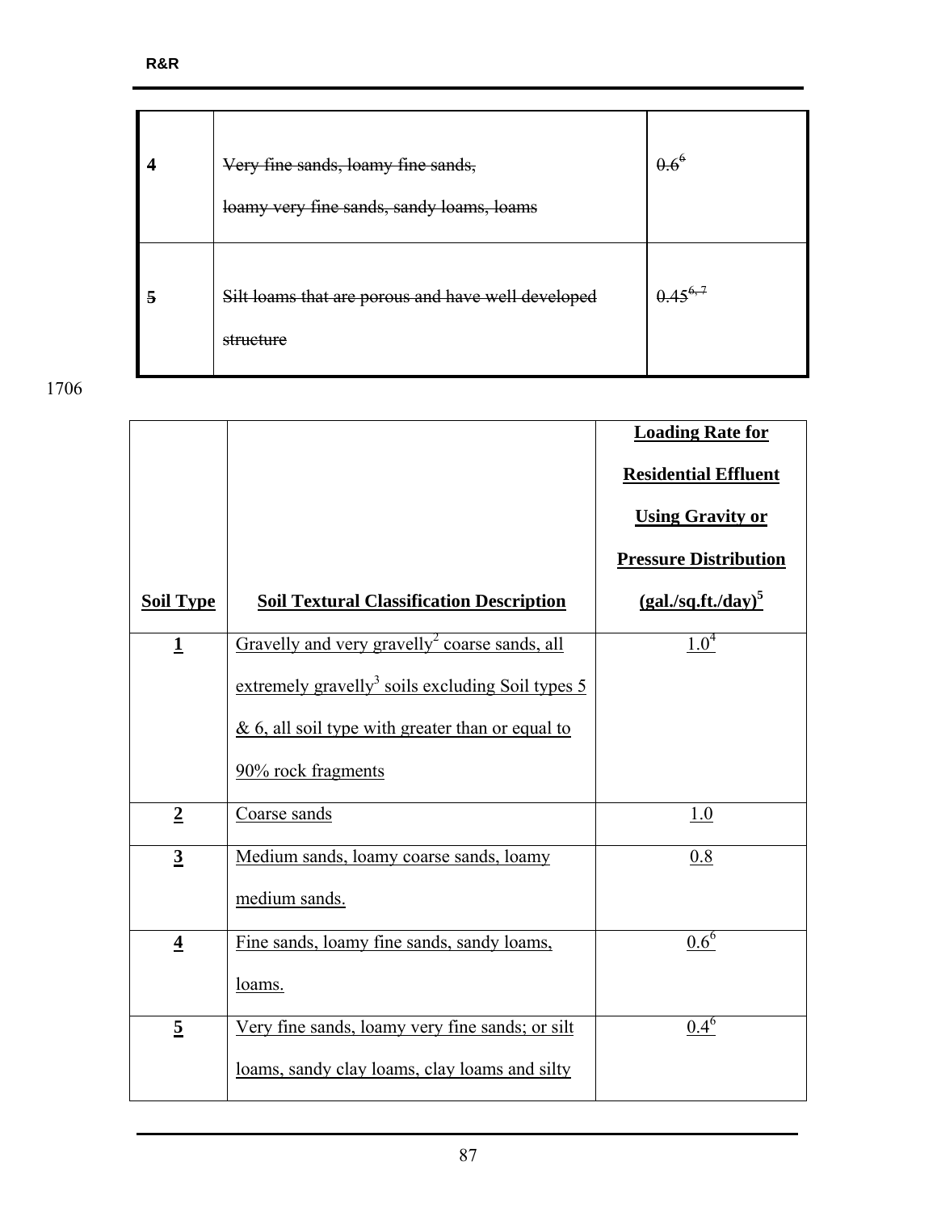| | | |
|---|---|---|
| **4** | ~~Very fine sands, loamy fine sands, loamy very fine sands, sandy loams, loams~~ | ~~0.6[6]~~ |
| **5** | ~~Silt loams that are porous and have well developed structure~~ | ~~0.45[6, 7]~~ |

1706

| <u>**Soil Type**</u> | <u>**Soil Textural Classification Description**</u> | <u>**Loading Rate for Residential Effluent Using Gravity or Pressure Distribution (gal./sq.ft./day)[5]**</u> |
|---|---|---|
| <u>**1**</u> | <u>Gravelly and very gravelly[2] coarse sands, all extremely gravelly[3] soils excluding Soil types 5 & 6, all soil type with greater than or equal to 90% rock fragments</u> | <u>1.0[4]</u> |
| <u>**2**</u> | <u>Coarse sands</u> | <u>1.0</u> |
| <u>**3**</u> | <u>Medium sands, loamy coarse sands, loamy medium sands.</u> | <u>0.8</u> |
| <u>**4**</u> | <u>Fine sands, loamy fine sands, sandy loams, loams.</u> | <u>0.6[6]</u> |
| <u>**5**</u> | <u>Very fine sands, loamy very fine sands; or silt loams, sandy clay loams, clay loams and silty</u> | <u>0.4[6]</u> |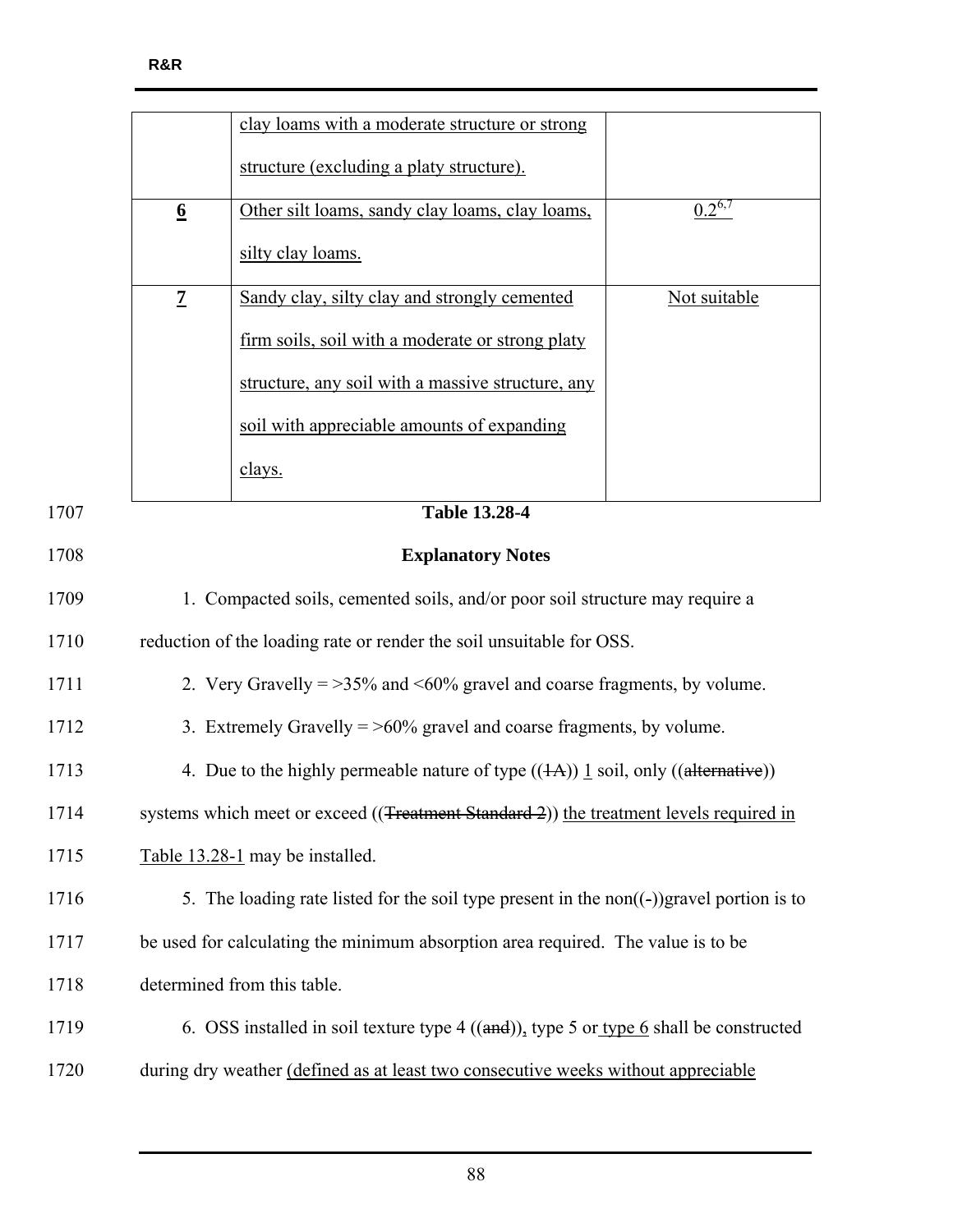| | | |
|---|---|---|
| | <u>clay loams with a moderate structure or strong structure (excluding a platy structure).</u> | |
| **<u>6</u>** | <u>Other silt loams, sandy clay loams, clay loams, silty clay loams.</u> | <u>0.2[6,7]</u> |
| **<u>7</u>** | <u>Sandy clay, silty clay and strongly cemented firm soils, soil with a moderate or strong platy structure, any soil with a massive structure, any soil with appreciable amounts of expanding clays.</u> | <u>Not suitable</u> |

1707 **Table 13.28-4**

1708 **Explanatory Notes**

1709 1. Compacted soils, cemented soils, and/or poor soil structure may require a

1710 reduction of the loading rate or render the soil unsuitable for OSS.

1711 2. Very Gravelly = >35% and <60% gravel and coarse fragments, by volume.

1712 3. Extremely Gravelly = >60% gravel and coarse fragments, by volume.

1713 4. Due to the highly permeable nature of type ((~~1A~~)) <u>1</u> soil, only ((~~alternative~~))

1714 systems which meet or exceed ((~~Treatment Standard 2~~)) <u>the treatment levels required in</u>

1715 <u>Table 13.28-1</u> may be installed.

1716 5. The loading rate listed for the soil type present in the non((-))gravel portion is to

1717 be used for calculating the minimum absorption area required. The value is to be

1718 determined from this table.

1719 6. OSS installed in soil texture type 4 ((~~and~~))<u>,</u> type 5 or<u> type 6</u> shall be constructed

1720 during dry weather <u>(defined as at least two consecutive weeks without appreciable</u>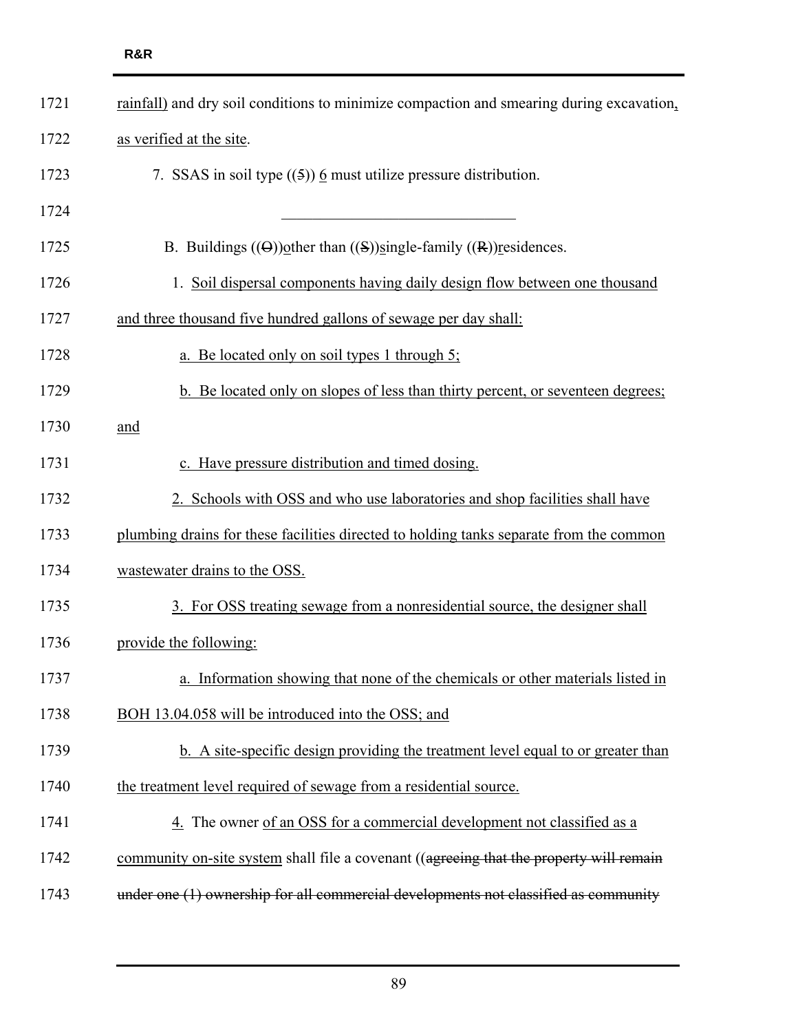rainfall) and dry soil conditions to minimize compaction and smearing during excavation, as verified at the site.

7. SSAS in soil type ((~~5~~)) 6 must utilize pressure distribution.

---

B. Buildings ((~~O~~))other than ((~~S~~))single-family ((~~R~~))residences.

1. Soil dispersal components having daily design flow between one thousand and three thousand five hundred gallons of sewage per day shall:

a. Be located only on soil types 1 through 5;

b. Be located only on slopes of less than thirty percent, or seventeen degrees; and

c. Have pressure distribution and timed dosing.

2. Schools with OSS and who use laboratories and shop facilities shall have plumbing drains for these facilities directed to holding tanks separate from the common wastewater drains to the OSS.

3. For OSS treating sewage from a nonresidential source, the designer shall provide the following:

a. Information showing that none of the chemicals or other materials listed in BOH 13.04.058 will be introduced into the OSS; and

b. A site-specific design providing the treatment level equal to or greater than the treatment level required of sewage from a residential source.

4. The owner of an OSS for a commercial development not classified as a community on-site system shall file a covenant ((~~agreeing that the property will remain under one (1) ownership for all commercial developments not classified as community~~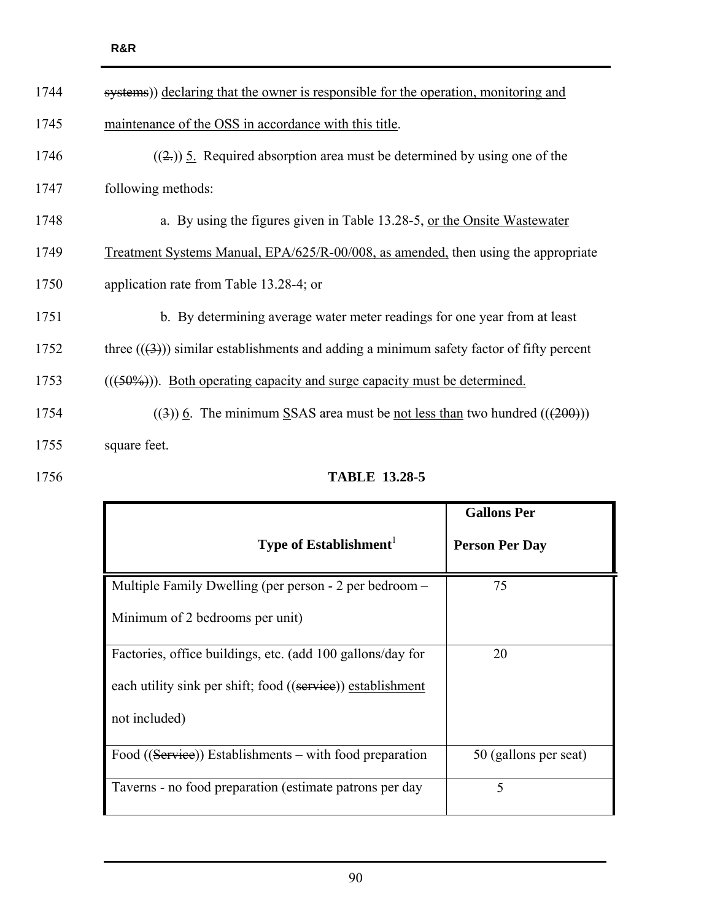1744 ~~systems~~)) declaring that the owner is responsible for the operation, monitoring and

1745 maintenance of the OSS in accordance with this title.

1746 ((~~2.~~)) 5. Required absorption area must be determined by using one of the

1747 following methods:

1748 a. By using the figures given in Table 13.28-5, or the Onsite Wastewater

1749 Treatment Systems Manual, EPA/625/R-00/008, as amended, then using the appropriate

1750 application rate from Table 13.28-4; or

1751 b. By determining average water meter readings for one year from at least

1752 three ((~~(3)~~)) similar establishments and adding a minimum safety factor of fifty percent

1753 ((~~(50%)~~)). Both operating capacity and surge capacity must be determined.

1754 ((~~3~~)) 6. The minimum SSAS area must be not less than two hundred ((~~(200)~~))

1755 square feet.

1756 **TABLE 13.28-5**

| Type of Establishment[1] | Gallons Per Person Per Day |
|---|---|
| Multiple Family Dwelling (per person - 2 per bedroom – Minimum of 2 bedrooms per unit) | 75 |
| Factories, office buildings, etc. (add 100 gallons/day for each utility sink per shift; food ((~~service~~)) establishment not included) | 20 |
| Food ((~~Service~~)) Establishments – with food preparation | 50 (gallons per seat) |
| Taverns - no food preparation (estimate patrons per day | 5 |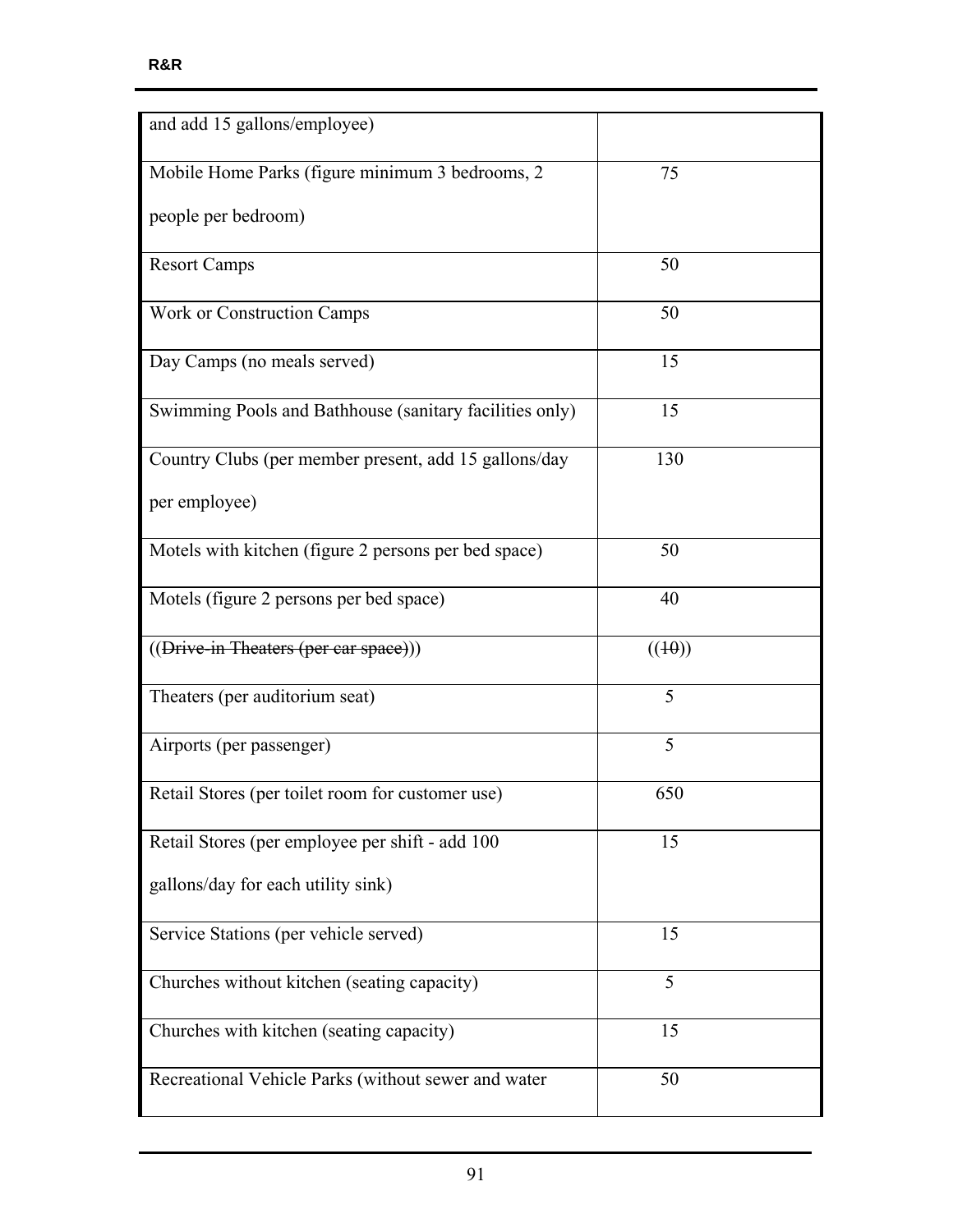| and add 15 gallons/employee) | |
|---|---|
| Mobile Home Parks (figure minimum 3 bedrooms, 2 people per bedroom) | 75 |
| Resort Camps | 50 |
| Work or Construction Camps | 50 |
| Day Camps (no meals served) | 15 |
| Swimming Pools and Bathhouse (sanitary facilities only) | 15 |
| Country Clubs (per member present, add 15 gallons/day per employee) | 130 |
| Motels with kitchen (figure 2 persons per bed space) | 50 |
| Motels (figure 2 persons per bed space) | 40 |
| ((~~Drive-in Theaters (per car space)~~)) | ((~~10~~)) |
| Theaters (per auditorium seat) | 5 |
| Airports (per passenger) | 5 |
| Retail Stores (per toilet room for customer use) | 650 |
| Retail Stores (per employee per shift - add 100 gallons/day for each utility sink) | 15 |
| Service Stations (per vehicle served) | 15 |
| Churches without kitchen (seating capacity) | 5 |
| Churches with kitchen (seating capacity) | 15 |
| Recreational Vehicle Parks (without sewer and water | 50 |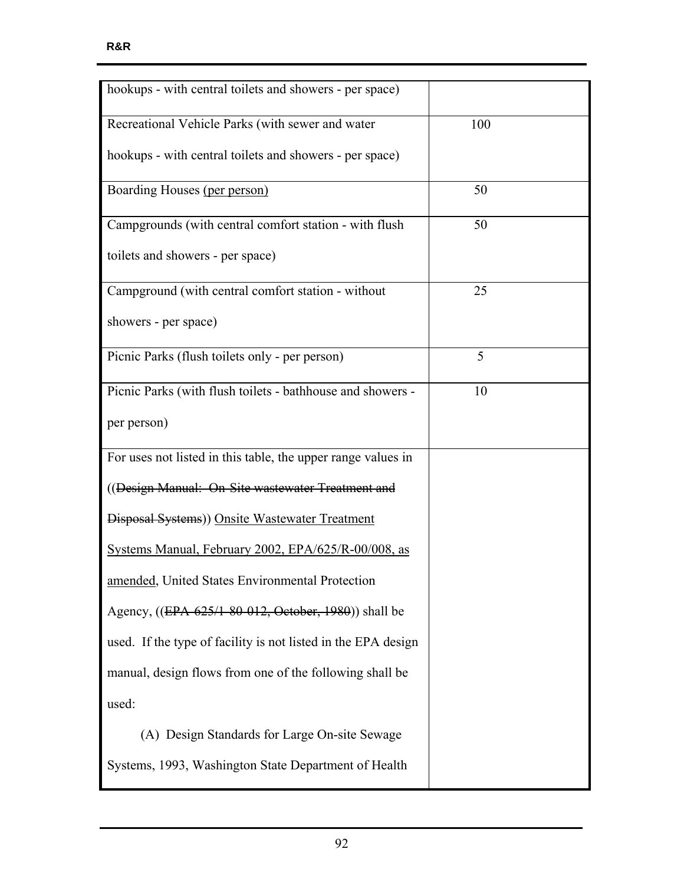| hookups - with central toilets and showers - per space) | |
|---|---|
| Recreational Vehicle Parks (with sewer and water hookups - with central toilets and showers - per space) | 100 |
| Boarding Houses <u>(per person)</u> | 50 |
| Campgrounds (with central comfort station - with flush toilets and showers - per space) | 50 |
| Campground (with central comfort station - without showers - per space) | 25 |
| Picnic Parks (flush toilets only - per person) | 5 |
| Picnic Parks (with flush toilets - bathhouse and showers - per person) | 10 |
| For uses not listed in this table, the upper range values in ((~~Design Manual: On-Site wastewater Treatment and Disposal Systems~~)) <u>Onsite Wastewater Treatment Systems Manual, February 2002, EPA/625/R-00/008, as amended</u>, United States Environmental Protection Agency, ((~~EPA-625/1-80-012, October, 1980~~)) shall be used. If the type of facility is not listed in the EPA design manual, design flows from one of the following shall be used:<br><br>(A) Design Standards for Large On-site Sewage Systems, 1993, Washington State Department of Health | |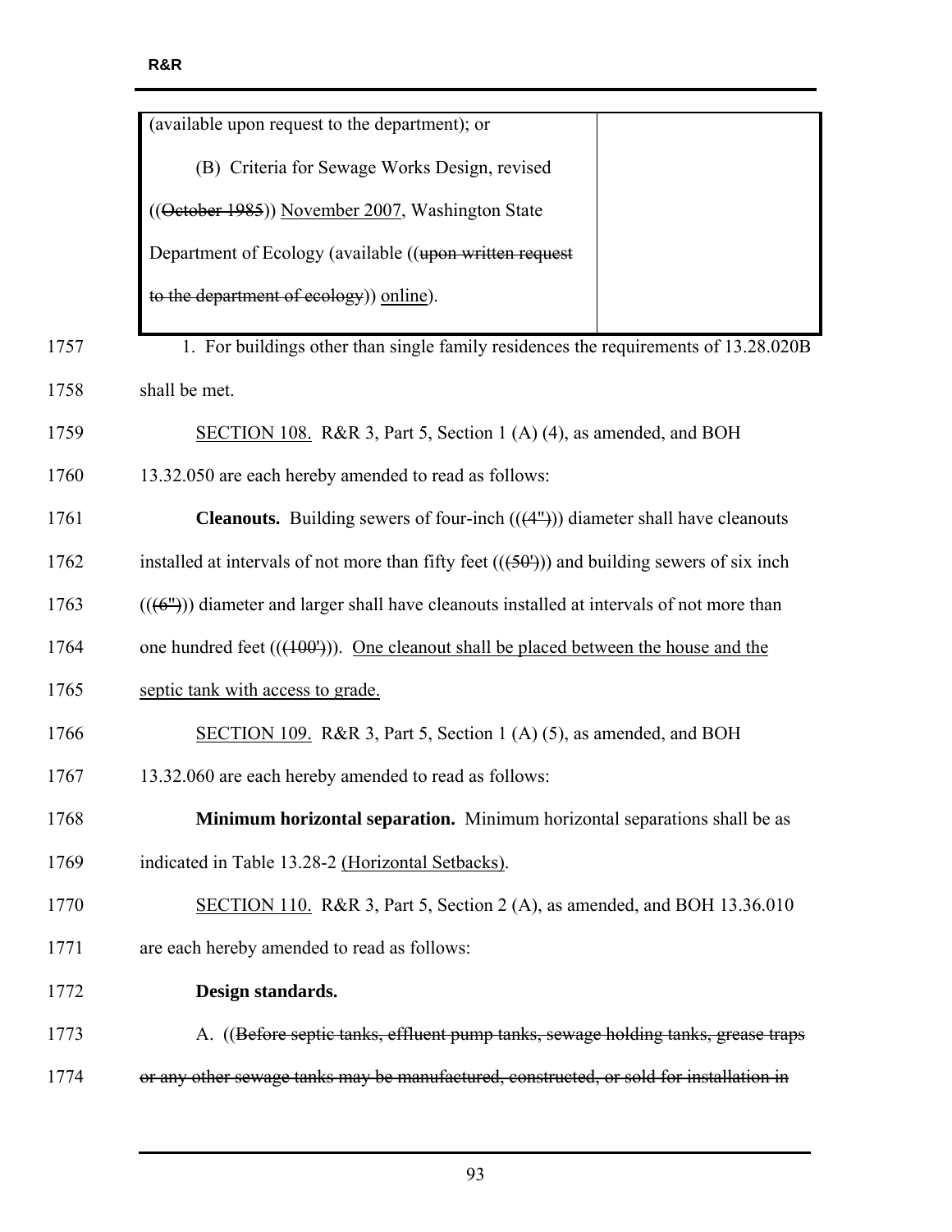| (available upon request to the department); or<br><br>(B) Criteria for Sewage Works Design, revised ((~~October 1985~~)) <u>November 2007</u>, Washington State Department of Ecology (available ((~~upon written request to the department of ecology~~)) <u>online</u>). | |
|---|---|

1757 1. For buildings other than single family residences the requirements of 13.28.020B
1758 shall be met.

1759 <u>SECTION 108.</u> R&R 3, Part 5, Section 1 (A) (4), as amended, and BOH
1760 13.32.050 are each hereby amended to read as follows:

1761 **Cleanouts.** Building sewers of four-inch ((~~(4")~~)) diameter shall have cleanouts
1762 installed at intervals of not more than fifty feet ((~~(50')~~)) and building sewers of six inch
1763 ((~~(6")~~)) diameter and larger shall have cleanouts installed at intervals of not more than
1764 one hundred feet ((~~(100')~~)). <u>One cleanout shall be placed between the house and the</u>
1765 <u>septic tank with access to grade.</u>

1766 <u>SECTION 109.</u> R&R 3, Part 5, Section 1 (A) (5), as amended, and BOH
1767 13.32.060 are each hereby amended to read as follows:

1768 **Minimum horizontal separation.** Minimum horizontal separations shall be as
1769 indicated in Table 13.28-2 <u>(Horizontal Setbacks)</u>.

1770 <u>SECTION 110.</u> R&R 3, Part 5, Section 2 (A), as amended, and BOH 13.36.010
1771 are each hereby amended to read as follows:

1772 **Design standards.**

1773 A. ((~~Before septic tanks, effluent pump tanks, sewage holding tanks, grease traps~~
1774 ~~or any other sewage tanks may be manufactured, constructed, or sold for installation in~~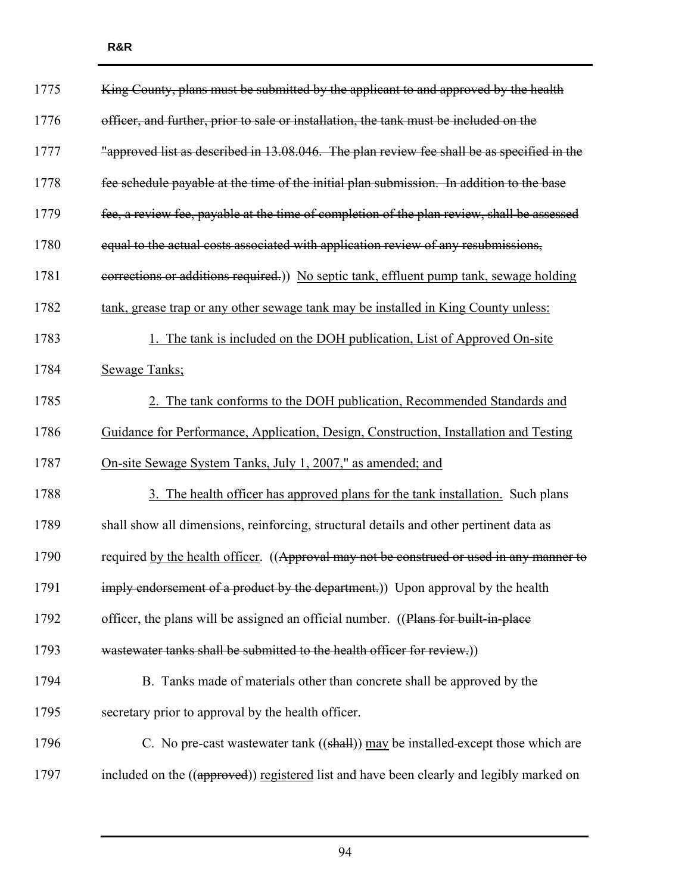~~King County, plans must be submitted by the applicant to and approved by the health officer, and further, prior to sale or installation, the tank must be included on the "approved list as described in 13.08.046. The plan review fee shall be as specified in the fee schedule payable at the time of the initial plan submission. In addition to the base fee, a review fee, payable at the time of completion of the plan review, shall be assessed equal to the actual costs associated with application review of any resubmissions, corrections or additions required.~~)) <u>No septic tank, effluent pump tank, sewage holding tank, grease trap or any other sewage tank may be installed in King County unless:</u>

<u>1. The tank is included on the DOH publication, List of Approved On-site Sewage Tanks;</u>

<u>2. The tank conforms to the DOH publication, Recommended Standards and Guidance for Performance, Application, Design, Construction, Installation and Testing On-site Sewage System Tanks, July 1, 2007," as amended; and</u>

<u>3. The health officer has approved plans for the tank installation.</u> Such plans shall show all dimensions, reinforcing, structural details and other pertinent data as required <u>by the health officer</u>. ((~~Approval may not be construed or used in any manner to imply endorsement of a product by the department.~~)) Upon approval by the health officer, the plans will be assigned an official number. ((~~Plans for built-in-place wastewater tanks shall be submitted to the health officer for review.~~))

B. Tanks made of materials other than concrete shall be approved by the secretary prior to approval by the health officer.

C. No pre-cast wastewater tank ((~~shall~~)) <u>may</u> be installed except those which are included on the ((~~approved~~)) <u>registered</u> list and have been clearly and legibly marked on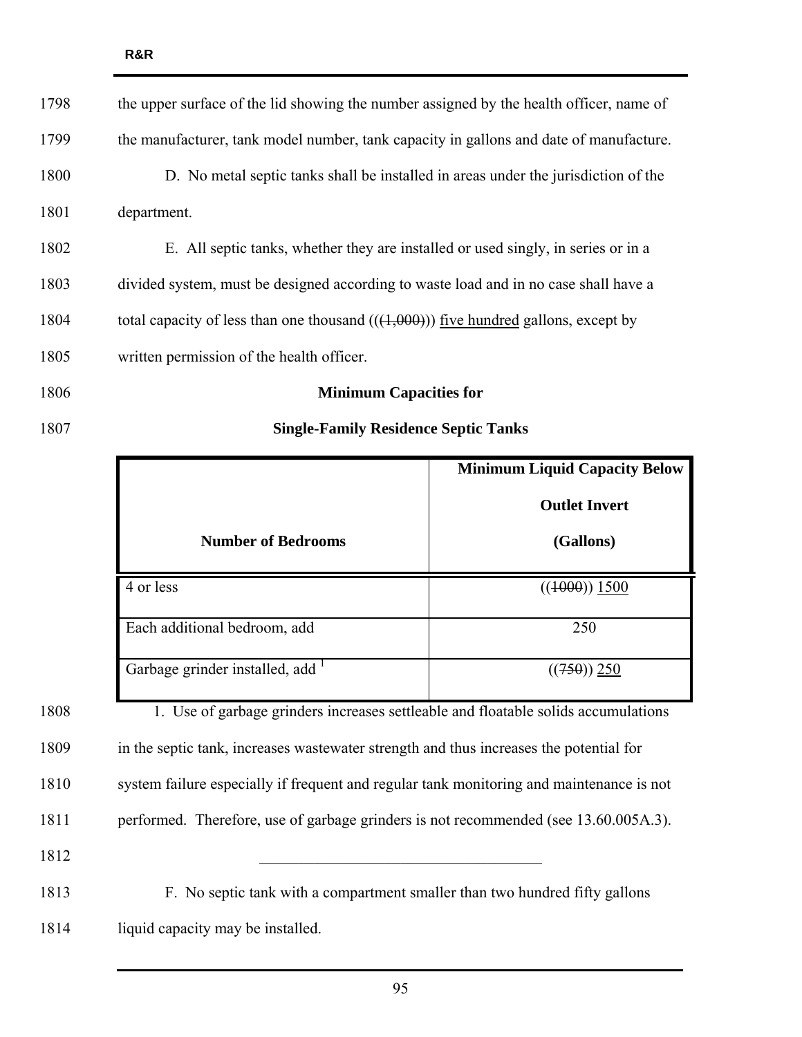the upper surface of the lid showing the number assigned by the health officer, name of the manufacturer, tank model number, tank capacity in gallons and date of manufacture.

D. No metal septic tanks shall be installed in areas under the jurisdiction of the department.

E. All septic tanks, whether they are installed or used singly, in series or in a divided system, must be designed according to waste load and in no case shall have a total capacity of less than one thousand ((~~(1,000)~~)) <u>five hundred</u> gallons, except by written permission of the health officer.

**Minimum Capacities for**

**Single-Family Residence Septic Tanks**

| Number of Bedrooms | Minimum Liquid Capacity Below Outlet Invert (Gallons) |
|---|---|
| 4 or less | ((~~1000~~)) <u>1500</u> |
| Each additional bedroom, add | 250 |
| Garbage grinder installed, add [1] | ((~~750~~)) <u>250</u> |

1. Use of garbage grinders increases settleable and floatable solids accumulations in the septic tank, increases wastewater strength and thus increases the potential for system failure especially if frequent and regular tank monitoring and maintenance is not performed. Therefore, use of garbage grinders is not recommended (see 13.60.005A.3).

---

F. No septic tank with a compartment smaller than two hundred fifty gallons liquid capacity may be installed.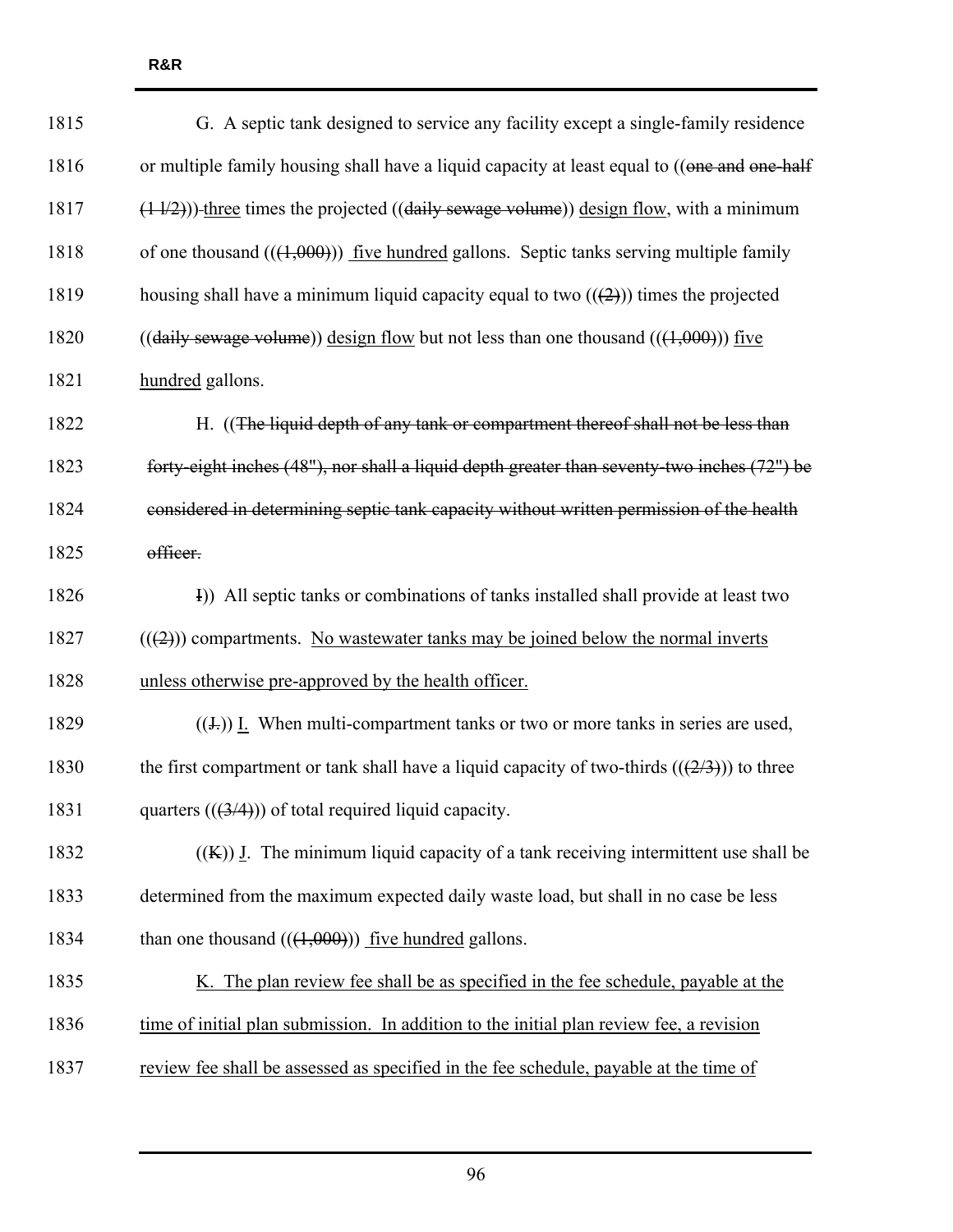G. A septic tank designed to service any facility except a single-family residence or multiple family housing shall have a liquid capacity at least equal to ((~~one and one-half (1 1/2)~~)) <u>three</u> times the projected ((~~daily sewage volume~~)) <u>design flow</u>, with a minimum of one thousand ((~~(1,000)~~)) <u>five hundred</u> gallons. Septic tanks serving multiple family housing shall have a minimum liquid capacity equal to two ((~~(2)~~)) times the projected ((~~daily sewage volume~~)) <u>design flow</u> but not less than one thousand ((~~(1,000)~~)) <u>five hundred</u> gallons.

H. ((~~The liquid depth of any tank or compartment thereof shall not be less than forty-eight inches (48"), nor shall a liquid depth greater than seventy-two inches (72") be considered in determining septic tank capacity without written permission of the health officer.~~

~~I~~)) All septic tanks or combinations of tanks installed shall provide at least two ((~~(2)~~)) compartments. <u>No wastewater tanks may be joined below the normal inverts unless otherwise pre-approved by the health officer.</u>

((~~J.~~)) <u>I.</u> When multi-compartment tanks or two or more tanks in series are used, the first compartment or tank shall have a liquid capacity of two-thirds ((~~(2/3)~~)) to three quarters ((~~(3/4)~~)) of total required liquid capacity.

((~~K~~)) <u>J</u>. The minimum liquid capacity of a tank receiving intermittent use shall be determined from the maximum expected daily waste load, but shall in no case be less than one thousand ((~~(1,000)~~)) <u>five hundred</u> gallons.

<u>K. The plan review fee shall be as specified in the fee schedule, payable at the time of initial plan submission. In addition to the initial plan review fee, a revision review fee shall be assessed as specified in the fee schedule, payable at the time of</u>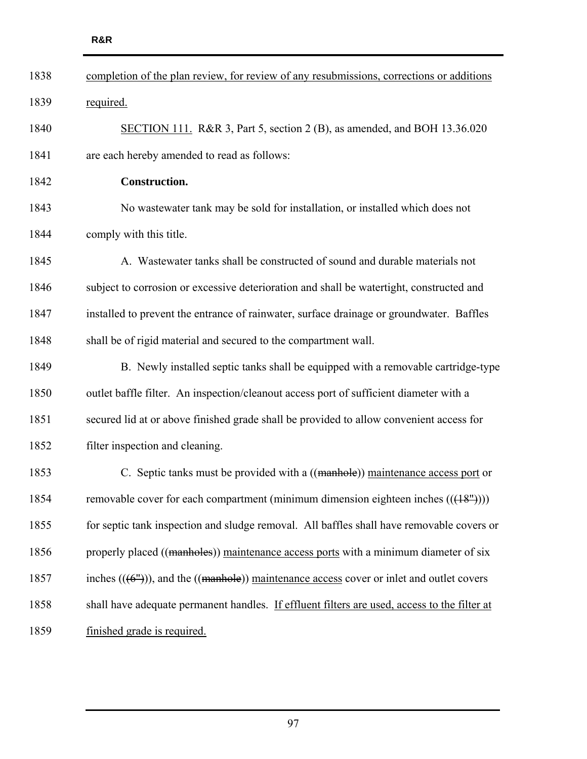1838 completion of the plan review, for review of any resubmissions, corrections or additions

1839 required.

1840 SECTION 111. R&R 3, Part 5, section 2 (B), as amended, and BOH 13.36.020

1841 are each hereby amended to read as follows:

1842 **Construction.**

1843 No wastewater tank may be sold for installation, or installed which does not

1844 comply with this title.

1845 A. Wastewater tanks shall be constructed of sound and durable materials not

1846 subject to corrosion or excessive deterioration and shall be watertight, constructed and

1847 installed to prevent the entrance of rainwater, surface drainage or groundwater. Baffles

1848 shall be of rigid material and secured to the compartment wall.

1849 B. Newly installed septic tanks shall be equipped with a removable cartridge-type

1850 outlet baffle filter. An inspection/cleanout access port of sufficient diameter with a

1851 secured lid at or above finished grade shall be provided to allow convenient access for

1852 filter inspection and cleaning.

1853 C. Septic tanks must be provided with a ((~~manhole~~)) maintenance access port or

1854 removable cover for each compartment (minimum dimension eighteen inches ((~~(18")~~)))

1855 for septic tank inspection and sludge removal. All baffles shall have removable covers or

1856 properly placed ((~~manholes~~)) maintenance access ports with a minimum diameter of six

1857 inches ((~~(6")~~)), and the ((~~manhole~~)) maintenance access cover or inlet and outlet covers

1858 shall have adequate permanent handles. If effluent filters are used, access to the filter at

1859 finished grade is required.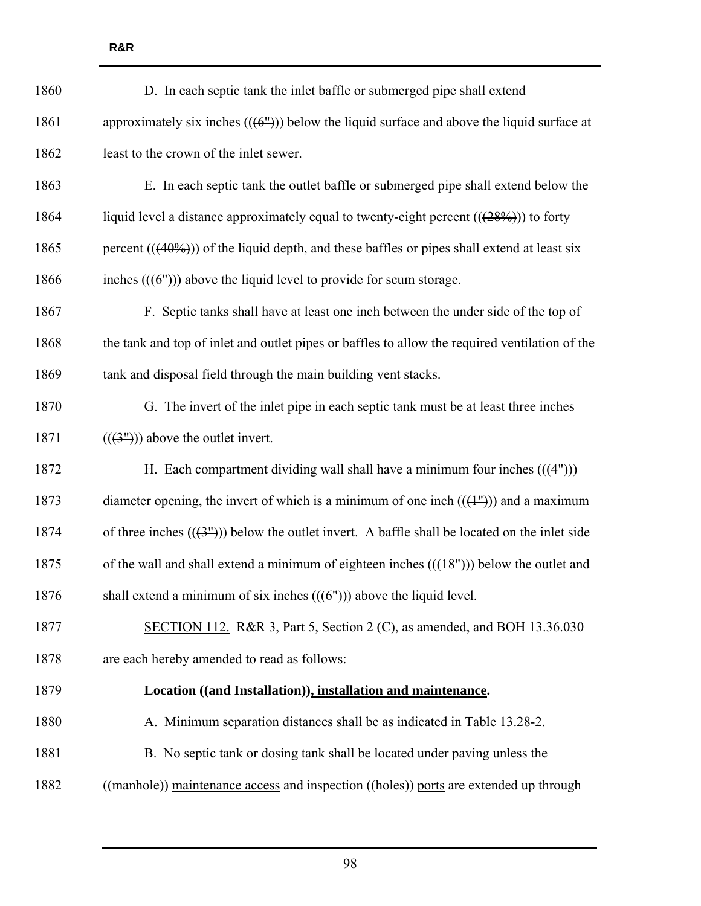D. In each septic tank the inlet baffle or submerged pipe shall extend approximately six inches ((~~(6")~~)) below the liquid surface and above the liquid surface at least to the crown of the inlet sewer.

E. In each septic tank the outlet baffle or submerged pipe shall extend below the liquid level a distance approximately equal to twenty-eight percent ((~~(28%)~~)) to forty percent ((~~(40%)~~)) of the liquid depth, and these baffles or pipes shall extend at least six inches ((~~(6")~~)) above the liquid level to provide for scum storage.

F. Septic tanks shall have at least one inch between the under side of the top of the tank and top of inlet and outlet pipes or baffles to allow the required ventilation of the tank and disposal field through the main building vent stacks.

G. The invert of the inlet pipe in each septic tank must be at least three inches ((~~(3")~~)) above the outlet invert.

H. Each compartment dividing wall shall have a minimum four inches ((~~(4")~~)) diameter opening, the invert of which is a minimum of one inch ((~~(1")~~)) and a maximum of three inches ((~~(3")~~)) below the outlet invert. A baffle shall be located on the inlet side of the wall and shall extend a minimum of eighteen inches ((~~(18")~~)) below the outlet and shall extend a minimum of six inches ((~~(6")~~)) above the liquid level.

<u>SECTION 112.</u> R&R 3, Part 5, Section 2 (C), as amended, and BOH 13.36.030 are each hereby amended to read as follows:

**Location ((~~and Installation~~))<u>, installation and maintenance</u>.**

A. Minimum separation distances shall be as indicated in Table 13.28-2.

B. No septic tank or dosing tank shall be located under paving unless the ((~~manhole~~)) <u>maintenance access</u> and inspection ((~~holes~~)) <u>ports</u> are extended up through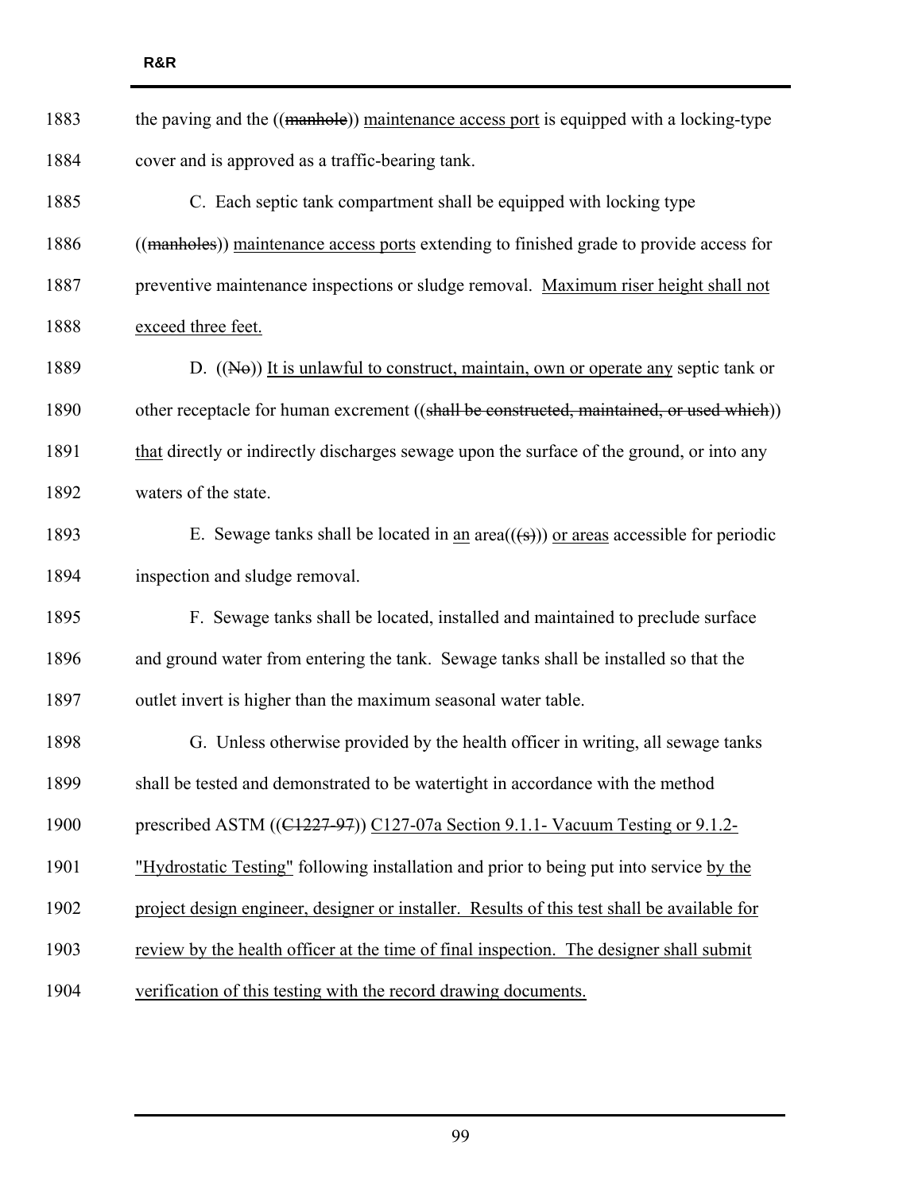1883 the paving and the ((~~manhole~~)) <u>maintenance access port</u> is equipped with a locking-type

1884 cover and is approved as a traffic-bearing tank.

1885 C. Each septic tank compartment shall be equipped with locking type

1886 ((~~manholes~~)) <u>maintenance access ports</u> extending to finished grade to provide access for

1887 preventive maintenance inspections or sludge removal. <u>Maximum riser height shall not</u>

1888 <u>exceed three feet.</u>

1889 D. ((~~No~~)) <u>It is unlawful to construct, maintain, own or operate any</u> septic tank or

1890 other receptacle for human excrement ((~~shall be constructed, maintained, or used which~~))

1891 <u>that</u> directly or indirectly discharges sewage upon the surface of the ground, or into any

1892 waters of the state.

1893 E. Sewage tanks shall be located in <u>an</u> area(((~~s~~))) <u>or areas</u> accessible for periodic

1894 inspection and sludge removal.

1895 F. Sewage tanks shall be located, installed and maintained to preclude surface

1896 and ground water from entering the tank. Sewage tanks shall be installed so that the

1897 outlet invert is higher than the maximum seasonal water table.

1898 G. Unless otherwise provided by the health officer in writing, all sewage tanks

1899 shall be tested and demonstrated to be watertight in accordance with the method

1900 prescribed ASTM ((~~C1227-97~~)) <u>C127-07a Section 9.1.1- Vacuum Testing or 9.1.2-</u>

1901 <u>"Hydrostatic Testing"</u> following installation and prior to being put into service <u>by the</u>

1902 <u>project design engineer, designer or installer. Results of this test shall be available for</u>

1903 <u>review by the health officer at the time of final inspection. The designer shall submit</u>

1904 <u>verification of this testing with the record drawing documents.</u>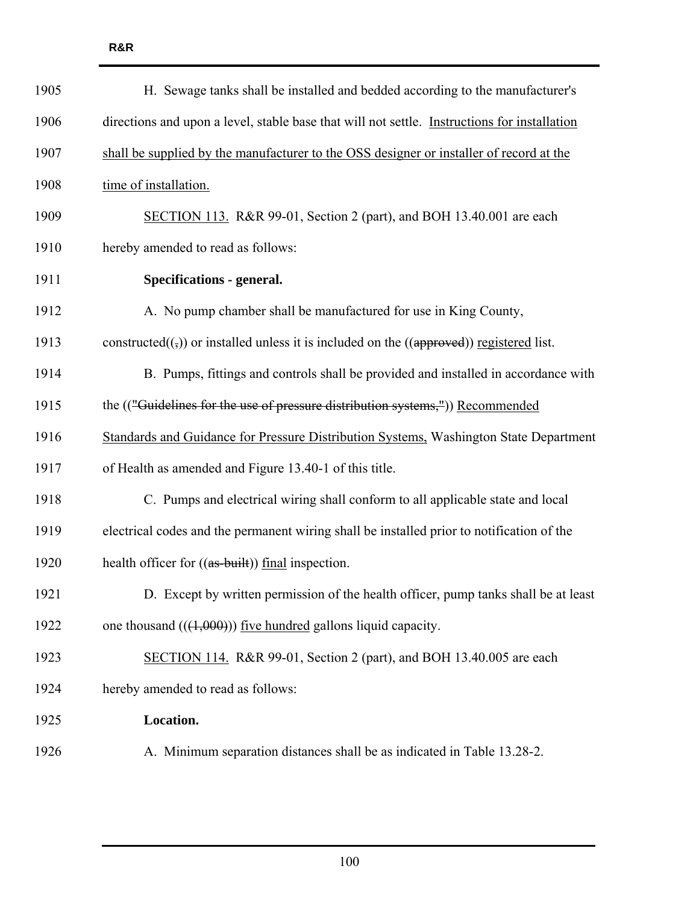H. Sewage tanks shall be installed and bedded according to the manufacturer's directions and upon a level, stable base that will not settle. <u>Instructions for installation shall be supplied by the manufacturer to the OSS designer or installer of record at the time of installation.</u>

<u>SECTION 113.</u> R&R 99-01, Section 2 (part), and BOH 13.40.001 are each hereby amended to read as follows:

**Specifications - general.**

A. No pump chamber shall be manufactured for use in King County, constructed((~~,~~)) or installed unless it is included on the ((~~approved~~)) <u>registered</u> list.

B. Pumps, fittings and controls shall be provided and installed in accordance with the ((~~"Guidelines for the use of pressure distribution systems,"~~)) <u>Recommended Standards and Guidance for Pressure Distribution Systems,</u> Washington State Department of Health as amended and Figure 13.40-1 of this title.

C. Pumps and electrical wiring shall conform to all applicable state and local electrical codes and the permanent wiring shall be installed prior to notification of the health officer for ((~~as-built~~)) <u>final</u> inspection.

D. Except by written permission of the health officer, pump tanks shall be at least one thousand ((~~(1,000)~~)) <u>five hundred</u> gallons liquid capacity.

<u>SECTION 114.</u> R&R 99-01, Section 2 (part), and BOH 13.40.005 are each hereby amended to read as follows:

**Location.**

A. Minimum separation distances shall be as indicated in Table 13.28-2.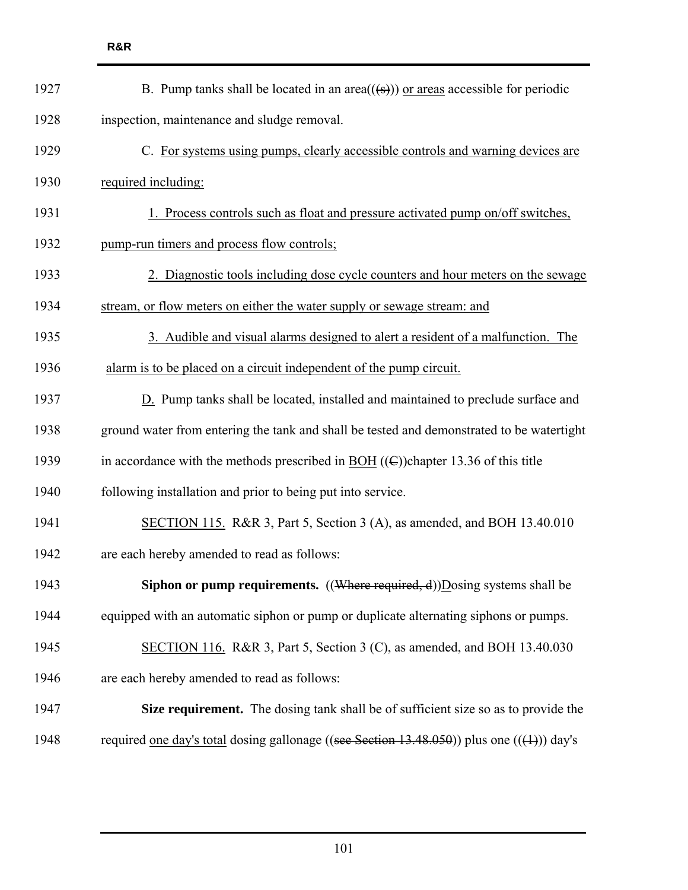B. Pump tanks shall be located in an area((~~(s)~~)) <u>or areas</u> accessible for periodic inspection, maintenance and sludge removal.

C. <u>For systems using pumps, clearly accessible controls and warning devices are required including:</u>

<u>1. Process controls such as float and pressure activated pump on/off switches, pump-run timers and process flow controls;</u>

<u>2. Diagnostic tools including dose cycle counters and hour meters on the sewage stream, or flow meters on either the water supply or sewage stream: and</u>

<u>3. Audible and visual alarms designed to alert a resident of a malfunction. The alarm is to be placed on a circuit independent of the pump circuit.</u>

<u>D.</u> Pump tanks shall be located, installed and maintained to preclude surface and ground water from entering the tank and shall be tested and demonstrated to be watertight in accordance with the methods prescribed in <u>BOH</u> ((~~C~~))chapter 13.36 of this title following installation and prior to being put into service.

<u>SECTION 115.</u> R&R 3, Part 5, Section 3 (A), as amended, and BOH 13.40.010 are each hereby amended to read as follows:

**Siphon or pump requirements.** ((~~Where required, d~~))<u>D</u>osing systems shall be equipped with an automatic siphon or pump or duplicate alternating siphons or pumps.

<u>SECTION 116.</u> R&R 3, Part 5, Section 3 (C), as amended, and BOH 13.40.030 are each hereby amended to read as follows:

**Size requirement.** The dosing tank shall be of sufficient size so as to provide the required <u>one day's total</u> dosing gallonage ((~~see Section 13.48.050~~)) plus one ((~~(1)~~)) day's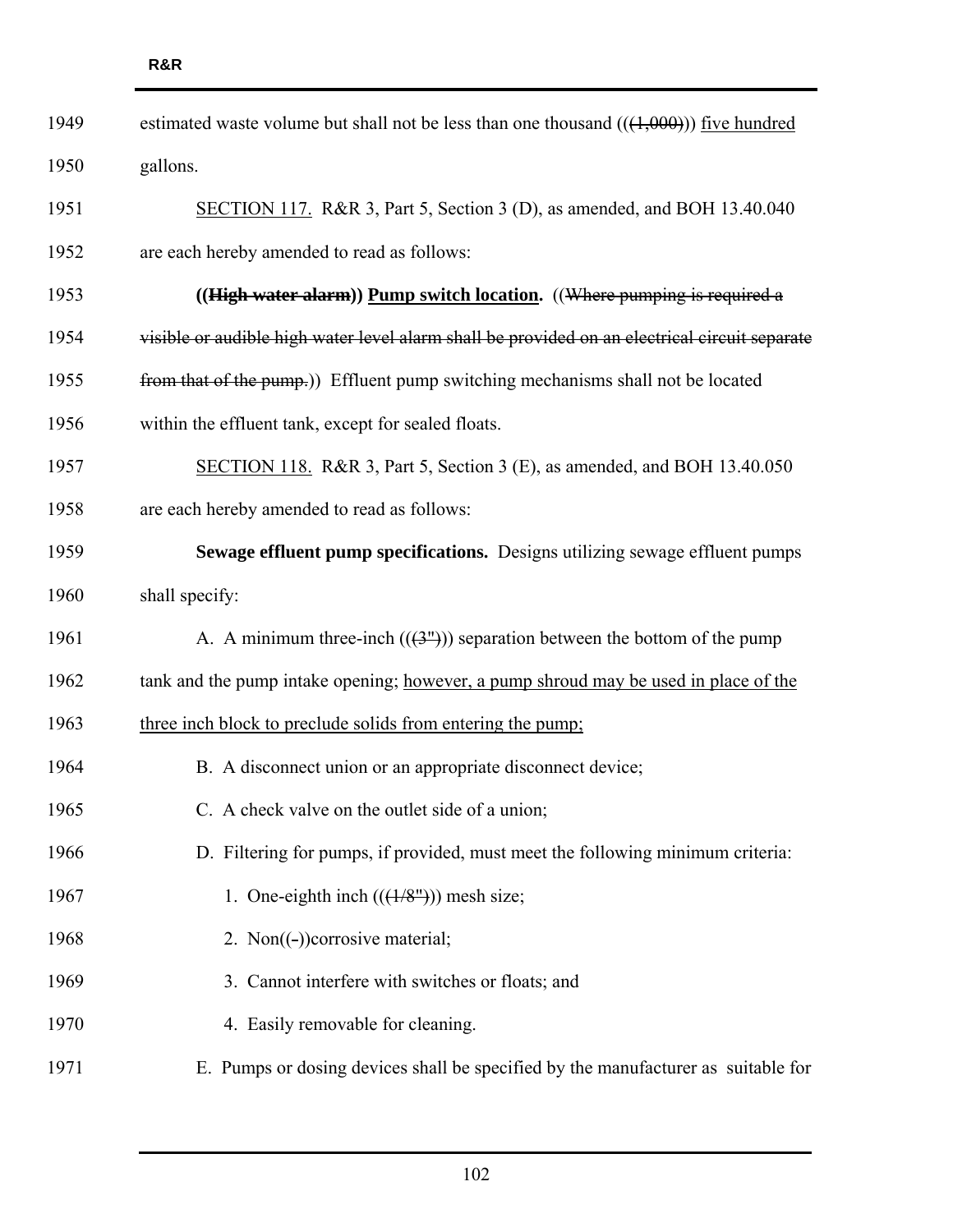estimated waste volume but shall not be less than one thousand ((~~(1,000)~~)) <u>five hundred</u> gallons.

<u>SECTION 117.</u> R&R 3, Part 5, Section 3 (D), as amended, and BOH 13.40.040 are each hereby amended to read as follows:

**((~~High water alarm~~)) <u>Pump switch location</u>.** ((~~Where pumping is required a visible or audible high water level alarm shall be provided on an electrical circuit separate from that of the pump.~~)) Effluent pump switching mechanisms shall not be located within the effluent tank, except for sealed floats.

<u>SECTION 118.</u> R&R 3, Part 5, Section 3 (E), as amended, and BOH 13.40.050 are each hereby amended to read as follows:

**Sewage effluent pump specifications.** Designs utilizing sewage effluent pumps shall specify:

A. A minimum three-inch ((~~(3")~~)) separation between the bottom of the pump tank and the pump intake opening; <u>however, a pump shroud may be used in place of the three inch block to preclude solids from entering the pump;</u>

B. A disconnect union or an appropriate disconnect device;

C. A check valve on the outlet side of a union;

D. Filtering for pumps, if provided, must meet the following minimum criteria:

1. One-eighth inch ((~~(1/8")~~)) mesh size;

2. Non((~~-~~))corrosive material;

3. Cannot interfere with switches or floats; and

4. Easily removable for cleaning.

E. Pumps or dosing devices shall be specified by the manufacturer as suitable for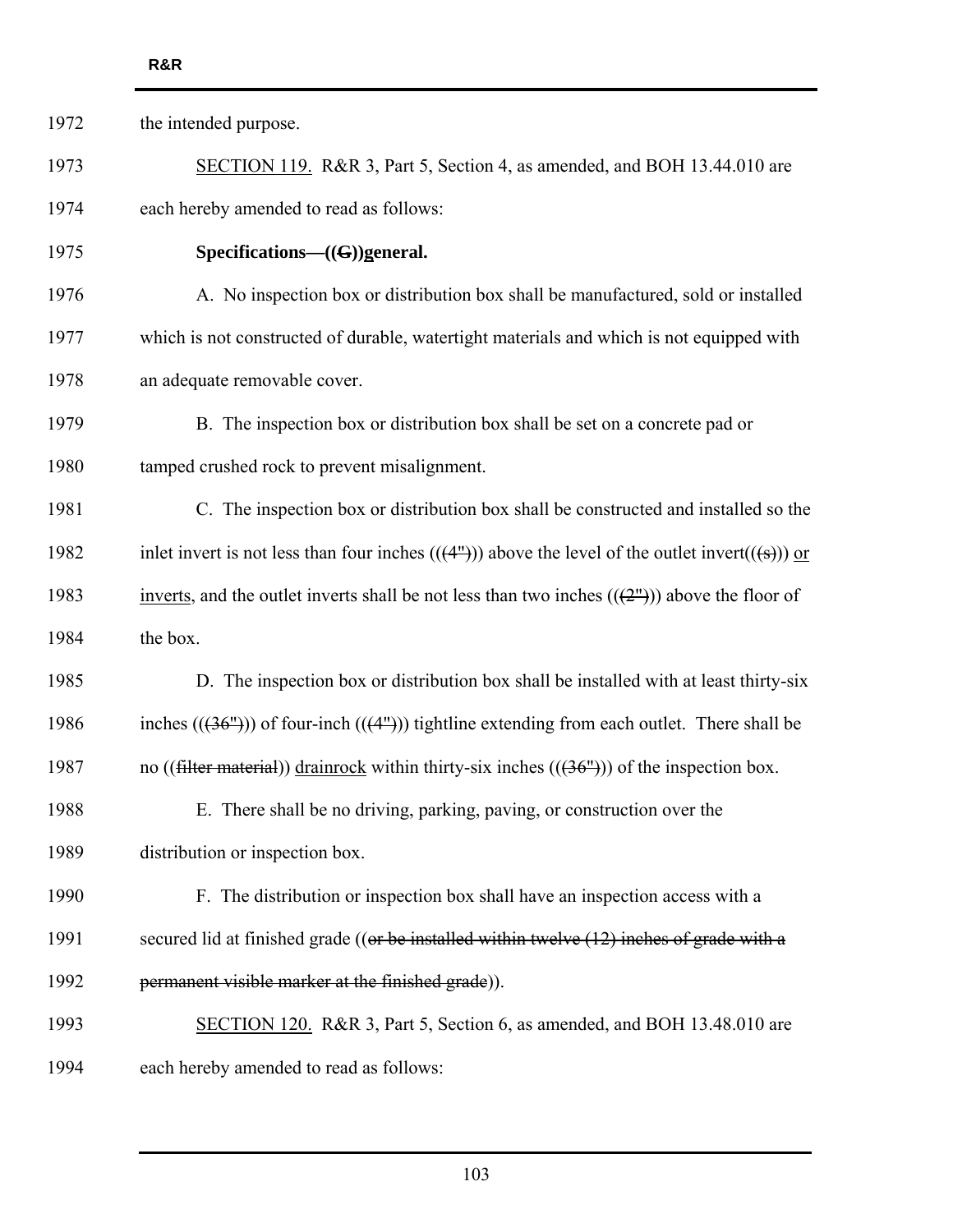the intended purpose.

SECTION 119. R&R 3, Part 5, Section 4, as amended, and BOH 13.44.010 are each hereby amended to read as follows:

**Specifications—((~~G~~))general.**

A. No inspection box or distribution box shall be manufactured, sold or installed which is not constructed of durable, watertight materials and which is not equipped with an adequate removable cover.

B. The inspection box or distribution box shall be set on a concrete pad or tamped crushed rock to prevent misalignment.

C. The inspection box or distribution box shall be constructed and installed so the inlet invert is not less than four inches ((~~(4")~~)) above the level of the outlet invert((~~(s)~~)) or inverts, and the outlet inverts shall be not less than two inches ((~~(2")~~)) above the floor of the box.

D. The inspection box or distribution box shall be installed with at least thirty-six inches ((~~(36")~~)) of four-inch ((~~(4")~~)) tightline extending from each outlet. There shall be no ((~~filter material~~)) drainrock within thirty-six inches ((~~(36")~~)) of the inspection box.

E. There shall be no driving, parking, paving, or construction over the distribution or inspection box.

F. The distribution or inspection box shall have an inspection access with a secured lid at finished grade ((~~or be installed within twelve (12) inches of grade with a permanent visible marker at the finished grade~~)).

SECTION 120. R&R 3, Part 5, Section 6, as amended, and BOH 13.48.010 are each hereby amended to read as follows: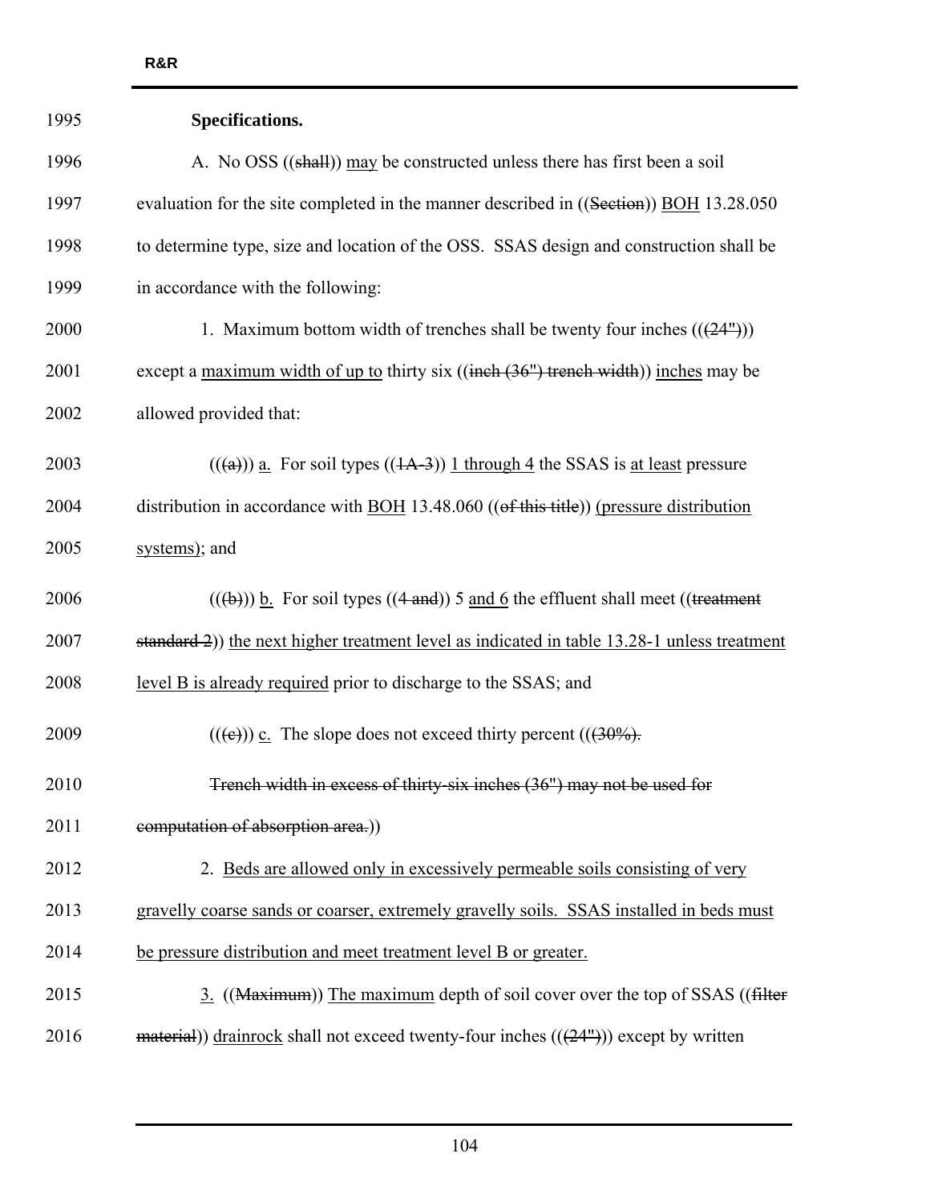**Specifications.**

A. No OSS ((~~shall~~)) <u>may</u> be constructed unless there has first been a soil evaluation for the site completed in the manner described in ((~~Section~~)) <u>BOH</u> 13.28.050 to determine type, size and location of the OSS. SSAS design and construction shall be in accordance with the following:

1. Maximum bottom width of trenches shall be twenty four inches ((~~(24")~~)) except a <u>maximum width of up to</u> thirty six ((~~inch (36") trench width~~)) <u>inches</u> may be allowed provided that:

((~~(a)~~)) <u>a.</u> For soil types ((~~1A-3~~)) <u>1 through 4</u> the SSAS is <u>at least</u> pressure distribution in accordance with <u>BOH</u> 13.48.060 ((~~of this title~~)) <u>(pressure distribution systems)</u>; and

((~~(b)~~)) <u>b.</u> For soil types ((~~4 and~~)) 5 <u>and 6</u> the effluent shall meet ((~~treatment standard 2~~)) <u>the next higher treatment level as indicated in table 13.28-1 unless treatment level B is already required</u> prior to discharge to the SSAS; and

((~~(c)~~)) <u>c.</u> The slope does not exceed thirty percent ((~~(30%).~~

~~Trench width in excess of thirty-six inches (36") may not be used for computation of absorption area.~~))

2. <u>Beds are allowed only in excessively permeable soils consisting of very gravelly coarse sands or coarser, extremely gravelly soils. SSAS installed in beds must be pressure distribution and meet treatment level B or greater.</u>

<u>3.</u> ((~~Maximum~~)) <u>The maximum</u> depth of soil cover over the top of SSAS ((~~filter material~~)) <u>drainrock</u> shall not exceed twenty-four inches ((~~(24")~~)) except by written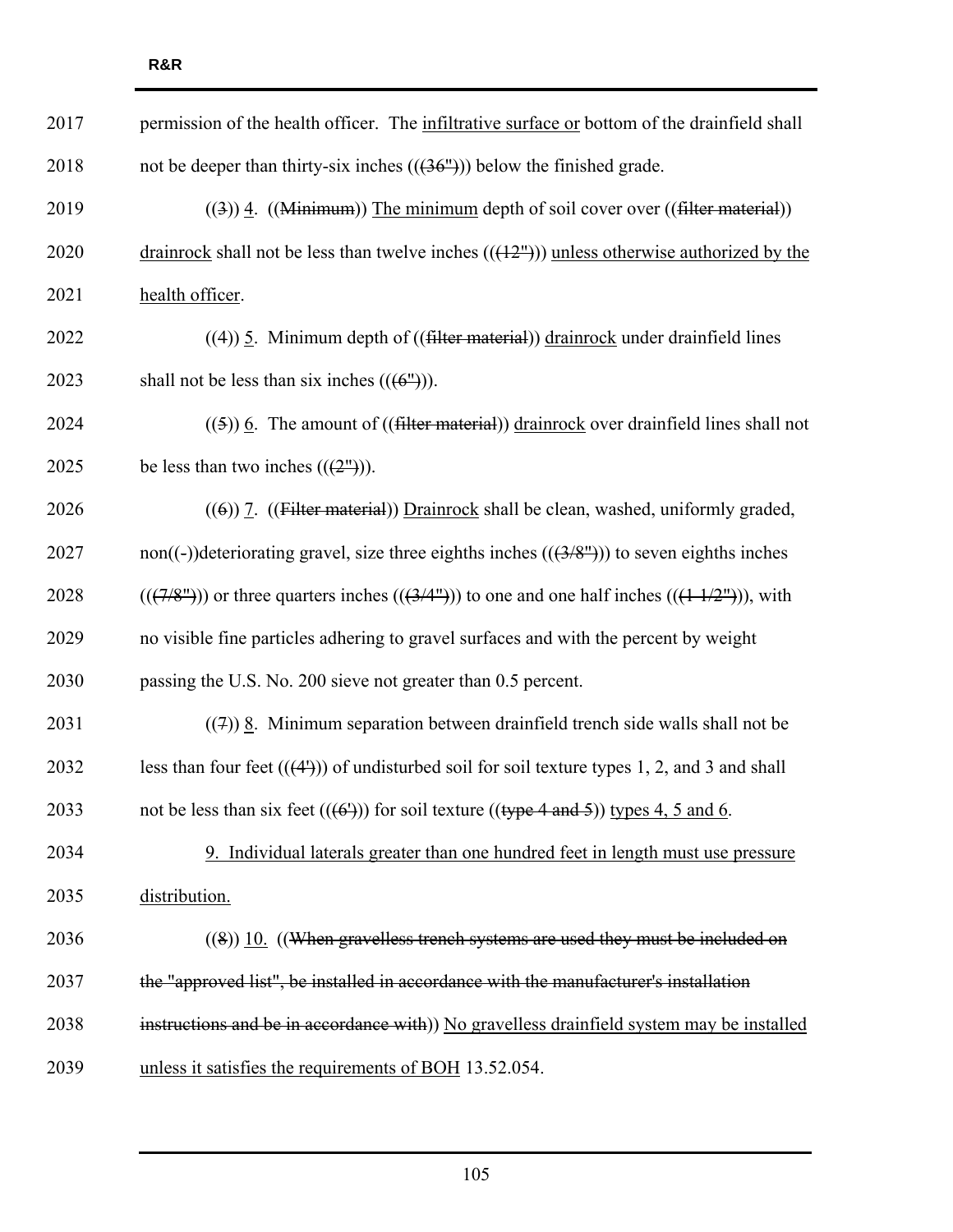permission of the health officer. The infiltrative surface or bottom of the drainfield shall not be deeper than thirty-six inches (((36"))) below the finished grade.

((3)) 4. ((Minimum)) The minimum depth of soil cover over ((filter material)) drainrock shall not be less than twelve inches (((12"))) unless otherwise authorized by the health officer.

((4)) 5. Minimum depth of ((filter material)) drainrock under drainfield lines shall not be less than six inches (((6"))).

((5)) 6. The amount of ((filter material)) drainrock over drainfield lines shall not be less than two inches (((2"))).

((6)) 7. ((Filter material)) Drainrock shall be clean, washed, uniformly graded, non((-))deteriorating gravel, size three eighths inches (((3/8"))) to seven eighths inches (((7/8"))) or three quarters inches (((3/4"))) to one and one half inches (((1-1/2"))), with no visible fine particles adhering to gravel surfaces and with the percent by weight passing the U.S. No. 200 sieve not greater than 0.5 percent.

((7)) 8. Minimum separation between drainfield trench side walls shall not be less than four feet (((4'))) of undisturbed soil for soil texture types 1, 2, and 3 and shall not be less than six feet (((6'))) for soil texture ((type 4 and 5)) types 4, 5 and 6.

9. Individual laterals greater than one hundred feet in length must use pressure distribution.

((8)) 10. ((When gravelless trench systems are used they must be included on the "approved list", be installed in accordance with the manufacturer's installation instructions and be in accordance with)) No gravelless drainfield system may be installed unless it satisfies the requirements of BOH 13.52.054.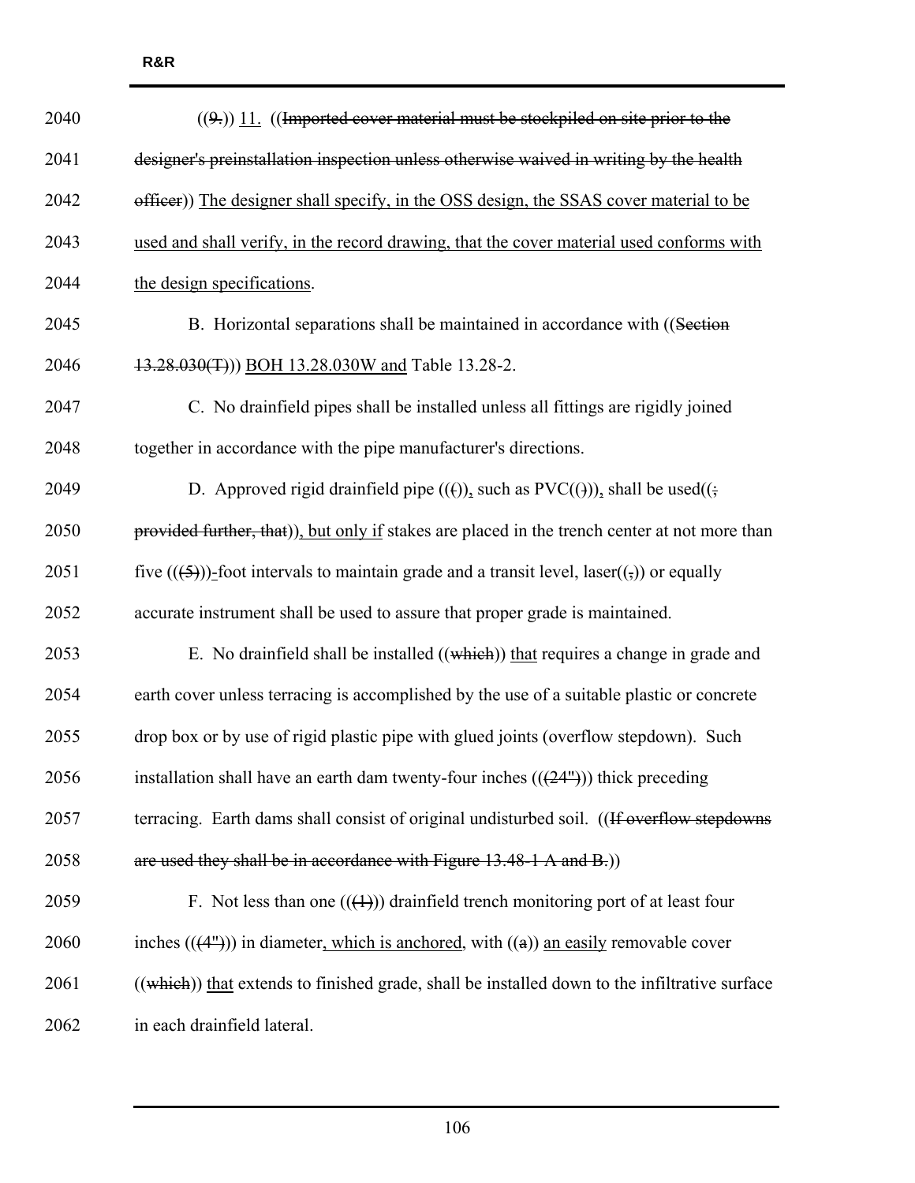((9.)) <u>11.</u> ((~~Imported cover material must be stockpiled on site prior to the designer's preinstallation inspection unless otherwise waived in writing by the health officer~~)) <u>The designer shall specify, in the OSS design, the SSAS cover material to be used and shall verify, in the record drawing, that the cover material used conforms with the design specifications</u>.

B. Horizontal separations shall be maintained in accordance with ((~~Section 13.28.030(T)~~)) <u>BOH 13.28.030W and</u> Table 13.28-2.

C. No drainfield pipes shall be installed unless all fittings are rigidly joined together in accordance with the pipe manufacturer's directions.

D. Approved rigid drainfield pipe ((~~(~~))<u>,</u> such as PVC((~~)~~))<u>,</u> shall be used((~~; provided further, that~~))<u>, but only if</u> stakes are placed in the trench center at not more than five ((~~(5)~~))<u>-</u>foot intervals to maintain grade and a transit level, laser((~~,~~)) or equally accurate instrument shall be used to assure that proper grade is maintained.

E. No drainfield shall be installed ((~~which~~)) <u>that</u> requires a change in grade and earth cover unless terracing is accomplished by the use of a suitable plastic or concrete drop box or by use of rigid plastic pipe with glued joints (overflow stepdown). Such installation shall have an earth dam twenty-four inches ((~~(24")~~)) thick preceding terracing. Earth dams shall consist of original undisturbed soil. ((~~If overflow stepdowns are used they shall be in accordance with Figure 13.48-1 A and B.~~))

F. Not less than one ((~~(1)~~)) drainfield trench monitoring port of at least four inches ((~~(4")~~)) in diameter<u>, which is anchored</u>, with ((~~a~~)) <u>an easily</u> removable cover ((~~which~~)) <u>that</u> extends to finished grade, shall be installed down to the infiltrative surface in each drainfield lateral.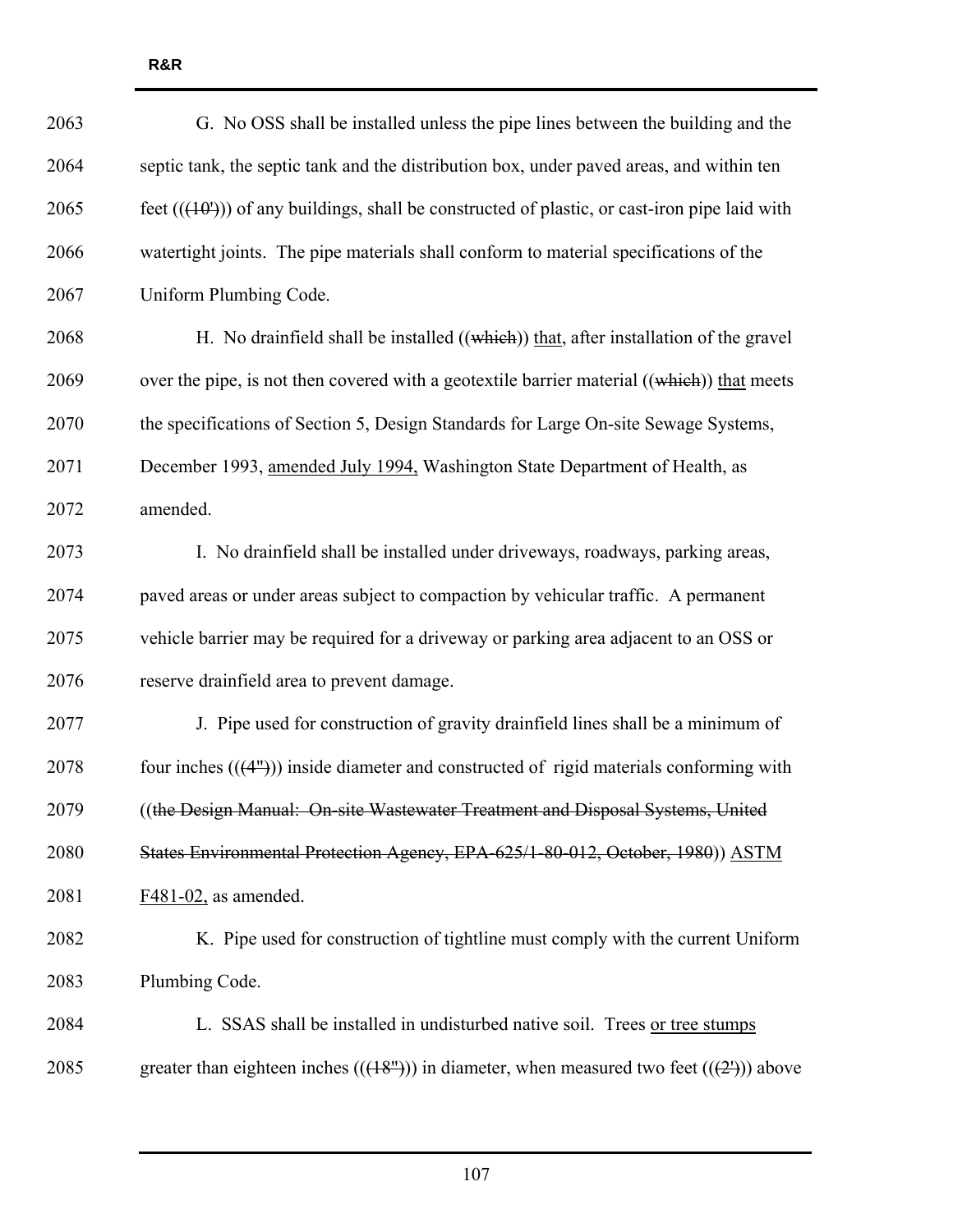G. No OSS shall be installed unless the pipe lines between the building and the septic tank, the septic tank and the distribution box, under paved areas, and within ten feet ((~~(10')~~)) of any buildings, shall be constructed of plastic, or cast-iron pipe laid with watertight joints. The pipe materials shall conform to material specifications of the Uniform Plumbing Code.

H. No drainfield shall be installed ((~~which~~)) <u>that</u>, after installation of the gravel over the pipe, is not then covered with a geotextile barrier material ((~~which~~)) <u>that</u> meets the specifications of Section 5, Design Standards for Large On-site Sewage Systems, December 1993, <u>amended July 1994,</u> Washington State Department of Health, as amended.

I. No drainfield shall be installed under driveways, roadways, parking areas, paved areas or under areas subject to compaction by vehicular traffic. A permanent vehicle barrier may be required for a driveway or parking area adjacent to an OSS or reserve drainfield area to prevent damage.

J. Pipe used for construction of gravity drainfield lines shall be a minimum of four inches ((~~(4")~~)) inside diameter and constructed of rigid materials conforming with ((~~the Design Manual: On-site Wastewater Treatment and Disposal Systems, United States Environmental Protection Agency, EPA-625/1-80-012, October, 1980~~)) <u>ASTM F481-02,</u> as amended.

K. Pipe used for construction of tightline must comply with the current Uniform Plumbing Code.

L. SSAS shall be installed in undisturbed native soil. Trees <u>or tree stumps</u> greater than eighteen inches ((~~(18")~~)) in diameter, when measured two feet ((~~(2')~~)) above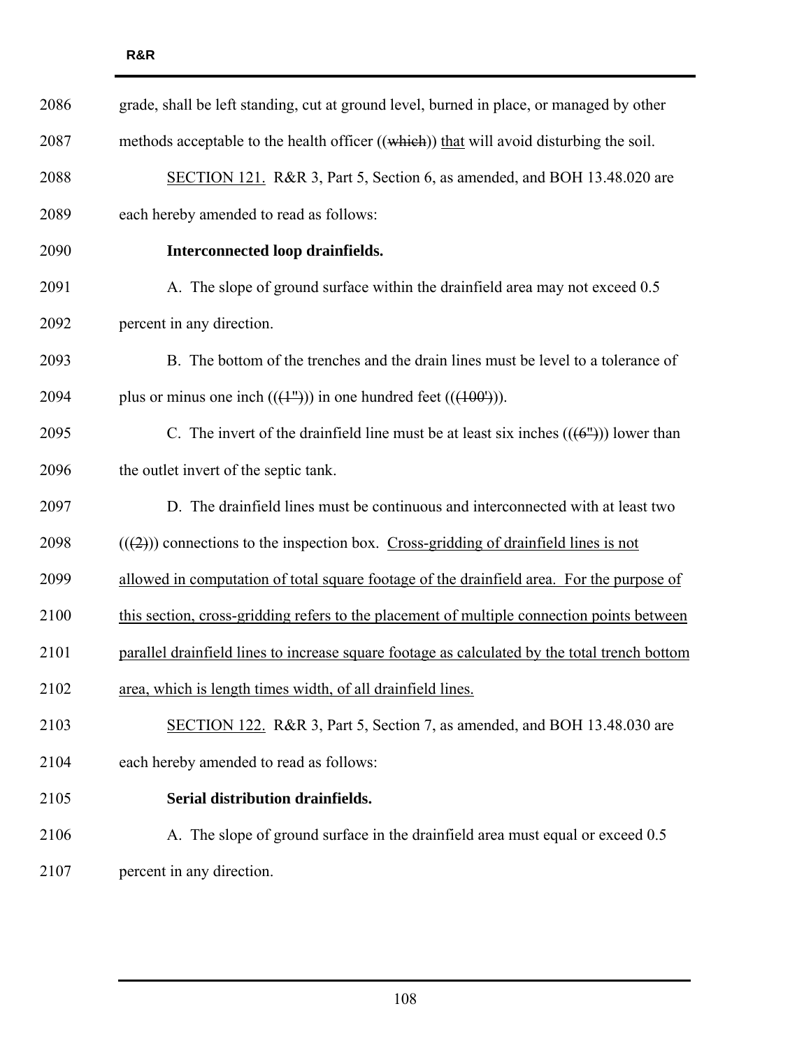grade, shall be left standing, cut at ground level, burned in place, or managed by other methods acceptable to the health officer ((~~which~~)) <u>that</u> will avoid disturbing the soil.

<u>SECTION 121.</u> R&R 3, Part 5, Section 6, as amended, and BOH 13.48.020 are each hereby amended to read as follows:

**Interconnected loop drainfields.**

A. The slope of ground surface within the drainfield area may not exceed 0.5 percent in any direction.

B. The bottom of the trenches and the drain lines must be level to a tolerance of plus or minus one inch ((~~(1")~~)) in one hundred feet ((~~(100')~~)).

C. The invert of the drainfield line must be at least six inches ((~~(6")~~)) lower than the outlet invert of the septic tank.

D. The drainfield lines must be continuous and interconnected with at least two ((~~(2)~~)) connections to the inspection box. <u>Cross-gridding of drainfield lines is not allowed in computation of total square footage of the drainfield area. For the purpose of this section, cross-gridding refers to the placement of multiple connection points between parallel drainfield lines to increase square footage as calculated by the total trench bottom area, which is length times width, of all drainfield lines.</u>

<u>SECTION 122.</u> R&R 3, Part 5, Section 7, as amended, and BOH 13.48.030 are each hereby amended to read as follows:

**Serial distribution drainfields.**

A. The slope of ground surface in the drainfield area must equal or exceed 0.5 percent in any direction.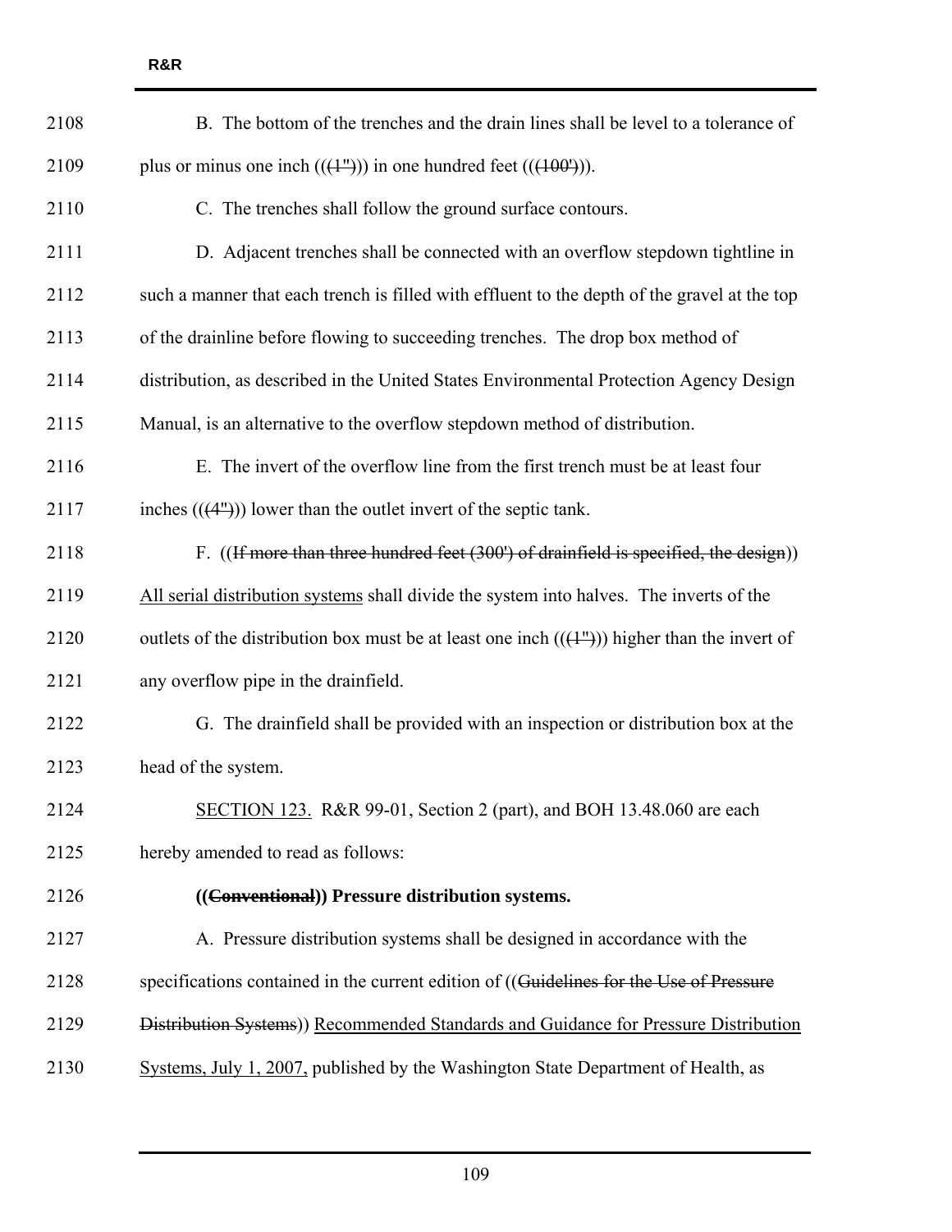B. The bottom of the trenches and the drain lines shall be level to a tolerance of plus or minus one inch (((1"))) in one hundred feet (((100'))).

C. The trenches shall follow the ground surface contours.

D. Adjacent trenches shall be connected with an overflow stepdown tightline in such a manner that each trench is filled with effluent to the depth of the gravel at the top of the drainline before flowing to succeeding trenches. The drop box method of distribution, as described in the United States Environmental Protection Agency Design Manual, is an alternative to the overflow stepdown method of distribution.

E. The invert of the overflow line from the first trench must be at least four inches (((4"))) lower than the outlet invert of the septic tank.

F. ((~~If more than three hundred feet (300') of drainfield is specified, the design~~)) <u>All serial distribution systems</u> shall divide the system into halves. The inverts of the outlets of the distribution box must be at least one inch (((1"))) higher than the invert of any overflow pipe in the drainfield.

G. The drainfield shall be provided with an inspection or distribution box at the head of the system.

<u>SECTION 123.</u> R&R 99-01, Section 2 (part), and BOH 13.48.060 are each hereby amended to read as follows:

**((~~Conventional~~)) Pressure distribution systems.**

A. Pressure distribution systems shall be designed in accordance with the specifications contained in the current edition of ((~~Guidelines for the Use of Pressure Distribution Systems~~)) <u>Recommended Standards and Guidance for Pressure Distribution Systems, July 1, 2007,</u> published by the Washington State Department of Health, as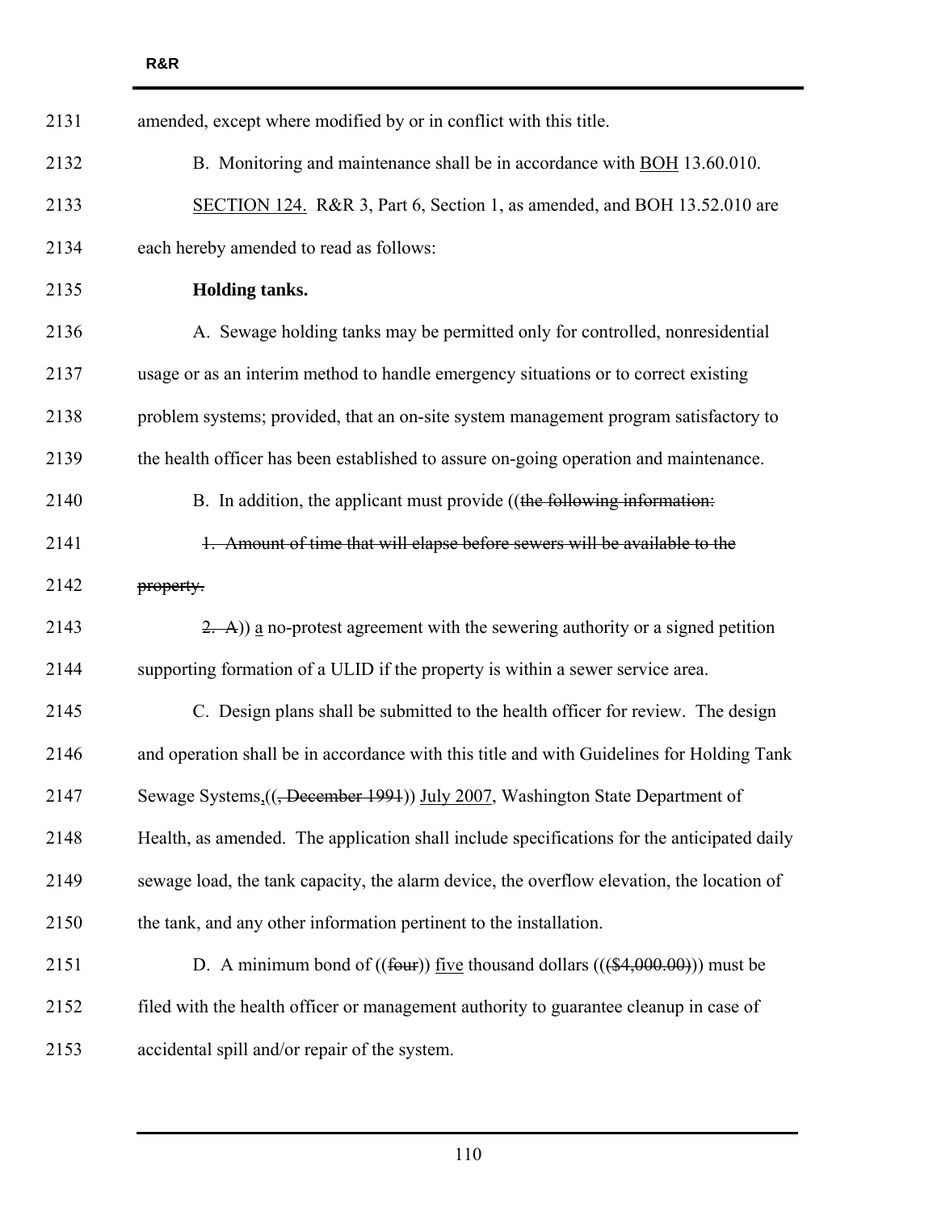amended, except where modified by or in conflict with this title.

B. Monitoring and maintenance shall be in accordance with <u>BOH</u> 13.60.010.

<u>SECTION 124.</u> R&R 3, Part 6, Section 1, as amended, and BOH 13.52.010 are each hereby amended to read as follows:

**Holding tanks.**

A. Sewage holding tanks may be permitted only for controlled, nonresidential usage or as an interim method to handle emergency situations or to correct existing problem systems; provided, that an on-site system management program satisfactory to the health officer has been established to assure on-going operation and maintenance.

B. In addition, the applicant must provide ((~~the following information:~~

~~1. Amount of time that will elapse before sewers will be available to the property.~~

~~2. A~~)) <u>a</u> no-protest agreement with the sewering authority or a signed petition supporting formation of a ULID if the property is within a sewer service area.

C. Design plans shall be submitted to the health officer for review. The design and operation shall be in accordance with this title and with Guidelines for Holding Tank Sewage Systems<u>,</u>((~~, December 1991~~)) <u>July 2007</u>, Washington State Department of Health, as amended. The application shall include specifications for the anticipated daily sewage load, the tank capacity, the alarm device, the overflow elevation, the location of the tank, and any other information pertinent to the installation.

D. A minimum bond of ((~~four~~)) <u>five</u> thousand dollars (((~~$4,000.00~~))) must be filed with the health officer or management authority to guarantee cleanup in case of accidental spill and/or repair of the system.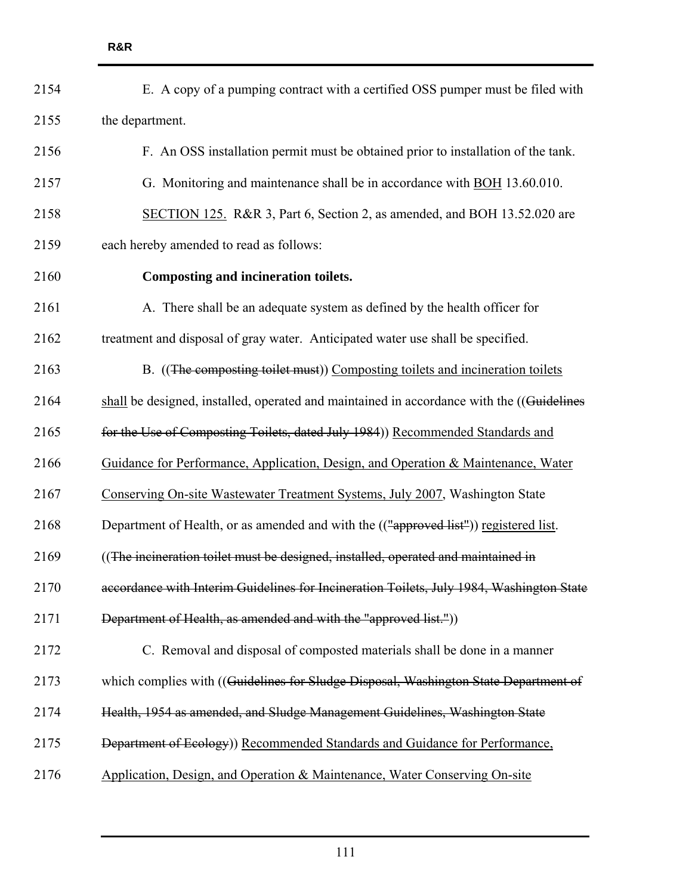E. A copy of a pumping contract with a certified OSS pumper must be filed with the department.

F. An OSS installation permit must be obtained prior to installation of the tank.

G. Monitoring and maintenance shall be in accordance with <u>BOH</u> 13.60.010.

<u>SECTION 125.</u> R&R 3, Part 6, Section 2, as amended, and BOH 13.52.020 are each hereby amended to read as follows:

**Composting and incineration toilets.**

A. There shall be an adequate system as defined by the health officer for treatment and disposal of gray water. Anticipated water use shall be specified.

B. ((~~The composting toilet must~~)) <u>Composting toilets and incineration toilets shall</u> be designed, installed, operated and maintained in accordance with the ((~~Guidelines for the Use of Composting Toilets, dated July 1984~~)) <u>Recommended Standards and Guidance for Performance, Application, Design, and Operation & Maintenance, Water Conserving On-site Wastewater Treatment Systems, July 2007</u>, Washington State Department of Health, or as amended and with the ((~~"approved list"~~)) <u>registered list</u>. ((~~The incineration toilet must be designed, installed, operated and maintained in accordance with Interim Guidelines for Incineration Toilets, July 1984, Washington State Department of Health, as amended and with the "approved list."~~))

C. Removal and disposal of composted materials shall be done in a manner which complies with ((~~Guidelines for Sludge Disposal, Washington State Department of Health, 1954 as amended, and Sludge Management Guidelines, Washington State Department of Ecology~~)) <u>Recommended Standards and Guidance for Performance, Application, Design, and Operation & Maintenance, Water Conserving On-site</u>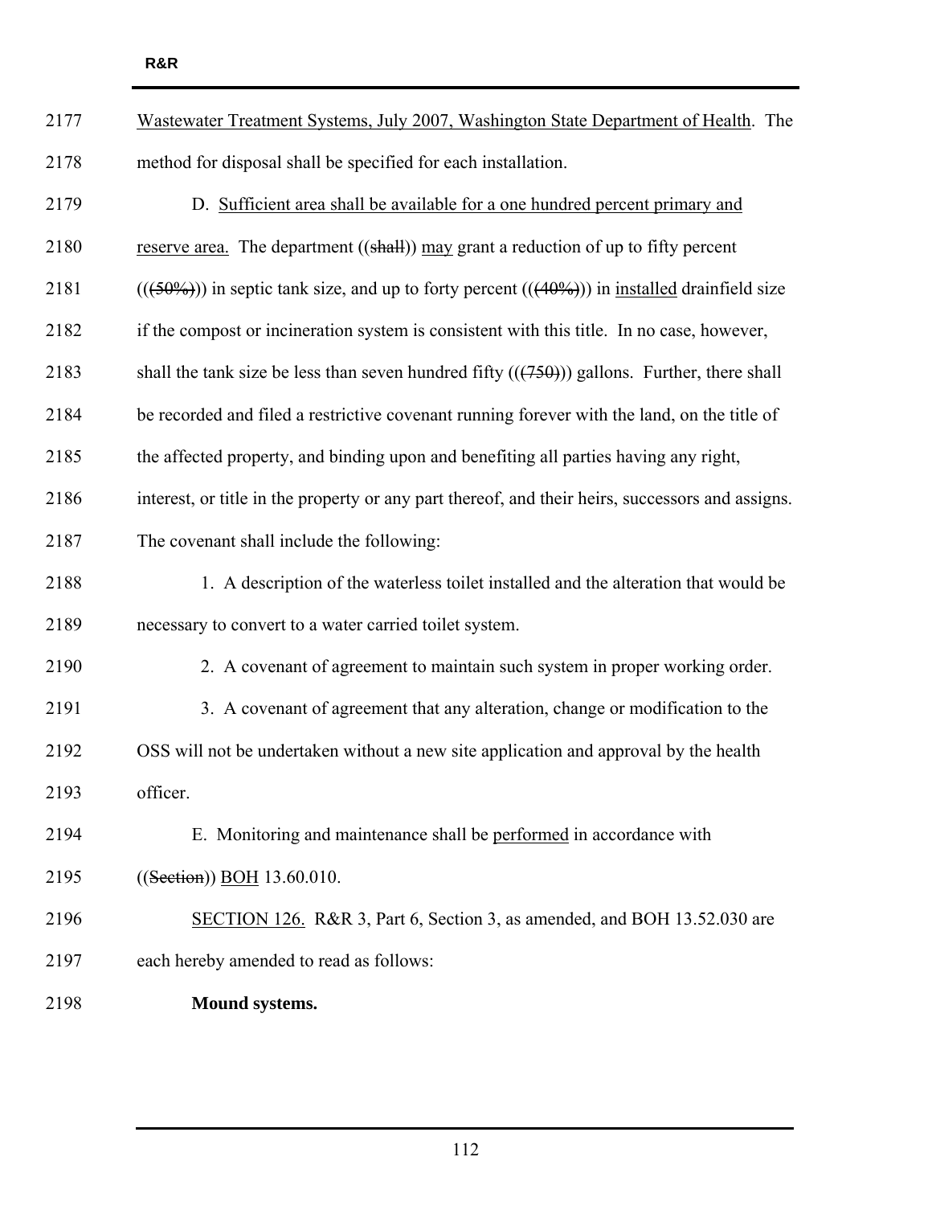Wastewater Treatment Systems, July 2007, Washington State Department of Health. The method for disposal shall be specified for each installation.

D. Sufficient area shall be available for a one hundred percent primary and reserve area. The department ((shall)) may grant a reduction of up to fifty percent (((50%))) in septic tank size, and up to forty percent (((40%))) in installed drainfield size if the compost or incineration system is consistent with this title. In no case, however, shall the tank size be less than seven hundred fifty (((750))) gallons. Further, there shall be recorded and filed a restrictive covenant running forever with the land, on the title of the affected property, and binding upon and benefiting all parties having any right, interest, or title in the property or any part thereof, and their heirs, successors and assigns. The covenant shall include the following:

1. A description of the waterless toilet installed and the alteration that would be necessary to convert to a water carried toilet system.

2. A covenant of agreement to maintain such system in proper working order.

3. A covenant of agreement that any alteration, change or modification to the OSS will not be undertaken without a new site application and approval by the health officer.

E. Monitoring and maintenance shall be performed in accordance with ((Section)) BOH 13.60.010.

SECTION 126. R&R 3, Part 6, Section 3, as amended, and BOH 13.52.030 are each hereby amended to read as follows:

**Mound systems.**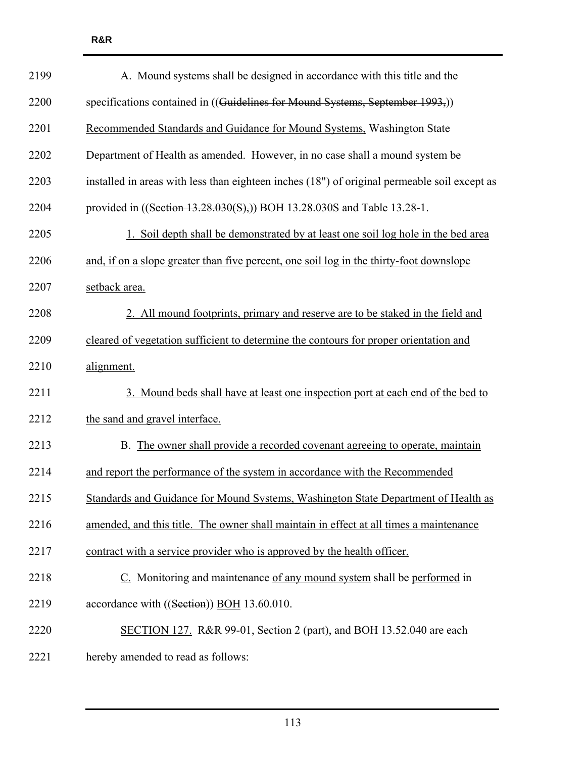A. Mound systems shall be designed in accordance with this title and the specifications contained in ((~~Guidelines for Mound Systems, September 1993,~~)) <u>Recommended Standards and Guidance for Mound Systems,</u> Washington State Department of Health as amended. However, in no case shall a mound system be installed in areas with less than eighteen inches (18") of original permeable soil except as provided in ((~~Section 13.28.030(S),~~)) <u>BOH 13.28.030S and</u> Table 13.28-1.

<u>1. Soil depth shall be demonstrated by at least one soil log hole in the bed area and, if on a slope greater than five percent, one soil log in the thirty-foot downslope setback area.</u>

<u>2. All mound footprints, primary and reserve are to be staked in the field and cleared of vegetation sufficient to determine the contours for proper orientation and alignment.</u>

<u>3. Mound beds shall have at least one inspection port at each end of the bed to the sand and gravel interface.</u>

B. <u>The owner shall provide a recorded covenant agreeing to operate, maintain and report the performance of the system in accordance with the Recommended Standards and Guidance for Mound Systems, Washington State Department of Health as amended, and this title. The owner shall maintain in effect at all times a maintenance contract with a service provider who is approved by the health officer.</u>

<u>C.</u> Monitoring and maintenance <u>of any mound system</u> shall be <u>performed</u> in accordance with ((~~Section~~)) <u>BOH</u> 13.60.010.

<u>SECTION 127.</u> R&R 99-01, Section 2 (part), and BOH 13.52.040 are each hereby amended to read as follows: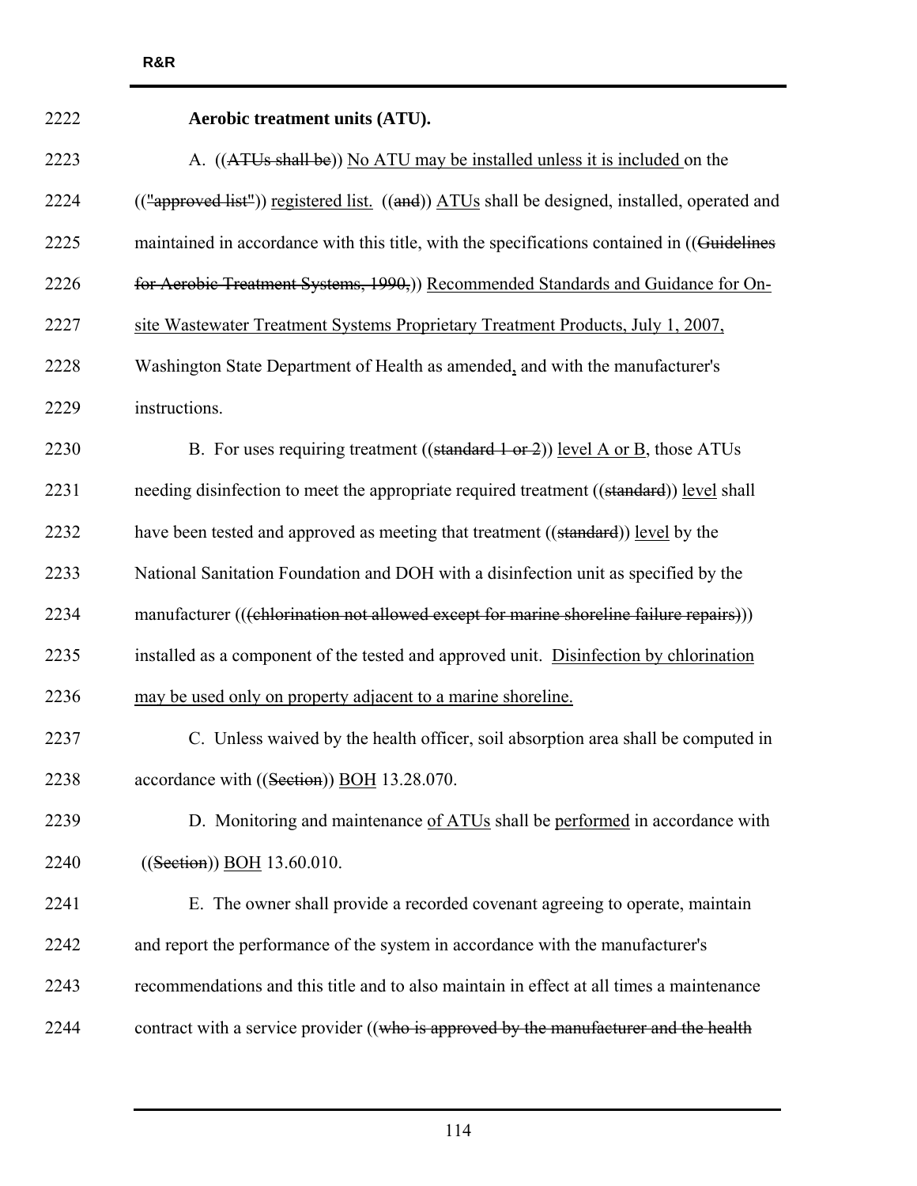**Aerobic treatment units (ATU).**

A. ((~~ATUs shall be~~)) <u>No ATU may be installed unless it is included</u> on the ((~~"approved list"~~)) <u>registered list.</u> ((~~and~~)) <u>ATUs</u> shall be designed, installed, operated and maintained in accordance with this title, with the specifications contained in ((~~Guidelines for Aerobic Treatment Systems, 1990,~~)) <u>Recommended Standards and Guidance for On-site Wastewater Treatment Systems Proprietary Treatment Products, July 1, 2007,</u> Washington State Department of Health as amended<u>,</u> and with the manufacturer's instructions.

B. For uses requiring treatment ((~~standard 1 or 2~~)) <u>level A or B</u>, those ATUs needing disinfection to meet the appropriate required treatment ((~~standard~~)) <u>level</u> shall have been tested and approved as meeting that treatment ((~~standard~~)) <u>level</u> by the National Sanitation Foundation and DOH with a disinfection unit as specified by the manufacturer ((~~(chlorination not allowed except for marine shoreline failure repairs)~~)) installed as a component of the tested and approved unit. <u>Disinfection by chlorination may be used only on property adjacent to a marine shoreline.</u>

C. Unless waived by the health officer, soil absorption area shall be computed in accordance with ((~~Section~~)) <u>BOH</u> 13.28.070.

D. Monitoring and maintenance <u>of ATUs</u> shall be <u>performed</u> in accordance with ((~~Section~~)) <u>BOH</u> 13.60.010.

E. The owner shall provide a recorded covenant agreeing to operate, maintain and report the performance of the system in accordance with the manufacturer's recommendations and this title and to also maintain in effect at all times a maintenance contract with a service provider ((~~who is approved by the manufacturer and the health~~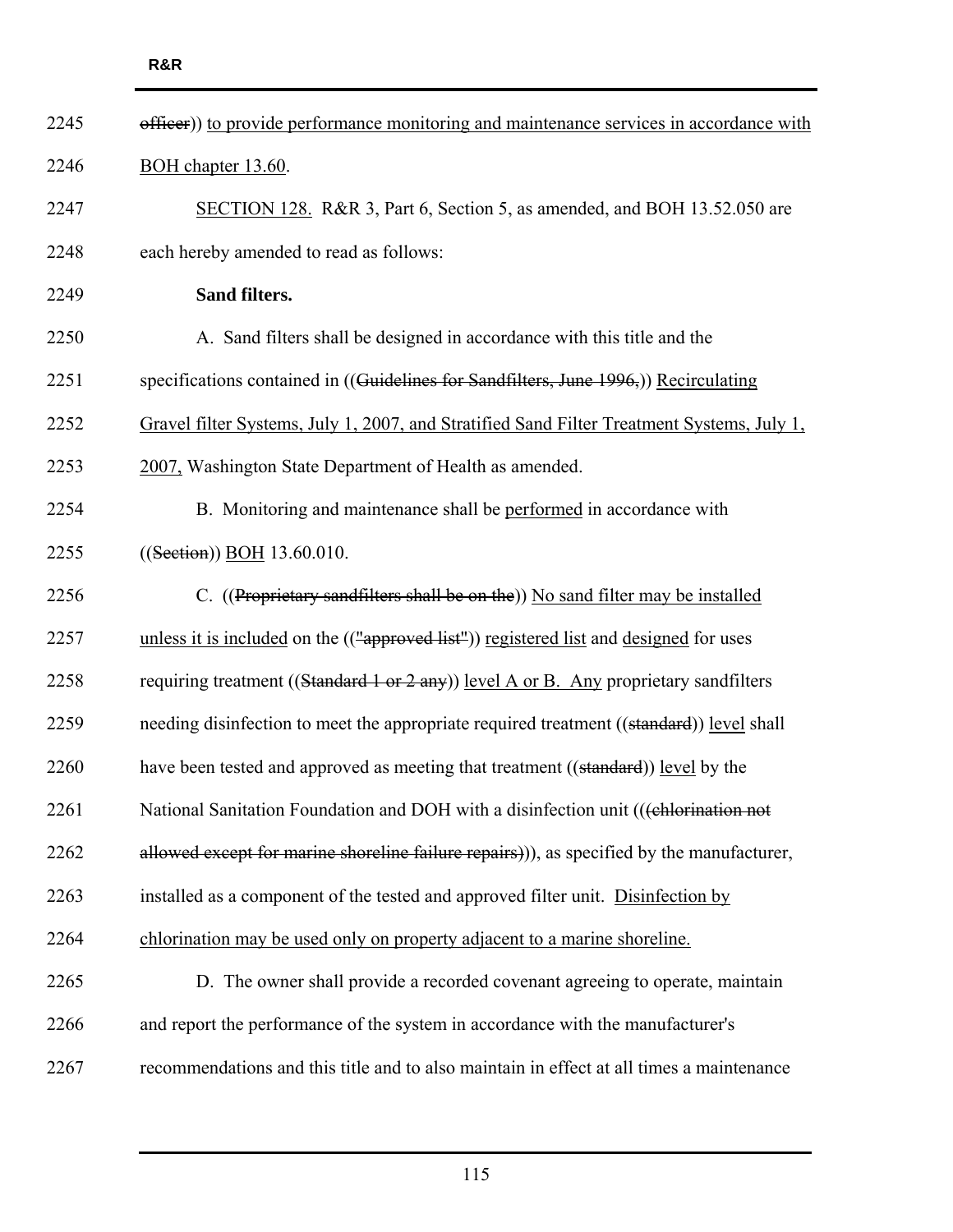~~officer~~)) <u>to provide performance monitoring and maintenance services in accordance with BOH chapter 13.60</u>.

<u>SECTION 128.</u> R&R 3, Part 6, Section 5, as amended, and BOH 13.52.050 are each hereby amended to read as follows:

**Sand filters.**

A. Sand filters shall be designed in accordance with this title and the specifications contained in ((~~Guidelines for Sandfilters, June 1996,~~)) <u>Recirculating Gravel filter Systems, July 1, 2007, and Stratified Sand Filter Treatment Systems, July 1, 2007,</u> Washington State Department of Health as amended.

B. Monitoring and maintenance shall be <u>performed</u> in accordance with ((~~Section~~)) <u>BOH</u> 13.60.010.

C. ((~~Proprietary sandfilters shall be on the~~)) <u>No sand filter may be installed unless it is included</u> on the ((~~"approved list"~~)) <u>registered list</u> and <u>designed</u> for uses requiring treatment ((~~Standard 1 or 2 any~~)) <u>level A or B. Any</u> proprietary sandfilters needing disinfection to meet the appropriate required treatment ((~~standard~~)) <u>level</u> shall have been tested and approved as meeting that treatment ((~~standard~~)) <u>level</u> by the National Sanitation Foundation and DOH with a disinfection unit (((~~chlorination not allowed except for marine shoreline failure repairs)~~))), as specified by the manufacturer, installed as a component of the tested and approved filter unit. <u>Disinfection by chlorination may be used only on property adjacent to a marine shoreline.</u>

D. The owner shall provide a recorded covenant agreeing to operate, maintain and report the performance of the system in accordance with the manufacturer's recommendations and this title and to also maintain in effect at all times a maintenance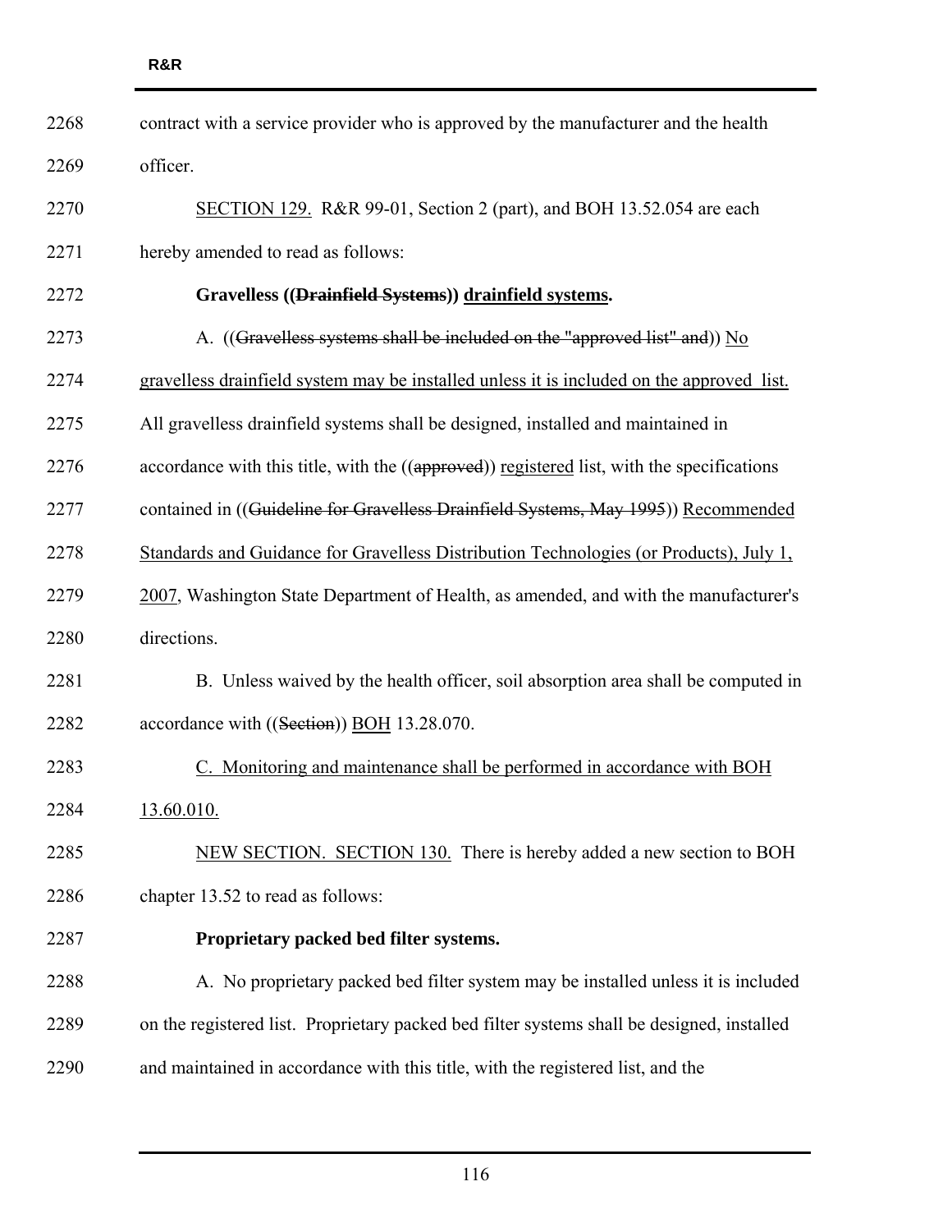contract with a service provider who is approved by the manufacturer and the health officer.

<u>SECTION 129.</u> R&R 99-01, Section 2 (part), and BOH 13.52.054 are each hereby amended to read as follows:

**Gravelless ((~~Drainfield Systems~~)) <u>drainfield systems</u>.**

A. ((~~Gravelless systems shall be included on the "approved list" and~~)) <u>No gravelless drainfield system may be installed unless it is included on the approved list.</u> All gravelless drainfield systems shall be designed, installed and maintained in accordance with this title, with the ((~~approved~~)) <u>registered</u> list, with the specifications contained in ((~~Guideline for Gravelless Drainfield Systems, May 1995~~)) <u>Recommended Standards and Guidance for Gravelless Distribution Technologies (or Products), July 1, 2007</u>, Washington State Department of Health, as amended, and with the manufacturer's directions.

B. Unless waived by the health officer, soil absorption area shall be computed in accordance with ((~~Section~~)) <u>BOH</u> 13.28.070.

<u>C. Monitoring and maintenance shall be performed in accordance with BOH 13.60.010.</u>

<u>NEW SECTION. SECTION 130.</u> There is hereby added a new section to BOH chapter 13.52 to read as follows:

**Proprietary packed bed filter systems.**

A. No proprietary packed bed filter system may be installed unless it is included on the registered list. Proprietary packed bed filter systems shall be designed, installed and maintained in accordance with this title, with the registered list, and the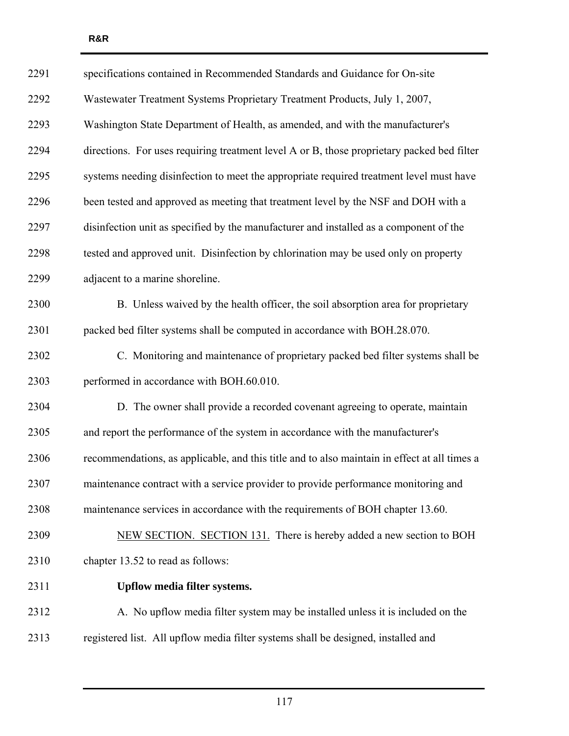specifications contained in Recommended Standards and Guidance for On-site Wastewater Treatment Systems Proprietary Treatment Products, July 1, 2007, Washington State Department of Health, as amended, and with the manufacturer's directions. For uses requiring treatment level A or B, those proprietary packed bed filter systems needing disinfection to meet the appropriate required treatment level must have been tested and approved as meeting that treatment level by the NSF and DOH with a disinfection unit as specified by the manufacturer and installed as a component of the tested and approved unit. Disinfection by chlorination may be used only on property adjacent to a marine shoreline.

B. Unless waived by the health officer, the soil absorption area for proprietary packed bed filter systems shall be computed in accordance with BOH.28.070.

C. Monitoring and maintenance of proprietary packed bed filter systems shall be performed in accordance with BOH.60.010.

D. The owner shall provide a recorded covenant agreeing to operate, maintain and report the performance of the system in accordance with the manufacturer's recommendations, as applicable, and this title and to also maintain in effect at all times a maintenance contract with a service provider to provide performance monitoring and maintenance services in accordance with the requirements of BOH chapter 13.60.

NEW SECTION. SECTION 131. There is hereby added a new section to BOH chapter 13.52 to read as follows:

**Upflow media filter systems.**

A. No upflow media filter system may be installed unless it is included on the registered list. All upflow media filter systems shall be designed, installed and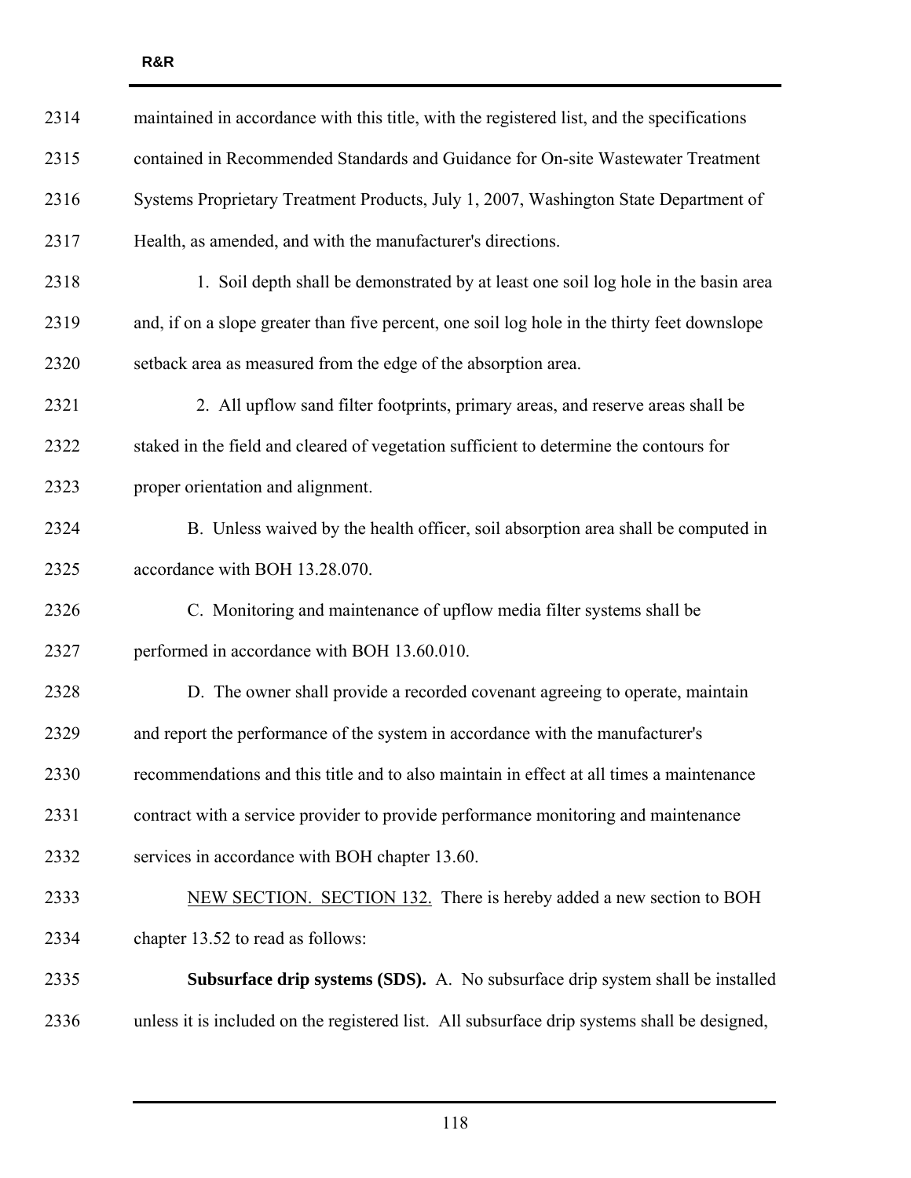maintained in accordance with this title, with the registered list, and the specifications contained in Recommended Standards and Guidance for On-site Wastewater Treatment Systems Proprietary Treatment Products, July 1, 2007, Washington State Department of Health, as amended, and with the manufacturer's directions.

1. Soil depth shall be demonstrated by at least one soil log hole in the basin area and, if on a slope greater than five percent, one soil log hole in the thirty feet downslope setback area as measured from the edge of the absorption area.

2. All upflow sand filter footprints, primary areas, and reserve areas shall be staked in the field and cleared of vegetation sufficient to determine the contours for proper orientation and alignment.

B. Unless waived by the health officer, soil absorption area shall be computed in accordance with BOH 13.28.070.

C. Monitoring and maintenance of upflow media filter systems shall be performed in accordance with BOH 13.60.010.

D. The owner shall provide a recorded covenant agreeing to operate, maintain and report the performance of the system in accordance with the manufacturer's recommendations and this title and to also maintain in effect at all times a maintenance contract with a service provider to provide performance monitoring and maintenance services in accordance with BOH chapter 13.60.

NEW SECTION. SECTION 132. There is hereby added a new section to BOH chapter 13.52 to read as follows:

**Subsurface drip systems (SDS).** A. No subsurface drip system shall be installed unless it is included on the registered list. All subsurface drip systems shall be designed,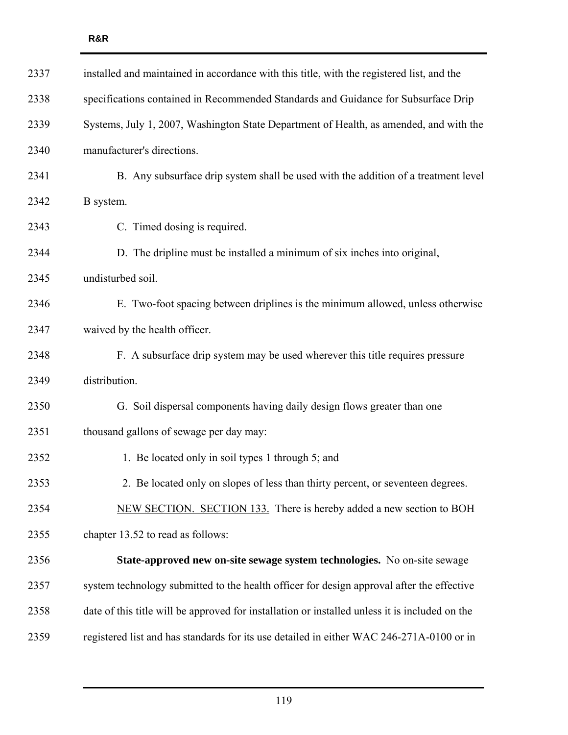installed and maintained in accordance with this title, with the registered list, and the specifications contained in Recommended Standards and Guidance for Subsurface Drip Systems, July 1, 2007, Washington State Department of Health, as amended, and with the manufacturer's directions.

B. Any subsurface drip system shall be used with the addition of a treatment level B system.

C. Timed dosing is required.

D. The dripline must be installed a minimum of <u>six</u> inches into original, undisturbed soil.

E. Two-foot spacing between driplines is the minimum allowed, unless otherwise waived by the health officer.

F. A subsurface drip system may be used wherever this title requires pressure distribution.

G. Soil dispersal components having daily design flows greater than one thousand gallons of sewage per day may:

1. Be located only in soil types 1 through 5; and

2. Be located only on slopes of less than thirty percent, or seventeen degrees.

<u>NEW SECTION. SECTION 133.</u> There is hereby added a new section to BOH chapter 13.52 to read as follows:

**State-approved new on-site sewage system technologies.** No on-site sewage system technology submitted to the health officer for design approval after the effective date of this title will be approved for installation or installed unless it is included on the registered list and has standards for its use detailed in either WAC 246-271A-0100 or in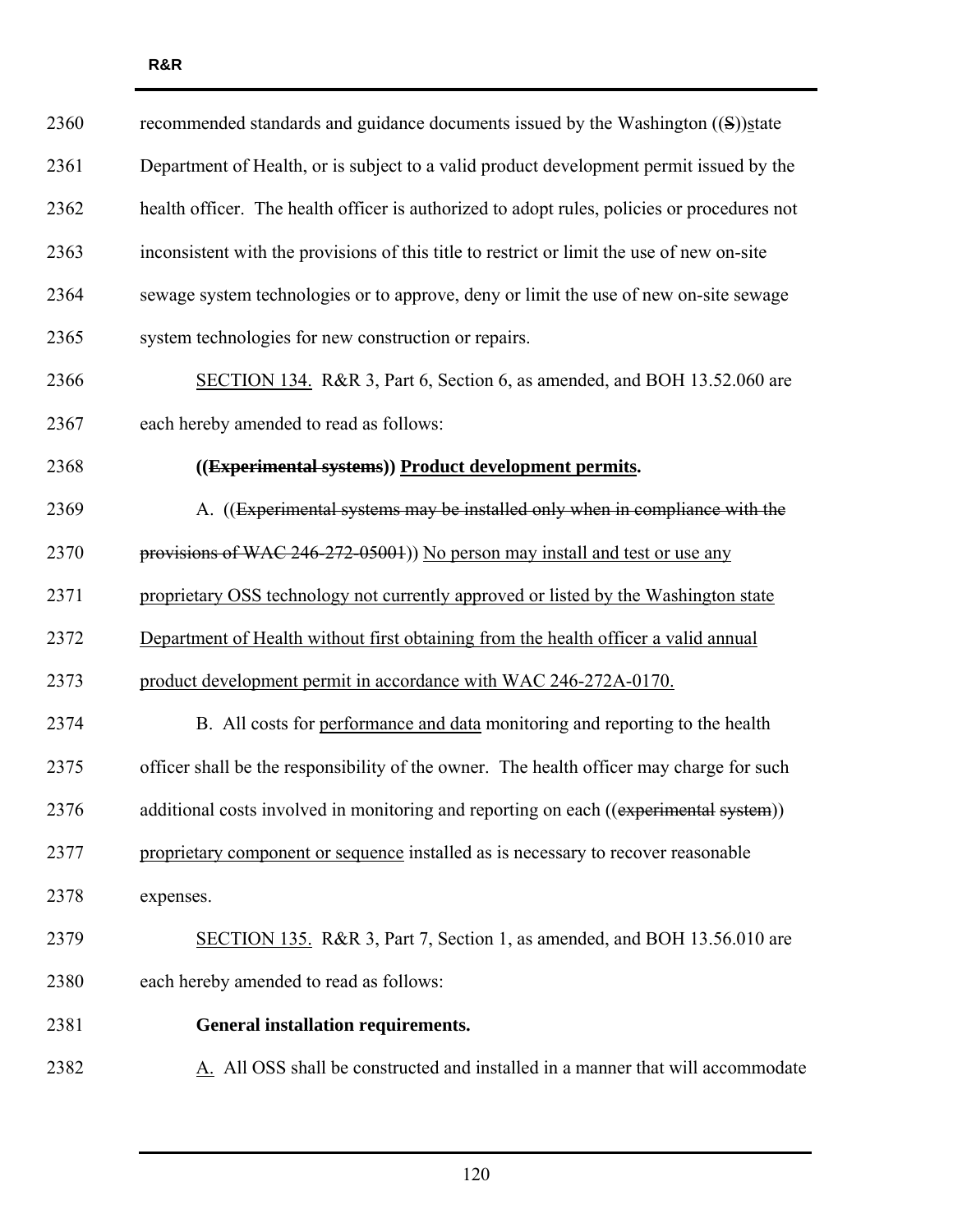recommended standards and guidance documents issued by the Washington ((~~S~~))<u>s</u>tate Department of Health, or is subject to a valid product development permit issued by the health officer. The health officer is authorized to adopt rules, policies or procedures not inconsistent with the provisions of this title to restrict or limit the use of new on-site sewage system technologies or to approve, deny or limit the use of new on-site sewage system technologies for new construction or repairs.

<u>SECTION 134.</u> R&R 3, Part 6, Section 6, as amended, and BOH 13.52.060 are each hereby amended to read as follows:

**((~~Experimental systems~~)) <u>Product development permits</u>.**

A. ((~~Experimental systems may be installed only when in compliance with the provisions of WAC 246-272-05001~~)) <u>No person may install and test or use any proprietary OSS technology not currently approved or listed by the Washington state Department of Health without first obtaining from the health officer a valid annual product development permit in accordance with WAC 246-272A-0170.</u>

B. All costs for <u>performance and data</u> monitoring and reporting to the health officer shall be the responsibility of the owner. The health officer may charge for such additional costs involved in monitoring and reporting on each ((~~experimental system~~)) <u>proprietary component or sequence</u> installed as is necessary to recover reasonable expenses.

<u>SECTION 135.</u> R&R 3, Part 7, Section 1, as amended, and BOH 13.56.010 are each hereby amended to read as follows:

**General installation requirements.**

<u>A.</u> All OSS shall be constructed and installed in a manner that will accommodate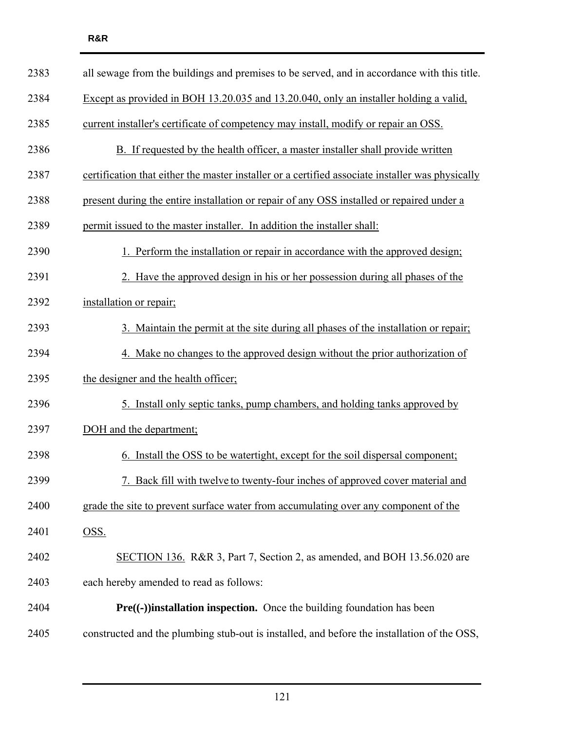all sewage from the buildings and premises to be served, and in accordance with this title. Except as provided in BOH 13.20.035 and 13.20.040, only an installer holding a valid, current installer's certificate of competency may install, modify or repair an OSS.

B. If requested by the health officer, a master installer shall provide written certification that either the master installer or a certified associate installer was physically present during the entire installation or repair of any OSS installed or repaired under a permit issued to the master installer. In addition the installer shall:

1. Perform the installation or repair in accordance with the approved design;

2. Have the approved design in his or her possession during all phases of the installation or repair;

3. Maintain the permit at the site during all phases of the installation or repair;

4. Make no changes to the approved design without the prior authorization of the designer and the health officer;

5. Install only septic tanks, pump chambers, and holding tanks approved by DOH and the department;

6. Install the OSS to be watertight, except for the soil dispersal component;

7. Back fill with twelve to twenty-four inches of approved cover material and grade the site to prevent surface water from accumulating over any component of the OSS.

SECTION 136. R&R 3, Part 7, Section 2, as amended, and BOH 13.56.020 are each hereby amended to read as follows:

**Pre((-))installation inspection.** Once the building foundation has been constructed and the plumbing stub-out is installed, and before the installation of the OSS,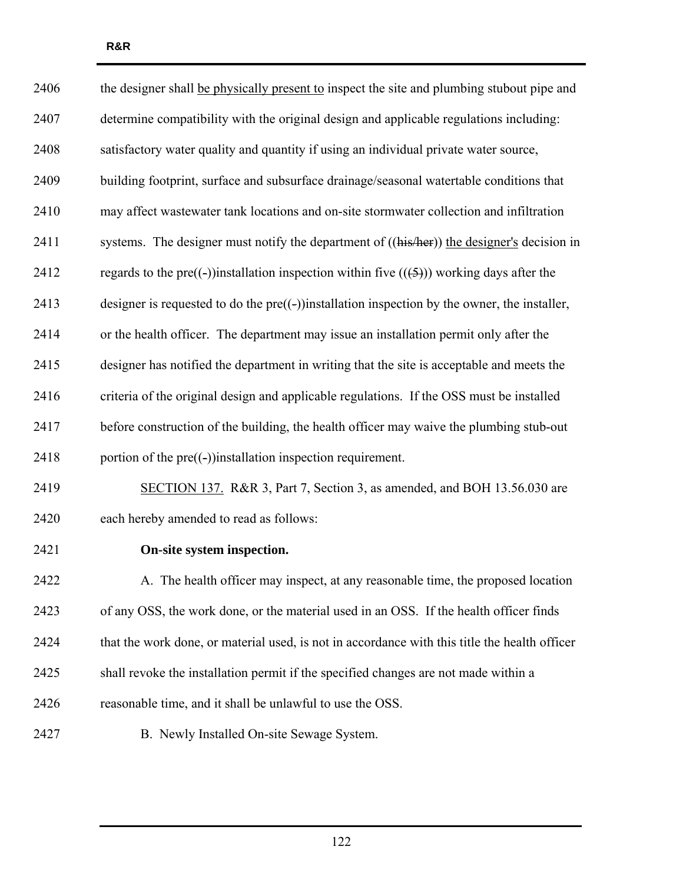the designer shall be physically present to inspect the site and plumbing stubout pipe and determine compatibility with the original design and applicable regulations including: satisfactory water quality and quantity if using an individual private water source, building footprint, surface and subsurface drainage/seasonal watertable conditions that may affect wastewater tank locations and on-site stormwater collection and infiltration systems. The designer must notify the department of ((~~his/her~~)) the designer's decision in regards to the pre((-))installation inspection within five (((~~5~~))) working days after the designer is requested to do the pre((-))installation inspection by the owner, the installer, or the health officer. The department may issue an installation permit only after the designer has notified the department in writing that the site is acceptable and meets the criteria of the original design and applicable regulations. If the OSS must be installed before construction of the building, the health officer may waive the plumbing stub-out portion of the pre((-))installation inspection requirement.

SECTION 137. R&R 3, Part 7, Section 3, as amended, and BOH 13.56.030 are each hereby amended to read as follows:

**On-site system inspection.**

A. The health officer may inspect, at any reasonable time, the proposed location of any OSS, the work done, or the material used in an OSS. If the health officer finds that the work done, or material used, is not in accordance with this title the health officer shall revoke the installation permit if the specified changes are not made within a reasonable time, and it shall be unlawful to use the OSS.

B. Newly Installed On-site Sewage System.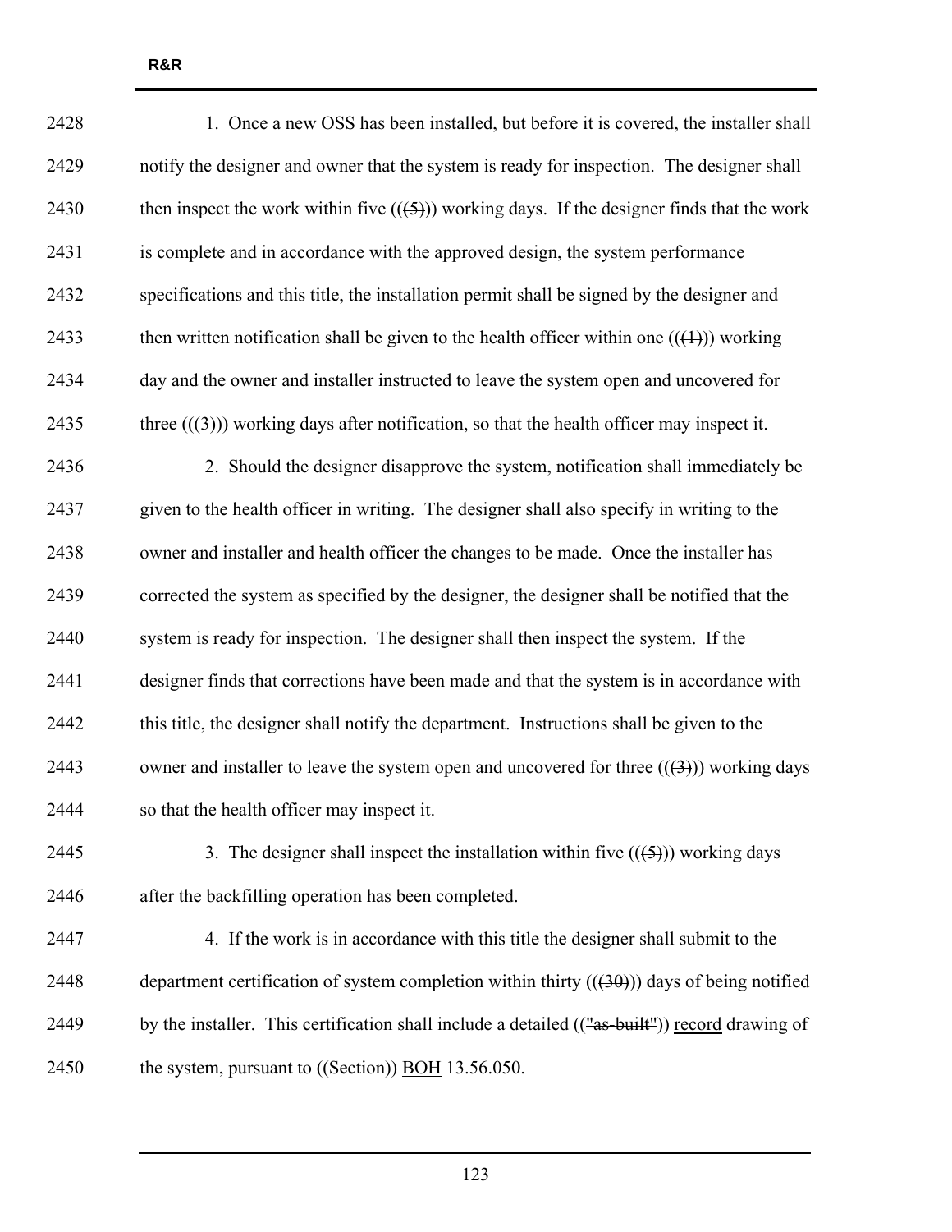1. Once a new OSS has been installed, but before it is covered, the installer shall notify the designer and owner that the system is ready for inspection. The designer shall then inspect the work within five ((~~(5)~~)) working days. If the designer finds that the work is complete and in accordance with the approved design, the system performance specifications and this title, the installation permit shall be signed by the designer and then written notification shall be given to the health officer within one ((~~(1)~~)) working day and the owner and installer instructed to leave the system open and uncovered for three ((~~(3)~~)) working days after notification, so that the health officer may inspect it.

2. Should the designer disapprove the system, notification shall immediately be given to the health officer in writing. The designer shall also specify in writing to the owner and installer and health officer the changes to be made. Once the installer has corrected the system as specified by the designer, the designer shall be notified that the system is ready for inspection. The designer shall then inspect the system. If the designer finds that corrections have been made and that the system is in accordance with this title, the designer shall notify the department. Instructions shall be given to the owner and installer to leave the system open and uncovered for three ((~~(3)~~)) working days so that the health officer may inspect it.

3. The designer shall inspect the installation within five ((~~(5)~~)) working days after the backfilling operation has been completed.

4. If the work is in accordance with this title the designer shall submit to the department certification of system completion within thirty ((~~(30)~~)) days of being notified by the installer. This certification shall include a detailed ((~~"as-built"~~)) <u>record</u> drawing of the system, pursuant to ((~~Section~~)) <u>BOH</u> 13.56.050.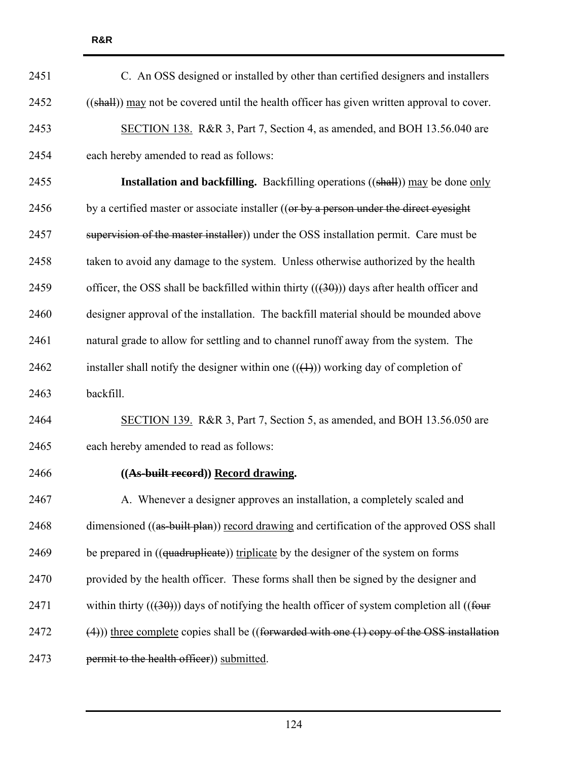C. An OSS designed or installed by other than certified designers and installers ((~~shall~~)) <u>may</u> not be covered until the health officer has given written approval to cover.

<u>SECTION 138.</u> R&R 3, Part 7, Section 4, as amended, and BOH 13.56.040 are each hereby amended to read as follows:

**Installation and backfilling.** Backfilling operations ((~~shall~~)) <u>may</u> be done <u>only</u> by a certified master or associate installer ((~~or by a person under the direct eyesight supervision of the master installer~~)) under the OSS installation permit. Care must be taken to avoid any damage to the system. Unless otherwise authorized by the health officer, the OSS shall be backfilled within thirty ((~~(30)~~)) days after health officer and designer approval of the installation. The backfill material should be mounded above natural grade to allow for settling and to channel runoff away from the system. The installer shall notify the designer within one ((~~(1)~~)) working day of completion of backfill.

<u>SECTION 139.</u> R&R 3, Part 7, Section 5, as amended, and BOH 13.56.050 are each hereby amended to read as follows:

**((~~As-built record~~)) <u>Record drawing</u>.**

A. Whenever a designer approves an installation, a completely scaled and dimensioned ((~~as-built plan~~)) <u>record drawing</u> and certification of the approved OSS shall be prepared in ((~~quadruplicate~~)) <u>triplicate</u> by the designer of the system on forms provided by the health officer. These forms shall then be signed by the designer and within thirty ((~~(30)~~)) days of notifying the health officer of system completion all ((~~four (4)~~)) <u>three complete</u> copies shall be ((~~forwarded with one (1) copy of the OSS installation permit to the health officer~~)) <u>submitted</u>.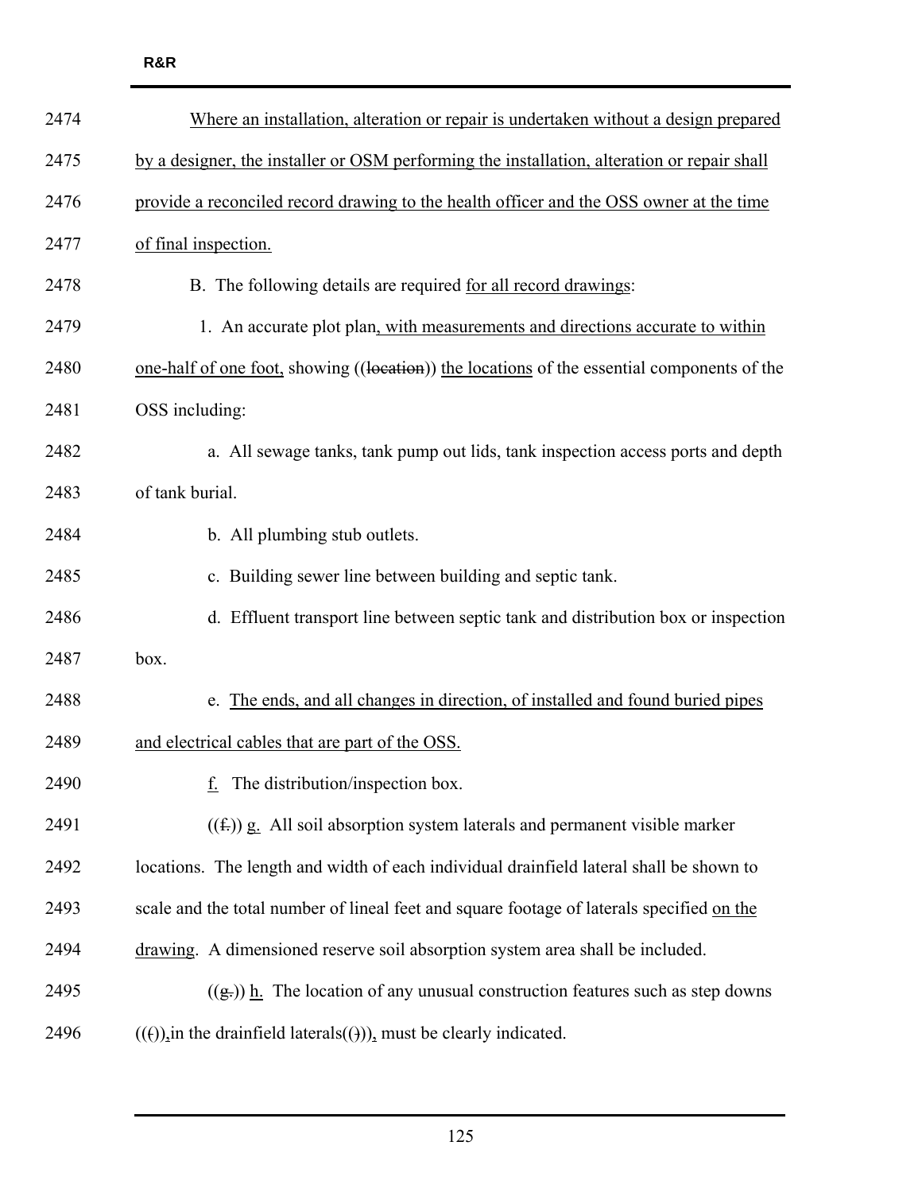Where an installation, alteration or repair is undertaken without a design prepared by a designer, the installer or OSM performing the installation, alteration or repair shall provide a reconciled record drawing to the health officer and the OSS owner at the time of final inspection.

B. The following details are required for all record drawings:

1. An accurate plot plan, with measurements and directions accurate to within one-half of one foot, showing ((location)) the locations of the essential components of the OSS including:

a. All sewage tanks, tank pump out lids, tank inspection access ports and depth of tank burial.

b. All plumbing stub outlets.

c. Building sewer line between building and septic tank.

d. Effluent transport line between septic tank and distribution box or inspection box.

e. The ends, and all changes in direction, of installed and found buried pipes and electrical cables that are part of the OSS.

f. The distribution/inspection box.

((f.)) g. All soil absorption system laterals and permanent visible marker locations. The length and width of each individual drainfield lateral shall be shown to scale and the total number of lineal feet and square footage of laterals specified on the drawing. A dimensioned reserve soil absorption system area shall be included.

((g.)) h. The location of any unusual construction features such as step downs ((()),in the drainfield laterals(())), must be clearly indicated.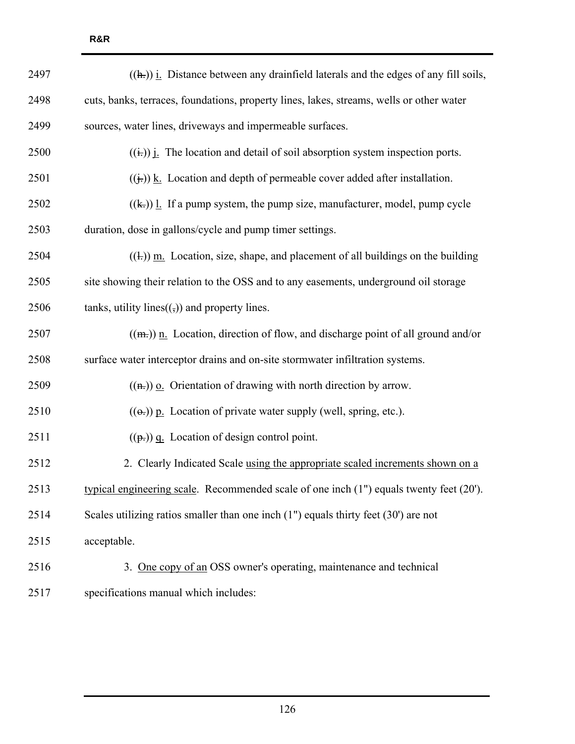((h.)) i. Distance between any drainfield laterals and the edges of any fill soils, cuts, banks, terraces, foundations, property lines, lakes, streams, wells or other water sources, water lines, driveways and impermeable surfaces.

((i.)) j. The location and detail of soil absorption system inspection ports.

((j.)) k. Location and depth of permeable cover added after installation.

((k.)) l. If a pump system, the pump size, manufacturer, model, pump cycle duration, dose in gallons/cycle and pump timer settings.

((l.)) m. Location, size, shape, and placement of all buildings on the building site showing their relation to the OSS and to any easements, underground oil storage tanks, utility lines((,)) and property lines.

((m.)) n. Location, direction of flow, and discharge point of all ground and/or surface water interceptor drains and on-site stormwater infiltration systems.

((n.)) o. Orientation of drawing with north direction by arrow.

((o.)) p. Location of private water supply (well, spring, etc.).

((p.)) q. Location of design control point.

2. Clearly Indicated Scale using the appropriate scaled increments shown on a typical engineering scale. Recommended scale of one inch (1") equals twenty feet (20'). Scales utilizing ratios smaller than one inch (1") equals thirty feet (30') are not acceptable.

3. One copy of an OSS owner's operating, maintenance and technical specifications manual which includes: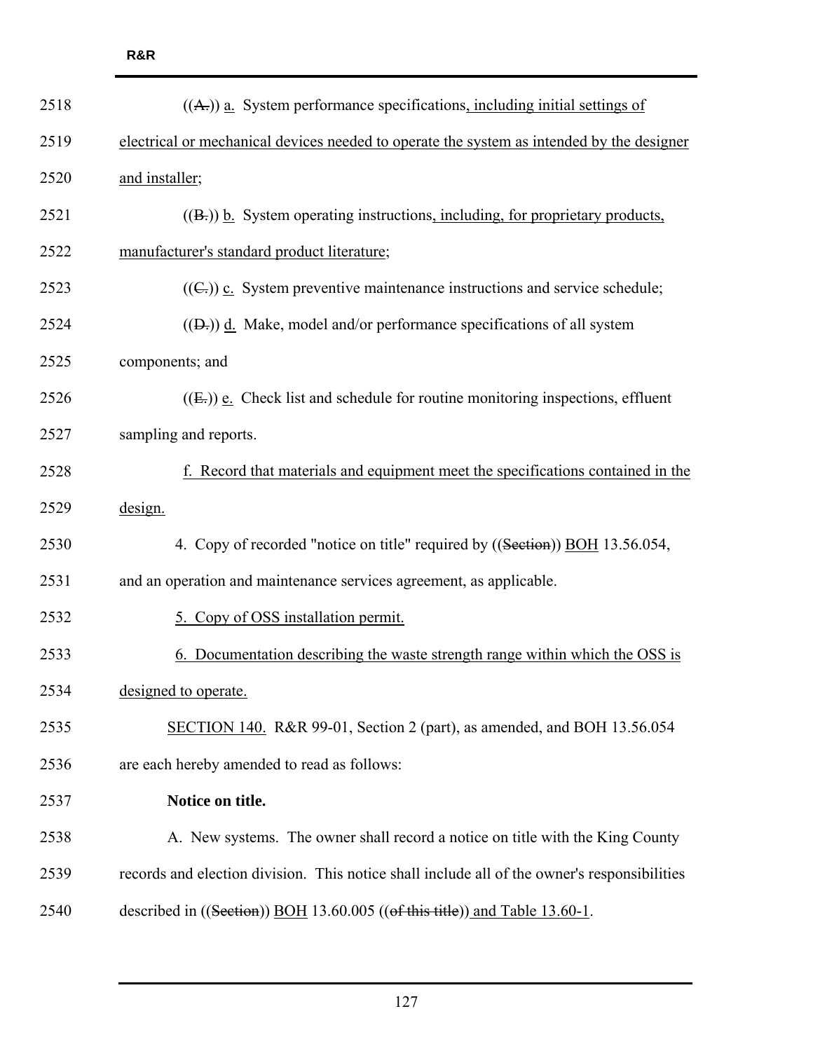((A.)) a. System performance specifications, including initial settings of electrical or mechanical devices needed to operate the system as intended by the designer and installer;

((B.)) b. System operating instructions, including, for proprietary products, manufacturer's standard product literature;

((C.)) c. System preventive maintenance instructions and service schedule;

((D.)) d. Make, model and/or performance specifications of all system components; and

((E.)) e. Check list and schedule for routine monitoring inspections, effluent sampling and reports.

f. Record that materials and equipment meet the specifications contained in the design.

4. Copy of recorded "notice on title" required by ((Section)) BOH 13.56.054, and an operation and maintenance services agreement, as applicable.

5. Copy of OSS installation permit.

6. Documentation describing the waste strength range within which the OSS is designed to operate.

SECTION 140. R&R 99-01, Section 2 (part), as amended, and BOH 13.56.054 are each hereby amended to read as follows:

**Notice on title.**

A. New systems. The owner shall record a notice on title with the King County records and election division. This notice shall include all of the owner's responsibilities described in ((Section)) BOH 13.60.005 ((of this title)) and Table 13.60-1.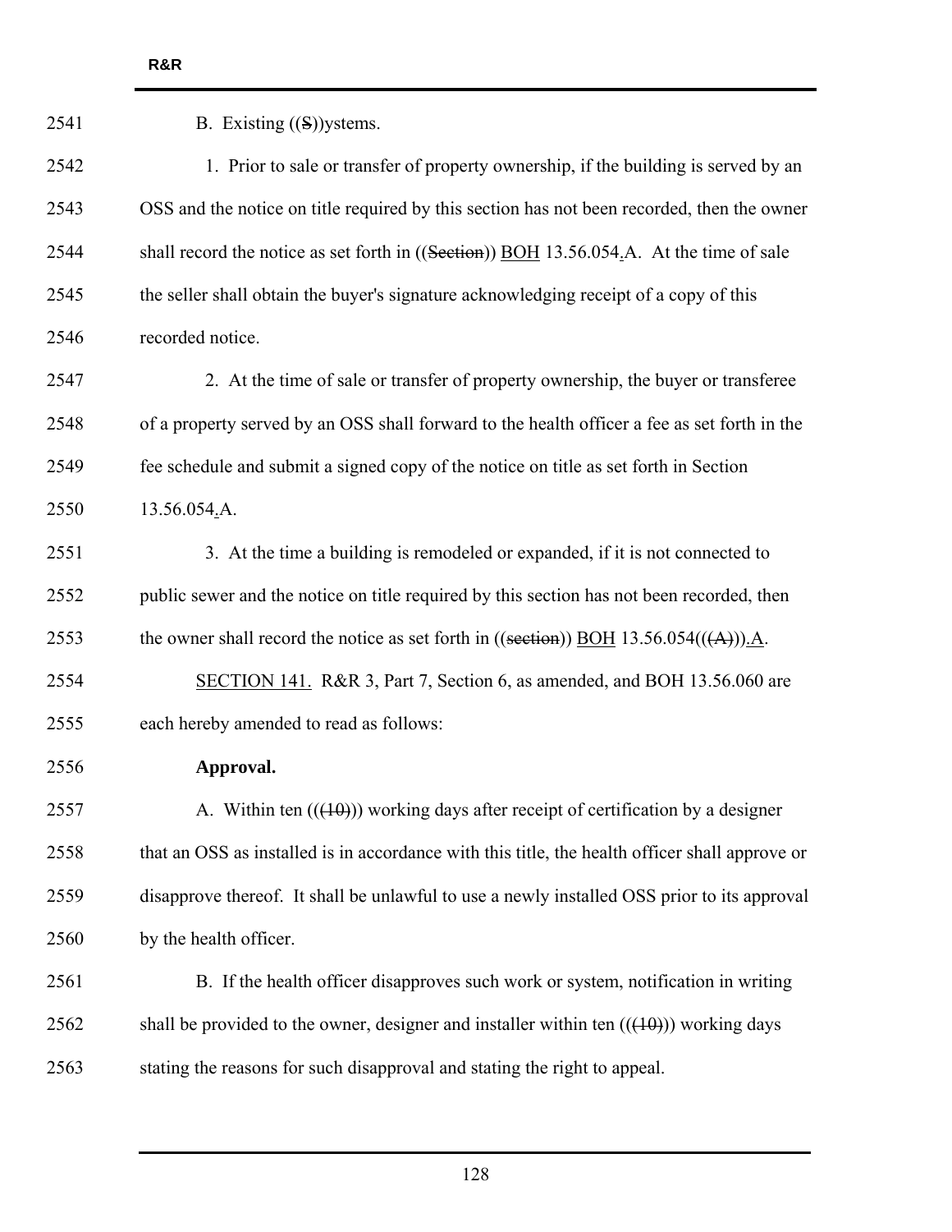2541 B. Existing ((S))ystems.

2542 1. Prior to sale or transfer of property ownership, if the building is served by an

2543 OSS and the notice on title required by this section has not been recorded, then the owner

2544 shall record the notice as set forth in ((Section)) BOH 13.56.054.A. At the time of sale

2545 the seller shall obtain the buyer's signature acknowledging receipt of a copy of this

2546 recorded notice.

2547 2. At the time of sale or transfer of property ownership, the buyer or transferee

2548 of a property served by an OSS shall forward to the health officer a fee as set forth in the

2549 fee schedule and submit a signed copy of the notice on title as set forth in Section

2550 13.56.054.A.

2551 3. At the time a building is remodeled or expanded, if it is not connected to

2552 public sewer and the notice on title required by this section has not been recorded, then

2553 the owner shall record the notice as set forth in ((section)) BOH 13.56.054(((A))).A.

2554 SECTION 141. R&R 3, Part 7, Section 6, as amended, and BOH 13.56.060 are

2555 each hereby amended to read as follows:

2556 **Approval.**

2557 A. Within ten (((10))) working days after receipt of certification by a designer

2558 that an OSS as installed is in accordance with this title, the health officer shall approve or

2559 disapprove thereof. It shall be unlawful to use a newly installed OSS prior to its approval

2560 by the health officer.

2561 B. If the health officer disapproves such work or system, notification in writing

2562 shall be provided to the owner, designer and installer within ten (((10))) working days

2563 stating the reasons for such disapproval and stating the right to appeal.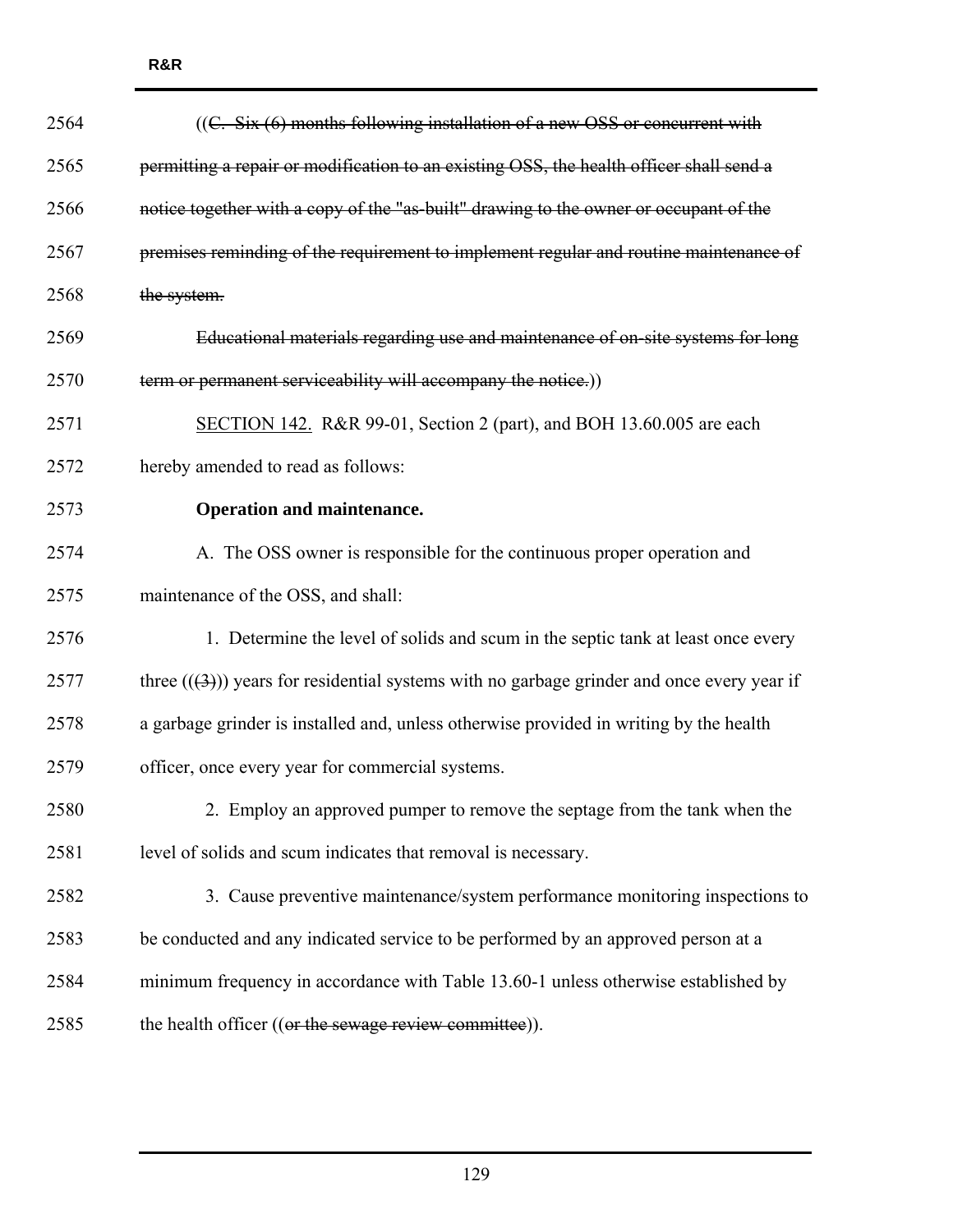((~~C. Six (6) months following installation of a new OSS or concurrent with permitting a repair or modification to an existing OSS, the health officer shall send a notice together with a copy of the "as-built" drawing to the owner or occupant of the premises reminding of the requirement to implement regular and routine maintenance of the system.~~

~~Educational materials regarding use and maintenance of on-site systems for long term or permanent serviceability will accompany the notice.~~))

<u>SECTION 142.</u> R&R 99-01, Section 2 (part), and BOH 13.60.005 are each hereby amended to read as follows:

**Operation and maintenance.**

A. The OSS owner is responsible for the continuous proper operation and maintenance of the OSS, and shall:

1. Determine the level of solids and scum in the septic tank at least once every three ((~~(3)~~)) years for residential systems with no garbage grinder and once every year if a garbage grinder is installed and, unless otherwise provided in writing by the health officer, once every year for commercial systems.

2. Employ an approved pumper to remove the septage from the tank when the level of solids and scum indicates that removal is necessary.

3. Cause preventive maintenance/system performance monitoring inspections to be conducted and any indicated service to be performed by an approved person at a minimum frequency in accordance with Table 13.60-1 unless otherwise established by the health officer ((~~or the sewage review committee~~)).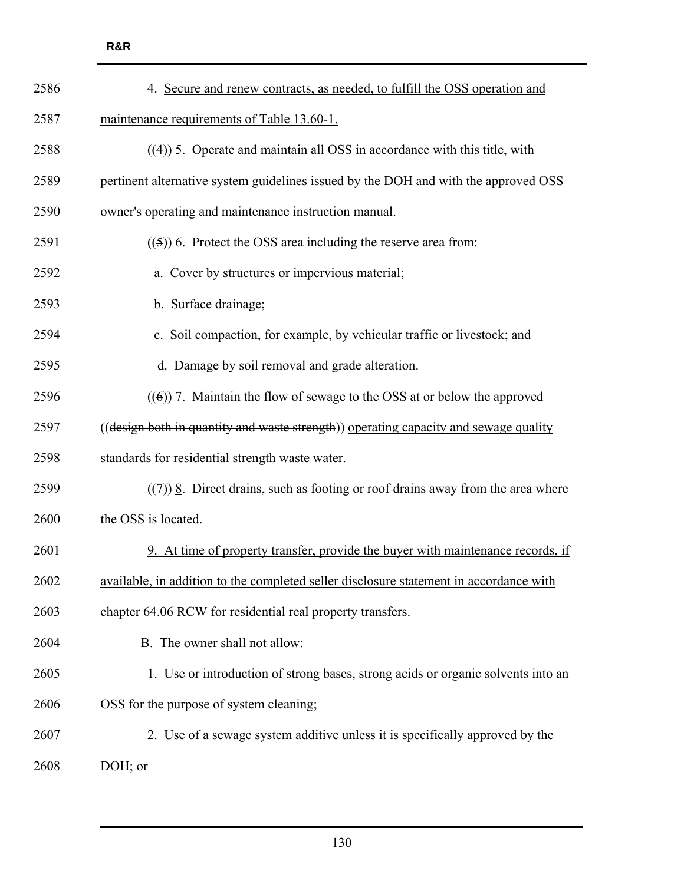4. <u>Secure and renew contracts, as needed, to fulfill the OSS operation and maintenance requirements of Table 13.60-1.</u>

((4)) <u>5</u>. Operate and maintain all OSS in accordance with this title, with pertinent alternative system guidelines issued by the DOH and with the approved OSS owner's operating and maintenance instruction manual.

((~~5~~)) 6. Protect the OSS area including the reserve area from:

a. Cover by structures or impervious material;

b. Surface drainage;

c. Soil compaction, for example, by vehicular traffic or livestock; and

d. Damage by soil removal and grade alteration.

((~~6~~)) <u>7</u>. Maintain the flow of sewage to the OSS at or below the approved ((~~design both in quantity and waste strength~~)) <u>operating capacity and sewage quality standards for residential strength waste water</u>.

((~~7~~)) <u>8</u>. Direct drains, such as footing or roof drains away from the area where the OSS is located.

<u>9. At time of property transfer, provide the buyer with maintenance records, if available, in addition to the completed seller disclosure statement in accordance with chapter 64.06 RCW for residential real property transfers.</u>

B. The owner shall not allow:

1. Use or introduction of strong bases, strong acids or organic solvents into an OSS for the purpose of system cleaning;

2. Use of a sewage system additive unless it is specifically approved by the DOH; or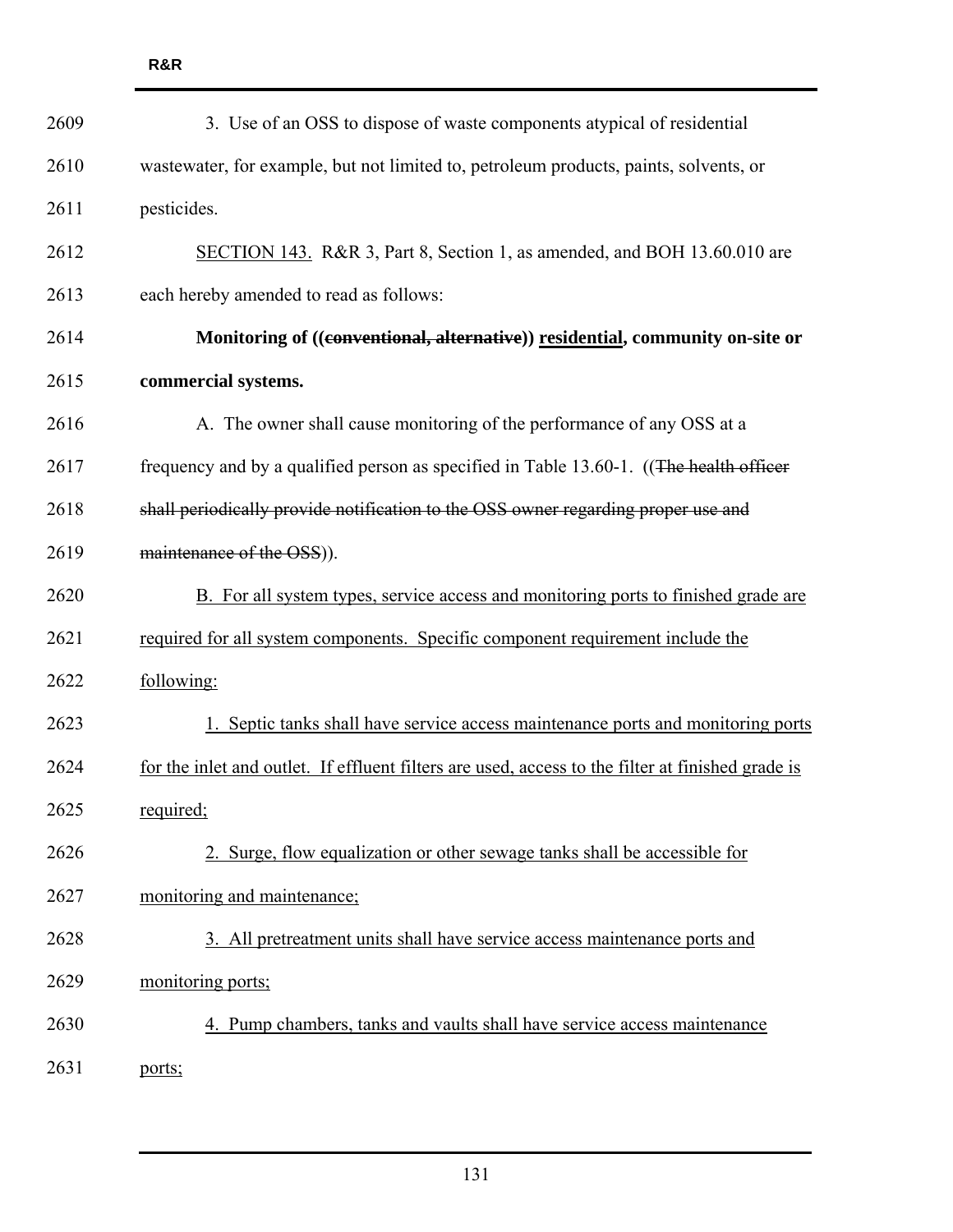3. Use of an OSS to dispose of waste components atypical of residential wastewater, for example, but not limited to, petroleum products, paints, solvents, or pesticides.

SECTION 143. R&R 3, Part 8, Section 1, as amended, and BOH 13.60.010 are each hereby amended to read as follows:

**Monitoring of ((~~conventional, alternative~~)) residential, community on-site or commercial systems.**

A. The owner shall cause monitoring of the performance of any OSS at a frequency and by a qualified person as specified in Table 13.60-1. ((~~The health officer shall periodically provide notification to the OSS owner regarding proper use and maintenance of the OSS~~)).

B. For all system types, service access and monitoring ports to finished grade are required for all system components. Specific component requirement include the following:

1. Septic tanks shall have service access maintenance ports and monitoring ports for the inlet and outlet. If effluent filters are used, access to the filter at finished grade is required;

2. Surge, flow equalization or other sewage tanks shall be accessible for monitoring and maintenance;

3. All pretreatment units shall have service access maintenance ports and monitoring ports;

4. Pump chambers, tanks and vaults shall have service access maintenance ports;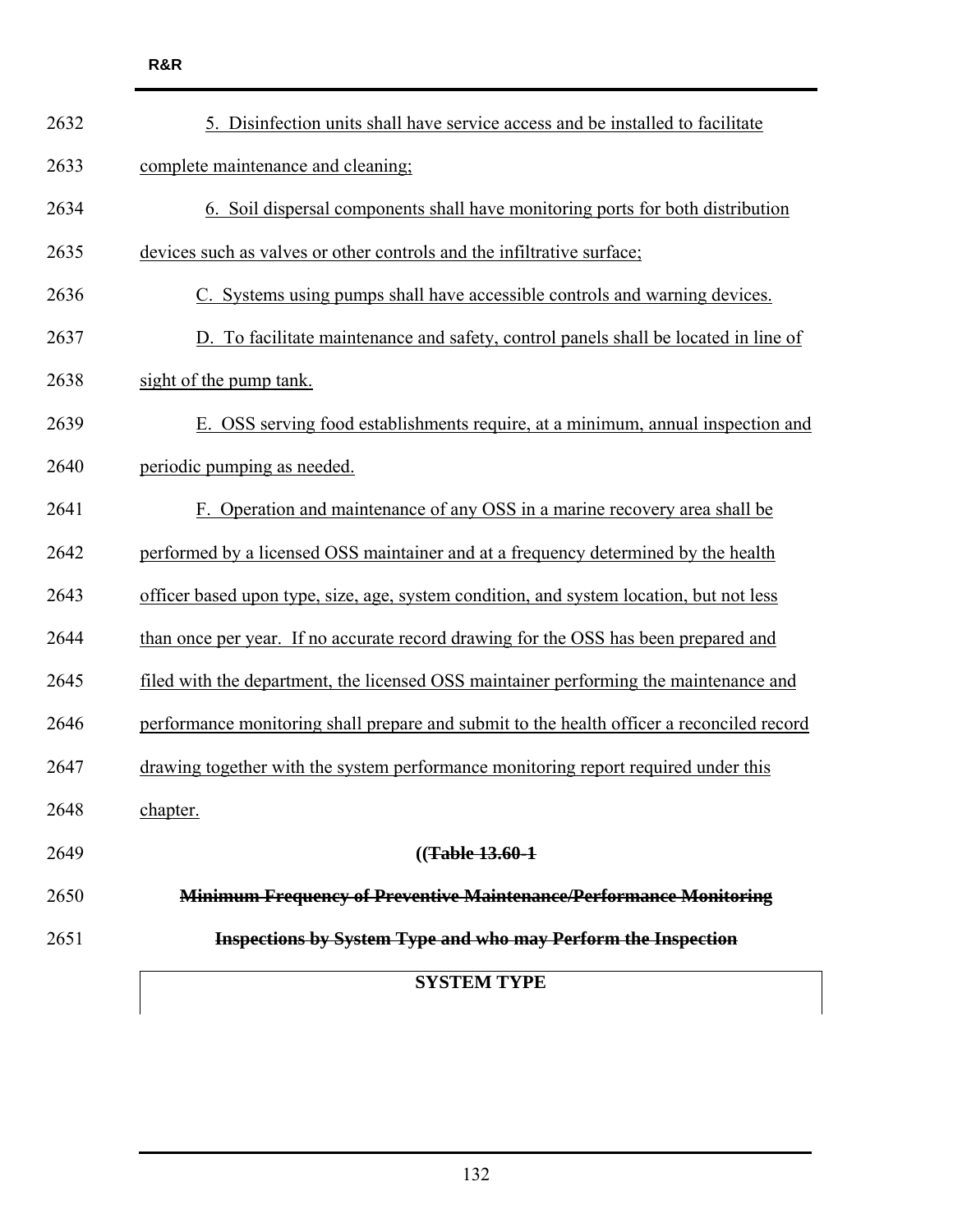5. Disinfection units shall have service access and be installed to facilitate complete maintenance and cleaning;

6. Soil dispersal components shall have monitoring ports for both distribution devices such as valves or other controls and the infiltrative surface;

C. Systems using pumps shall have accessible controls and warning devices.

D. To facilitate maintenance and safety, control panels shall be located in line of sight of the pump tank.

E. OSS serving food establishments require, at a minimum, annual inspection and periodic pumping as needed.

F. Operation and maintenance of any OSS in a marine recovery area shall be performed by a licensed OSS maintainer and at a frequency determined by the health officer based upon type, size, age, system condition, and system location, but not less than once per year. If no accurate record drawing for the OSS has been prepared and filed with the department, the licensed OSS maintainer performing the maintenance and performance monitoring shall prepare and submit to the health officer a reconciled record drawing together with the system performance monitoring report required under this chapter.

**((~~Table 13.60-1~~**

**~~Minimum Frequency of Preventive Maintenance/Performance Monitoring~~**

**~~Inspections by System Type and who may Perform the Inspection~~**

| SYSTEM TYPE |
| --- |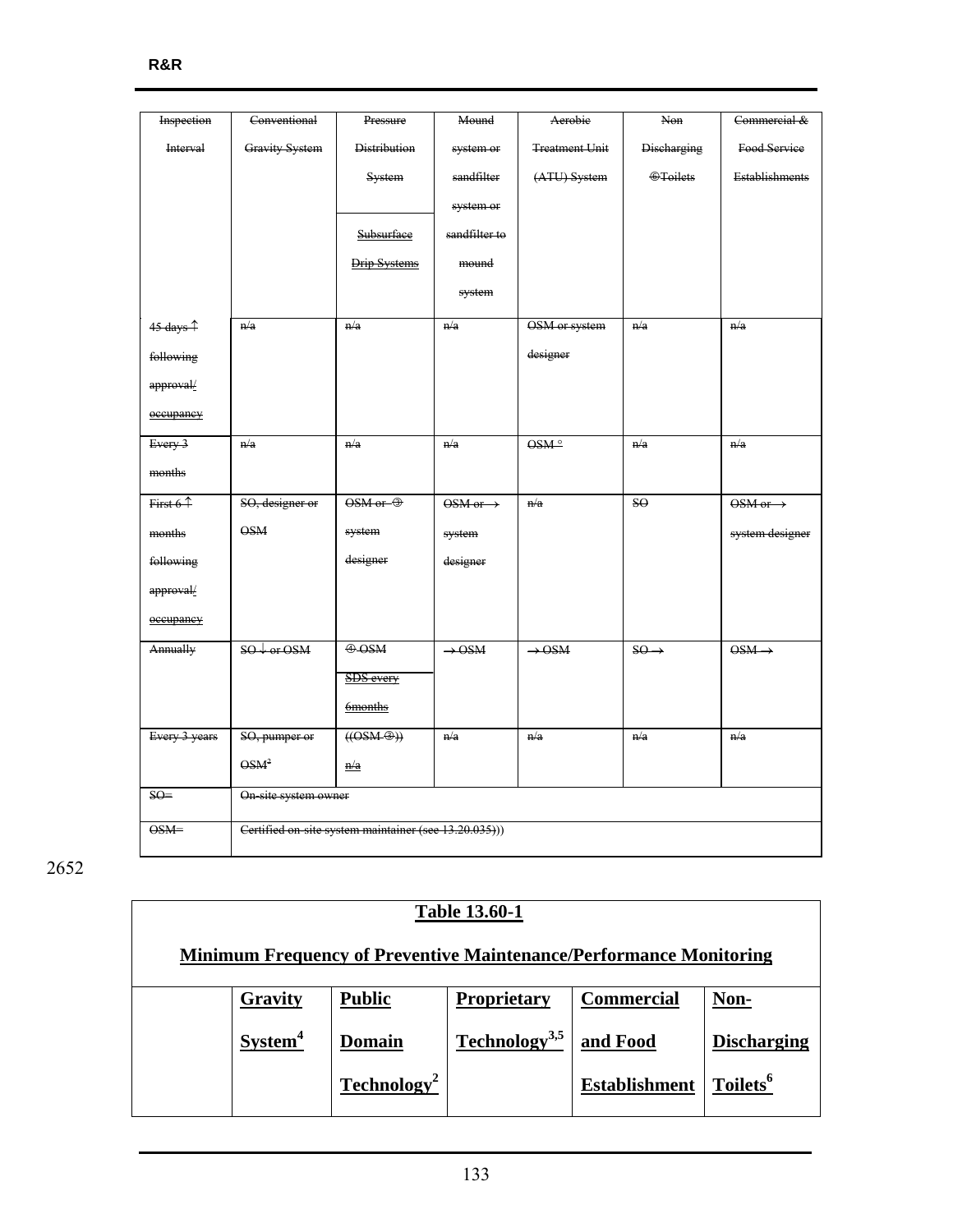| Inspection Interval | Conventional Gravity System | Pressure Distribution System / Subsurface Drip Systems | Mound system or sandfilter system or sandfilter to mound system | Aerobic Treatment Unit (ATU) System | Non Discharging ⑥Toilets | Commercial & Food Service Establishments |
|---|---|---|---|---|---|---|
| 45 days ↑ following approval/ occupancy | n/a | n/a | n/a | OSM or system designer | n/a | n/a |
| Every 3 months | n/a | n/a | n/a | OSM ° | n/a | n/a |
| First 6 ↑ months following approval/ occupancy | SO, designer or OSM | OSM or ③ system designer | OSM or → system designer | n/a | SO | OSM or → system designer |
| Annually | SO ↓ or OSM | ④ OSM SDS every 6months | → OSM | → OSM | SO → | OSM → |
| Every 3 years | SO, pumper or OSM[2] | ((OSM ③)) n/a | n/a | n/a | n/a | n/a |
| SO= | On-site system owner | | | | | |
| OSM= | Certified on-site system maintainer (see 13.20.035))) | | | | | |

2652

| **Table 13.60-1** **Minimum Frequency of Preventive Maintenance/Performance Monitoring** | | | | | |
|---|---|---|---|---|---|
| | **Gravity System[4]** | **Public Domain Technology[2]** | **Proprietary Technology[3,5]** | **Commercial and Food Establishment** | **Non-Discharging Toilets[6]** |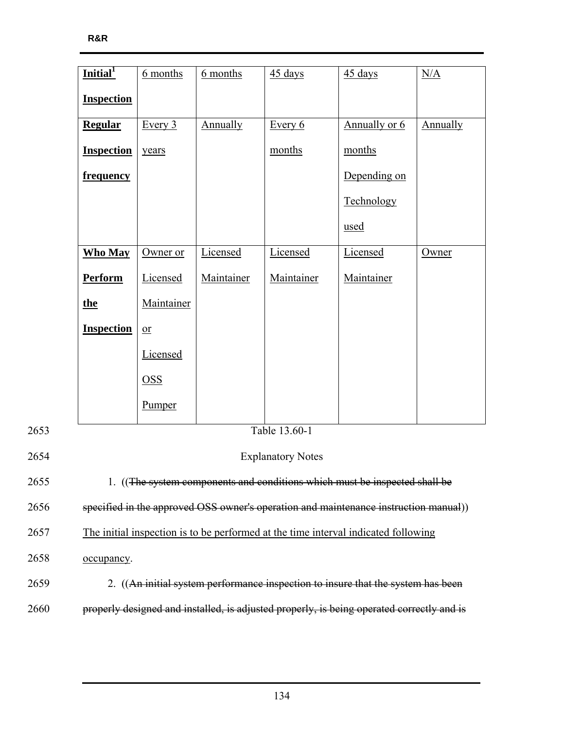| **Initial[1] Inspection** | 6 months | 6 months | 45 days | 45 days | N/A |
|---|---|---|---|---|---|
| **Regular Inspection frequency** | Every 3 years | Annually | Every 6 months | Annually or 6 months Depending on Technology used | Annually |
| **Who May Perform the Inspection** | Owner or Licensed Maintainer or Licensed OSS Pumper | Licensed Maintainer | Licensed Maintainer | Licensed Maintainer | Owner |

2653 Table 13.60-1

2654 Explanatory Notes

2655 1. ((~~The system components and conditions which must be inspected shall be~~

2656 ~~specified in the approved OSS owner's operation and maintenance instruction manual~~))

2657 The initial inspection is to be performed at the time interval indicated following

2658 occupancy.

2659 2. ((~~An initial system performance inspection to insure that the system has been~~

2660 ~~properly designed and installed, is adjusted properly, is being operated correctly and is~~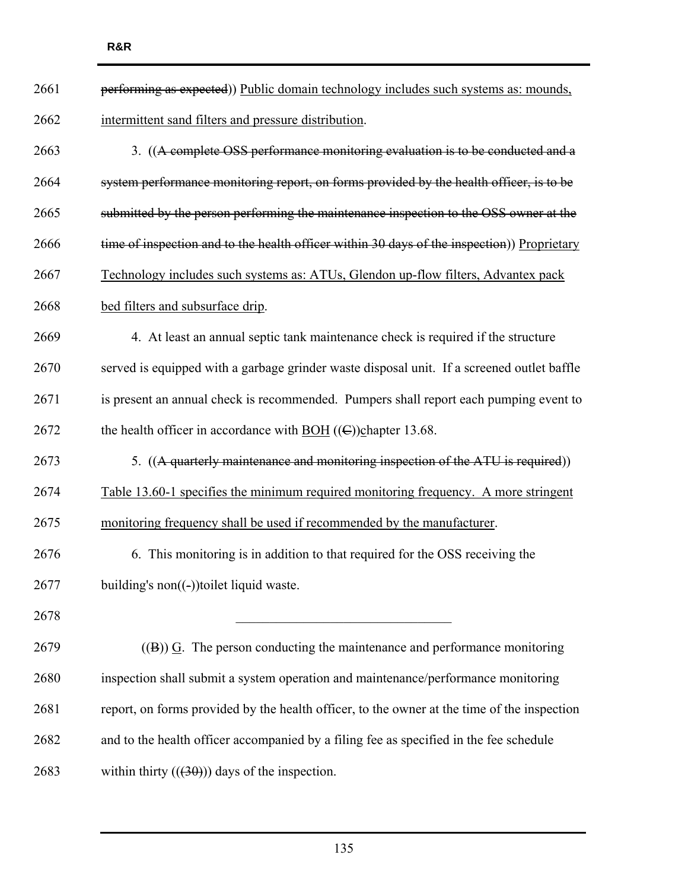performing as expected)) Public domain technology includes such systems as: mounds, intermittent sand filters and pressure distribution.

3. ((A complete OSS performance monitoring evaluation is to be conducted and a system performance monitoring report, on forms provided by the health officer, is to be submitted by the person performing the maintenance inspection to the OSS owner at the time of inspection and to the health officer within 30 days of the inspection)) Proprietary Technology includes such systems as: ATUs, Glendon up-flow filters, Advantex pack bed filters and subsurface drip.

4. At least an annual septic tank maintenance check is required if the structure served is equipped with a garbage grinder waste disposal unit. If a screened outlet baffle is present an annual check is recommended. Pumpers shall report each pumping event to the health officer in accordance with BOH ((C))chapter 13.68.

5. ((A quarterly maintenance and monitoring inspection of the ATU is required)) Table 13.60-1 specifies the minimum required monitoring frequency. A more stringent monitoring frequency shall be used if recommended by the manufacturer.

6. This monitoring is in addition to that required for the OSS receiving the building's non((-))toilet liquid waste.

---

((B)) G. The person conducting the maintenance and performance monitoring inspection shall submit a system operation and maintenance/performance monitoring report, on forms provided by the health officer, to the owner at the time of the inspection and to the health officer accompanied by a filing fee as specified in the fee schedule within thirty (((30))) days of the inspection.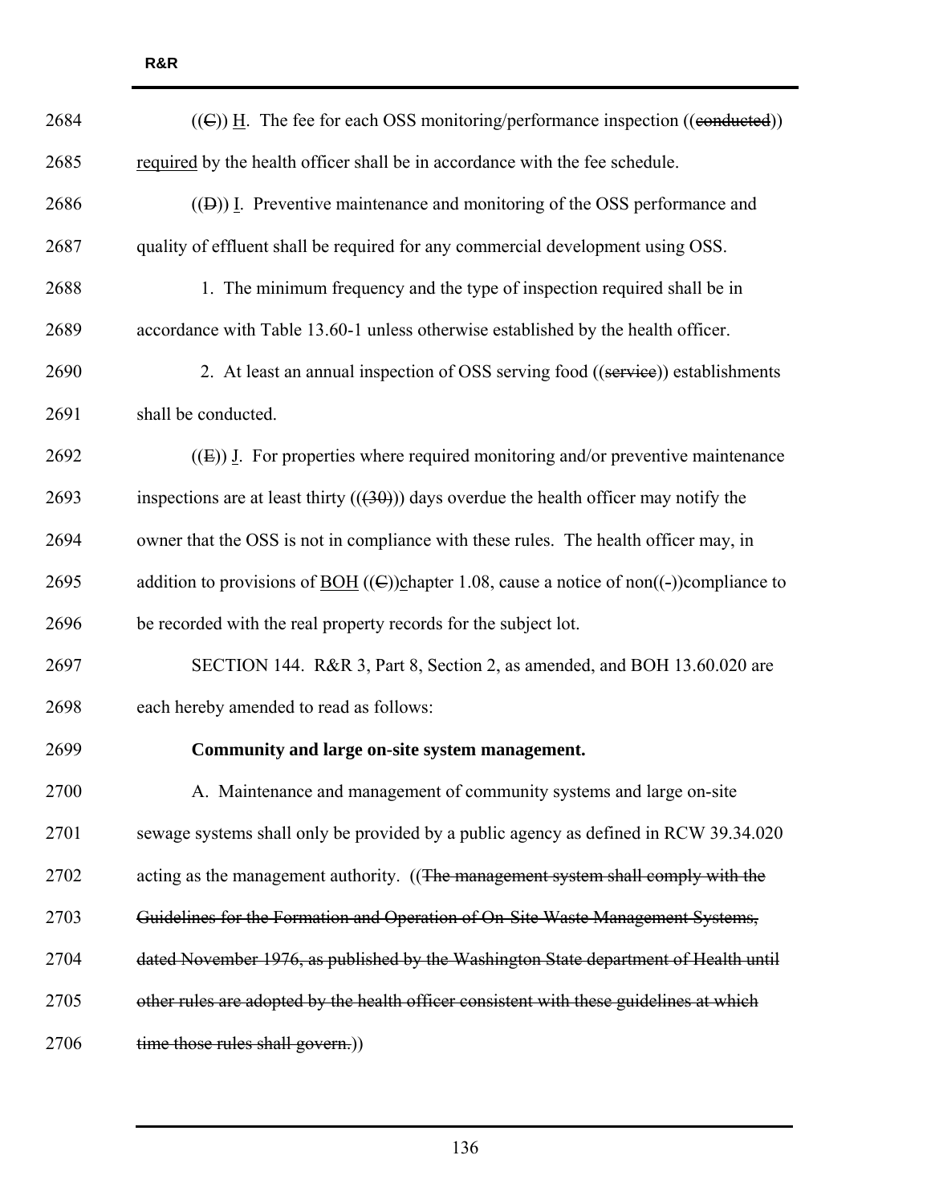2684 ((~~C~~)) H. The fee for each OSS monitoring/performance inspection ((~~conducted~~))

2685 required by the health officer shall be in accordance with the fee schedule.

2686 ((~~D~~)) I. Preventive maintenance and monitoring of the OSS performance and

2687 quality of effluent shall be required for any commercial development using OSS.

2688 1. The minimum frequency and the type of inspection required shall be in

2689 accordance with Table 13.60-1 unless otherwise established by the health officer.

2690 2. At least an annual inspection of OSS serving food ((~~service~~)) establishments

2691 shall be conducted.

2692 ((~~E~~)) J. For properties where required monitoring and/or preventive maintenance

2693 inspections are at least thirty ((~~(30)~~)) days overdue the health officer may notify the

2694 owner that the OSS is not in compliance with these rules. The health officer may, in

2695 addition to provisions of BOH ((~~C~~))chapter 1.08, cause a notice of non((-))compliance to

2696 be recorded with the real property records for the subject lot.

2697 SECTION 144. R&R 3, Part 8, Section 2, as amended, and BOH 13.60.020 are

2698 each hereby amended to read as follows:

2699 **Community and large on-site system management.**

2700 A. Maintenance and management of community systems and large on-site

2701 sewage systems shall only be provided by a public agency as defined in RCW 39.34.020

2702 acting as the management authority. ((~~The management system shall comply with the~~

2703 ~~Guidelines for the Formation and Operation of On-Site Waste Management Systems,~~

2704 ~~dated November 1976, as published by the Washington State department of Health until~~

2705 ~~other rules are adopted by the health officer consistent with these guidelines at which~~

2706 ~~time those rules shall govern.~~))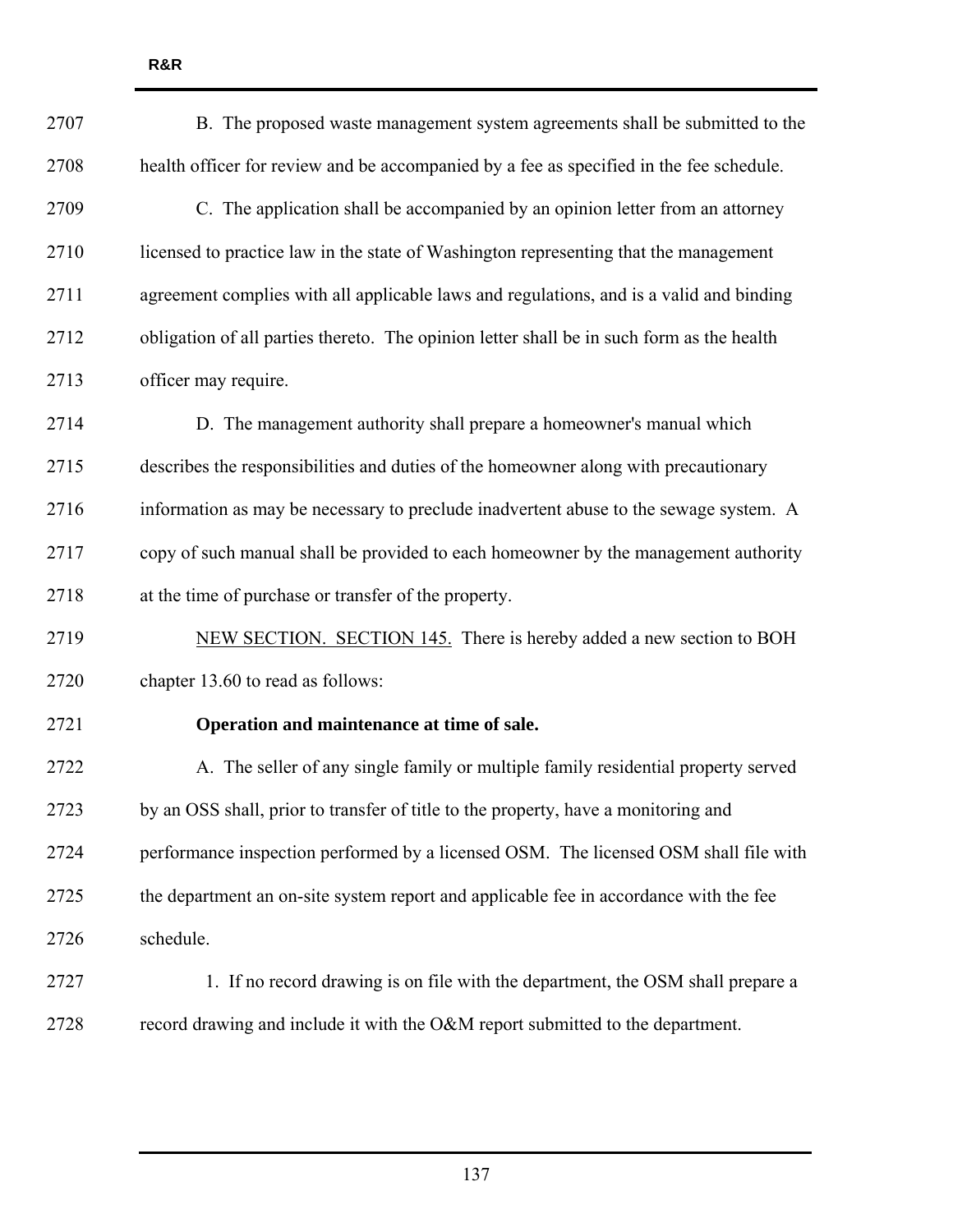B. The proposed waste management system agreements shall be submitted to the health officer for review and be accompanied by a fee as specified in the fee schedule.

C. The application shall be accompanied by an opinion letter from an attorney licensed to practice law in the state of Washington representing that the management agreement complies with all applicable laws and regulations, and is a valid and binding obligation of all parties thereto. The opinion letter shall be in such form as the health officer may require.

D. The management authority shall prepare a homeowner's manual which describes the responsibilities and duties of the homeowner along with precautionary information as may be necessary to preclude inadvertent abuse to the sewage system. A copy of such manual shall be provided to each homeowner by the management authority at the time of purchase or transfer of the property.

<u>NEW SECTION. SECTION 145.</u> There is hereby added a new section to BOH chapter 13.60 to read as follows:

**Operation and maintenance at time of sale.**

A. The seller of any single family or multiple family residential property served by an OSS shall, prior to transfer of title to the property, have a monitoring and performance inspection performed by a licensed OSM. The licensed OSM shall file with the department an on-site system report and applicable fee in accordance with the fee schedule.

1. If no record drawing is on file with the department, the OSM shall prepare a record drawing and include it with the O&M report submitted to the department.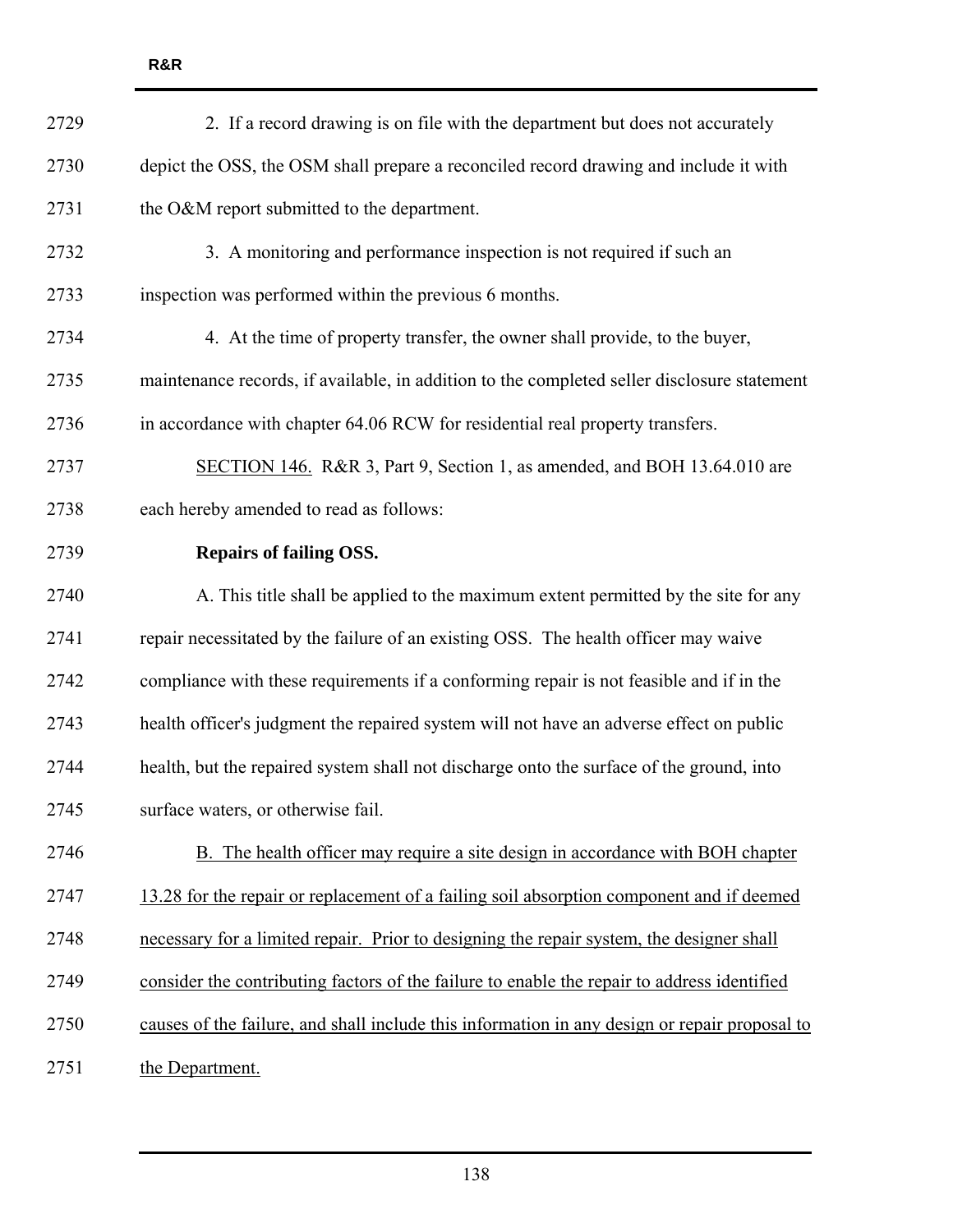2. If a record drawing is on file with the department but does not accurately depict the OSS, the OSM shall prepare a reconciled record drawing and include it with the O&M report submitted to the department.

3. A monitoring and performance inspection is not required if such an inspection was performed within the previous 6 months.

4. At the time of property transfer, the owner shall provide, to the buyer, maintenance records, if available, in addition to the completed seller disclosure statement in accordance with chapter 64.06 RCW for residential real property transfers.

<u>SECTION 146.</u> R&R 3, Part 9, Section 1, as amended, and BOH 13.64.010 are each hereby amended to read as follows:

**Repairs of failing OSS.**

A. This title shall be applied to the maximum extent permitted by the site for any repair necessitated by the failure of an existing OSS. The health officer may waive compliance with these requirements if a conforming repair is not feasible and if in the health officer's judgment the repaired system will not have an adverse effect on public health, but the repaired system shall not discharge onto the surface of the ground, into surface waters, or otherwise fail.

<u>B. The health officer may require a site design in accordance with BOH chapter 13.28 for the repair or replacement of a failing soil absorption component and if deemed necessary for a limited repair. Prior to designing the repair system, the designer shall consider the contributing factors of the failure to enable the repair to address identified causes of the failure, and shall include this information in any design or repair proposal to the Department.</u>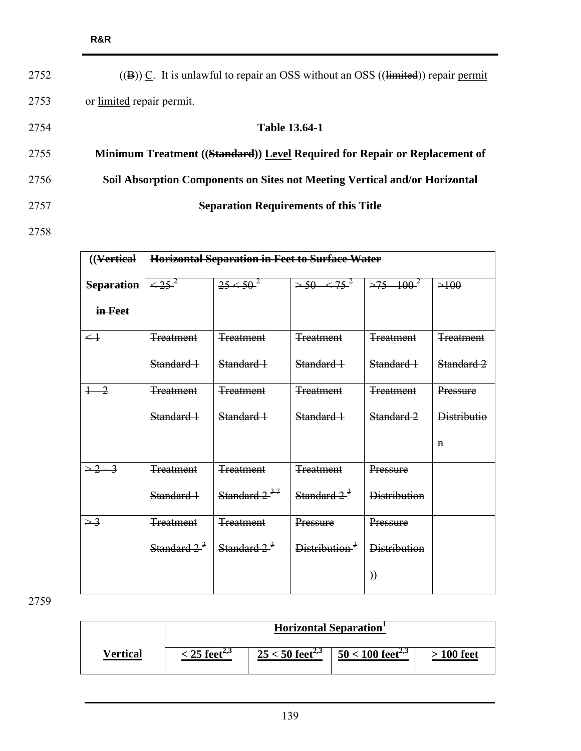2752 ((~~B~~)) <u>C</u>. It is unlawful to repair an OSS without an OSS ((~~limited~~)) repair <u>permit</u>

2753 or <u>limited</u> repair permit.

2754 **Table 13.64-1**

2755 **Minimum Treatment ((~~Standard~~)) <u>Level</u> Required for Repair or Replacement of**

2756 **Soil Absorption Components on Sites not Meeting Vertical and/or Horizontal**

2757 **Separation Requirements of this Title**

2758

| ((~~Vertical Separation in Feet~~ | ~~Horizontal Separation in Feet to Surface Water~~ | | | | |
|---|---|---|---|---|---|
| | ~~< 25 [2]~~ | ~~25 < 50 [2]~~ | ~~≥ 50 – < 75 [2]~~ | ~~>75 – 100 [2]~~ | ~~>100~~ |
| ~~< 1~~ | ~~Treatment Standard 1~~ | ~~Treatment Standard 1~~ | ~~Treatment Standard 1~~ | ~~Treatment Standard 1~~ | ~~Treatment Standard 2~~ |
| ~~1 – 2~~ | ~~Treatment Standard 1~~ | ~~Treatment Standard 1~~ | ~~Treatment Standard 1~~ | ~~Treatment Standard 2~~ | ~~Pressure Distribution~~ |
| ~~> 2 – 3~~ | ~~Treatment Standard 1~~ | ~~Treatment Standard 2 [3 7]~~ | ~~Treatment Standard 2 [3]~~ | ~~Pressure Distribution~~ | |
| ~~> 3~~ | ~~Treatment Standard 2 [3]~~ | ~~Treatment Standard 2 [3]~~ | ~~Pressure Distribution [3]~~ | ~~Pressure Distribution~~)) | |

2759

| | **<u>Horizontal Separation[1]</u>** | | | |
|---|---|---|---|---|
| **<u>Vertical</u>** | **<u>< 25 feet[2,3]</u>** | **<u>25 < 50 feet[2,3]</u>** | **<u>50 < 100 feet[2,3]</u>** | **<u>> 100 feet</u>** |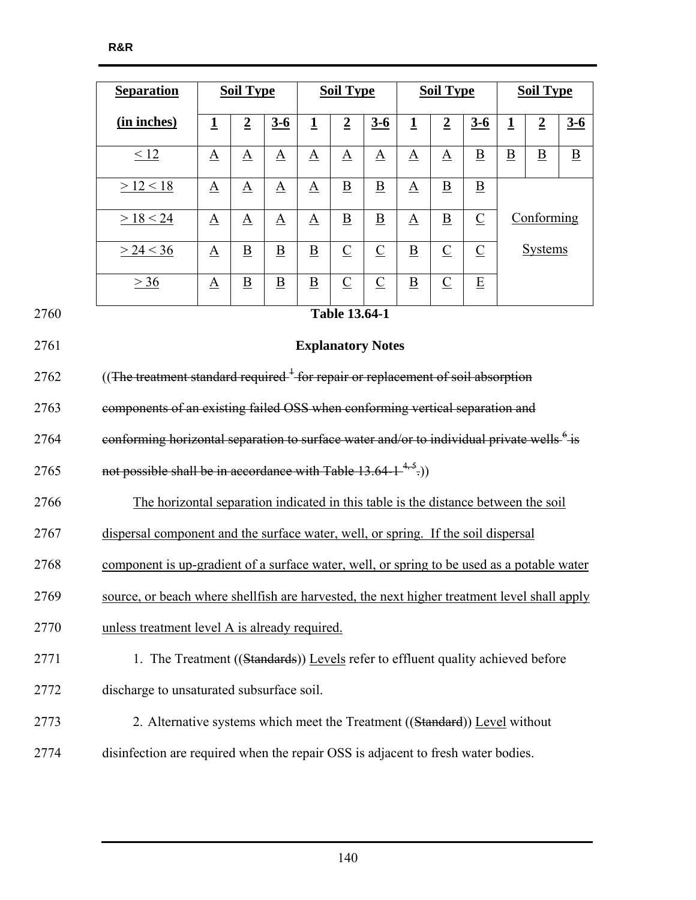| Separation (in inches) | Soil Type | | | Soil Type | | | Soil Type | | | Soil Type | | |
|---|---|---|---|---|---|---|---|---|---|---|---|---|
| | 1 | 2 | 3-6 | 1 | 2 | 3-6 | 1 | 2 | 3-6 | 1 | 2 | 3-6 |
| < 12 | A | A | A | A | A | A | A | A | B | B | B | B |
| > 12 < 18 | A | A | A | A | B | B | A | B | B | Conforming Systems | | |
| > 18 < 24 | A | A | A | A | B | B | A | B | C | | | |
| > 24 < 36 | A | B | B | B | C | C | B | C | C | | | |
| > 36 | A | B | B | B | C | C | B | C | E | | | |

**Table 13.64-1**

**Explanatory Notes**

((~~The treatment standard required [1] for repair or replacement of soil absorption components of an existing failed OSS when conforming vertical separation and conforming horizontal separation to surface water and/or to individual private wells [6] is not possible shall be in accordance with Table 13.64-1 [4, 5].~~))

The horizontal separation indicated in this table is the distance between the soil dispersal component and the surface water, well, or spring. If the soil dispersal component is up-gradient of a surface water, well, or spring to be used as a potable water source, or beach where shellfish are harvested, the next higher treatment level shall apply unless treatment level A is already required.

1. The Treatment ((~~Standards~~)) Levels refer to effluent quality achieved before discharge to unsaturated subsurface soil.

2. Alternative systems which meet the Treatment ((~~Standard~~)) Level without disinfection are required when the repair OSS is adjacent to fresh water bodies.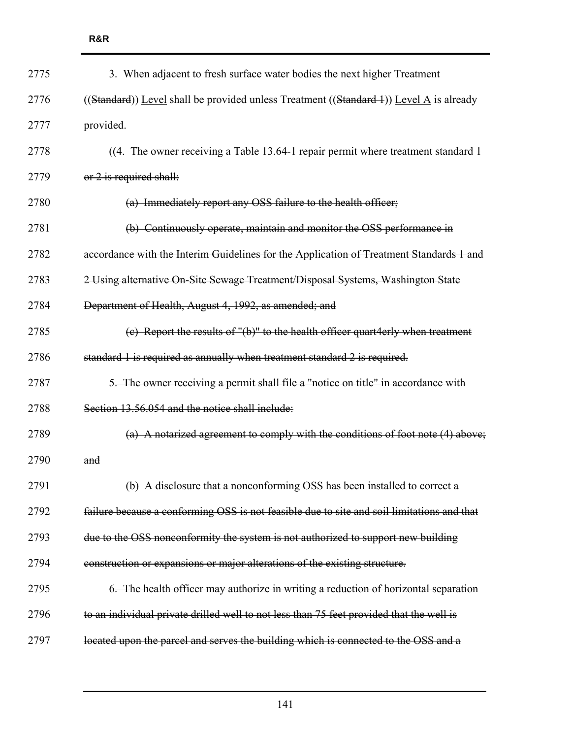2775 3. When adjacent to fresh surface water bodies the next higher Treatment

2776 ((~~Standard~~)) <u>Level</u> shall be provided unless Treatment ((~~Standard 1~~)) <u>Level A</u> is already

2777 provided.

2778 ((~~4. The owner receiving a Table 13.64-1 repair permit where treatment standard 1~~

2779 ~~or 2 is required shall:~~

2780 ~~(a) Immediately report any OSS failure to the health officer;~~

2781 ~~(b) Continuously operate, maintain and monitor the OSS performance in~~

2782 ~~accordance with the Interim Guidelines for the Application of Treatment Standards 1 and~~

2783 ~~2 Using alternative On-Site Sewage Treatment/Disposal Systems, Washington State~~

2784 ~~Department of Health, August 4, 1992, as amended; and~~

2785 ~~(c) Report the results of "(b)" to the health officer quart4erly when treatment~~

2786 ~~standard 1 is required as annually when treatment standard 2 is required.~~

2787 ~~5. The owner receiving a permit shall file a "notice on title" in accordance with~~

2788 ~~Section 13.56.054 and the notice shall include:~~

2789 ~~(a) A notarized agreement to comply with the conditions of foot note (4) above;~~

2790 ~~and~~

2791 ~~(b) A disclosure that a nonconforming OSS has been installed to correct a~~

2792 ~~failure because a conforming OSS is not feasible due to site and soil limitations and that~~

2793 ~~due to the OSS nonconformity the system is not authorized to support new building~~

2794 ~~construction or expansions or major alterations of the existing structure.~~

2795 ~~6. The health officer may authorize in writing a reduction of horizontal separation~~

2796 ~~to an individual private drilled well to not less than 75 feet provided that the well is~~

2797 ~~located upon the parcel and serves the building which is connected to the OSS and a~~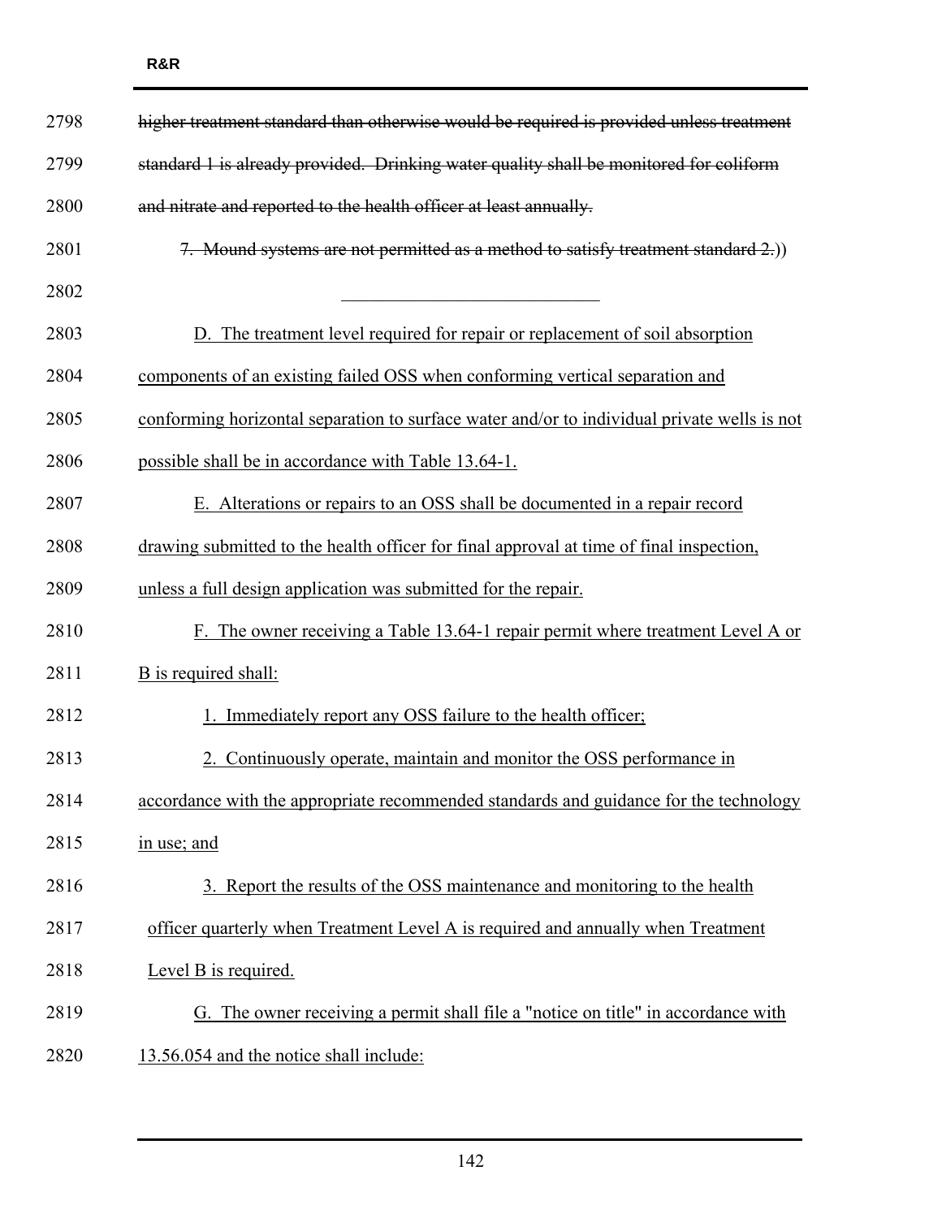~~higher treatment standard than otherwise would be required is provided unless treatment standard 1 is already provided. Drinking water quality shall be monitored for coliform and nitrate and reported to the health officer at least annually.~~

~~7. Mound systems are not permitted as a method to satisfy treatment standard 2.~~))

---

D. The treatment level required for repair or replacement of soil absorption components of an existing failed OSS when conforming vertical separation and conforming horizontal separation to surface water and/or to individual private wells is not possible shall be in accordance with Table 13.64-1.

E. Alterations or repairs to an OSS shall be documented in a repair record drawing submitted to the health officer for final approval at time of final inspection, unless a full design application was submitted for the repair.

F. The owner receiving a Table 13.64-1 repair permit where treatment Level A or B is required shall:

1. Immediately report any OSS failure to the health officer;

2. Continuously operate, maintain and monitor the OSS performance in accordance with the appropriate recommended standards and guidance for the technology in use; and

3. Report the results of the OSS maintenance and monitoring to the health officer quarterly when Treatment Level A is required and annually when Treatment Level B is required.

G. The owner receiving a permit shall file a "notice on title" in accordance with 13.56.054 and the notice shall include: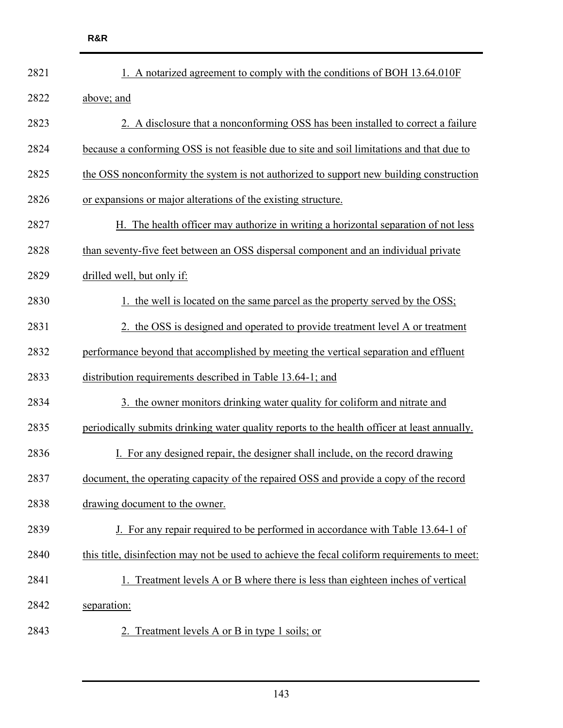1. A notarized agreement to comply with the conditions of BOH 13.64.010F above; and

2. A disclosure that a nonconforming OSS has been installed to correct a failure because a conforming OSS is not feasible due to site and soil limitations and that due to the OSS nonconformity the system is not authorized to support new building construction or expansions or major alterations of the existing structure.

H. The health officer may authorize in writing a horizontal separation of not less than seventy-five feet between an OSS dispersal component and an individual private drilled well, but only if:

1. the well is located on the same parcel as the property served by the OSS;

2. the OSS is designed and operated to provide treatment level A or treatment performance beyond that accomplished by meeting the vertical separation and effluent distribution requirements described in Table 13.64-1; and

3. the owner monitors drinking water quality for coliform and nitrate and periodically submits drinking water quality reports to the health officer at least annually.

I. For any designed repair, the designer shall include, on the record drawing document, the operating capacity of the repaired OSS and provide a copy of the record drawing document to the owner.

J. For any repair required to be performed in accordance with Table 13.64-1 of this title, disinfection may not be used to achieve the fecal coliform requirements to meet:

1. Treatment levels A or B where there is less than eighteen inches of vertical separation:

2. Treatment levels A or B in type 1 soils; or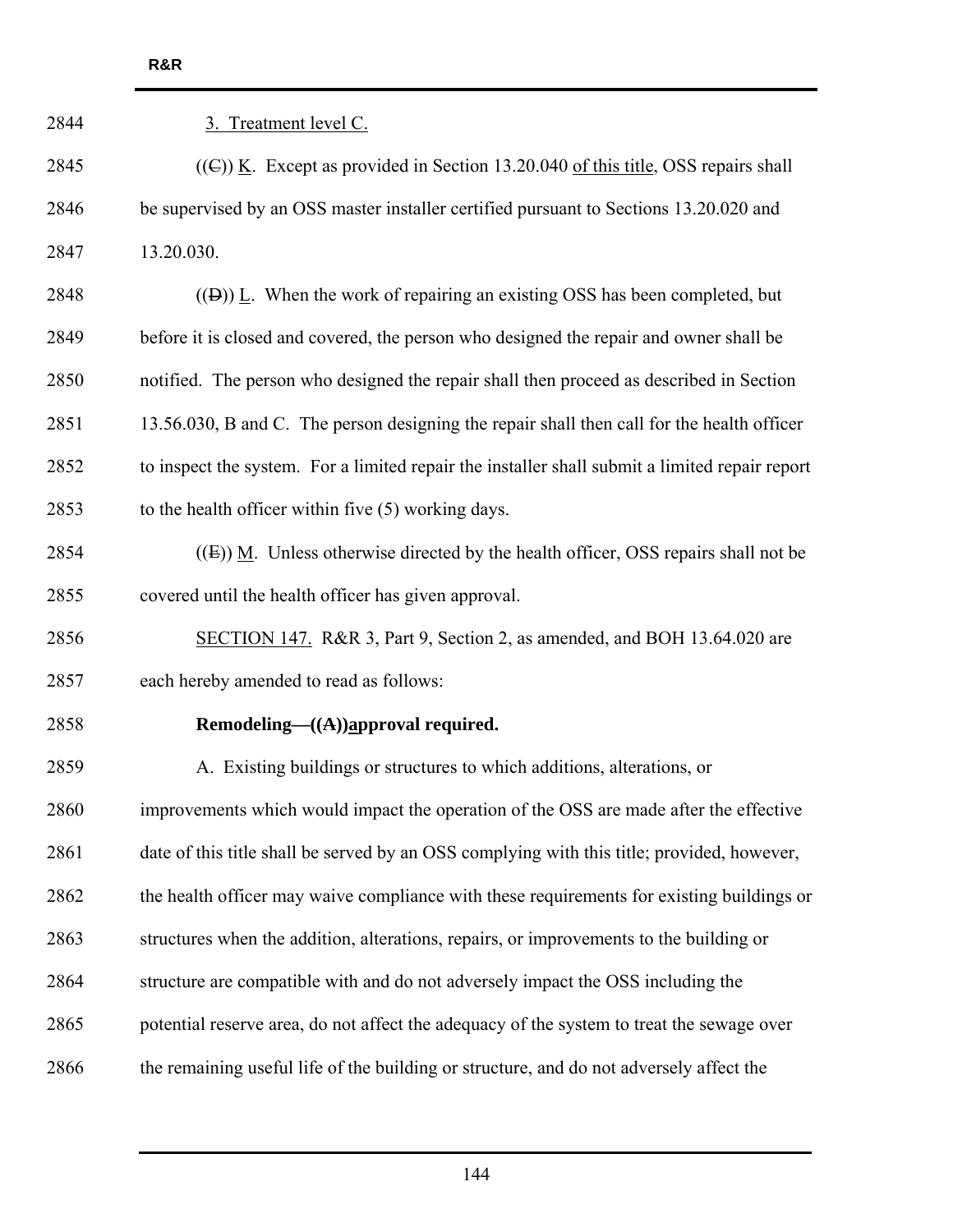3. Treatment level C.

((C)) K. Except as provided in Section 13.20.040 of this title, OSS repairs shall be supervised by an OSS master installer certified pursuant to Sections 13.20.020 and 13.20.030.

((D)) L. When the work of repairing an existing OSS has been completed, but before it is closed and covered, the person who designed the repair and owner shall be notified. The person who designed the repair shall then proceed as described in Section 13.56.030, B and C. The person designing the repair shall then call for the health officer to inspect the system. For a limited repair the installer shall submit a limited repair report to the health officer within five (5) working days.

((E)) M. Unless otherwise directed by the health officer, OSS repairs shall not be covered until the health officer has given approval.

SECTION 147. R&R 3, Part 9, Section 2, as amended, and BOH 13.64.020 are each hereby amended to read as follows:

**Remodeling—((A))approval required.**

A. Existing buildings or structures to which additions, alterations, or improvements which would impact the operation of the OSS are made after the effective date of this title shall be served by an OSS complying with this title; provided, however, the health officer may waive compliance with these requirements for existing buildings or structures when the addition, alterations, repairs, or improvements to the building or structure are compatible with and do not adversely impact the OSS including the potential reserve area, do not affect the adequacy of the system to treat the sewage over the remaining useful life of the building or structure, and do not adversely affect the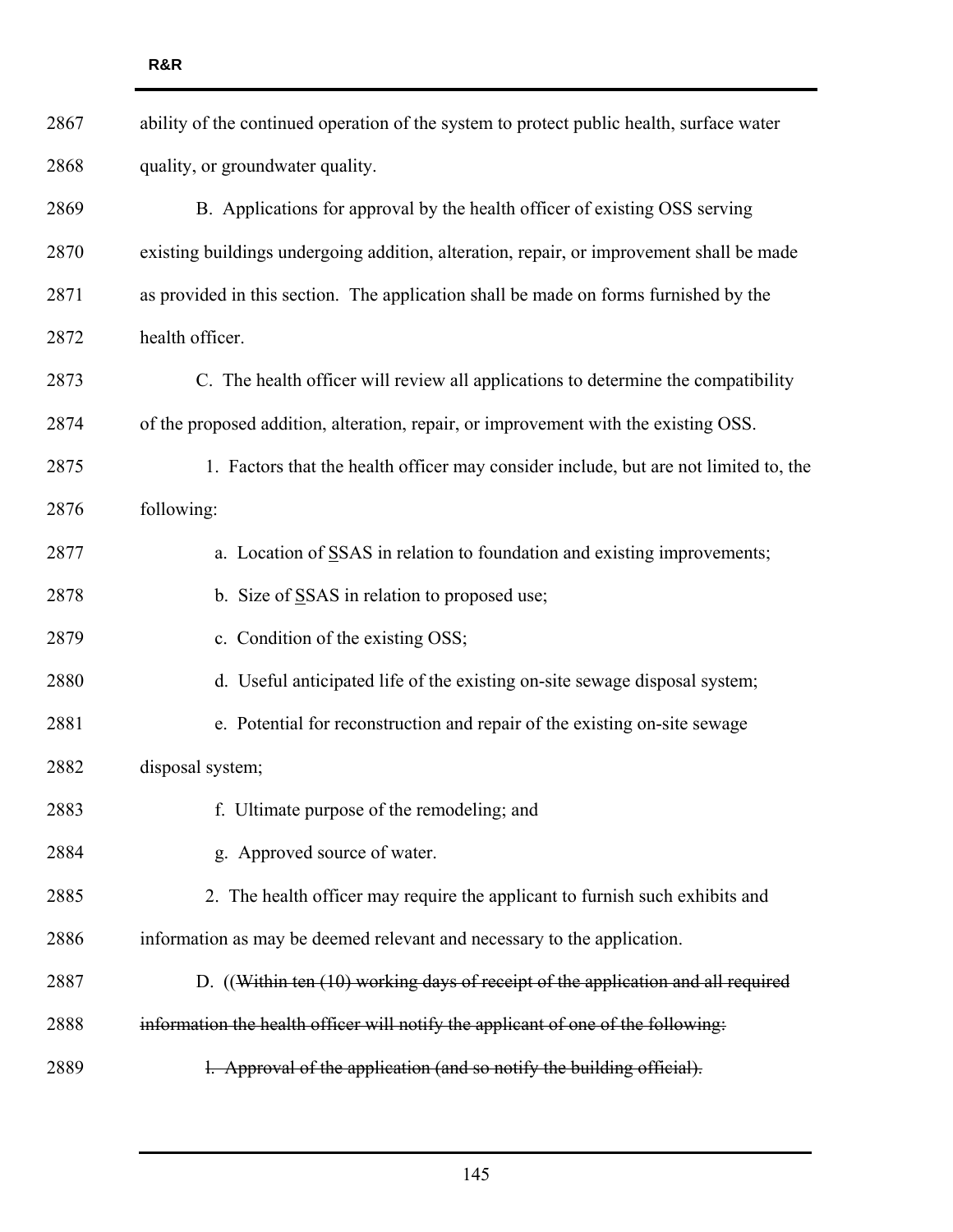ability of the continued operation of the system to protect public health, surface water quality, or groundwater quality.

B. Applications for approval by the health officer of existing OSS serving existing buildings undergoing addition, alteration, repair, or improvement shall be made as provided in this section. The application shall be made on forms furnished by the health officer.

C. The health officer will review all applications to determine the compatibility of the proposed addition, alteration, repair, or improvement with the existing OSS.

1. Factors that the health officer may consider include, but are not limited to, the following:

a. Location of <u>S</u>SAS in relation to foundation and existing improvements;

b. Size of <u>S</u>SAS in relation to proposed use;

c. Condition of the existing OSS;

d. Useful anticipated life of the existing on-site sewage disposal system;

e. Potential for reconstruction and repair of the existing on-site sewage disposal system;

f. Ultimate purpose of the remodeling; and

g. Approved source of water.

2. The health officer may require the applicant to furnish such exhibits and information as may be deemed relevant and necessary to the application.

D. ((~~Within ten (10) working days of receipt of the application and all required information the health officer will notify the applicant of one of the following:~~

~~l. Approval of the application (and so notify the building official).~~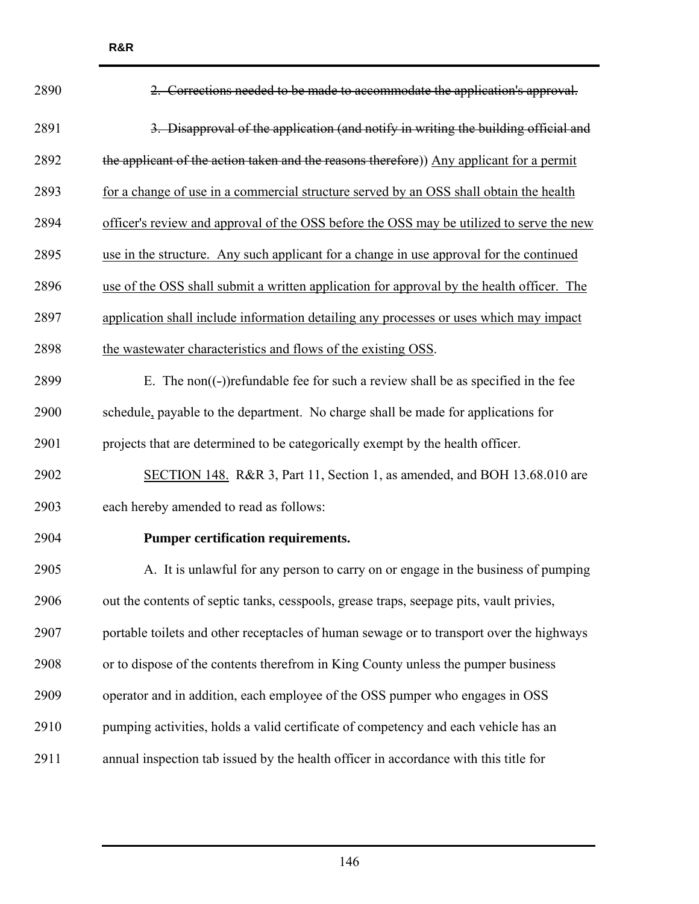~~2. Corrections needed to be made to accommodate the application's approval.~~

~~3. Disapproval of the application (and notify in writing the building official and the applicant of the action taken and the reasons therefore~~)) <u>Any applicant for a permit for a change of use in a commercial structure served by an OSS shall obtain the health officer's review and approval of the OSS before the OSS may be utilized to serve the new use in the structure. Any such applicant for a change in use approval for the continued use of the OSS shall submit a written application for approval by the health officer. The application shall include information detailing any processes or uses which may impact the wastewater characteristics and flows of the existing OSS</u>.

E. The non((-))refundable fee for such a review shall be as specified in the fee schedule<u>,</u> payable to the department. No charge shall be made for applications for projects that are determined to be categorically exempt by the health officer.

<u>SECTION 148.</u> R&R 3, Part 11, Section 1, as amended, and BOH 13.68.010 are each hereby amended to read as follows:

**Pumper certification requirements.**

A. It is unlawful for any person to carry on or engage in the business of pumping out the contents of septic tanks, cesspools, grease traps, seepage pits, vault privies, portable toilets and other receptacles of human sewage or to transport over the highways or to dispose of the contents therefrom in King County unless the pumper business operator and in addition, each employee of the OSS pumper who engages in OSS pumping activities, holds a valid certificate of competency and each vehicle has an annual inspection tab issued by the health officer in accordance with this title for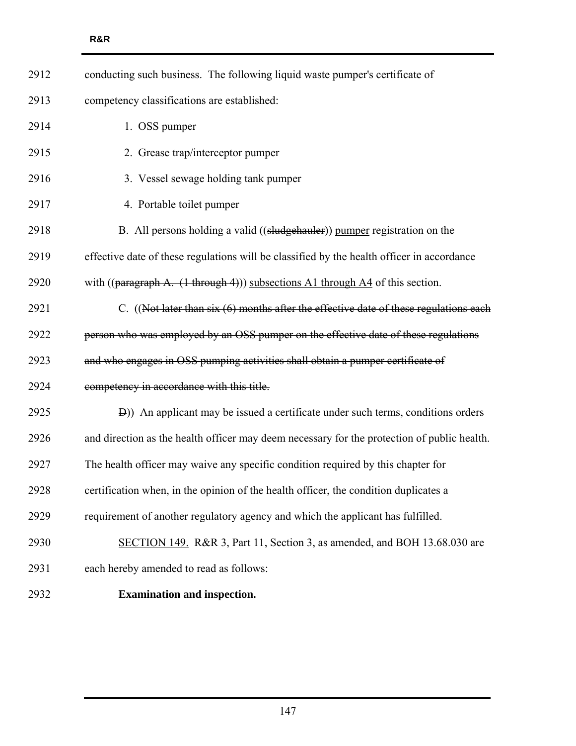conducting such business. The following liquid waste pumper's certificate of competency classifications are established:

1. OSS pumper
2. Grease trap/interceptor pumper
3. Vessel sewage holding tank pumper
4. Portable toilet pumper

B. All persons holding a valid ((~~sludgehauler~~)) <u>pumper</u> registration on the effective date of these regulations will be classified by the health officer in accordance with ((~~paragraph A. (1 through 4)~~)) <u>subsections A1 through A4</u> of this section.

C. ((~~Not later than six (6) months after the effective date of these regulations each person who was employed by an OSS pumper on the effective date of these regulations and who engages in OSS pumping activities shall obtain a pumper certificate of competency in accordance with this title.~~

~~D~~)) An applicant may be issued a certificate under such terms, conditions orders and direction as the health officer may deem necessary for the protection of public health. The health officer may waive any specific condition required by this chapter for certification when, in the opinion of the health officer, the condition duplicates a requirement of another regulatory agency and which the applicant has fulfilled.

<u>SECTION 149.</u> R&R 3, Part 11, Section 3, as amended, and BOH 13.68.030 are each hereby amended to read as follows:

**Examination and inspection.**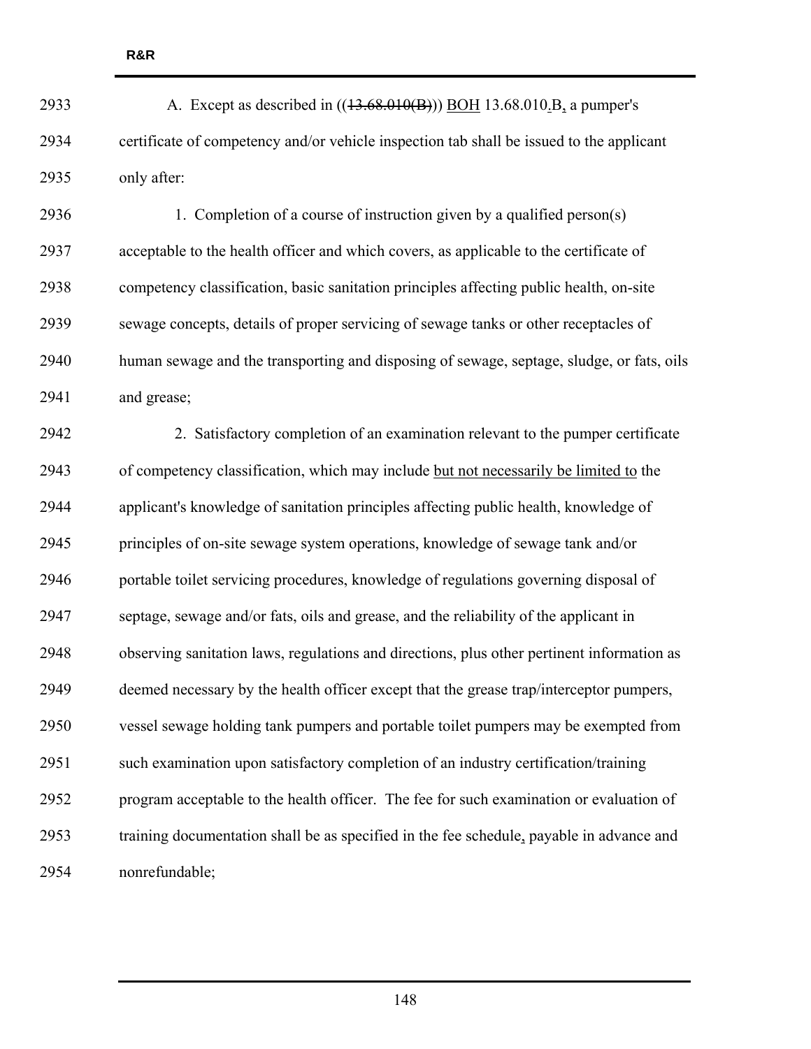A. Except as described in ((~~13.68.010(B)~~)) <u>BOH</u> 13.68.010<u>.</u>B<u>,</u> a pumper's certificate of competency and/or vehicle inspection tab shall be issued to the applicant only after:

1. Completion of a course of instruction given by a qualified person(s) acceptable to the health officer and which covers, as applicable to the certificate of competency classification, basic sanitation principles affecting public health, on-site sewage concepts, details of proper servicing of sewage tanks or other receptacles of human sewage and the transporting and disposing of sewage, septage, sludge, or fats, oils and grease;

2. Satisfactory completion of an examination relevant to the pumper certificate of competency classification, which may include <u>but not necessarily be limited to</u> the applicant's knowledge of sanitation principles affecting public health, knowledge of principles of on-site sewage system operations, knowledge of sewage tank and/or portable toilet servicing procedures, knowledge of regulations governing disposal of septage, sewage and/or fats, oils and grease, and the reliability of the applicant in observing sanitation laws, regulations and directions, plus other pertinent information as deemed necessary by the health officer except that the grease trap/interceptor pumpers, vessel sewage holding tank pumpers and portable toilet pumpers may be exempted from such examination upon satisfactory completion of an industry certification/training program acceptable to the health officer. The fee for such examination or evaluation of training documentation shall be as specified in the fee schedule<u>,</u> payable in advance and nonrefundable;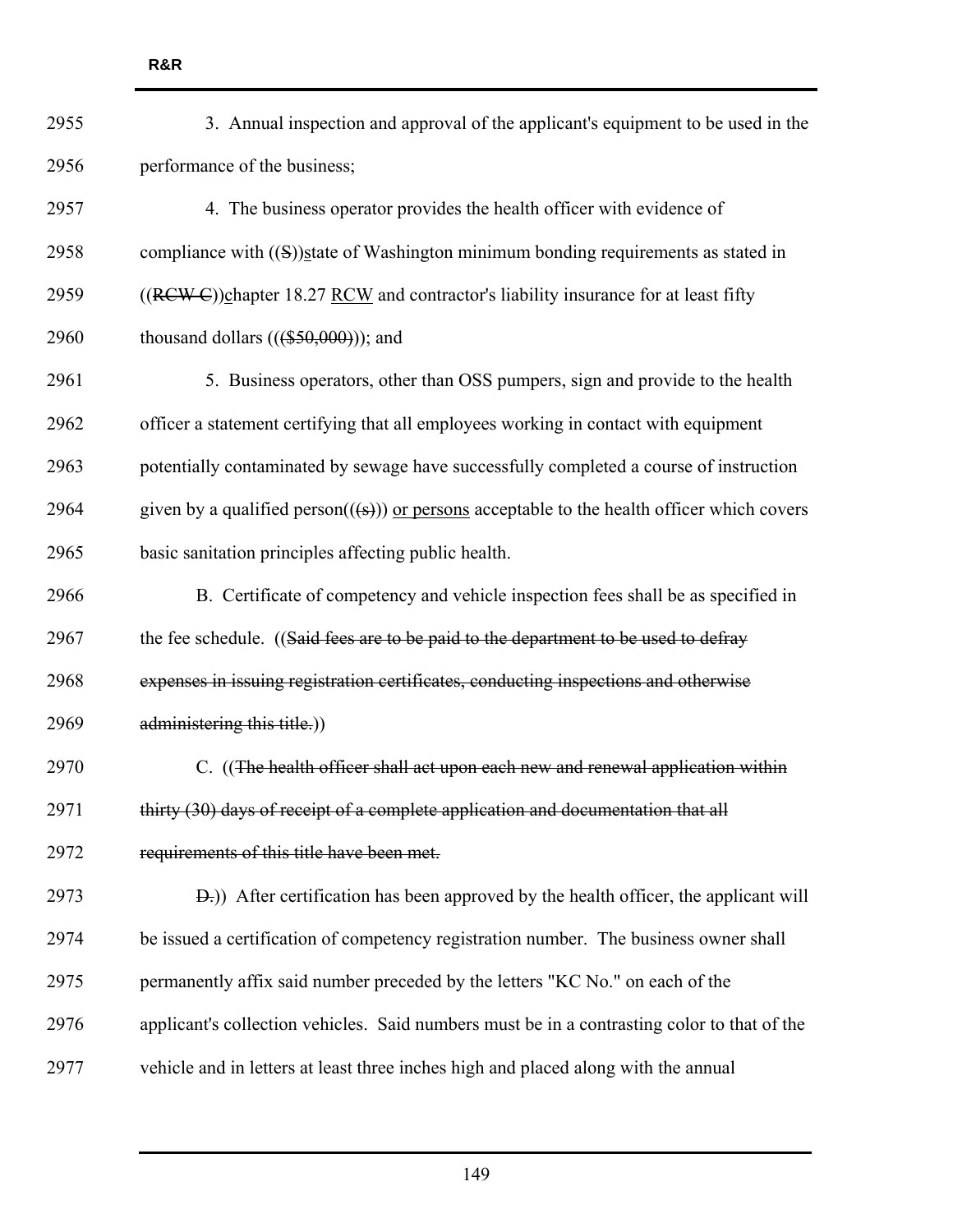3. Annual inspection and approval of the applicant's equipment to be used in the performance of the business;

4. The business operator provides the health officer with evidence of compliance with ((~~S~~))<u>s</u>tate of Washington minimum bonding requirements as stated in ((~~RCW C~~))<u>c</u>hapter 18.27 <u>RCW</u> and contractor's liability insurance for at least fifty thousand dollars ((~~($50,000)~~)); and

5. Business operators, other than OSS pumpers, sign and provide to the health officer a statement certifying that all employees working in contact with equipment potentially contaminated by sewage have successfully completed a course of instruction given by a qualified person((~~(s)~~)) <u>or persons</u> acceptable to the health officer which covers basic sanitation principles affecting public health.

B. Certificate of competency and vehicle inspection fees shall be as specified in the fee schedule. ((~~Said fees are to be paid to the department to be used to defray expenses in issuing registration certificates, conducting inspections and otherwise administering this title.~~))

C. ((~~The health officer shall act upon each new and renewal application within thirty (30) days of receipt of a complete application and documentation that all requirements of this title have been met.~~

~~D.~~)) After certification has been approved by the health officer, the applicant will be issued a certification of competency registration number. The business owner shall permanently affix said number preceded by the letters "KC No." on each of the applicant's collection vehicles. Said numbers must be in a contrasting color to that of the vehicle and in letters at least three inches high and placed along with the annual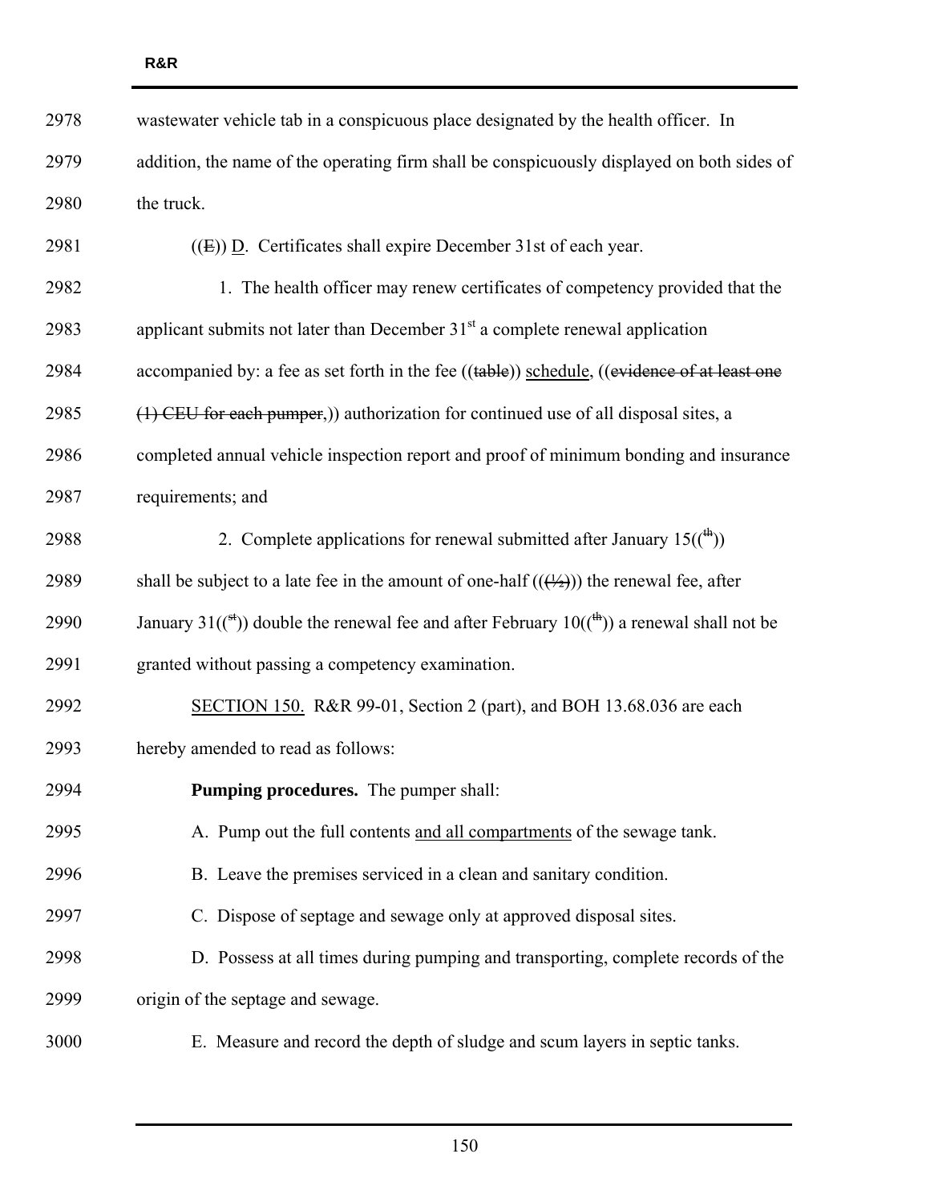wastewater vehicle tab in a conspicuous place designated by the health officer. In addition, the name of the operating firm shall be conspicuously displayed on both sides of the truck.

((~~E~~)) <u>D</u>. Certificates shall expire December 31st of each year.

1. The health officer may renew certificates of competency provided that the applicant submits not later than December 31st a complete renewal application accompanied by: a fee as set forth in the fee ((~~table~~)) <u>schedule</u>, ((~~evidence of at least one (1) CEU for each pumper,~~)) authorization for continued use of all disposal sites, a completed annual vehicle inspection report and proof of minimum bonding and insurance requirements; and

2. Complete applications for renewal submitted after January 15((~~th~~)) shall be subject to a late fee in the amount of one-half ((~~(½)~~)) the renewal fee, after January 31((~~st~~)) double the renewal fee and after February 10((~~th~~)) a renewal shall not be granted without passing a competency examination.

<u>SECTION 150.</u> R&R 99-01, Section 2 (part), and BOH 13.68.036 are each hereby amended to read as follows:

**Pumping procedures.** The pumper shall:

A. Pump out the full contents <u>and all compartments</u> of the sewage tank.

B. Leave the premises serviced in a clean and sanitary condition.

C. Dispose of septage and sewage only at approved disposal sites.

D. Possess at all times during pumping and transporting, complete records of the origin of the septage and sewage.

E. Measure and record the depth of sludge and scum layers in septic tanks.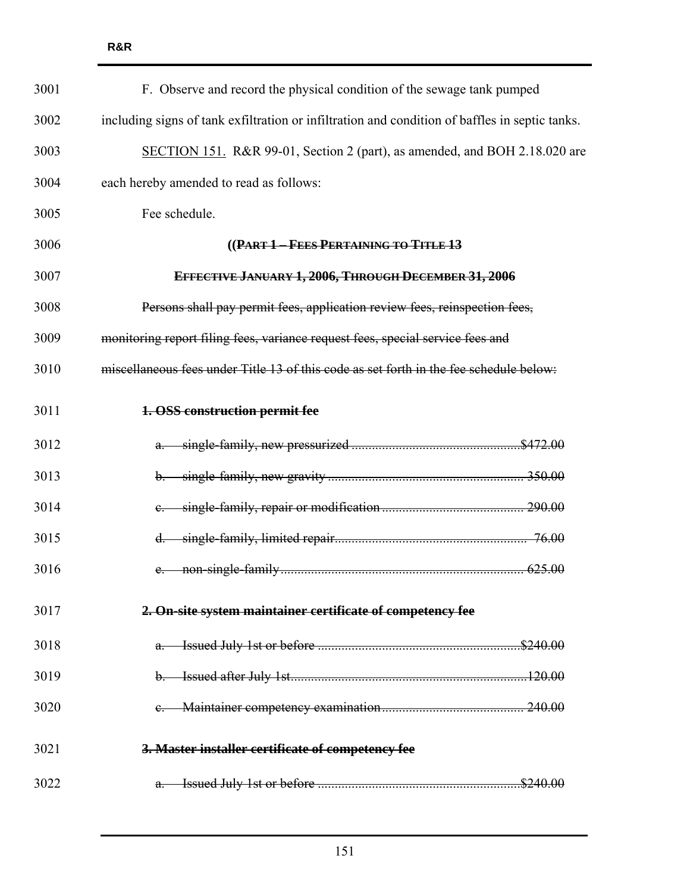F. Observe and record the physical condition of the sewage tank pumped including signs of tank exfiltration or infiltration and condition of baffles in septic tanks.

SECTION 151. R&R 99-01, Section 2 (part), as amended, and BOH 2.18.020 are each hereby amended to read as follows:

Fee schedule.

~~((PART 1 – FEES PERTAINING TO TITLE 13~~

~~EFFECTIVE JANUARY 1, 2006, THROUGH DECEMBER 31, 2006~~

~~Persons shall pay permit fees, application review fees, reinspection fees, monitoring report filing fees, variance request fees, special service fees and miscellaneous fees under Title 13 of this code as set forth in the fee schedule below:~~

~~**1. OSS construction permit fee**~~

~~a. single-family, new pressurized .......... $472.00~~

~~b. single-family, new gravity .......... 350.00~~

~~c. single-family, repair or modification .......... 290.00~~

~~d. single-family, limited repair .......... 76.00~~

~~e. non-single-family .......... 625.00~~

~~**2. On-site system maintainer certificate of competency fee**~~

~~a. Issued July 1st or before .......... $240.00~~

~~b. Issued after July 1st .......... 120.00~~

~~c. Maintainer competency examination .......... 240.00~~

~~**3. Master installer certificate of competency fee**~~

~~a. Issued July 1st or before .......... $240.00~~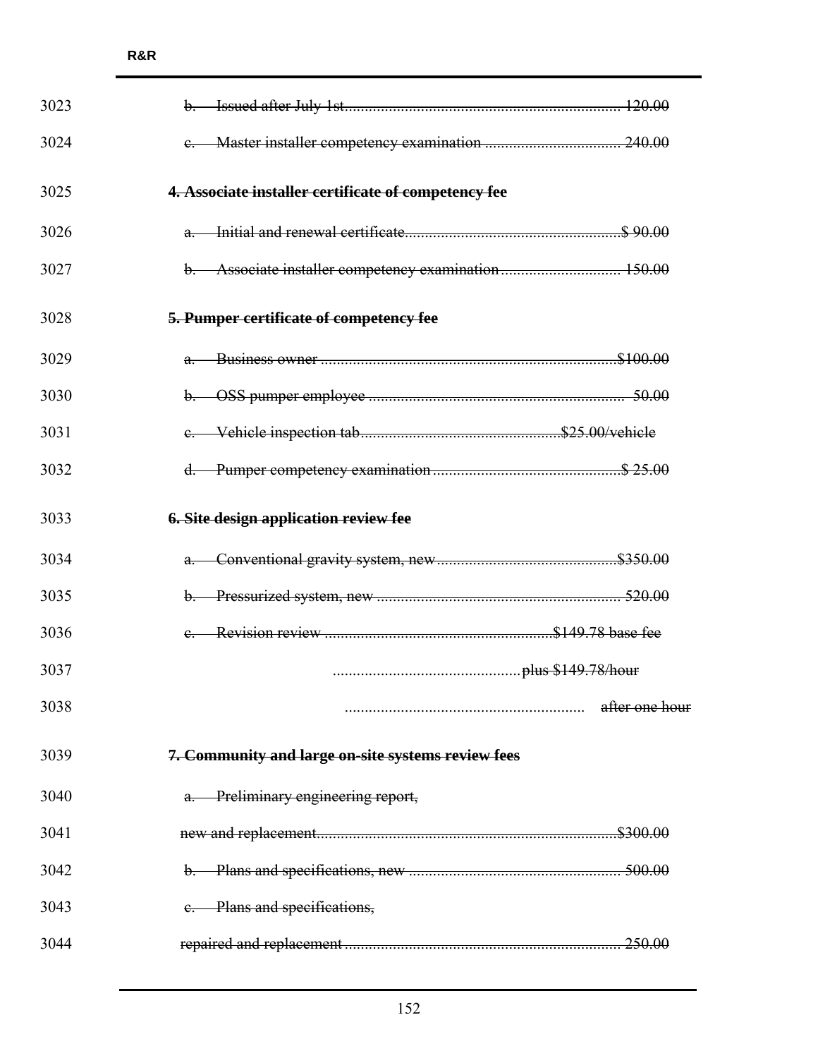~~b. Issued after July 1st.......................................................................... 120.00~~

~~c. Master installer competency examination ................................. 240.00~~

**~~4. Associate installer certificate of competency fee~~**

~~a. Initial and renewal certificate......................................................$ 90.00~~

~~b. Associate installer competency examination............................. 150.00~~

**~~5. Pumper certificate of competency fee~~**

~~a. Business owner .........................................................................$100.00~~

~~b. OSS pumper employee ............................................................... 50.00~~

~~c. Vehicle inspection tab.................................................$25.00/vehicle~~

~~d. Pumper competency examination ...............................................$ 25.00~~

**~~6. Site design application review fee~~**

~~a. Conventional gravity system, new.............................................$350.00~~

~~b. Pressurized system, new ............................................................ 520.00~~

~~c. Revision review .........................................................$149.78 base fee~~

~~...............................................plus $149.78/hour~~

~~........................................................... after one hour~~

**~~7. Community and large on-site systems review fees~~**

~~a. Preliminary engineering report,~~

~~new and replacement..........................................................................$300.00~~

~~b. Plans and specifications, new ..................................................... 500.00~~

~~c. Plans and specifications,~~

~~repaired and replacement ..................................................................... 250.00~~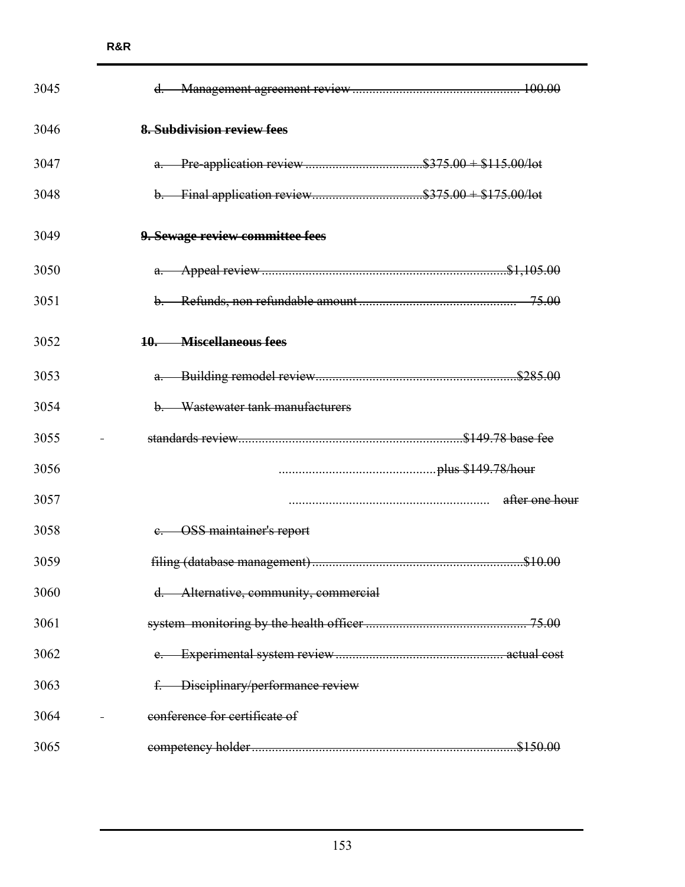3045 ~~d. Management agreement review ................................................ 100.00~~

3046 ~~**8. Subdivision review fees**~~

3047 ~~a. Pre-application review ..................................$375.00 + $115.00/lot~~

3048 ~~b. Final application review................................$375.00 + $175.00/lot~~

3049 ~~**9. Sewage review committee fees**~~

3050 ~~a. Appeal review .........................................................................$1,105.00~~

3051 ~~b. Refunds, non refundable amount ............................................... 75.00~~

3052 ~~**10. Miscellaneous fees**~~

3053 ~~a. Building remodel review............................................................$285.00~~

3054 ~~b. Wastewater tank manufacturers~~

3055 ~~standards review...................................................................$149.78 base fee~~

3056 ~~..............................................plus $149.78/hour~~

3057 ~~........................................................... after one hour~~

3058 ~~c. OSS maintainer's report~~

3059 ~~filing (database management)...............................................................$10.00~~

3060 ~~d. Alternative, community, commercial~~

3061 ~~system monitoring by the health officer ............................................... 75.00~~

3062 ~~e. Experimental system review ................................................ actual cost~~

3063 ~~f. Disciplinary/performance review~~

3064 ~~conference for certificate of~~

3065 ~~competency holder.............................................................................$150.00~~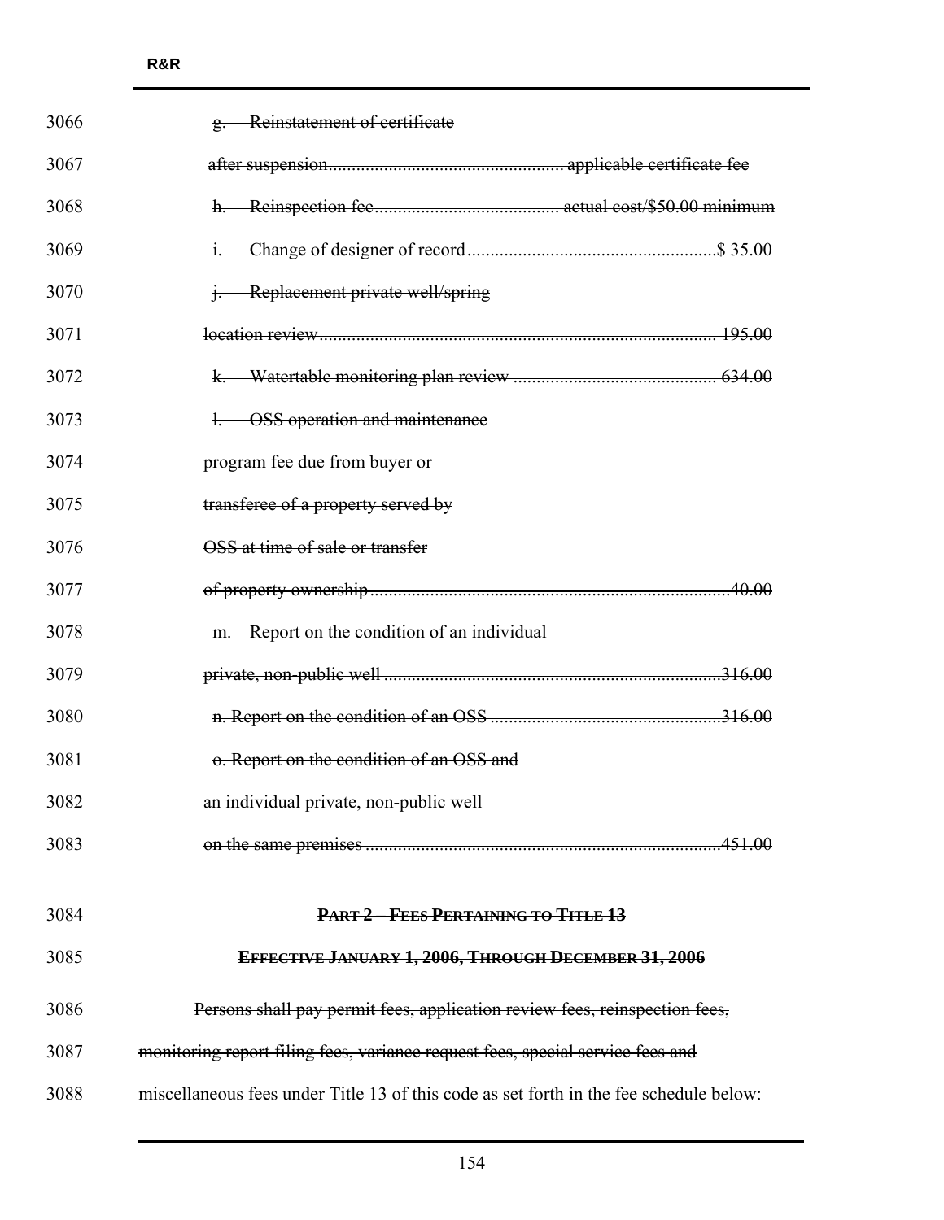~~g. Reinstatement of certificate after suspension.................................................. applicable certificate fee~~

~~h. Reinspection fee....................................... actual cost/$50.00 minimum~~

~~i. Change of designer of record.....................................................$ 35.00~~

~~j. Replacement private well/spring location review.................................................................................. 195.00~~

~~k. Watertable monitoring plan review ........................................... 634.00~~

~~l. OSS operation and maintenance program fee due from buyer or transferee of a property served by OSS at time of sale or transfer of property ownership.............................................................................40.00~~

~~m. Report on the condition of an individual private, non-public well ........................................................................316.00~~

~~n. Report on the condition of an OSS .................................................316.00~~

~~o. Report on the condition of an OSS and an individual private, non-public well on the same premises ...........................................................................451.00~~

**~~PART 2 – FEES PERTAINING TO TITLE 13~~**

**~~EFFECTIVE JANUARY 1, 2006, THROUGH DECEMBER 31, 2006~~**

~~Persons shall pay permit fees, application review fees, reinspection fees, monitoring report filing fees, variance request fees, special service fees and miscellaneous fees under Title 13 of this code as set forth in the fee schedule below:~~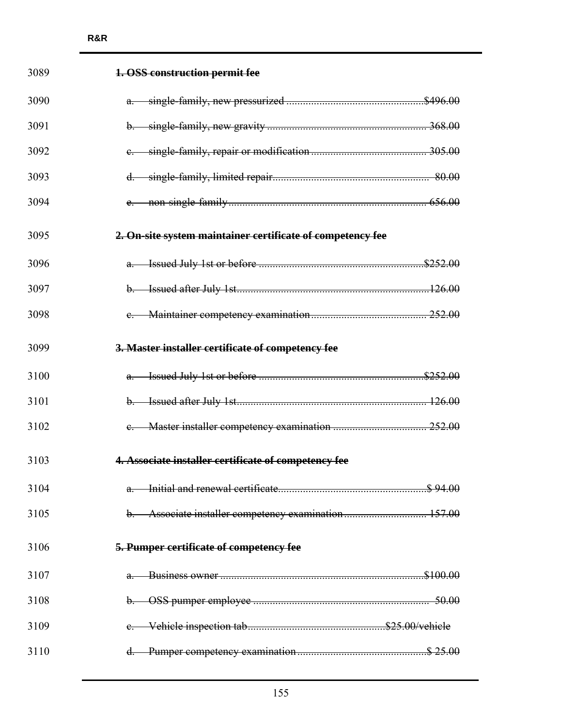3089 ~~**1. OSS construction permit fee**~~

3090 ~~a. single-family, new pressurized ................................................ $496.00~~

3091 ~~b. single-family, new gravity ......................................................... 368.00~~

3092 ~~c. single-family, repair or modification ........................................ 305.00~~

3093 ~~d. single-family, limited repair....................................................... 80.00~~

3094 ~~e. non-single-family ....................................................................... 656.00~~

3095 ~~**2. On-site system maintainer certificate of competency fee**~~

3096 ~~a. Issued July 1st or before ........................................................ $252.00~~

3097 ~~b. Issued after July 1st................................................................... 126.00~~

3098 ~~c. Maintainer competency examination ........................................ 252.00~~

3099 ~~**3. Master installer certificate of competency fee**~~

3100 ~~a. Issued July 1st or before ........................................................ $252.00~~

3101 ~~b. Issued after July 1st................................................................... 126.00~~

3102 ~~c. Master installer competency examination ................................ 252.00~~

3103 ~~**4. Associate installer certificate of competency fee**~~

3104 ~~a. Initial and renewal certificate.................................................... $ 94.00~~

3105 ~~b. Associate installer competency examination ............................ 157.00~~

3106 ~~**5. Pumper certificate of competency fee**~~

3107 ~~a. Business owner ........................................................................ $100.00~~

3108 ~~b. OSS pumper employee ............................................................... 50.00~~

3109 ~~c. Vehicle inspection tab................................................. $25.00/vehicle~~

3110 ~~d. Pumper competency examination ............................................. $ 25.00~~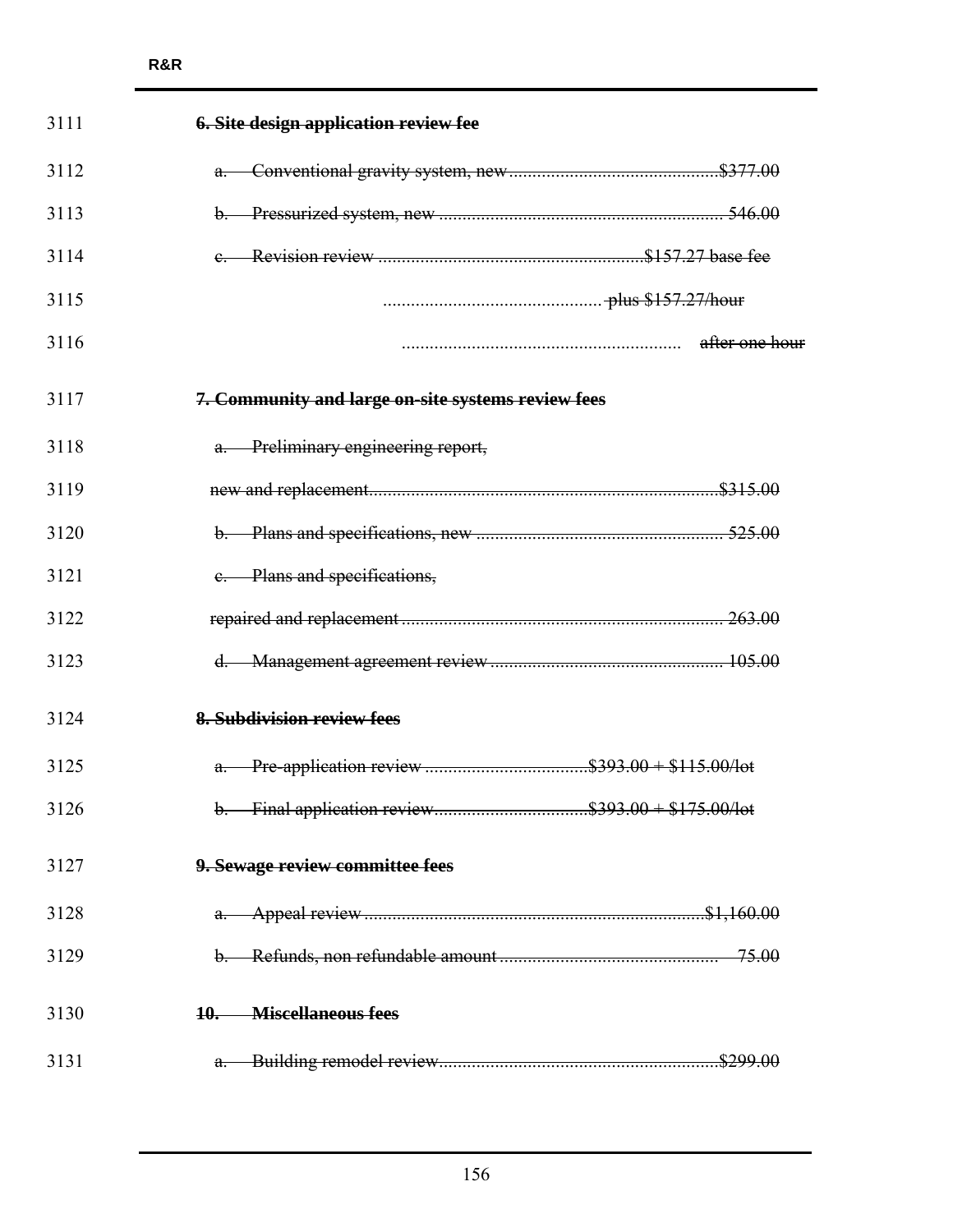~~**6. Site design application review fee**~~

~~a. Conventional gravity system, new ........................................... $377.00~~

~~b. Pressurized system, new ........................................................ 546.00~~

~~c. Revision review ..................................................... $157.27 base fee~~

~~.......................................... plus $157.27/hour~~

~~........................................................ after one hour~~

~~**7. Community and large on-site systems review fees**~~

~~a. Preliminary engineering report,~~

~~new and replacement ........................................................................ $315.00~~

~~b. Plans and specifications, new .................................................. 525.00~~

~~c. Plans and specifications,~~

~~repaired and replacement ................................................................ 263.00~~

~~d. Management agreement review ................................................ 105.00~~

~~**8. Subdivision review fees**~~

~~a. Pre-application review ................................ $393.00 + $115.00/lot~~

~~b. Final application review ............................. $393.00 + $175.00/lot~~

~~**9. Sewage review committee fees**~~

~~a. Appeal review ..................................................................... $1,160.00~~

~~b. Refunds, non refundable amount ........................................... 75.00~~

~~**10. Miscellaneous fees**~~

~~a. Building remodel review ........................................................ $299.00~~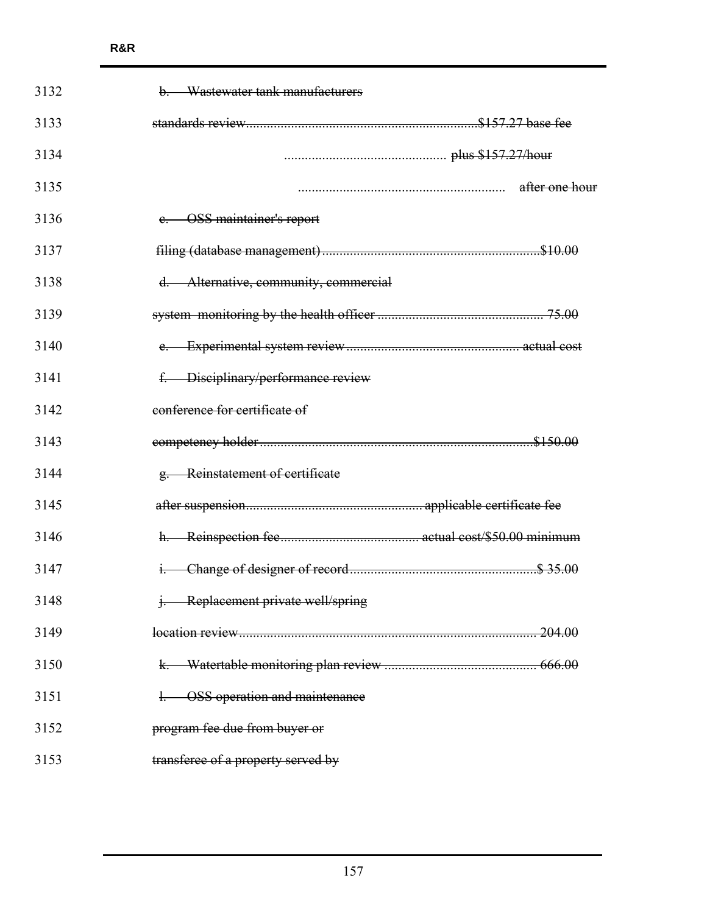~~b. Wastewater tank manufacturers~~

~~standards review..................................................................$157.27 base fee~~

~~.............................................. plus $157.27/hour~~

~~............................................................ after one hour~~

~~c. OSS maintainer's report~~

~~filing (database management)..............................................................$10.00~~

~~d. Alternative, community, commercial~~

~~system monitoring by the health officer ............................................... 75.00~~

~~e. Experimental system review................................................. actual cost~~

~~f. Disciplinary/performance review~~

~~conference for certificate of~~

~~competency holder..............................................................................$150.00~~

~~g. Reinstatement of certificate~~

~~after suspension.................................................. applicable certificate fee~~

~~h. Reinspection fee....................................... actual cost/$50.00 minimum~~

~~i. Change of designer of record.....................................................$ 35.00~~

~~j. Replacement private well/spring~~

~~location review.................................................................................... 204.00~~

~~k. Watertable monitoring plan review ........................................... 666.00~~

~~l. OSS operation and maintenance~~

~~program fee due from buyer or~~

~~transferee of a property served by~~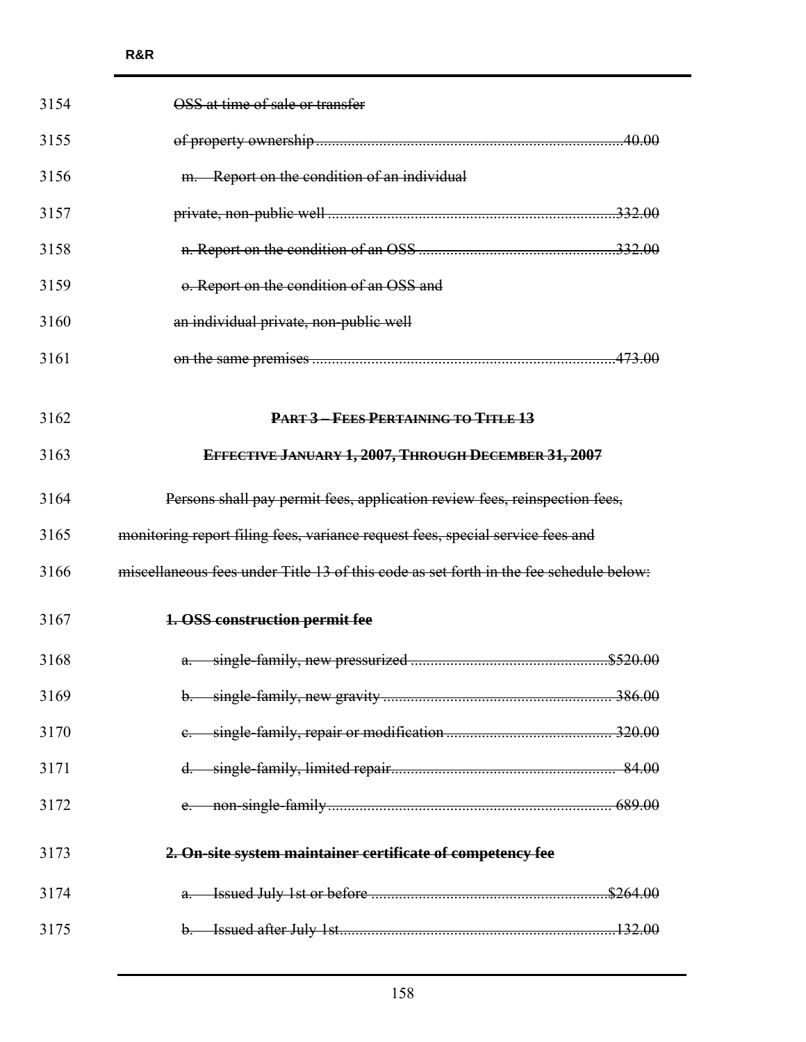~~OSS at time of sale or transfer~~

~~of property ownership ........................................................................... 40.00~~

~~m. Report on the condition of an individual~~

~~private, non-public well ........................................................................ 332.00~~

~~n. Report on the condition of an OSS ................................................. 332.00~~

~~o. Report on the condition of an OSS and~~

~~an individual private, non-public well~~

~~on the same premises ........................................................................... 473.00~~

~~**PART 3 – FEES PERTAINING TO TITLE 13**~~

~~**EFFECTIVE JANUARY 1, 2007, THROUGH DECEMBER 31, 2007**~~

~~Persons shall pay permit fees, application review fees, reinspection fees, monitoring report filing fees, variance request fees, special service fees and miscellaneous fees under Title 13 of this code as set forth in the fee schedule below:~~

~~**1. OSS construction permit fee**~~

~~a. single-family, new pressurized ................................................. $520.00~~

~~b. single-family, new gravity ......................................................... 386.00~~

~~c. single-family, repair or modification ......................................... 320.00~~

~~d. single-family, limited repair ........................................................ 84.00~~

~~e. non-single-family ....................................................................... 689.00~~

~~**2. On-site system maintainer certificate of competency fee**~~

~~a. Issued July 1st or before ........................................................... $264.00~~

~~b. Issued after July 1st ................................................................... 132.00~~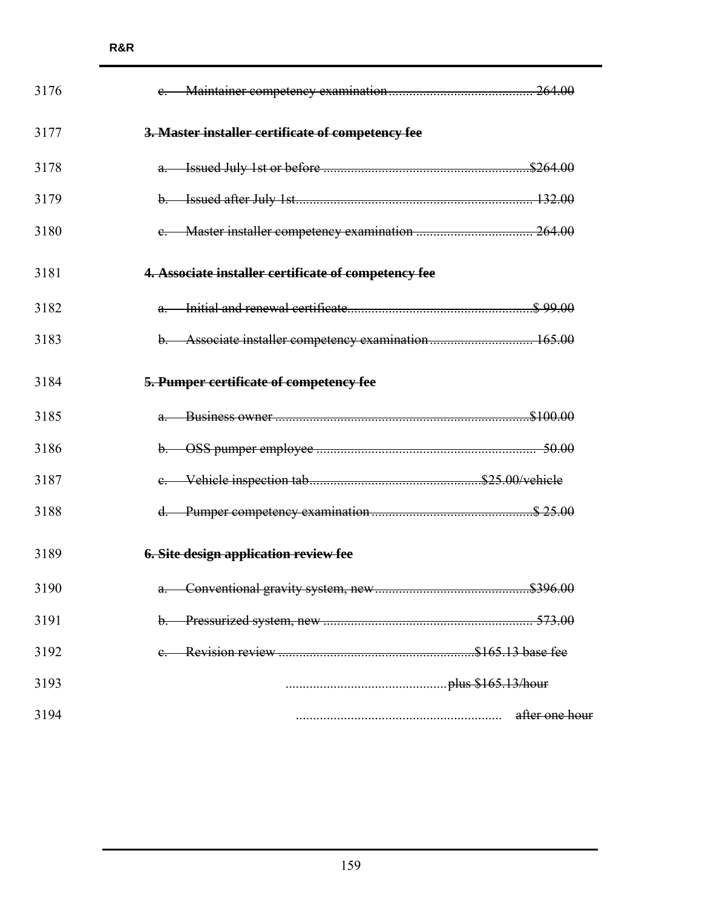3176 ~~c. Maintainer competency examination .......................................... 264.00~~

3177 **~~3. Master installer certificate of competency fee~~**

3178 ~~a. Issued July 1st or before ...........................................................$264.00~~

3179 ~~b. Issued after July 1st..................................................................... 132.00~~

3180 ~~c. Master installer competency examination .................................. 264.00~~

3181 **~~4. Associate installer certificate of competency fee~~**

3182 ~~a. Initial and renewal certificate......................................................$ 99.00~~

3183 ~~b. Associate installer competency examination ............................. 165.00~~

3184 **~~5. Pumper certificate of competency fee~~**

3185 ~~a. Business owner ..........................................................................$100.00~~

3186 ~~b. OSS pumper employee ................................................................ 50.00~~

3187 ~~c. Vehicle inspection tab..................................................$25.00/vehicle~~

3188 ~~d. Pumper competency examination ..............................................$ 25.00~~

3189 **~~6. Site design application review fee~~**

3190 ~~a. Conventional gravity system, new ............................................$396.00~~

3191 ~~b. Pressurized system, new ............................................................ 573.00~~

3192 ~~c. Revision review ..........................................................$165.13 base fee~~

3193 ~~..............................................plus $165.13/hour~~

3194 ~~........................................................... after one hour~~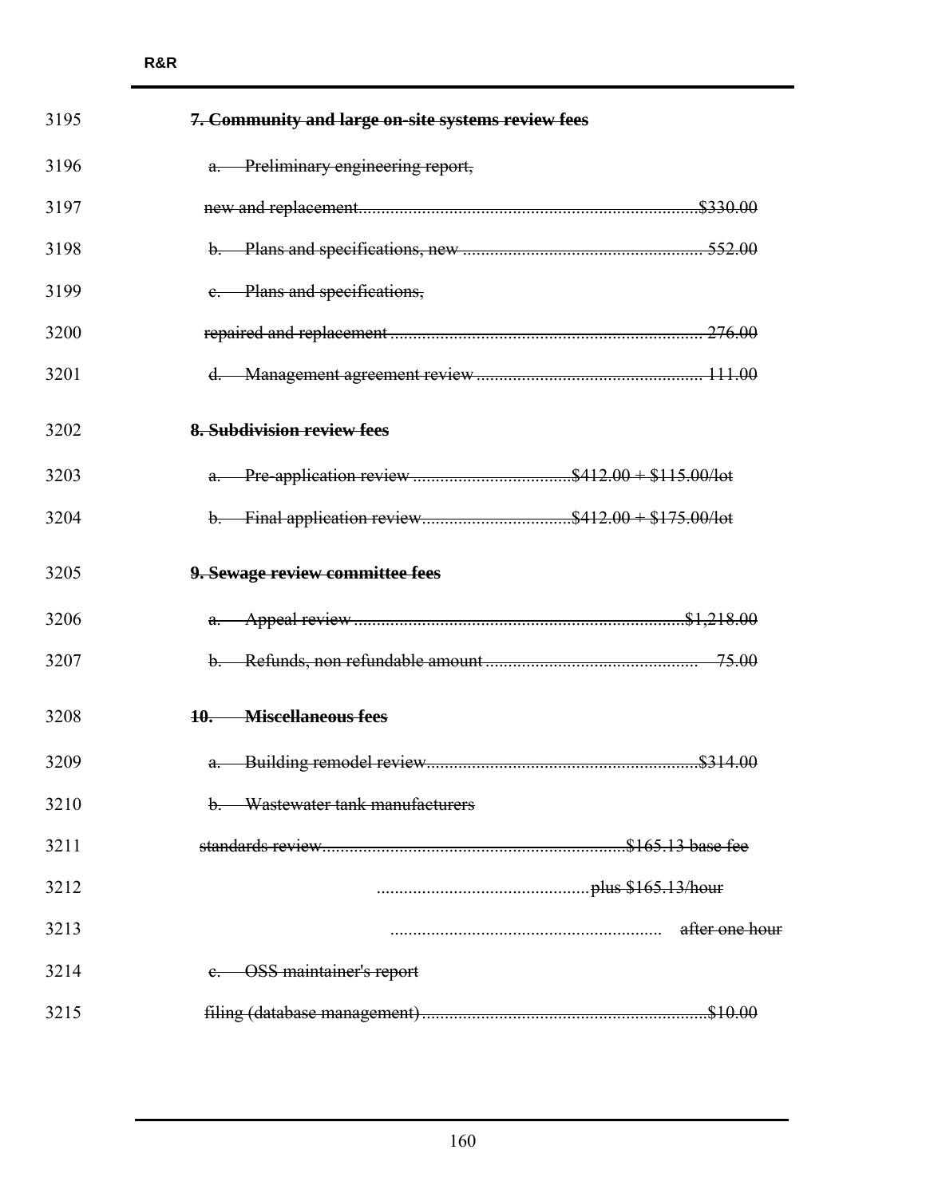~~**7. Community and large on-site systems review fees**~~

~~a. Preliminary engineering report, new and replacement..........................................................................$330.00~~

~~b. Plans and specifications, new .................................................... 552.00~~

~~c. Plans and specifications, repaired and replacement ..................................................................... 276.00~~

~~d. Management agreement review ................................................. 111.00~~

~~**8. Subdivision review fees**~~

~~a. Pre-application review ...................................$412.00 + $115.00/lot~~

~~b. Final application review................................$412.00 + $175.00/lot~~

~~**9. Sewage review committee fees**~~

~~a. Appeal review ........................................................................$1,218.00~~

~~b. Refunds, non refundable amount .............................................. 75.00~~

~~**10. Miscellaneous fees**~~

~~a. Building remodel review..........................................................$314.00~~

~~b. Wastewater tank manufacturers standards review..................................................................$165.13 base fee ..............................................plus $165.13/hour ........................................................... after one hour~~

~~c. OSS maintainer's report filing (database management) ..............................................................$10.00~~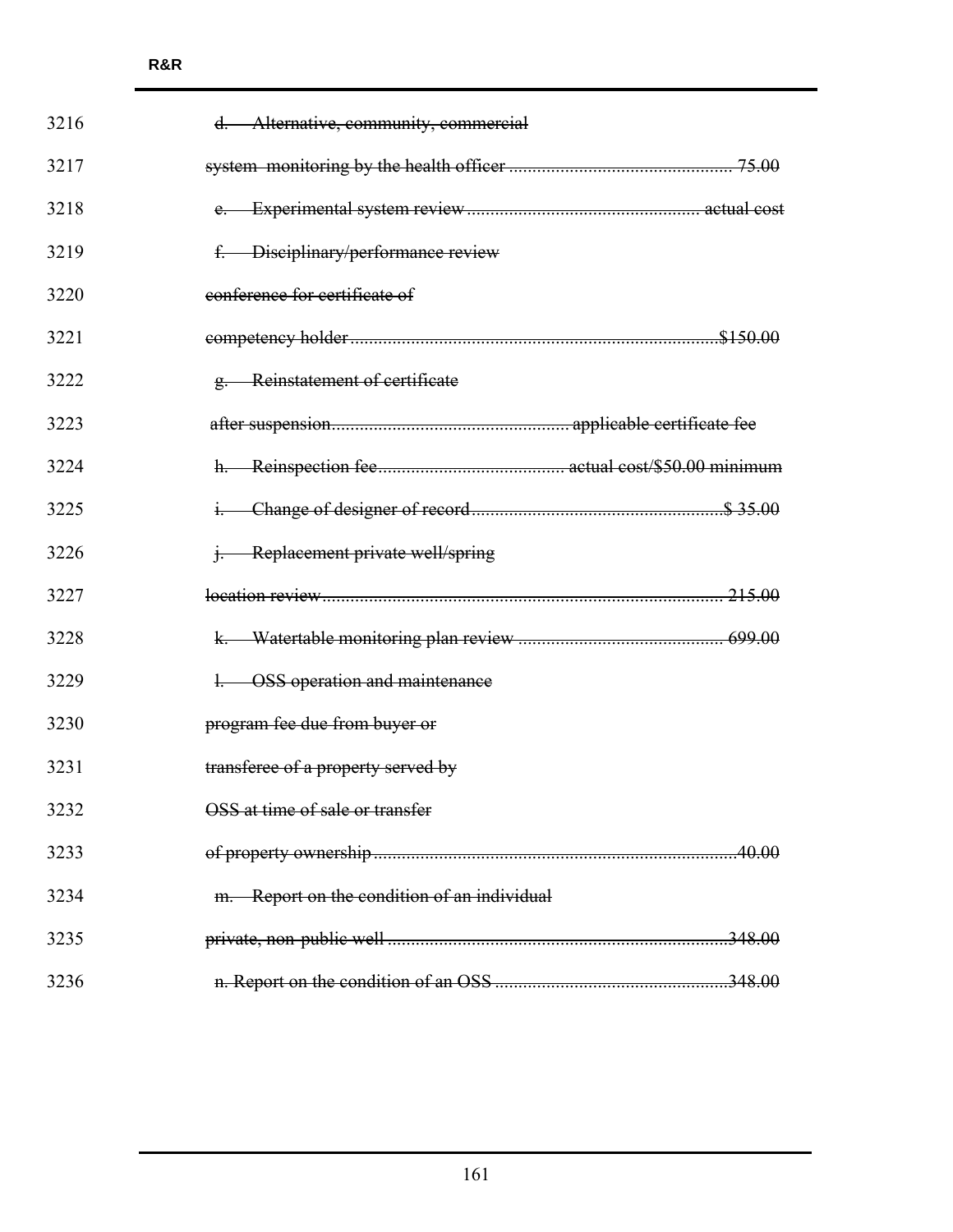3216 ~~d. Alternative, community, commercial~~

3217 ~~system monitoring by the health officer ............................................. 75.00~~

3218 ~~e. Experimental system review ................................................ actual cost~~

3219 ~~f. Disciplinary/performance review~~

3220 ~~conference for certificate of~~

3221 ~~competency holder ............................................................................$150.00~~

3222 ~~g. Reinstatement of certificate~~

3223 ~~after suspension.................................................. applicable certificate fee~~

3224 ~~h. Reinspection fee....................................... actual cost/$50.00 minimum~~

3225 ~~i. Change of designer of record....................................................$ 35.00~~

3226 ~~j. Replacement private well/spring~~

3227 ~~location review.................................................................................... 215.00~~

3228 ~~k. Watertable monitoring plan review ........................................... 699.00~~

3229 ~~l. OSS operation and maintenance~~

3230 ~~program fee due from buyer or~~

3231 ~~transferee of a property served by~~

3232 ~~OSS at time of sale or transfer~~

3233 ~~of property ownership..........................................................................40.00~~

3234 ~~m. Report on the condition of an individual~~

3235 ~~private, non-public well .......................................................................348.00~~

3236 ~~n. Report on the condition of an OSS ................................................348.00~~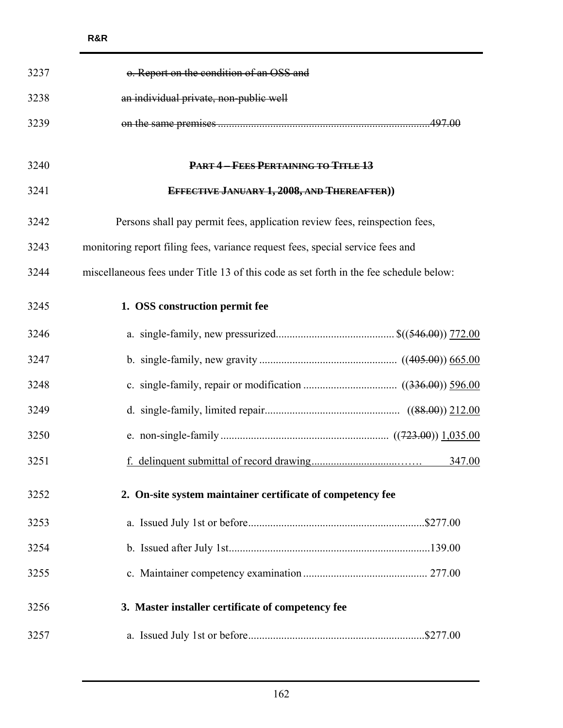3237 ~~o. Report on the condition of an OSS and~~

3238 ~~an individual private, non-public well~~

3239 ~~on the same premises ........................................................................... 497.00~~

3240 **~~PART 4 – FEES PERTAINING TO TITLE 13~~**

3241 **~~EFFECTIVE JANUARY 1, 2008, AND THEREAFTER~~))**

3242 Persons shall pay permit fees, application review fees, reinspection fees,

3243 monitoring report filing fees, variance request fees, special service fees and

3244 miscellaneous fees under Title 13 of this code as set forth in the fee schedule below:

3245 **1. OSS construction permit fee**

3246 a. single-family, new pressurized........................................... $((~~546.00~~)) <u>772.00</u>

3247 b. single-family, new gravity ................................................. ((~~405.00~~)) <u>665.00</u>

3248 c. single-family, repair or modification ................................. ((~~336.00~~)) <u>596.00</u>

3249 d. single-family, limited repair................................................ ((~~88.00~~)) <u>212.00</u>

3250 e. non-single-family ............................................................ ((~~723.00~~)) <u>1,035.00</u>

3251 <u>f. delinquent submittal of record drawing.................................. 347.00</u>

3252 **2. On-site system maintainer certificate of competency fee**

3253 a. Issued July 1st or before................................................................$277.00

3254 b. Issued after July 1st.........................................................................139.00

3255 c. Maintainer competency examination ............................................. 277.00

3256 **3. Master installer certificate of competency fee**

3257 a. Issued July 1st or before................................................................$277.00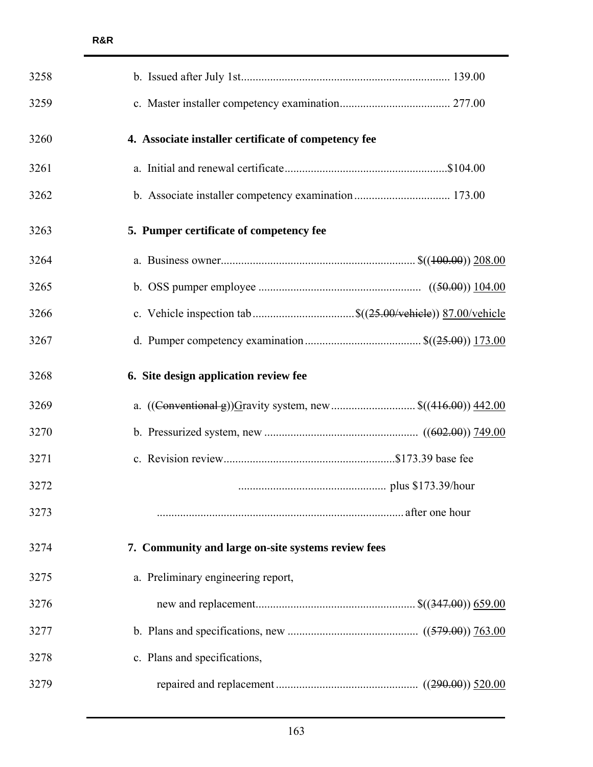3258 b. Issued after July 1st........................................................................ 139.00

3259 c. Master installer competency examination...................................... 277.00

3260 **4. Associate installer certificate of competency fee**

3261 a. Initial and renewal certificate........................................................$104.00

3262 b. Associate installer competency examination................................. 173.00

3263 **5. Pumper certificate of competency fee**

3264 a. Business owner.................................................................. $((~~100.00~~)) <u>208.00</u>

3265 b. OSS pumper employee ........................................................ ((~~50.00~~)) <u>104.00</u>

3266 c. Vehicle inspection tab..................................$((~~25.00/vehicle~~)) <u>87.00/vehicle</u>

3267 d. Pumper competency examination........................................ $((~~25.00~~)) <u>173.00</u>

3268 **6. Site design application review fee**

3269 a. ((~~Conventional g~~))<u>G</u>ravity system, new............................. $((~~416.00~~)) <u>442.00</u>

3270 b. Pressurized system, new ..................................................... ((~~602.00~~)) <u>749.00</u>

3271 c. Revision review...........................................................$173.39 base fee

3272 .................................................. plus $173.39/hour

3273 ..................................................................................... after one hour

3274 **7. Community and large on-site systems review fees**

3275 a. Preliminary engineering report,

3276 new and replacement....................................................... $((~~347.00~~)) <u>659.00</u>

3277 b. Plans and specifications, new ............................................. ((~~579.00~~)) <u>763.00</u>

3278 c. Plans and specifications,

3279 repaired and replacement ................................................. ((~~290.00~~)) <u>520.00</u>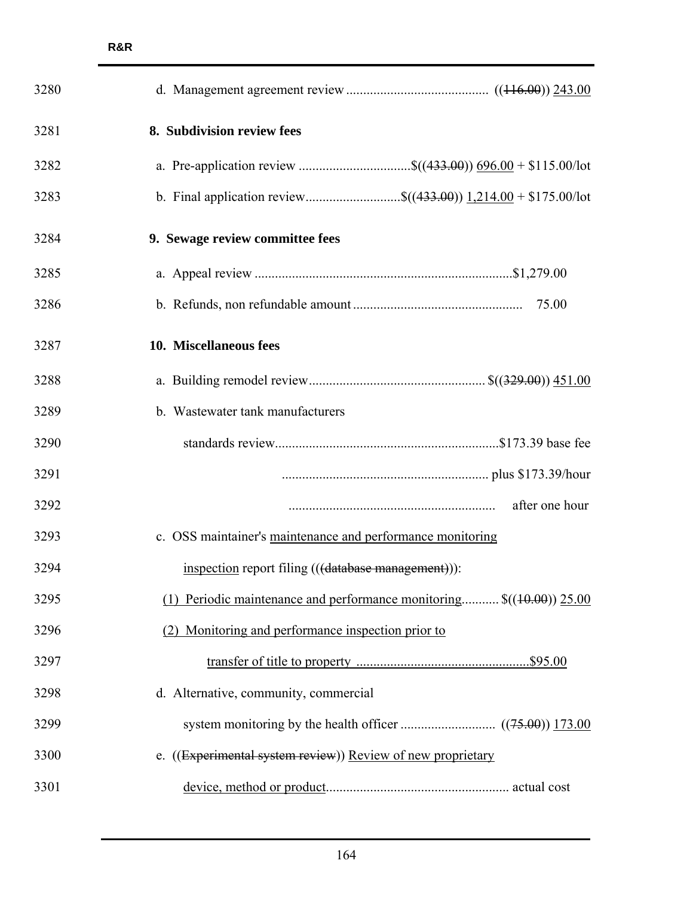3280 d. Management agreement review ......................................... ((~~116.00~~)) <u>243.00</u>

3281 **8. Subdivision review fees**

3282 a. Pre-application review .................................$((~~433.00~~)) <u>696.00</u> + $115.00/lot

3283 b. Final application review............................$((~~433.00~~)) <u>1,214.00</u> + $175.00/lot

3284 **9. Sewage review committee fees**

3285 a. Appeal review ...........................................................................$1,279.00

3286 b. Refunds, non refundable amount ................................................. 75.00

3287 **10. Miscellaneous fees**

3288 a. Building remodel review................................................... $((~~329.00~~)) <u>451.00</u>

3289 b. Wastewater tank manufacturers

3290 standards review..................................................................$173.39 base fee

3291 ............................................................ plus $173.39/hour

3292 ............................................................ after one hour

3293 c. OSS maintainer's <u>maintenance and performance monitoring</u>

3294 <u>inspection</u> report filing (((~~database management~~))):

3295 <u>(1) Periodic maintenance and performance monitoring</u>........... $((~~10.00~~)) <u>25.00</u>

3296 <u>(2) Monitoring and performance inspection prior to</u>

3297 <u>transfer of title to property ...................................................$95.00</u>

3298 d. Alternative, community, commercial

3299 system monitoring by the health officer ........................... ((~~75.00~~)) <u>173.00</u>

3300 e. ((~~Experimental system review~~)) <u>Review of new proprietary</u>

3301 <u>device, method or product</u>..................................................... actual cost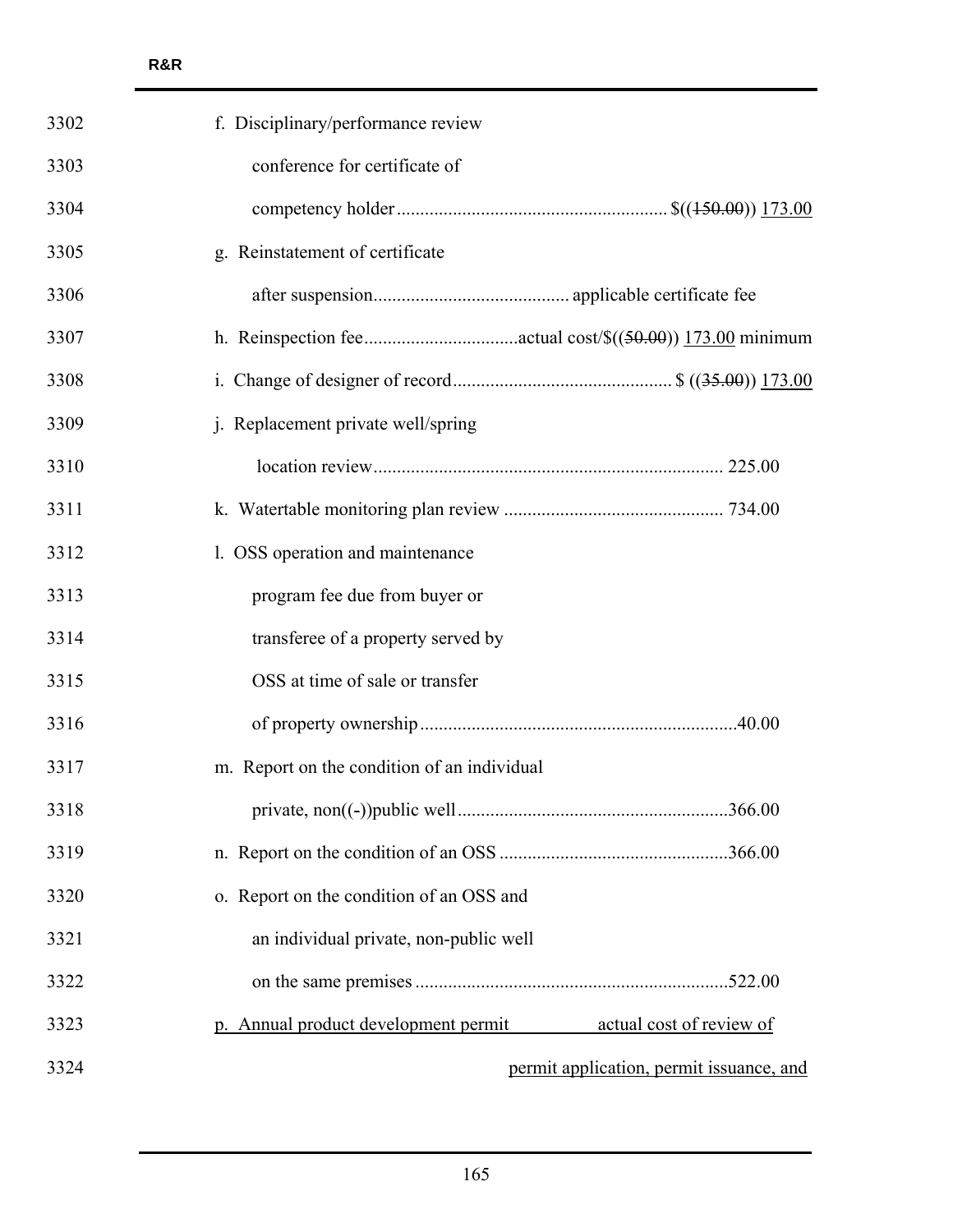3302 f. Disciplinary/performance review

3303 conference for certificate of

3304 competency holder ......................................................... $((~~150.00~~)) <u>173.00</u>

3305 g. Reinstatement of certificate

3306 after suspension......................................... applicable certificate fee

3307 h. Reinspection fee................................actual cost/$((~~50.00~~)) <u>173.00</u> minimum

3308 i. Change of designer of record.............................................. $ ((~~35.00~~)) <u>173.00</u>

3309 j. Replacement private well/spring

3310 location review........................................................................... 225.00

3311 k. Watertable monitoring plan review ............................................... 734.00

3312 l. OSS operation and maintenance

3313 program fee due from buyer or

3314 transferee of a property served by

3315 OSS at time of sale or transfer

3316 of property ownership....................................................................40.00

3317 m. Report on the condition of an individual

3318 private, non((-))public well.........................................................366.00

3319 n. Report on the condition of an OSS .................................................366.00

3320 o. Report on the condition of an OSS and

3321 an individual private, non-public well

3322 on the same premises ..................................................................522.00

3323 <u>p. Annual product development permit actual cost of review of</u>

3324 <u>permit application, permit issuance, and</u>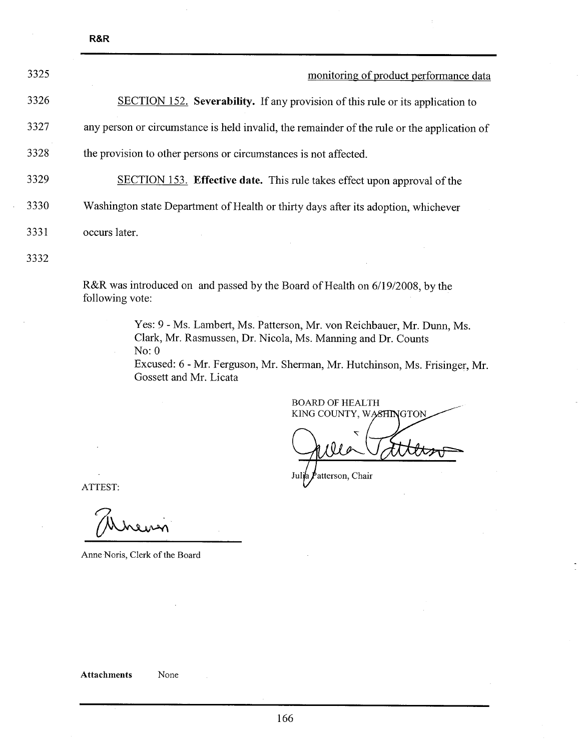monitoring of product performance data

SECTION 152. **Severability.** If any provision of this rule or its application to any person or circumstance is held invalid, the remainder of the rule or the application of the provision to other persons or circumstances is not affected.

SECTION 153. **Effective date.** This rule takes effect upon approval of the Washington state Department of Health or thirty days after its adoption, whichever occurs later.

R&R was introduced on and passed by the Board of Health on 6/19/2008, by the following vote:

Yes: 9 - Ms. Lambert, Ms. Patterson, Mr. von Reichbauer, Mr. Dunn, Ms. Clark, Mr. Rasmussen, Dr. Nicola, Ms. Manning and Dr. Counts
No: 0
Excused: 6 - Mr. Ferguson, Mr. Sherman, Mr. Hutchinson, Ms. Frisinger, Mr. Gossett and Mr. Licata

BOARD OF HEALTH
KING COUNTY, WASHINGTON

Julia Patterson, Chair

ATTEST:

Anne Noris, Clerk of the Board

**Attachments** None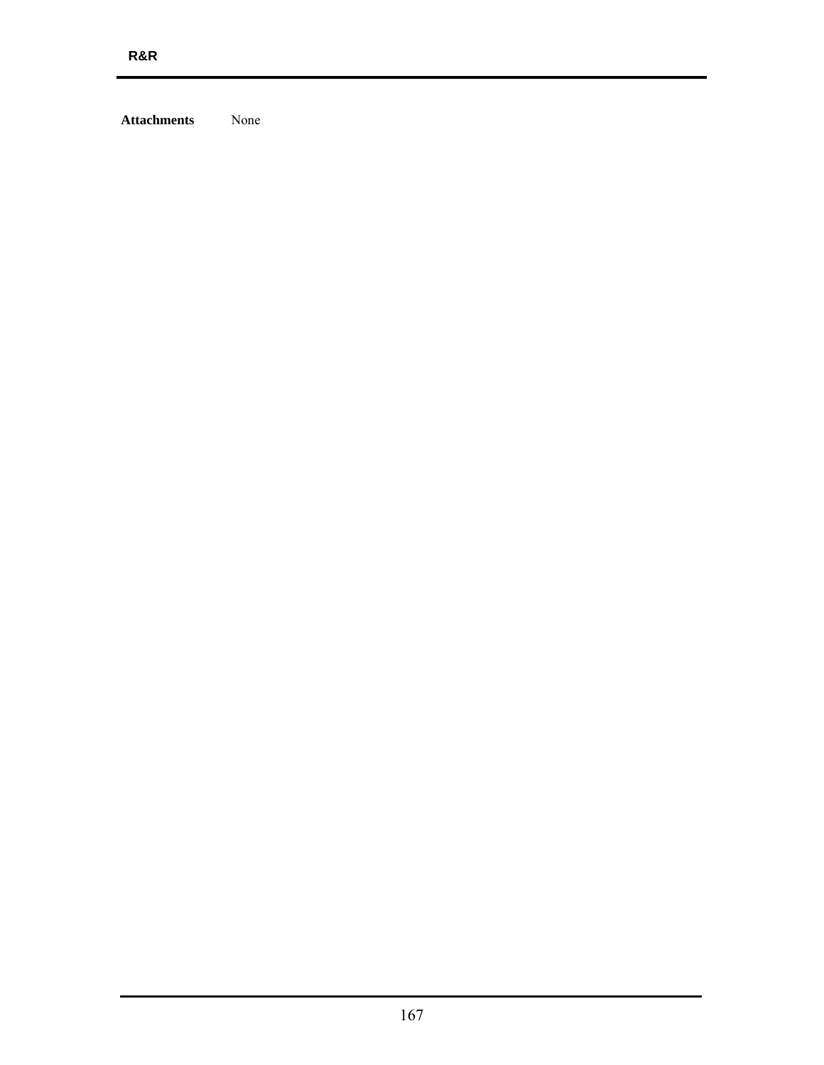**Attachments** None